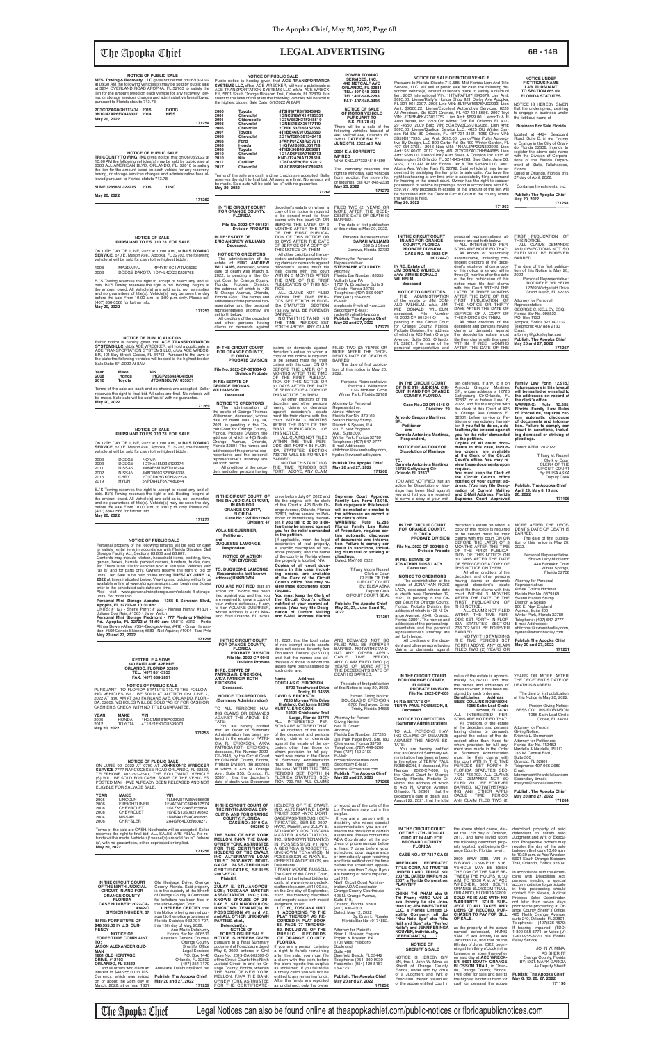# LEGAL ADVERTISING

### NOTICE OF PUBLIC SALE

**MFSI Towing & Recovery, LLC** gives notice that on 06/13/2022 at 08:30 AM the following vehicles(s) may be sold by public sale at 3274 OVERLAND ROAD APOPKA, FL 32703 to satisfy the lien for the amount owed on each vehicle for any recovery, towing, or storage services charges and administrative fees allowed pursuant to Florida statute 713.78.

2C3CDZAG0GH113474 2016 DODG
3N1CN7AP9EK463357 2014 NISS

**May 20, 2022**

171254

### NOTICE OF PUBLIC SALE

**TRI COUNTY TOWING, INC** gives notice that on 06/03/2022 at 10:00 AM the following vehicles(s) may be sold by public sale at 6315 AUSTRALIAN BLVD. ORLANDO, FL 32810 to satisfy the lien for the amount owed on each vehicle for any recovery, towing, or storage services charges and administrative fees allowed pursuant to Florida statute 713.78.

5LMFU28586LJ22275 2006 LINC

**May 20, 2022**

171262

### NOTICE OF SALE PURSUANT TO F.S. 713.78 FOR SALE

On 10TH DAY OF JUNE, 2022 at 10:00 a.m., at **BJ'S TOWING SERVICE,** 670 E. Mason Ave., Apopka, FL 32703, the following vehicle(s) will be sold for cash to the highest bidder:

1998 MAZDA P/U 4F4YR16C1WTM05282
2003 DODGE DAKOTA 1D7HL42X23S228768

BJ'S Towing reserves the right to accept or reject any and all bids. BJ'S Towing reserves the right to bid. Bidding begins at the amount owed. All Vehicle(s) are sold as is, no warranties and no guarantees of title(s). Vehicle(s) may be seen the day before the sale From 10:00 a.m. to 3:00 p.m. only. Please call (407) 886-0568 for further info.

**May 20, 2022**

171253

### NOTICE OF PUBLIC AUCTION

Public notice is hereby given that **ACE TRANSPORTATION SYSTEMS LLC,** d/b/a ACE WRECKER, will hold a public sale at ACE TRANSPORTATION SYSTEMS LLC, d/b/a ACE WRECKER, 101 Dory Street, Ocoee, FL 34761. Pursuant to the laws of the state the following vehicles will be sold to the highest bidder. Sale Date: 6/1/2022 8 AM

| Year | Make | VIN |
|---|---|---|
| 2008 | Honda | 1HGCP26348A041504 |
| 2010 | Toyota | JTDKN3DU7A1033851 |

Terms of the sale are cash and no checks are accepted. Seller reserves the right to final bid. All sales are final. No refunds will be made. Sale auto will be sold "as is" with no guarantee.

**May 20, 2022**

171269

### NOTICE OF SALE PURSUANT TO F.S. 713.78 FOR SALE

On 17TH DAY OF JUNE, 2022 at 10:00 a.m., at **BJ'S TOWING SERVICE,** 670 E. Mason Ave., Apopka, FL 32703, the following vehicle(s) will be sold for cash to the highest bidder:

| | | |
|---|---|---|
| 2003 | DODGE | NO VIN |
| 2003 | DODGE | 1D7HA18N93S122974 |
| 2011 | NISSAN | JN8AF5MR8BT018284 |
| 2002 | NISSAN | JN8DR09X92W603338 |
| 2016 | CHRY | 2C3CDXHG3GH292228 |
| 2010 | HYUN | 5NPDH4AE2FH048044 |

BJ'S Towing reserves the right to accept or reject any and all bids. BJ'S Towing reserves the right to bid. Bidding begins at the amount owed. All Vehicle(s) are sold as is, no warranties and no guarantees of title(s). Vehicle(s) may be seen the day before the sale From 10:00 a.m. to 3:00 p.m. only. Please call (407) 886-0568 for further info.

**May 20, 2022**

171277

### NOTICE OF PUBLIC SALE

Personal property of the following tenants will be sold for cash to satisfy rental liens in accordance with Florida Statutes, Self Storage Facility Act. Sections 83.806 and 83.807.
Contents may include kitchen, household items, bedding, toys, games, boxes, barrels, packed cartons, furniture, trucks, cars, etc. There is no title for vehicles sold at lien sale. Vehicles sold "as is" and for parts only. Owners reserve the right to bid on units. Lien Sale to be held online ending **TUESDAY JUNE 14, 2022** at times indicated below. Viewing and bidding will only be available online at www.storagetreasures.com beginning 5 days prior to the scheduled sale date and time.
Also visit www.personalministorage.com/orlando-fl-storage-units/ For more info.
**Personal Mini Storage Apopka - 1365 E Semoran Blvd., Apopka, FL 32703-at 10:30 am:**
UNITS: #1127 - Shane Perry; #1223 - Nenesa Henry; #1301 - Juliana Dos Reis; #1365 - Janel Welch
**Personal Mini Storage Piedmont - 777 Piedmont-Wekiwa Rd., Apopka, FL 32703-at 11:00 am:** UNITS: #312 - Portia Althea Bowen-Allen; #354-George Aviles; #418 - Omar Hernandez; #569 Connie Skinner; #583 - Neil Aquino; #1064 - Tara Pyle

**May 20 and 27, 2022**

171250

### KETTERLE & SONS
### 340 FAIRLANE AVENUE
### ORLANDO, FLORIDA 32809
### TEL: (407) 851-3953
### FAX: (407) 888-2891

### NOTICE OF PUBLIC SALE

PURSUANT TO FLORIDA STATUTE-713.78-THE FOLLOWING VEHICLES WILL BE SOLD AT AUCTION ON JUNE 7, 2022 AT 8:00 AM AT 340 FAIRLANE AVE. ORLANDO, FLORIDA, 32809. VEHICLES WILL BE SOLD "AS IS" FOR CASH OR CASHIER'S CHECK WITH NO TITLE GUARANTEE.

| YEAR | MAKE | VIN |
|---|---|---|
| 2008 | HONDA | 1HGCM81618A003089 |
| 2012 | TOYOTA | 4T1BF1FK7CU599073 |

**May 20, 2022**

171255

### NOTICE OF PUBLIC SALE

ON JUNE 02, 2022 AT 0700 AT **JOHNSON'S WRECKER SERVICE** 7777 NARCOOSSEE ROAD ORLANDO, FL 32822, TELEPHONE 407-293-2540, THE FOLLOWING VEHICLE(S) WILL BE SOLD FOR CASH. SOME OF THE VEHICLES POSTED MAY HAVE ALREADY BEEN RELEASED AND NOT ELIGIBLE FOR SALVAGE SALE.

| YEAR | MAKE | VIN |
|---|---|---|
| 2005 | LINCOLN | 1LNHM81W85Y666598 |
| 2006 | FREIGHTLINER | 1FVACWDC36HW17574 |
| 2008 | CHEVROLET | 1G1ZK57748F155884 |
| 2008 | CHEVROLET | 1GNDS13S082190842 |
| 2004 | NISSAN | 1N4BA41E94C890695 |
| 2006 | CHRYSLER | 2A4GP64LX6R608277 |

Terms of the sale are CASH. No checks will be accepted. Seller reserves the right to final bid. ALL SALES ARE FINAL. No refunds will be made. Vehicle(s)/ vessel(s) are sold "as is", "where is", with no guarantees, either expressed or implied.

**May 20, 2022**

171256

### IN THE CIRCUIT COURT OF THE NINTH JUDICIAL CIRCUIT, IN AND FOR ORANGE COUNTY, FLORIDA
### CASE NUMBER: 2022-CA-4142-O
### DIVISION NUMBER: 37

**IN RE: FORFEITURE OF $48,955.00 IN U.S. CURRENCY**

### NOTICE OF FORFEITURE COMPLAINT

**TO: JASON ALEXANDER GUZMAN**
**1601 OLE HERITAGE DRIVE, #12108**
**ORLANDO, FL 32839**

and all others who claim an interest in $48,955.00 in U.S. Currency, which was seized on or about the 28th day of March, 2022, at or near 1601 Ole Heritage Drive, Orange County, Florida. Said property is in the custody of the Sheriff of Orange County. A Complaint for forfeiture has been filed in the above-styled Court.

**I HEREBY CERTIFY** that this Notice is being served pursuant to the notice provisions of Florida Statutes 932.701-707, this 13th day of May, 2022.

Ann-Marie Delahunty
Florida Bar No. 006513
Assistant General Counsel
Orange County
Sheriff's Office
Legal Services
P.O. Box 1440
Orlando, FL 32802
(407) 254-7170
AnnMarie.Delahunty@ocsofl.com

**Publish: The Apopka Chief**
**May 20 and 27, 2022**

171259

### NOTICE OF PUBLIC SALE

Public notice is hereby given that **ACE TRANSPORTATION SYSTEMS LLC,** d/b/a ACE WRECKER, will hold a public sale at ACE TRANSPORTATION SYSTEMS LLC, d/b/a ACE WRECKER, 5601 South Orange Blossom Trail, Orlando, FL 32839. Pursuant to the laws of the state the following vehicles will be sold to the highest bidder. Sale Date: 6/1/2022 8 AM

| | | |
|---|---|---|
| 2000 | Toyota | JT3HN87R0Y9043945 |
| 2001 | Chevrolet | 1GNCS18WX1K195351 |
| 2001 | Oldsmobile | 1G3WS52H31F248519 |
| 2003 | Chevrolet | 1GNES16SX36117110 |
| 2006 | Chevrolet | 2CNDL63F166152666 |
| 2007 | Toyota | 4T1BE46K97U523565 |
| 2007 | Chevrolet | 2G1WT58N381342419 |
| 2008 | Ford | 3FAHP07X68R257011 |
| 2008 | Honda | 1HGFA16598L051718 |
| 2011 | Toyota | 4T1BK36B48U269681 |
| 2016 | Chevrolet | 1G1AZ5F55A7168713 |
| 2016 | Kia | KNDJ7A2AXA7128514 |
| 2017 | Cadillac | 1G6DA5E7YB0157012 |
| 2017 | Toyota | KL8CB6SA9HC789428 |

Terms of the sale are cash and no checks are accepted. Seller reserves the right to final bid. All sales are final. No refunds will be made. Sale auto will be sold "as-is" with no guarantee.

**May 20, 2022**

171268

### IN THE CIRCUIT COURT FOR ORANGE COUNTY, FLORIDA
### File No. 2022-CP-001521
### Division PROBATE

**IN RE: ESTATE OF ERIC ANDREW WILLIAMS Deceased.**

### NOTICE TO CREDITORS

The administration of the estate of **ERIC ANDREW WILLIAMS,** deceased, whose date of death was March 8, 2022, is pending in the Circuit Court for Orange County, Florida, Probate Division, the address of which is 425 N. Orange Avenue, Orlando, Florida 32801. The names and addresses of the personal representative and the personal representative's attorney are set forth below.

All creditors of the decedent and other persons having claims or demands against decedent's estate on whom a copy of this notice is required to be served must file their claims with this court ON OR BEFORE THE LATER OF 3 MONTHS AFTER THE TIME OF THE FIRST PUBLICATION OF THIS NOTICE OR 30 DAYS AFTER THE DATE OF SERVICE OF A COPY OF THIS NOTICE ON THEM.

All other creditors of the decedent and other persons having claims or demands against decedent's estate must file their claims with this court WITHIN 3 MONTHS AFTER THE DATE OF THE FIRST PUBLICATION OF THIS NOTICE.

ALL CLAIMS NOT FILED WITHIN THE TIME PERIODS SET FORTH IN FLORIDA STATUTES SECTION 733.702 WILL BE FOREVER BARRED.

NOTWITHSTANDING THE TIME PERIODS SET FORTH ABOVE, ANY CLAIM FILED TWO (2) YEARS OR MORE AFTER THE DECEDENT'S DATE OF DEATH IS BARRED.

The date of first publication of this notice is May 20, 2022.

Personal Representative:
**SARAH WILLIAMS**
280 3rd Street
Geneva, Florida 32732

Attorney for Personal Representative:
**STEPHANIE VOLLRATH**
Attorney
Florida Bar Number: 83355
Vollrath Law PA
1757 W. Broadway, Suite 3
Oviedo, Florida 32765
Telephone: (407) 366-0087
Fax: (407) 284-6650
E-Mail:
stephanie@vollrath-law.com
Secondary E-Mail:
rachel@vollrath-law.com

**Publish: The Apopka Chief**
**May 20 and 27, 2022**

171271

### IN THE CIRCUIT COURT FOR ORANGE COUNTY, FLORIDA
### PROBATE DIVISION
### File No. 2022-CP-001034-O
### Division Probate

**IN RE: ESTATE OF GEORGE THOMAS WILLIAMSON Deceased.**

### NOTICE TO CREDITORS

The administration of the estate of George Thomas Williamson, deceased, whose date of death was July 14, 2021, is pending in the Circuit Court for Orange County, Florida, Probate Division, the address of which is 425 North Orange Avenue, Orlando, Florida 32801. The names and addresses of the personal representative and the personal representative's attorney are set forth below.

All creditors of the decedent and other persons having claims or demands against decedent's estate on whom a copy of this notice is required to be served must file their claims with this court ON OR BEFORE THE LATER OF 3 MONTHS AFTER THE TIME OF THE FIRST PUBLICATION OF THIS NOTICE OR 30 DAYS AFTER THE DATE OF SERVICE OF A COPY OF THIS NOTICE ON THEM.

All other creditors of the decedent and other persons having claims or demands against decedent's estate must file their claims with this court WITHIN 3 MONTHS AFTER THE DATE OF THE FIRST PUBLICATION OF THIS NOTICE.

ALL CLAIMS NOT FILED WITHIN THE TIME PERIODS SET FORTH IN FLORIDA STATUTES SECTION 733.702 WILL BE FOREVER BARRED.

NOTWITHSTANDING THE TIME PERIODS SET FORTH ABOVE, ANY CLAIM FILED TWO (2) YEARS OR MORE AFTER THE DECEDENT'S DATE OF DEATH IS BARRED.

The date of first publication of this notice is May 20, 2022.

Personal Representative:
Patricia J. Williamson
1022 McKean Circle
Winter Park, Florida 32789

Attorney for Personal Representative:
Aimee Hitchner
Florida Bar No. 879169
Swann Hadley Stump
Dietrich & Spears, P.A.
200 E. New England
Ave., Suite 300
Winter Park, Florida 32789
Telephone: (407) 647-2777
E-mail Addresses:
ahitchner@swannhadley.com,
hyates@swannhadley.com

**Publish The Apopka Chief**
**May 20 and 27, 2022**

171260

### IN THE CIRCUIT COURT OF THE 9th JUDICIAL CIRCUIT, IN AND FOR ORANGE COUNTY, FLORIDA
### Case No.: 22DR5220-O
### Division: 47

**YOLAINE GUERRIER, Petitioner,**

and

**DUQUESNE LAMONGE, Respondent.**

### NOTICE OF ACTION FOR DIVORCE

**TO: DUQUESNE LAMONGE**
**{Respondent's last known address}UNKNOWN**

**YOU ARE NOTIFIED** that an action for Divorce has been filed against you and that you are required to serve a copy of your written defenses, if any, to it on YOLAINE GUERRIER, whose address is 4161 Kirkland Blvd Orlando, FL 32811 on or before July 07, 2022 and file the original with the clerk of this Court at 425 North Orange Avenue, Orlando, Florida 32801, before service on Petitioner or immediately thereafter. **If you fail to do so, a default may be entered against you for the relief demanded in the petition.**

{If applicable, insert the legal description of real property, a specific description of personal property, and the name of the county in Florida where the property is located} N/A

**Copies of all court documents in this case, including orders, are available at the Clerk of the Circuit Court's office. You may review these documents upon request.**

**You must keep the Clerk of the Circuit Court's office notified of your current address. (You may file Designation of Current Mailing and E-Mail Address, Florida Supreme Court Approved Family Law Form 12.915.) Future papers in this lawsuit will be mailed or e-mailed to the addresses on record at the clerk's office.**

**WARNING: Rule 12.285, Florida Family Law Rules of Procedure, requires certain automatic disclosure of documents and information. Failure to comply can result in sanctions, including dismissal or striking of pleadings.**

Dated: MAY 09 2022

Tiffany Moore Russell
CLERK OF THE
CIRCUIT COURT
By: ELISA ASKA
Deputy Clerk
CIRCUIT COURT SEAL

**Publish: The Apopka Chief**
**May 20, 27, June 3 and 10, 2022**

171261

### IN THE CIRCUIT COURT FOR ORANGE COUNTY, FLORIDA
### PROBATE DIVISION
### File No. 2022-CP-0948
### Division Probate

**IN RE: ESTATE OF PATRICIA R. ERICKSON, A/K/A PATRICIA ROTH ERICKSON Deceased.**

### NOTICE TO CREDITORS (Summary Administration)

TO ALL PERSONS HAVING CLAIMS OR DEMANDS AGAINST THE ABOVE ESTATE:

You are hereby notified that an Order of Summary Administration has been entered in the estate of PATRICIA R. ERICKSON, A/K/A PATRICIA ROTH ERICKSON, deceased, File Number CP-0948, by the Circuit Court for Orange County, Florida, Probate Division, the address of which is 425 North Orange Ave., Suite 355, Orlando, FL 32801; that the decedent's date of death was December 11, 2021; that the total value of non-exempt estate assets does not exceed Seventy-five Thousand Dollars ($75,000) and that the names and addresses of those to whom the assets have been assigned by such order are:

**Name Address**
**DOUGLAS C. ERICKSON**
8700 Torchwood Drive
Trinity, FL 34655
**DAVID S. ERICKSON**
7206 Ravens Nest Drive
Highland, California 92346
**KURT V. ERICKSON**
12401 Chickasaw Trail
Largo, Florida 33774

ALL INTERESTED PERSONS ARE NOTIFIED THAT:

All creditors of the estate of the decedent and persons having claims or demands against the estate of the decedent other than those for whom provision for full payment was made in the Order of Summary Administration must file their claims with this court WITHIN THE TIME PERIODS SET FORTH IN FLORIDA STATUTES SECTION 733.702. ALL CLAIMS AND DEMANDS NOT SO FILED WILL BE FOREVER BARRED. NOTWITHSTANDING ANY OTHER APPLICABLE TIME PERIOD, ANY CLAIM FILED TWO (2) YEARS OR MORE AFTER THE DECEDENT'S DATE OF DEATH IS BARRED.

The date of first publication of this Notice is May 20, 2022.

Person Giving Notice:
DOUGLAS C. ERICKSON
8700 Torchwood Drive
Trinity, Florida 34655

Attorney for Person Giving Notice
Neil R. Covert
Attorney
Florida Bar Number: 227285
311 Park Place Blvd., Ste. 180
Clearwater, Florida 33759
Telephone: (727) 449-8200
Fax: (727) 450-2190
E-Mail:
ncovert@covertlaw.com
Secondary E-Mail:
lpaull@covertlaw.com

**Publish: The Apopka Chief**
**May 20 and 27, 2022**

171265

### IN THE CIRCUIT COURT OF THE NINTH JUDICIAL CIRCUIT IN AND FOR ORANGE COUNTY, FLORIDA
### CASE NO.: 2019-CA-002599-O

**THE BANK OF NEW YORK MELLON, F/K/A THE BANK OF NEW YORK, AS TRUSTEE FOR THE CERTIFICATEHOLDERS OF THE CWALT, INC. ALTERNATIVE LOAN TRUST 2007-HY7C MORTGAGE PASS-THROUGH CERTIFICATES, SERIES 2007-HY7C, Plaintiff,**

vs.

**ZULAY E STILIANOPOULOS; TOSCANA MASTER ASSOCIATION, INC.; UNKNOWN SPOUSE OF ZULAY E. STILIANOPOULOS; UNKNOWN TENANT(S) IN POSSESSION #1 and #2, and ALL OTHER UNKNOWN PARTIES, et.al., Defendant(s).**

### NOTICE OF FORECLOSURE SALE

**NOTICE IS HEREBY GIVEN** pursuant to a Final Summary Judgment of Foreclosure dated May 6, 2022, entered in Civil Case No.: 2019-CA-002599-O of the Circuit Court of the Ninth Judicial Circuit in and for Orange County, Florida, wherein THE BANK OF NEW YORK MELLON, F/K/A THE BANK OF NEW YORK, AS TRUSTEE FOR THE CERTIFICATEHOLDERS OF THE CWALT, INC. ALTERNATIVE LOAN TRUST 2007-HY7C MORTGAGE PASS-THROUGH CERTIFICATES, SERIES 2007-HY7C, Plaintiff, and ZULAY E STILIANOPOULOS; TOSCANA MASTER ASSOCIATION, INC.; UNKNOWN TENANT(S) IN POSSESSION #1 N/K/A GEORGIA GROSSETTE; UNKNOWN TENANT(S) IN POSSESSION #2 N/K/A EUGENE STILIANOPOULOS, are Defendants.

TIFFANY MOORE RUSSELL, The Clerk of the Circuit Court, will sell to the highest bidder for cash, at www.myorangeclerk.realforeclose.com, at 11:00 AM, on the 2nd day of September, 2022, the following described real property as set forth in said Judgment, to wit:

**LOT 60, TOSCANA UNIT 1, ACCORDING TO THE PLAT THEREOF, AS RECORDED IN PLAT BOOK 55, PAGE 77 THROUGH 82, INCLUSIVE, OF THE PUBLIC RECORDS OF ORANGE COUNTY, FLORIDA.**

If you are a person claiming a right to funds remaining after the sale, you must file a claim with the clerk before the clerk reports the surplus as unclaimed. If you fail to file a claim, you will not be entitled to any remaining funds. After the funds are reported as unclaimed, only the owner of record as of the date of the Lis Pendens may claim the surplus.

If you are a person with a disability who needs special accommodation, you are entitled to the provision of certain assistance. Please contact the ADA Coordinator at the address or phone number below at least 7 days before your scheduled court appearance or immediately upon receiving an official notification if the time before the scheduled appearance is less than 7 days. If you are hearing or voice impaired, call 711.

Ninth Circuit Court Administration ADA Coordinator
Orange County Courthouse
425 N. Orange Avenue,
Suite 510
Orlando, Florida, 32801
(407) 836-2303

Dated: May 12, 2022.

By: Brian L. Rosaler
Florida Bar No.: 0174882.

Attorney for Plaintiff:
Brian L. Rosaler, Esquire
Popkin & Rosaler, P.A.
1701 West Hillsboro Boulevard
Suite 400
Deerfield Beach, FL 33442
Telephone: (954) 360-9030
Facsimile: (954) 420-5187
19-47231

**Publish: The Apopka Chief**
**May 20 and 27, 2022**

171252

### POWER TOWING SERVICES, INC.
### 440 METCALF AVE
### ORLANDO, FL 32811
### TEL: 407-948-2338
### TEL: 407-948-2283
### FAX: 407-948-9498

### NOTICE OF SALE OF MOTOR VEHICLE PURSUANT TO F.S. 713.78 (5)

There will be a sale of the following vehicle located at 440 Metcalf Ave Orlando, FL 32811. **DATE OF SALE: JUNE 6TH, 2022 at 9 AM**

**2004 KIA SORRENTO MP RED**
**VIN# KNDJD733245194899**

Tow company reserves the right to withdraw said vehicles from auction. For more info, or inquiries, call 407-948-2338

**May 20, 2022**

171270

### NOTICE OF SALE OF MOTOR VEHICLE

Pursuant to Florida Statute 713.585, Mid-Florida Lien And Title Service, LLC. will sell at public sale for cash the following described vehicle(s) located at lienor's place to satisfy a claim of lien. 2007 International VIN: 1HTMPAFL07H340878. Lien Amt: $695.00. Lienor/Rally's Honda Shop 921 Derby Ave Apopka, FL 321-961-2397. 2006 Linc VIN: 5LTPW16576FJ02033. Lien Amt: $9500.22. Lienor/Excellent Automotive Services, 6220 All American. Ste 6221 Orlando, FL 407-404-6885. 2007 Toyt VIN: JTNBE46K473031752. Lien Amt: $699.00. Lienor/D & R Auto Repair, Inc 2219 Old Winter Gdn Rd. Orlando, FL 407-291-4650. 2009 Buic VIN: 5GAEV23D29J102068. Lien Amt: $695.00. Lienor/Qualicar Service LLC. 4625 Old Winter Garden Rd Ste B9 Orlando, FL 407-731-3131. 1959 Chev VIN: 3B59B117993. Lien Amt: $695.00. Lienor/Wes Fulton Automotive By Design, LLC 890 Carter Rd Ste 100 Winter Garden, FL 407-654-3768. 2016 Niss VIN: 1N4AL3AP2GN322026. Lien Amt: $5160.00. 2017 Dodg VIN: 2C3CDZAG7HH544685. Lien Amt: $695.00. Lienor/Unity Auto Sales & Collision Inc 1335 W Washington St Orlando, FL 321-945-4263. Sale Date: June 06, 2022, 10:00 AM. At Mid Florida Lien & Title Service LLC, 3001 Aloma Ave. Winter Park FL 32792. Said vehicle(s) may be redeemed by satisfying the lien prior to sale date. You have the right to a hearing at any time prior to sale date by filing a demand for hearing in the circuit court. Owner has the right to recover possession of vehicle by posting a bond in accordance with F.S. 559.917. Any proceeds in excess of the amount of the lien will be deposited with the Clerk of Circuit Court in the county where the vehicle is held.

**May 20, 2022**

171263

### NOTICE UNDER FICTITIOUS NAME LAW PURSUANT TO SECTION 865.09, FLORIDA STATUTES

NOTICE IS HEREBY GIVEN that the undersigned, desiring to engage in business under the fictitious name of

**Business For Sale Florida**

located at 4424 Seaboard Road, Suite B, in the County of Orange in the City of Orlando Florida 32808, intends to register the above said name with the Division of Corporations of the Florida Department of State, Tallahassee, Florida.

Dated at Orlando, Florida, this 27 day of April, 2022.

Contango Investments, Inc.

**Publish: The Apopka Chief**
**May 20, 2022**

171258

### IN THE CIRCUIT COURT IN AND FOR ORANGE COUNTY, FLORIDA
### PROBATE DIVISION
### CASE NO. 48-2022-CP-001244-O

**IN RE: Estate of JIM DONALD WILHELM a/k/a JIMMIE DONALD WILHELM, deceased**

### NOTICE TO CREDITORS

The administration of the estate of JIM DONALD WILHELM a/k/a JIMMIE DONALD WILHELM, deceased, File Number 48-2022-CP-001244-O is pending in the Circuit Court for Orange County, Florida, Probate Division, the address of which is 425 North Orange Avenue, Suite 355, Orlando, FL 32801. The name of the personal representative and the personal representative's attorney are set forth below.

ALL INTERESTED PERSONS ARE NOTIFIED THAT:

All known or reasonably ascertainable, including contingent creditors of the decedent's estate on whom a copy of this notice is served within three (3) months after the date of the first publication of this notice must file their claims with this Court WITHIN THE LATER OF THREE MONTHS AFTER THE DATE OF THE FIRST PUBLICATION OF THIS NOTICE OR THIRTY DAYS AFTER THE DATE OF SERVICE OF A COPY OF THIS NOTICE ON THEM.

All other creditors of the decedent and persons having claims or demands against the decedent's estate must file their claims with this court WITHIN THREE MONTHS AFTER THE DATE OF THE FIRST PUBLICATION OF THIS NOTICE.

ALL CLAIMS AND DEMANDS NOT SO FILED WILL BE FOREVER BARRED.

The date of the first publication of this Notice is May 20, 2022.

Personal Representative:
RODNEY E. WILHELM
3220 Wedgefield Drive
Grand Island, FL 32735

Attorney for Personal Representative:
GEORGE C. KELLEY, ESQ.
Florida Bar No. 098523
P.O. Box 1132
Apopka, Florida 32704-1132
Telephone: 407 886-2130
Email:
attorney@gckelleylaw.com

**Publish: The Apopka Chief**
**May 20 and 27, 2022**

171267

### IN THE CIRCUIT COURT OF THE 9TH JUDICIAL CIRCUIT, IN AND FOR ORANGE COUNTY, FLORIDA
### Case No.: 22 DR 4445 O
### Division: 29

**Arnoldo Gregory Martinez SR, Petitioner,**

and

**Carmela Antonieta Martinez, Respondent.**

### NOTICE OF ACTION FOR Dissolution of Marriage

**TO: Carmela Antonieta Martinez**
**12725 Gettysburg Cir**
**Orlando FL 32837**

YOU ARE NOTIFIED that an action for Dissolution of Marriage has been filed against you and that you are required to serve a copy of your written defenses, if any, to it on Arnoldo Gregory Martinez SR, whose address is 12725 Gettysburg Cir Orlando, FL 32837, on or before June 16, 2022, and file the original with the clerk of this Court at 425 N. Orange Ave Orlando, FL 32801, before service on Petitioner or immediately thereafter. **If you fail to do so, a default may be entered against you for the relief demanded in the petition.**

**Copies of all court documents in this case, including orders, are available at the Clerk of the Circuit Court's office. You may review these documents upon request.**

**You must keep the Clerk of the Circuit Court's office notified of your current address. (You may file Designation of Current Mailing and E-Mail Address, Florida Supreme Court Approved Family Law Form 12.915.) Future papers in this lawsuit will be mailed or e-mailed to the addresses on record at the clerk's office.**

**WARNING: Rule 12.285, Florida Family Law Rules of Procedure, requires certain automatic disclosure of documents and information. Failure to comply can result in sanctions, including dismissal or striking of pleadings.**

Dated: APRIL 20 2022

Tiffany M. Russell
Clerk of Court
CLERK OF THE
CIRCUIT COURT
By: ELISA ASKA
Deputy Clerk

**Publish: The Apopka Chief**
**April 29, May 6, 13 and 20, 2022**

171106

### IN THE CIRCUIT COURT FOR ORANGE COUNTY, FLORIDA
### PROBATE DIVISION
### File No. 2022-CP-000480-O
### Division Probate

**IN RE: ESTATE OF JONATHAN ROSS LACY Deceased.**

### NOTICE TO CREDITORS

The administration of the estate of JONATHAN ROSS LACY, deceased, whose date of death was December 12, 2021, is pending in the Circuit Court for Orange County, Florida, Probate Division, the address of which is 425 N. Orange Avenue, #340, Orlando, Florida 32801. The names and addresses of the personal representative and the personal representative's attorney are set forth below.

All creditors of the decedent and other persons having claims or demands against decedent's estate on whom a copy of this notice is required to be served must file their claims with this court ON OR BEFORE THE LATER OF 3 MONTHS AFTER THE TIME OF THE FIRST PUBLICATION OF THIS NOTICE OR 30 DAYS AFTER THE DATE OF SERVICE OF A COPY OF THIS NOTICE ON THEM.

All other creditors of the decedent and other persons having claims or demands against decedent's estate must file their claims with this court WITHIN 3 MONTHS AFTER THE DATE OF THE FIRST PUBLICATION OF THIS NOTICE.

ALL CLAIMS NOT FILED WITHIN THE TIME PERIODS SET FORTH IN FLORIDA STATUTES SECTION 733.702 WILL BE FOREVER BARRED.

NOTWITHSTANDING THE TIME PERIODS SET FORTH ABOVE, ANY CLAIM FILED TWO (2) YEARS OR MORE AFTER THE DECEDENT'S DATE OF DEATH IS BARRED.

The date of first publication of this notice is May 20, 2022.

Personal Representative:
Sharon Lacy Middleton
448 Buckskin Court
Winter Springs,
Florida 32708

Attorney for Personal Representative:
Aimee Collins Hitchner
Florida Bar No. 0879169
Swann Hadley Stump
Dietrich & Spears
200 E. New England
Avenue, Suite 300
Winter Park, Florida 32789
Telephone: (407) 647-2777
E-mail Addresses:
ahitchner@swannhadley.com,
hyates@swannhadley.com

**Publish The Apopka Chief**
**May 20 and 27, 2022**

171251

### IN THE CIRCUIT COURT FOR ORANGE COUNTY, FLORIDA
### PROBATE DIVISION
### File No. 2022-CP-600

**IN RE: ESTATE OF TERRY PAUL ROBINSON, II, Deceased.**

### NOTICE TO CREDITORS (Summary Administration)

TO ALL PERSONS HAVING CLAIMS OR DEMANDS AGAINST THE ABOVE ESTATE:

You are hereby notified that an Order of Summary Administration has been entered in the estate of TERRY PAUL ROBINSON, II, deceased, File Number 2022-CP-600; by the Circuit Court for Orange County, Florida, Probate Division, the address of which is 425 N. Orange Avenue, Orlando, FL 32801; that the decedent's date of death was August 22, 2021; that the total value of the estate is approximately $3,247.00 and that the names and addresses of those to whom it has been assigned by such order are:

**Beneficiaries: Address**
**BESS COLLINS ROBINSON**
1056 Satin Leaf Circle
Ocoee, FL 34761

ALL INTERESTED PERSONS ARE NOTIFIED THAT:

All creditors of the estate of the decedent and persons having claims or demands against the estate of the decedent other than those for whom provision for full payment was made in the Order of Summary Administration must file their claims with this court WITHIN THE TIME PERIODS SET FORTH IN FLORIDA STATUTES SECTION 733.702. ALL CLAIMS AND DEMANDS NOT SO FILED WILL BE FOREVER BARRED. NOTWITHSTANDING ANY OTHER APPLICABLE TIME PERIOD, ANY CLAIM FILED TWO (2) YEARS OR MORE AFTER THE DECEDENT'S DATE OF DEATH IS BARRED.

The date of first publication of this Notice is May 20, 2022.

Person Giving Notice:
BESS COLLINS ROBINSON
1056 Satin Leaf Circle
Ocoee, FL 34761

Attorney for Person Giving Notice:
Kristina L. Domenech
Attorney for Petitioners
Florida Bar No. 112452
Nardella & Nardella, PLLC
135 W. Central Blvd.,
Suite 300
Orlando, FL 32801
Telephone: 407-966-2680
Email:
kdomenech@nardellalaw.com
Secondary Email:
msayne@nardellalaw.com

**Publish: The Apopka Chief**
**May 20 and 27, 2022**

171264

### IN THE CIRCUIT COURT OF THE 17TH JUDICIAL CIRCUIT IN AND FOR BROWARD COUNTY, FLORIDA
### CASE NO.: 17-7817 CA 05

**AMERICAN FEDERATED TITLE CORP, AS TRUSTEE UNDER LAND TRUST NO. 2007BL DATED MARCH 28, 2007, a Florida Corporation, PLAINTIFF(S),**

vs.

**CHINH THI PHAM aka Ut Thi Pham; HUNG VAN LE aka Johnny Le aka Jonathan Le; JPA INVESTMENT, LLC, a Florida Limited Liability Company; all dba "Nku Nails Spa" aka "Nku Nail and Spa" aka "Perfect Nails"; and JENNIFER NGA NGUYEN, individually, DEFENDANT(S)**

### NOTICE OF SHERIFF'S SALE

NOTICE IS HEREBY GIVEN, that I, John W. Mina, as Sheriff of Orange County, Florida, under and by virtue of a Judgment and Writ of Execution, therein issued out of the above entitled court in the above styled cause, dated the 17th day of October, 2017, and have levied upon the following described property located, and being in Orange County, Florida, to-wit:

2009 BMW 335i, VIN #: WBAWL73599P181506, VEHICLE MAY BE SEEN THE DAY OF THE SALE BETWEEN THE HOURS 10:00 A.M. TO 10:30 A.M. AT ACE WRECKER, 5601 SOUTH ORANGE BLOSSOM TRAIL, ORLANDO, FLORIDA 32809. **SOLD AS IS AND WITH NO WARRANTY. SOLD SUBJECT TO ALL TAXES AND LIENS OF RECORD. PURCHASER TO PAY FOR BILL OF SALE.**

as the property of the above named defendant, HUNG VAN LE aka Johnny Le aka Jonathan Le, and that on the 8th day of June, 2022, beginning at ten thirty o'clock in the forenoon or soon thereafter on said day at **ACE WRECKER, 5601 SOUTH ORANGE BLOSSOM TRAIL,** in Orlando, Orange County, Florida, I will offer for sale and sell to the highest bidder at hand for cash on demand the above described property of said defendant, to satisfy said Judgment and Writ of Execution. Prospective bidders may register the day of the sale between the hours 10:00 a.m. to 10:30 a.m. at Ace Wrecker, 5601 South Orange Blossom Trail, Orlando, Florida 32809.

In accordance with the Americans with Disabilities Act, persons needing a special accommodation to participate in this proceeding should contact Eric Nieves, Judicial Process Sales Coordinator, not later than seven days prior to the proceeding at Orange County Sheriff's Office, 425 North Orange Avenue, suite 240, Orlando, FL 32801. Telephone: (407)836-4570; If hearing impaired, (TDD) 1-800-955-8771, or Voice (V) 1-800-955-8770, via Florida Relay Service.

JOHN W. MINA,
AS SHERIFF
Orange County, Florida
BY: SGT. MARK GARCIA
As Deputy Sheriff

**Publish: The Apopka Chief**
**May 6, 13, 20, 27, 2022**

171196

Legal Notices can also be found online at theapopkachief.com/public-notices or floridapublicnotices.com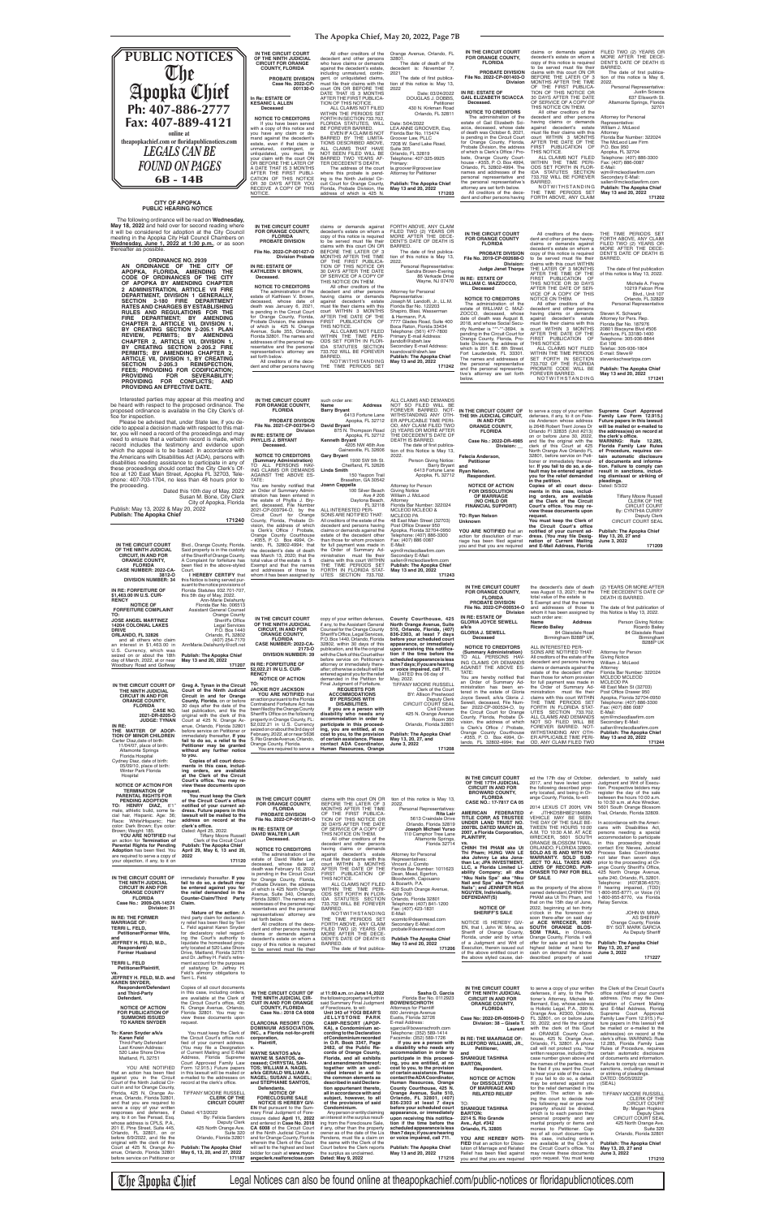**PUBLIC NOTICES**

**The Apopka Chief**

**Ph: 407-886-2777**
**Fax: 407-889-4121**

online at theapopkachief.com or floridapublicnotices.com

*LEGALS CAN BE FOUND ON PAGES 6B - 14B*

---

**CITY OF APOPKA
PUBLIC HEARING NOTICE**

The following ordinance will be read on **Wednesday, May 18, 2022** and held over for second reading where it will be considered for adoption at the City Council meeting in the Apopka City Hall Council Chambers on **Wednesday, June 1, 2022 at 1:30 p.m.**, or as soon thereafter as possible.

**ORDINANCE NO. 2939**

**AN ORDINANCE OF THE CITY OF APOPKA, FLORIDA, AMENDING THE CODE OF ORDINANCES OF THE CITY OF APOPKA BY AMENDING CHAPTER 2 ADMINISTRATION, ARTICLE VII FIRE DEPARTMENT, DIVISION 1 GENERALLY, SECTION 2-180 FIRE DEPARTMENT RATES AND CHARGES BY ESTABLISHING RULES AND REGULATIONS FOR THE FIRE DEPARTMENT; BY AMENDING CHAPTER 2, ARTICLE VII, DIVISION 1, BY CREATING SECTION 2-205.1 PLAN REVIEW, PERMITS; BY AMENDING CHAPTER 2, ARTICLE VII, DIVISION 1, BY CREATING SECTION 2-205.2 FIRE PERMITS; BY AMENDING CHAPTER 2, ARTICLE VII, DIVISION 1, BY CREATING SECTION 2-205.3 INSPECTION, FEES; PROVIDING FOR CODIFICATION; PROVIDING FOR SEVERABILITY; PROVIDING FOR CONFLICTS; AND PROVIDING AN EFFECTIVE DATE.**

Interested parties may appear at this meeting and be heard with respect to the proposed ordinance. The proposed ordinance is available in the City Clerk's office for inspection.

Please be advised that, under State law, if you decide to appeal a decision made with respect to this matter, you will need a record of the proceedings and may need to ensure that a verbatim record is made, which record includes the testimony and evidence upon which the appeal is to be based. In accordance with the Americans with Disabilities Act (ADA), persons with disabilities needing assistance to participate in any of these proceedings should contact the City Clerk's Office at 120 East Main Street, Apopka FL 32703, Telephone: 407-703-1704, no less than 48 hours prior to the proceeding.

Dated this 10th day of May, 2022
Susan M. Bone, City Clerk
City of Apopka, Florida

Publish: May 13, 2022 & May 20, 2022
**Publish: The Apopka Chief**
**171240**

---

**IN THE CIRCUIT COURT OF THE NINTH JUDICIAL CIRCUIT FOR ORANGE COUNTY, FLORIDA**
**PROBATE DIVISION**
**Case No. 2022-CP-001135-O**
**In Re: ESTATE OF KESANIC L ALLEN**
**Deceased**

**NOTICE TO CREDITORS**

If you have been served with a copy of this notice and you have any claim or demand against the decedent's estate, even if that claim is unmatured, contingent, or unliquidated, you must file your claim with the court ON OR BEFORE THE LATER OF A DATE THAT IS 3 MONTHS AFTER THE FIRST PUBLICATION OF THIS NOTICE OR 30 DAYS AFTER YOU RECEIVE A COPY OF THIS NOTICE.

All other creditors of the decedent and other persons who have claims or demands against the decedent's estate, including unmatured, contingent, or unliquidated claims, must file their claims with the court ON OR BEFORE THE DATE THAT IS 3 MONTHS AFTER THE FIRST PUBLICATION OF THIS NOTICE.

ALL CLAIMS NOT FILED WITHIN THE PERIODS SET FORTH IN SECTION 733.702, FLORIDA STATUTES, WILL BE FOREVER BARRED.

EVEN IF A CLAIM IS NOT BARRED BY THE LIMITATIONS DESCRIBED ABOVE, ALL CLAIMS THAT HAVE NOT BEEN FILED WILL BE BARRED TWO YEARS AFTER DECEDENT'S DEATH.

The address of the court where this probate is pending is the Ninth Judicial Circuit for Orange County, Florida, Probate Division, the address of which is 425 N. Orange Avenue, Orlando, FL 32801.

The date of death of the decedent is: November 7, 2021.

The date of first publication of this notice is: May 13, 2022.

Date: 03/24/2022
DOUGLAS J. DOBBS, Petitioner
430 N. Kirkman Road
Orlando, FL 32811

Date: 5/04/2022
LEANNE GROOVER, Esq.
Florida Bar No. 115474
Groover Law, PLLC
7208 W. Sand Lake Road, Suite 305
Orlando, FL 32819
Telephone: 407-325-9925
Primary: lg.groover@groover.law
Attorney for Petitioner

**Publish: The Apopka Chief**
**May 13 and 20, 2022**
**171203**

---

**IN THE CIRCUIT COURT FOR ORANGE COUNTY, FLORIDA**
**PROBATE DIVISION**
**File No. 2022-CP-001403-O**
**Division**
**IN RE: ESTATE OF GAIL ELIZABETH SCACCA**
**Deceased.**

**NOTICE TO CREDITORS**

The administration of the estate of Gail Elizabeth Scacca, deceased, whose date of death was October 6, 2021, is pending in the Circuit Court for Orange County, Florida, Probate Division, the address of which is Clerk's Office / Probate, Orange County Courthouse - #355, P. O. Box 4994, Orlando, FL 32802-4994. The names and addresses of the personal representative and the personal representative's attorney are set forth below.

All creditors of the decedent and other persons having claims or demands against decedent's estate on whom a copy of this notice is required to be served must file their claims with this court ON OR BEFORE THE LATER OF 3 MONTHS AFTER THE TIME OF THE FIRST PUBLICATION OF THIS NOTICE OR 30 DAYS AFTER THE DATE OF SERVICE OF A COPY OF THIS NOTICE ON THEM.

All other creditors of the decedent and other persons having claims or demands against decedent's estate must file their claims with this court WITHIN 3 MONTHS AFTER THE DATE OF THE FIRST PUBLICATION OF THIS NOTICE.

ALL CLAIMS NOT FILED WITHIN THE TIME PERIODS SET FORTH IN FLORIDA STATUTES SECTION 733.702 WILL BE FOREVER BARRED.

NOTWITHSTANDING THE TIME PERIODS SET FORTH ABOVE, ANY CLAIM FILED TWO (2) YEARS OR MORE AFTER THE DECEDENT'S DATE OF DEATH IS BARRED.

The date of first publication of this notice is May 6, 2022.

Personal Representative:
Justin Scacca
637 Ellsworth St.
Altamonte Springs, Florida 32701

Attorney for Personal Representative:
William J. McLeod
Attorney
Florida Bar Number: 322024
The McLeod Law Firm, P.A.
P.O. Box 950
Apopka, FL 32704
Telephone: (407) 886-3300
Fax: (407) 886-0087
E-Mail: wjm@mcleodlawfirm.com
Secondary E-Mail: mcleod@mcleodlaw.com

**Publish: The Apopka Chief**
**May 13 and 20, 2022**
**171202**

---

**IN THE CIRCUIT COURT FOR ORANGE COUNTY, FLORIDA**
**PROBATE DIVISION**
**File No. 2022-CP-001427-O**
**Division Probate**
**IN RE: ESTATE OF KATHLEEN V. BROWN,**
**Deceased.**

**NOTICE TO CREDITORS**

The administration of the estate of Kathleen V. Brown, deceased, whose date of death was January 6, 2021, is pending in the Circuit Court for Orange County, Florida, Probate Division, the address of which is 425 N. Orange Avenue, Suite 355, Orlando, Florida 32801. The names and addresses of the personal representative and the personal representative's attorney are set forth below.

All creditors of the decedent and other persons having claims or demands against decedent's estate on whom a copy of this notice is required to be served must file their claims with this court ON OR BEFORE THE LATER OF 3 MONTHS AFTER THE TIME OF THE FIRST PUBLICATION OF THIS NOTICE OR 30 DAYS AFTER THE DATE OF SERVICE OF A COPY OF THIS NOTICE ON THEM.

All other creditors of the decedent and other persons having claims or demands against decedent's estate must file their claims with this court WITHIN 3 MONTHS AFTER THE DATE OF THE FIRST PUBLICATION OF THIS NOTICE.

ALL CLAIMS NOT FILED WITHIN THE TIME PERIODS SET FORTH IN FLORIDA STATUTES SECTION 733.702 WILL BE FOREVER BARRED.

NOTWITHSTANDING THE TIME PERIODS SET FORTH ABOVE, ANY CLAIM FILED TWO (2) YEARS OR MORE AFTER THE DECEDENT'S DATE OF DEATH IS BARRED.

The date of first publication of this notice is May 13, 2022.

Personal Representative:
Sandra Brown-Evering
85 Verbeek Drive
Wayne, NJ 07470

Attorney for Personal Representative:
Joseph M. Landolfi, Jr., LL.M.
Florida Bar No. 122203
Shapiro, Blasi, Wasserman & Hermann, P.A.
7777 Glades Road, Suite 400
Boca Raton, Florida 33434
Telephone: (561) 477-7800
Primary E-mail Address: jlandolfi@sbwh.law
Secondary E-mail Address: lgarcia@sbwh.law

**Publish: The Apopka Chief**
**May 13 and 20, 2022**
**171242**

---

**IN THE CIRCUIT COURT FOR ORANGE COUNTY FLORIDA**
**PROBATE DIVISION**
**File No. 2019-CP-002688-O**
**Division**
**Judge Janet Thorpe**
**IN RE: ESTATE OF WILLIAM C. MAZZOCCO,**
**Deceased**

**NOTICE TO CREDITORS**

The administration of the estate of WILLIAM C. MAZZOCCO, deceased, whose date of death was August 8, 2018, and whose Social Security Number is \*\*\*-\*\*-3694, is pending in the Circuit Court for Orange County, Florida, Probate Division, the address of which is 201 S.E. 6th Street, Fort Lauderdale, FL 33301. The names and addresses of the personal representative and the personal representative's attorney are set forth below.

All creditors of the decedent and other persons having claims or demands against decedent's estate on whom a copy of this notice is required to be served must file their claims with this court WITHIN THE LATER OF 3 MONTHS AFTER THE TIME OF THE FIRST PUBLICATION OF THIS NOTICE OR 30 DAYS AFTER THE DATE OF SERVICE OF A COPY OF THIS NOTICE ON THEM.

All other creditors of the decedent and persons having claims or demands against the decedent's estate must file their claims with this court WITHIN 3 MONTHS AFTER THE DATE OF THE FIRST PUBLICATION OF THIS NOTICE.

ALL CLAIMS NOT FILED WITHIN THE TIME PERIODS SET FORTH IN SECTION 733.702 OF THE FLORIDA PROBATE CODE WILL BE FOREVER BARRED.

NOTWITHSTANDING THE TIME PERIODS SET FORTH ABOVE, ANY CLAIM FILED TWO (2) YEARS OR MORE AFTER THE DECEDENT'S DATE OF DEATH IS BARRED.

The date of first publication of this notice is May 13, 2022.

Michele A. Preiss
10219 Falcon Pine Blvd., Unit 107
Orlando, FL 32829
Personal Representative

Steven K. Schwartz
Attorney for Pers. Rep.
Florida Bar No. 187976
20801 Biscayne Blvd #506
Aventura, FL 33180-1400
Telephone: 305-936-8844 Ext 106
Telefax: 305-936-1804
E-Mail: Steve@stevenkschwartzpa.com

**Publish: The Apopka Chief**
**May 13 and 20, 2022**
**171241**

---

**IN THE CIRCUIT COURT FOR ORANGE COUNTY, FLORIDA**
**PROBATE DIVISION**
**File No. 2021-CP-003794-O**
**Division**
**IN RE: ESTATE OF PHYLLIS J. BRYANT**
**Deceased.**

**NOTICE TO CREDITORS**
**(Summary Administration)**

TO ALL PERSONS HAVING CLAIMS OR DEMANDS AGAINST THE ABOVE ESTATE:

You are hereby notified that an Order of Summary Administration has been entered in the estate of Phyllis J. Bryant, deceased, File Number 2021-CP-003794-O, by the Circuit Court for Orange County, Florida, Probate Division, the address of which is Clerk's Office / Probate, Orange County Courthouse - #355, P. O. Box 4994, Orlando, FL 32802-4994; that the decedent's date of death was March 13, 2020; that the total value of the estate is $ Exempt and that the names and addresses of those to whom it has been assigned by such order are:

| Name | Address |
|---|---|
| Barry Bryant | 6413 Fortune Lane, Apopka, FL 32712 |
| David Bryant | 875 N. Thompson Road, Apopka, FL 32712 |
| Kenneth Bryant | 4205 NW 46th Ave, Gainesville, FL 32606 |
| Gary Bryant | 1900 SW 5th St., Chiefland, FL 32626 |
| Linda Smith | 150 Yaupon Trail, Braselton, GA 30542 |
| Joann Capella | 100 Silver Beach Ave # 206, Daytona Beach, FL 32118 |

ALL INTERESTED PERSONS ARE NOTIFIED THAT:

All creditors of the estate of the decedent and persons having claims or demands against the estate of the decedent other than those for whom provision for full payment was made in the Order of Summary Administration must file their claims with this court WITHIN THE TIME PERIODS SET FORTH IN FLORIDA STATUTES SECTION 733.702. ALL CLAIMS AND DEMANDS NOT SO FILED WILL BE FOREVER BARRED. NOTWITHSTANDING ANY OTHER APPLICABLE TIME PERIOD, ANY CLAIM FILED TWO (2) YEARS OR MORE AFTER THE DECEDENT'S DATE OF DEATH IS BARRED.

The date of first publication of this notice is May 13, 2022.

Person Giving Notice:
Barry Bryant
6413 Fortune Lane
Apopka, FL 32712

Attorney for Person Giving Notice
William J. McLeod
Attorney
Florida Bar Number: 322024
MCLEOD MCLEOD & MCLEOD PA
48 East Main St (32703)
Post Office Drawer 950
Apopka, Florida 32704-0950
Telephone: (407) 886-3300
Fax: (407) 886-0087
E-Mail: wjm@mcleodlawfirm.com
Secondary E-Mail: sallen@mcleodlawfirm.com

**Publish: The Apopka Chief**
**May 13 and 20, 2022**
**171243**

---

**IN THE CIRCUIT COURT OF THE NINTH JUDICIAL CIRCUIT IN AND FOR ORANGE COUNTY, FLORIDA**
**CASE NUMBER: 2022-CA-3813-O**
**DIVISION NUMBER: 34**

**IN RE: FORFEITURE OF $1,463.00 IN U.S. CURRENCY**

**NOTICE OF FORFEITURE COMPLAINT**

**TO:**
**JOSE ANGEL MARTINEZ**
**14204 COLONIAL LAKES DRIVE**
**ORLANDO, FL 32826**

and all others who claim an interest in $1,463.00 in U.S. Currency, which was seized on or about the 18th day of March, 2022, at or near Woodbury Road and Golfway Blvd., Orlando, Orange County, Florida. Said property is in the custody of the Sheriff of Orange County. A Complaint for forfeiture has been filed in the above-styled Court.

**I HEREBY CERTIFY** that this Notice is being served pursuant to the notice provisions of Florida Statutes 932.701-707, this 5th day of May, 2022.

Ann-Marie Delahunty
Florida Bar No. 006513
Assistant General Counsel
Orange County Sheriff's Office
Legal Services
P.O. Box 1440
Orlando, FL 32802
(407) 254-7170
AnnMarie.Delahunty@ocfl.net

**Publish: The Apopka Chief**
**May 13 and 20, 2022**
**171207**

---

**IN THE CIRCUIT COURT OF THE 9th JUDICIAL CIRCUIT, IN AND FOR ORANGE COUNTY, FLORIDA**
**Case No.: 2022-DR-4985**
**Division: ___**

**Felecia Anderson,**
**Petitioner**
**and**
**Ryan Nelson,**
**Respondent.**

**NOTICE OF ACTION FOR DISSOLUTION OF MARRIAGE (NO CHILD OR FINANCIAL SUPPORT)**

**TO: Ryan Nelson**
**Unknown**

**YOU ARE NOTIFIED** that an action for dissolution of marriage has been filed against you and that you are required to serve a copy of your written defenses, if any, to it on Felecia Anderson whose address is 2648 Robert Trent Jones Dr Orlando Fl 32835 (Unit #213) on or before June 30, 2022, and file the original with the clerk of this Court at 425 North Orange Ave Orlando, FL 32801, before service on Petitioner or immediately thereafter. **If you fail to do so, a default may be entered against you for the relief demanded in the petition.**

**Copies of all court documents in this case, including orders, are available at the Clerk of the Circuit Court's office. You may review these documents upon request.**

**You must keep the Clerk of the Circuit Court's office notified of your current address. (You may file Designation of Current Mailing and E-mail Address, Florida Supreme Court Approved Family Law Form 12.915.) Future papers in this lawsuit will be mailed or e-mailed to the address(es) on record at the clerk's office.**

**WARNING: Rule 12.285, Florida Family Law Rules of Procedure, requires certain automatic disclosure of documents and information. Failure to comply can result in sanctions, including dismissal or striking of pleadings.**

Dated: 5/3/22

Tiffany Moore Russell
CLERK OF THE CIRCUIT COURT
By:
Deputy Clerk
CIRCUIT COURT SEAL

**Publish: The Apopka Chief**
**May 13, 20, 27 and June 3, 2022**
**171209**

---

**IN THE CIRCUIT COURT FOR ORANGE COUNTY, FLORIDA**
**PROBATE DIVISION**
**File No. 2022-CP-000534-O**
**Division**
**IN RE: ESTATE OF GLORIA JOYCE SEWELL a/k/a GLORIA J. SEWELL**
**Deceased.**

**NOTICE TO CREDITORS**
**(Summary Administration)**

TO ALL PERSONS HAVING CLAIMS OR DEMANDS AGAINST THE ABOVE ESTATE:

You are hereby notified that an Order of Summary Administration has been entered in the estate of Gloria Joyce Sewell, a/k/a Gloria J. Sewell, deceased, File Number 2022-CP-000534-O, by the Circuit Court for Orange County, Florida, Probate Division, the address of which is Clerk's Office / Probate, Orange County Courthouse - #355, P. O. Box 4994, Orlando, FL 32802-4994; that the decedent's date of death was August 13, 2021; that the total value of the estate is $ Exempt and that the names and addresses of those to whom it has been assigned by such order are:

| Name | Address |
|---|---|
| Ricardo Bailey | 84 Glasdale Road, Birmingham B288P UK |

ALL INTERESTED PERSONS ARE NOTIFIED THAT:

All creditors of the estate of the decedent and persons having claims or demands against the estate of the decedent other than those for whom provision for full payment was made in the Order of Summary Administration must file their claims with this court WITHIN THE TIME PERIODS SET FORTH IN FLORIDA STATUTES SECTION 733.702. ALL CLAIMS AND DEMANDS NOT SO FILED WILL BE FOREVER BARRED. NOTWITHSTANDING ANY OTHER APPLICABLE TIME PERIOD, ANY CLAIM FILED TWO (2) YEARS OR MORE AFTER THE DECEDENT'S DATE OF DEATH IS BARRED.

The date of first publication of this notice is May 13, 2022.

Person Giving Notice:
Ricardo Bailey
84 Glasdale Road
Birmingham
B288P UK

Attorney for Person Giving Notice
William J. McLeod
Attorney
Florida Bar Number: 322024
MCLEOD MCLEOD & MCLEOD PA
48 East Main St (32703)
Post Office Drawer 950
Apopka, Florida 32704-0950
Telephone: (407) 886-3300
Fax: (407) 886-0087
E-Mail: wjm@mcleodlawfirm.com
Secondary E-Mail: sallen@mcleodlawfirm.com

**Publish: The Apopka Chief**
**May 13 and 20, 2022**
**171244**

---

**IN THE CIRCUIT COURT OF THE NINTH JUDICIAL CIRCUIT IN AND FOR ORANGE COUNTY, FLORIDA**
**CASE NO. 2021-DR-8205-O**
**JUDGE: TYNAN**

**IN RE: THE MATTER OF ADOPTION OF MINOR CHILDREN**

Carter Diaz date of birth: 11/04/07, place of birth: Altamonte Springs Florida Hospital
Cydney Diaz, date of birth: 05/09/10, place of birth: Winter Park Florida Hospital

**NOTICE OF ACTION FOR TERMINATION OF PARENTAL RIGHTS FOR PENDING ADOPTION**

**TO: HENRY DIAZ**, 6'1" male, athletic build, some facial hair; Hispanic; Age: 36; Race: White/Hispanic; Hair color: Dark Brown; Eye color: Brown; Weight: 150.

**YOU ARE NOTIFIED** that an action for **Termination of Parental Rights for Pending Adoption** has been filed. You are required to serve a copy of your objection, if any, to it on **Greg A. Tynan in the Circuit Court of the Ninth Judicial Circuit in and for Orange County, Florida**, on or before 30 days after the date of 1st publication, and file the original with the clerk of this Court at 425 N. Orange Avenue, Orlando, Florida 32801 before service on Petitioner or immediately thereafter. **If you fail to do so, a default may be entered against you for the relief demanded in the Petition without any further notice to you.**

**Copies of all court documents in this case, including orders, are available at the Clerk of the Circuit Court's office. You may review these documents upon request.**

**You must keep the Clerk of the Circuit Court's office notified of your current address. Future papers in this lawsuit will be mailed to the address on record at the clerk's office.**

Dated: April 25, 2022.

Tiffany Moore Russell
Clerk of the Circuit Court

**Publish: The Apopka Chief**
**April 29, May 6, 13 and 20, 2022**
**171120**

---

**IN THE CIRCUIT COURT OF THE NINTH JUDICIAL CIRCUIT, IN AND FOR ORANGE COUNTY, FLORIDA**
**CASE NUMBER: 2022-CA-2173-O**
**DIVISION NUMBER: 39**

**IN RE: FORFEITURE OF $2,022.21 IN U.S. CURRENCY**

**NOTICE OF ACTION**

**TO:**
**JACKIE ROY JACKSON**

**YOU ARE NOTIFIED** that an action pursuant to the Florida Contraband Forfeiture Act has been filed by the Orange County Sheriff's Office on the following property in Orange County, FL: $2,022.21 in U.S. Currency seized on or about the 3rd day of February, 2022, at or near 5636 S. Rio Grande Avenue, Orlando, Orange County, Florida. You are required to serve a copy of your written defenses, if any, to the Assistant General Counsel for the Orange County Sheriff's Office, Legal Services, P.O. Box 1440, Orlando, Florida 32802, within 20 days of this publication, and file the original with the Clerk of this Court either before service on Petitioner's attorney or immediately thereafter; otherwise a default will be entered against you for the relief demanded in the Petition for Final Judgment of Forfeiture.

**REQUESTS FOR ACCOMMODATIONS BY PERSONS WITH DISABILITIES**

**If you are a person with disability who needs any accommodation in order to participate in this proceeding, you are entitled, at no cost to you, to the provision of certain assistance. Please contact ADA Coordinator, Human Resources, Orange County Courthouse, 425 North Orange Ave., Suite 510, Orlando, Florida, (407) 836-2303, at least 7 days before your scheduled court appearance, or immediately upon receiving this notification if the time before the scheduled appearance is less than 7 days; if you are hearing or voice impaired, call 711.**

DATED this 6th day of May, 2022.

TIFFANY MOORE RUSSELL
Clerk of the Court
BY: Allison Prestwood
Deputy Clerk
CIRCUIT COURT SEAL
Civil Division
425 N. Orange Avenue
Room 350
Orlando, Florida 32801

**Publish: The Apopka Chief**
**May 13, 20, 27 and June 3, 2022**
**171208**

---

**IN THE CIRCUIT COURT FOR ORANGE COUNTY, FLORIDA**
**PROBATE DIVISION**
**File No. 2022-CP-001291-O**
**IN RE: ESTATE OF DAVID WALTER LAIR**
**Deceased.**

**NOTICE TO CREDITORS**

The administration of the estate of David Walter Lair, deceased, whose date of death was February 18, 2022, is pending in the Circuit Court for Orange County, Florida, Probate Division, the address of which is 425 North Orange Avenue, Suite 340, Orlando, Florida 32801. The names and addresses of the personal representatives and the personal representatives' attorney are set forth below.

All creditors of the decedent and other persons having claims or demands against decedent's estate on whom a copy of this notice is required to be served must file their claims with this court ON OR BEFORE THE LATER OF 3 MONTHS AFTER THE TIME OF THE FIRST PUBLICATION OF THIS NOTICE OR 30 DAYS AFTER THE DATE OF SERVICE OF A COPY OF THIS NOTICE ON THEM.

All other creditors of the decedent and other persons having claims or demands against decedent's estate must file their claims with this court WITHIN 3 MONTHS AFTER THE DATE OF THE FIRST PUBLICATION OF THIS NOTICE.

ALL CLAIMS NOT FILED WITHIN THE TIME PERIODS SET FORTH IN FLORIDA STATUTES SECTION 733.702 WILL BE FOREVER BARRED.

NOTWITHSTANDING THE TIME PERIODS SET FORTH ABOVE, ANY CLAIM FILED TWO (2) YEARS OR MORE AFTER THE DECEDENT'S DATE OF DEATH IS BARRED.

The date of first publication of this notice is May 13, 2022.

Personal Representatives:
Rita Lair
5613 Creekside Drive
Orlando, Florida 32819
Joseph Michael Yuran
110 Camphor Tree Lane
Altamonte Springs, Florida 32714

Attorney for Personal Representatives:
Jennifer J. Cortes
Florida Bar Number: 1016623
Dean, Mead, Egerton, Bloodworth, Capouano & Bozarth, P.A.
420 South Orange Avenue, Suite 700
Orlando, Florida 32801
Telephone: (407) 841-1200
Fax: (407) 423-1831
E-Mail: jcortes@deanmead.com
Secondary E-Mail: probate@deanmead.com

**Publish: The Apopka Chief**
**May 13 and 20, 2022**
**171206**

---

**IN THE CIRCUIT COURT OF THE 17TH JUDICIAL CIRCUIT IN AND FOR BROWARD COUNTY, FLORIDA**
**CASE NO.: 17-7817 CA 05**

**AMERICAN FEDERATED TITLE CORP, AS TRUSTEE UNDER LAND TRUST NO. 2007BL DATED MARCH 28, 2007, a Florida Corporation,**
**PLAINTIFF,**
**vs.**
**CHINH TH PHAM aka Ut Thi Pham; HUNG VAN LE aka Johnny Le aka Jonathan Le; JPA INVESTMENT, LLC, a Florida Limited Liability Company; all dba "Nku Nails Spa" aka "Nku Nail and Spa" aka "Perfect Nails Hair"; and JENNIFER NGA NGUYEN, individually,**
**DEFENDANT(S)**

**NOTICE OF SHERIFF'S SALE**

NOTICE IS HEREBY GIVEN, that I, John W. Mina, as Sheriff of Orange County, Florida, under and by virtue of a Judgment and Writ of Execution, therein issued out of the above entitled court in the above styled cause, dated the 17th day of October, 2017, and have levied upon the following described property located, and being in Orange County, Florida, to-wit:

2014 LEXUS CT 200H, VIN# JTHKD5BH8E2184689
VEHICLE MAY BE SEEN THE DAY OF THE SALE BETWEEN THE HOURS 10:00 A.M. TO 10:30 A.M. AT ACE WRECKER, 5601 SOUTH ORANGE BLOSSOM TRAIL, ORLANDO, FLORIDA 32809. **SOLD AS IS AND WITH NO WARRANTY. SOLD SUBJECT TO ALL TAXES AND LIENS OF RECORD. PURCHASER TO PAY FOR BILL OF SALE.**

as the property of the above named defendant, CHINH TH PHAM aka Ut Thi Pham, and that on the 15th day of June, 2022, beginning at ten thirty o'clock in the forenoon or soon there-after on said day at **ACE WRECKER, 5601 SOUTH ORANGE BLOSSOM TRAIL**, in Orlando, Orange County, Florida, I will offer for sale and sell to the highest bidder at hand for cash on demand the above described property of said defendant, to satisfy said Judgment and Writ of Execution. Prospective bidders may register the day of the sale between the hours 10:00 a.m. to 10:30 a.m. at Ace Wrecker, 5601 South Orange Blossom Trail, Orlando, Florida 32809.

In accordance with the Americans with Disabilities Act, persons needing a special accommodation to participate in this proceeding should contact Eric Nieves, Judicial Process Sales Coordinator, not later than seven days prior to the proceeding at Orange County Sheriff's Office, 425 North Orange Avenue, suite 240, Orlando, FL 32801. Telephone: (407)836-4570; If hearing impaired, (TDD) 1-800-955-8771, or Voice (V) 1-800-955-8770, via Florida Relay Service.

JOHN W. MINA,
AS SHERIFF
Orange County, Florida
BY: SGT. MARK GARCIA
As Deputy Sheriff

**Publish: The Apopka Chief**
**May 13, 20, 27 and June 3, 2022**
**171227**

---

**IN THE CIRCUIT COURT OF THE NINTH JUDICIAL CIRCUIT IN AND FOR ORANGE COUNTY FLORIDA**
**Case No.: 2009-DR-14574**
**Division: 31**

**IN RE: THE FORMER MARRIAGE OF:**
**TERRI L. FELD,**
**Petitioner/Former Wife,**
**and**
**JEFFREY H. FELD, M.D.,**
**Respondent/Former Husband**

**TERRI L. FELD**
**Petitioner/Plaintiff,**
**vs.**
**JEFFREY H. FELD, M.D. and KAREN SNYDER,**
**Respondent/Defendant and Third-Party Defendant.**

**NOTICE OF ACTION FOR PUBLICATION OF SUMMONS ISSUED TO KAREN SNYDER**

**To: Karen Snyder a/k/a Karen Feld**
Third-Party Defendant
Last Known Address:
320 Lake Shore Drive
Maitland, FL 32751

YOU ARE NOTIFIED that an action has been filed against you in the Circuit Court of the Ninth Judicial Circuit in and for Orange County, Florida, 425 N. Orange Avenue, Orlando, Florida 32801, and that you are required to serve a copy of your written responses and defenses, if any, to it on Tee Persad, Esq. whose address is CPLS, P.A., 201 E. Pine Street, Suite 445, Orlando, FL 32801, on or before 6/9/2022, and file the original with the clerk of this Court at 425 N. Orange Avenue, Orlando, Florida 32801 before service on Petitioner or immediately thereafter. **If you fail to do so, a default may be entered against you for the relief demanded in the Counter-Claim/Third Party Claim.**

**Nature of the action:** A third party claim for declaratory relief has been filed by Terri L. Feld against Karen Snyder for declaratory relief regarding the Court's authority to liquidate the homestead property located at 520 Lake Shore Drive, Maitland, Florida 32751 and Dr. Jeffrey H. Feld's retirement account for the purposes of satisfying Dr. Jeffrey H. Feld's alimony obligations to Terri L. Feld.

Copies of all court documents in this case, including orders, are available at the Clerk of the Circuit Court's office, 425 N. Orange Avenue, Orlando, Florida 32801. You may review these documents upon request.

You must keep the Clerk of the Circuit Court's office notified of your current address. (You may file a Designation of Current Mailing and E-mail Address, Florida Supreme Court Approved Family Law Form 12.915.) Future papers in this lawsuit will be mailed or e-mailed to the addresses on record at the clerk's office.

Dated: 4/13/2022

TIFFANY MOORE RUSSELL
CLERK OF THE CIRCUIT COURT
By: Felicia Sanders
Deputy Clerk
425 North Orange Ave.
Suite 320
Orlando, Florida 32801

**Publish: The Apopka Chief**
**May 6, 13, 20, and 27, 2022**
**171187**

---

**IN THE CIRCUIT COURT OF THE NINTH JUDICIAL CIRCUIT IN AND FOR ORANGE COUNTY, FLORIDA**
**Case No.: 2018 CA 6008**

**CLARIONA RESORT CONDOMINIUM ASSOCIATION, INC., a Florida not-for-profit corporation,**
**Plaintiff,**
**vs.**
**WAYNE SANTOS a/k/a WAYNE M. SANTOS, deceased; CHRYSTAL SANTOS; WILLIAM A. NAGEL a/k/a GERALD WILLIAM A. NAGEL; SUSAN J. NAGEL; and STEPHANIE SANTOS,**
**Defendants.**

**NOTICE OF FORECLOSURE SALE**

NOTICE IS HEREBY GIVEN that pursuant to the Summary Final Judgment of Foreclosure dated April 11, 2022 and entered in Case No. 2018 CA 6008 of the Circuit Court of the Ninth Judicial Circuit in and for Orange County, Florida wherein the Clerk of the Court will sell to the highest and best bidder for cash at **www.myorangeclerk.realforeclose.com** at **11:00 a.m. on June 14, 2022** the following property set forth in said Summary Final Judgment of Foreclosure, to wit:

**Unit 343 of CLARIONA RESORT (A CONDOMINIUM), a Condominium according to the Declaration of Condominium recorded in O.R. Book 3247, Page 2482, of the Public Records of Orange County, Florida, and all exhibits and amendments thereof; together with an undivided interest in and to the common elements as described in said Declaration appurtenant thereto, all in accordance with and subject, however, to all of the provisions of said Condominium.**

Any person or entity claiming an interest in the surplus resulting from the Foreclosure Sale, if any, other than the property owner as of the date of the Lis Pendens, must file a claim on the same with the Clerk of the Court within 60 days after the sale.

**If you are a person with a disability who needs any accommodation in order to participate in this proceeding, you are entitled, at no cost to you, to the provision of certain assistance. Please contact the ADA Coordinator, Human Resources, Orange County Courthouse, 425 N. Orange Avenue, Suite 510, Orlando, Florida, (407) 836-2303, at least 7 days before your scheduled court appearance, or immediately upon receiving this notification if the time before the scheduled appearance is less than 7 days; if you are hearing or voice impaired, call 711.**

Dated: May 9, 2022

Sasha O. Garcia
Florida Bar No. 0112923
BOWEN|SCHROTH
Attorneys for Plaintiff
600 Jennings Avenue
Eustis, Florida 32726
E-mail Address: sgarcia@bowenschroth.com
Telephone: (352) 589-1414
Facsimile: (352) 589-1726

**Publish: The Apopka Chief**
**May 13 and 20, 2022**
**171216**

---

**IN THE CIRCUIT COURT OF THE NINTH JUDICIAL CIRCUIT IN AND FOR ORANGE COUNTY, FLORIDA**
**Case No: 2022-DR-005049-O**
**Division: 38 – Gisela T. Laurent**

**IN RE: THE MARRIAGE OF:**
**BLUEFORD WILLIAMS, JR.,**
**Petitioner,**
**and**
**SHANIQUE TASHINA BARTON,**
**Respondent.**

**NOTICE OF ACTION FOR DISSOLUTION OF MARRIAGE AND RELATED RELIEF**

**TO:**
**SHANIQUE TASHINA BARTON**
**2214 S. Rio Grande Ave., Apt. #342**
**Orlando, FL 32805**

**YOU ARE HEREBY NOTIFIED** that an action for Dissolution of Marriage and Related Relief has been filed against you and that you are required to serve a copy of your written defenses, if any, to it on the Petitioner's Attorney, Michelle M. Bernard, Esq. whose address is Holistic Legal, P.A., 390 N. Orange Ave, #2300, Orlando, FL 32801, on or before June 30, 2022, and file the original with the clerk of this Court at: ORANGE COUNTY Courthouse, 425 N. Orange Ave, Orlando, FL 32801. A phone call will not protect you. Your written response, including the case number given above and the names of the parties, must be filed if you want the Court to hear your side of the case. If you fail to do so, a default may be entered against you for the relief demanded in the petition. The action is asking the court to decide how the following real or personal property should be divided: which is to each person their personal property and any marital property or items and monies to Petitioner.

Copies of all court documents in this case, including orders, are available at the Clerk of the Circuit Court's office. You may review these documents upon request.

You must keep the Clerk of the Circuit Court's office notified of your current address. (You may file Designation of Current Mailing and E-Mail Address, Florida Supreme Court Approved Family Law Form 12.915.) Future papers in this lawsuit will be mailed or e-mailed to the address(es) on record at the clerk's office.

WARNING: Rule 12.285, Florida Family Law Rules of Procedure, requires certain automatic disclosure of documents and information. Failure to comply can result in sanctions, including dismissal or striking of pleadings.

DATED: 05/05/2022
(SEAL)

TIFFANY MOORE RUSSELL
CLERK OF THE CIRCUIT COURT
By: Megan Hopkins
Deputy Clerk
CIRCUIT COURT SEAL
425 North Orange Ave.
Suite 320
Orlando, Florida 32801

**Publish: The Apopka Chief**
**May 13, 20, 27 and June 3, 2022**
**171210**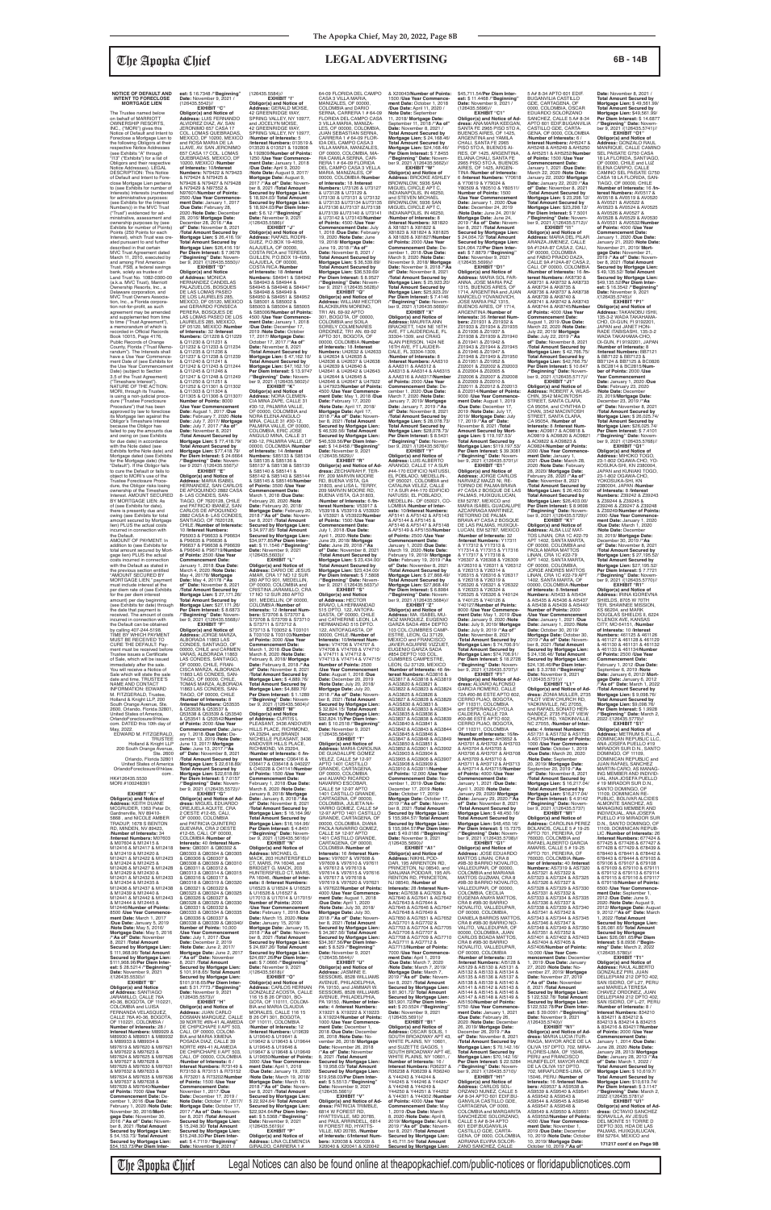## LEGAL ADVERTISING

**NOTICE OF DEFAULT AND INTENT TO FORECLOSE MORTGAGE LIEN**

The Trustee named below on behalf of MARRIOTT OWNERSHIP RESORTS, INC., ("MORI") gives this Notice of Default and Intent to Foreclose a Mortgage Lien to the following Obligors at their respective Notice Addresses (see Exhibits "A" through "I12" ("Exhibits") for a list of Obligors and their respective Notice Addresses). LEGAL DESCRIPTION: This Notice of Default and Intent to Foreclose Mortgage Lien pertains to (see Exhibits for number of Interests) Interests (numbered for administrative purposes: (see Exhibits for the Interest Numbers)) in the MVC Trust ("Trust") evidenced for administrative, assessment and ownership purposes by (see Exhibits for number of Points) Points (250 Points for each Interest), which Trust was created pursuant to and further described in that certain MVC Trust Agreement dated March 11, 2010, executed by and among First American Trust, FSB, a federal savings bank, solely as trustee of Land Trust No. 1082-0300-00 (a.k.a. MVC Trust), Marriott Ownership Resorts, Inc., a Delaware corporation, and MVC Trust Owners Association, Inc., a Florida corporation not-for-profit, as such agreement may be amended and supplemented from time to time ("Trust Agreement"), a memorandum of which is recorded in Official Records Book 10015, Page 4176, Public Records of Orange County, Florida ("Trust Memorandum"). The Interests shall have a Use Year Commencement Date of (see Exhibits for the Use Year Commencement Date) (subject to Section 3.5 of the Trust Agreement) ("Timeshare Interest"). NATURE OF THE ACTION: MORI, through its Trustee, is using a non-judicial procedure ("Trustee Foreclosure Procedure") that has been approved by law to foreclose its Mortgage lien against the Obligor's Timeshare Interest because the Obligor has failed to pay the amounts due and owing on (see Exhibits for due date) in accordance with the Note dated (see Exhibits for the Note date) and Mortgage dated (see Exhibits for the Mortgage date) (the "Default"). If the Obligor fails to cure the Default or fails to object to MORI's use of the Trustee Foreclosure Procedure, the Obligor risks losing ownership of the Timeshare Interest. AMOUNT SECURED BY MORTGAGE LIEN: As of (see Exhibits for date), there is presently due and owing (see Exhibits for total amount secured by Mortgage lien) PLUS the actual costs incurred in connection with the Default.

AMOUNT OF PAYMENT: In addition to (see Exhibits for total amount secured by Mortgage lien) PLUS the actual costs incurred in connection with the Default as stated in the previous section entitled "AMOUNT SECURED BY MORTGAGE LIEN," payment must include interest at the per diem rate of (see Exhibits for the per diem interest amount) per day beginning (see Exhibits for date) through the date that payment is received. The amount of costs incurred in connection with the Default can be obtained by calling 407-244-5198. TIME BY WHICH PAYMENT MUST BE RECEIVED TO CURE THE DEFAULT: Payment must be received before the Trustee issues a Certificate of Sale, which will be issued immediately after the sale. You will receive a Notice of Sale which will state the sale date and time. TRUSTEE'S NAME AND CONTACT INFORMATION: EDWARD M. FITZGERALD, Trustee, Holland & Knight LLP, 200 South Orange Avenue, Ste. 2600, Orlando, Florida 32801, United States of America, OrlandoForeclosure@hklaw.com. DATED this 10th day of May, 2022.

EDWARD M. FITZGERALD
TRUSTEE
Holland & Knight LLP
200 South Orange Avenue, Ste. 2600
Orlando, Florida 32801
United States of America
OrlandoForeclosure@hklaw.com

HK#126435.5530
MORI #100248391

**EXHIBIT "A"**
**Obligor(s) and Notice of Address:** KEITH DUANE MCGREGOR, 1393 Peter Dr, Gardnerville, NV 89410-5869 , and NICOLE AMBER TRACHY, 1678 S BENTON RD, MINDEN, NV 89423, /**Number of Interests:** 34 /**Interest Numbers:** M07603 & M07604 & M12415 & M12416 & M12417 & M12418 & M12419 & M12420 & M12421 & M12422 & M12423 & M12424 & M12425 & M12426 & M12427 & M12428 & M12429 & M12430 & M12431 & M12432 & M12433 & M12434 & M12435 & M12436 & M12437 & M12438 & M12439 & M12440 & M12441 & M12442 & M12443 & M12444 & M12445 & M12446/**Number of Points:** 8500 /**Use Year Commencement Date:** March 1, 2017 /**Due Date:** January 5, 2019 /**Note Date:** May 5, 2016/ **Mortgage Date:** May 5, 2016 /**"As of" Date:** November 8, 2021 /**Total Amount Secured by Mortgage Lien:** $ 111,968.96/ **Total Amount Secured by Mortgage Lien:** $111,968.96/**Per Diem Interest:** $ 28.5214 /**"Beginning" Date:** November 9, 2021 /(126435.5530)//

**EXHIBIT "B"**
**Obligor(s) and Notice of Address:** SANTIAGO JARAMILLO, CALLE 78A #0-38, BOGOTA, OF 11021, COLOMBIA and LUISA FERNANDA VELASQUEZ, CALLE 78A #0-38, BOGOTA, OF 11021, COLOMBIA /**Number of Interests:** 28 /**Interest Numbers:** M89929 & M89930 & M89931 & M89932 & M89933 & M89934 & M97619 & M97620 & M97621 & M97622 & M97623 & M97624 & M97625 & M97626 & M97627 & M97628 & M97629 & M97630 & M97633 & M97634 & M97635 & M97636 & M97637 & M97638 & M97639 & M97640/**Number of Points:** 7000 /**Use Year Commencement Date:** December 1, 2016 /**Due Date:** February 1, 2020 /**Note Date:** November 30, 2016/ **Mortgage Date:** November 30, 2016 /**"As of" Date:** November 8, 2021 /**Total Amount Secured by Mortgage Lien:** $ 54,153.78/ **Total Amount Secured by Mortgage Lien:** $54,153.78/**Per Diem Interest:** $ 16.7348 /**"Beginning" Date:** November 9, 2021 /(126435.5542)//

**EXHIBIT "C"**
**Obligor(s) and Notice of Address:** LUIS FERNANDO ALVDREZ DIAZ, AV. SAN JERONIMO 657 CASA 17 COL. LOMAS QUEBRADAS, MEXICO, DF 10200, MEXICO and ROSA MARIA DE LA LLAVE, AV. SAN JERONIMO 657 CASA 17 COL. LOMAS QUEBRADAS, MEXICO, DF 10200, MEXICO /**Number of Interests:** 10 /**Interest Numbers:** N79422 & N79423 & N79424 & N79425 & N79426 & N79427 & N79428 & N79429 & N97552 & N97601/**Number of Points:** 2500 /**Use Year Commencement Date:** January 1, 2017 /**Due Date:** February 28, 2020 /**Note Date:** December 28, 2016/ **Mortgage Date:** December 28, 2016 /**"As of" Date:** November 8, 2021 /**Total Amount Secured by Mortgage Lien:** $ 26,416.19/ **Total Amount Secured by Mortgage Lien:** $26,416.19/ **Per Diem Interest:** $ 7.9678 /**"Beginning" Date:** November 9, 2021 /(126435.5550)//

**EXHIBIT "D"**
**Obligor(s) and Notice of Address:** MONICA HERNANDEZ CANDELAS PALAZUELOS, BOSQUES DE LAS LOMAS PASEO DE LOS LAURELES 285, MEXICO, DF 05120, MEXICO and GERARDO FONSECA PERERA, BOSQUES DE LAS LOMAS PASEO DE LOS LAURELES 285, MEXICO, DF 05120, MEXICO /**Number of Interests:** 32 /**Interest Numbers:** Q11228 & Q11229 & Q11230 & Q11231 & Q11232 & Q11233 & Q11234 & Q11235 & Q11236 & Q11237 & Q11238 & Q11239 & Q11240 & Q11241 & Q11242 & Q11243 & Q11244 & Q11245 & Q11246 & Q11247 & Q11248 & Q11249 & Q11250 & Q11251 & Q11252 & Q11301 & Q11302 & Q11303 & Q11304 & Q11305 & Q11306 & Q11307/ **Number of Points:** 8000 /**Use Year Commencement Date:** August 1, 2017 /**Due Date:** February 7, 2020 /**Note Date:** July 7, 2017/ **Mortgage Date:** July 7, 2017 /**"As of" Date:** November 8, 2021 /**Total Amount Secured by Mortgage Lien:** $ 77,418.79/ **Total Amount Secured by Mortgage Lien:** $77,418.79/ **Per Diem Interest:** $ 24.6664 /**"Beginning" Date:** November 9, 2021 /(126435.5567)//

**EXHIBIT "E"**
**Obligor(s) and Notice of Address:** MARIA ISABEL FERNANDEZ, SAN CARLOS DE APOQUINDO 2882 CASA 8- LAS CONDES, SANTIAGO, OF 7620128, CHILE and PATRICIO IBANEZ, SAN CARLOS DE APOQUINDO 2882 CASA 8- LAS CONDES, SANTIAGO, OF 7620128, CHILE /**Number of Interests:** 10 /**Interest Numbers:** P95003 & P96633 & P96634 & P96635 & P96636 & P96637 & P96638 & P96639 & P96640 & P96719/**Number of Points:** 2500 /**Use Year Commencement Date:** January 1, 2018 /**Due Date:** March 4, 2020 /**Note Date:** May 4, 2017/ **Mortgage Date:** May 4, 2017 /**"As of" Date:** November 8, 2021 /**Total Amount Secured by Mortgage Lien:** $ 27,171.26/ **Total Amount Secured by Mortgage Lien:** $27,171.26/ **Per Diem Interest:** $ 8.6973 /**"Beginning" Date:** November 9, 2021 /(126435.5568)//

**EXHIBIT "F"**
**Obligor(s) and Notice of Address:** JORGE MARZA, ALBORADA 11863 LAS CONDES, SANTIAGO, OF 00000, CHILE and CARMEN VARAS, ALBORADA 11863 LAS CONDES, SANTIAGO, OF 00000, CHILE; FRANCISCA MARZA, ALBORADA 11863 LAS CONDES, SANTIAGO, OF 00000, CHILE; TOMAS MARZA, ALBORADA 11863 LAS CONDES, SANTIAGO, OF 00000, CHILE /**Number of Interests:** 8 /**Interest Numbers:** Q53535 & Q53536 & Q53537 & Q53538 & Q53539 & Q53540 & Q53541 & Q53542/**Number of Points:** 2000 /**Use Year Commencement Date:** January 1, 2018 /**Due Date:** December 13, 2019 /**Note Date:** June 13, 2017/ **Mortgage Date:** June 13, 2017 /**"As of" Date:** November 8, 2021 /**Total Amount Secured by Mortgage Lien:** $ 22,618.69/ **Total Amount Secured by Mortgage Lien:** $22,618.69/ **Per Diem Interest:** $ 7.0157 /**"Beginning" Date:** November 9, 2021 /(126435.5572)//

**EXHIBIT "G"**
**Obligor(s) and Notice of Address:** MIGUEL EDUARDO ORELLANA ACATE, CRA 2 OESTE #12-65, CALI, OF 00000, COLOMBIA and PATRICIA QUINTERO GUEVARA, CRA 2 OESTE #12-65, CALI, OF 00000, COLOMBIA /**Number of Interests:** 40 /**Interest Numbers:** Q80301 & Q80302 & Q80303 & Q80304 & Q80305 & Q80306 & Q80307 & Q80308 & Q80309 & Q80310 & Q80311 & Q80312 & Q80313 & Q80314 & Q80315 & Q80316 & Q80317 & Q80318 & Q80319 & Q80320 & Q80321 & Q80322 & Q80323 & Q80324 & Q80325 & Q80326 & Q80327 & Q80328 & Q80329 & Q80330 & Q80331 & Q80332 & Q80333 & Q80334 & Q80335 & Q80336 & Q80337 & Q80338 & Q80339 & Q80340/ **Number of Points:** 10,000 /**Use Year Commencement Date:** July 1, 2017 /**Due Date:** December 27, 2019 /**Note Date:** June 27, 2017/ **Mortgage Date:** June 27, 2017 /**"As of" Date:** November 8, 2021 /**Total Amount Secured by Mortgage Lien:** $101,018.65/ **Total Amount Secured by Mortgage Lien:** $101,018.65/**Per Diem Interest:** $ 31.7773 /**"Beginning" Date:** November 9, 2021 /(126435.5573)//

**EXHIBIT "H"**
**Obligor(s) and Notice of Address:** JUAN CARLO DOSMAN MANRIQUE, CALLE DE CHIPICHAPE II APT 500, CALI, OF 00000, COLOMBIA and MARIA XIMENA POSADA DIAZ, CALLE 39 NORTE #8N-41 ALAMEDA DE CHIPICHAPE II APT 500, CALI, OF 00000, COLOMBIA /**Number of Interests:** 6 /**Interest Numbers:** R73149 & R73150 & R73151 & R73152 & R73201 & R73202/**Number of Points:** 1500 /**Use Year Commencement Date:** November 1, 2017 /**Due Date:** December 17, 2019 / **Note Date:** October 17, 2017/ **Mortgage Date:** October 17, 2017 /**"As of" Date:** November 8, 2021 /**Total Amount Secured by Mortgage Lien:** $ 15,248.30/ **Total Amount Secured by Mortgage Lien:** $15,248.30/**Per Diem Interest:** $ 4.7119 /**"Beginning" Date:** November 9, 2021 /(126435.5584)//

**EXHIBIT "I"**
**Obligor(s) and Notice of Address:** GERALD MOISE, 42 GREENRIDGE WAY, SPRING VALLEY, NY 10977, and JOCELYN MOISE, 42 GREENRIDGE WAY, SPRING VALLEY, NY 10977, /**Number of Interests:** 5 /**Interest Numbers:** U13519 & U13520 & U13521 & U13908 & U13909/**Number of Points:** 1250 /**Use Year Commencement Date:** January 1, 2018 /**Due Date:** January 9, 2019 /**Note Date:** August 9, 2017/ **Mortgage Date:** August 9, 2017 /**"As of" Date:** November 8, 2021 /**Total Amount Secured by Mortgage Lien:** $ 18,924.03/ **Total Amount Secured by Mortgage Lien:** $ 18,924.03/**Per Diem Interest:** $ 6.12 /**"Beginning" Date:** November 9, 2021 /(126435.5585)//

**EXHIBIT "J"**
**Obligor(s) and Notice of Address:** RAFAEL RODRIGUEZ, P.O.BOX 19-4050, ALAJUELA, OF 00000, COSTA RICA and TERESA GUILLEN, P.O.BOX 19-4050, ALAJUELA, OF 00000, COSTA RICA /**Number of Interests:** 18 /**Interest Numbers:** S84941 & S84942 & S84943 & S84944 & S84945 & S84946 & S84947 & S84948 & S84949 & S84950 & S84951 & S84952 & S85001 & S85002 & S85003 & S85004 & S85005 & S85006/**Number of Points:** 4500 /**Use Year Commencement Date:** January 1, 2018 /**Due Date:** December 17, 2019 /**Note Date:** October 17, 2017/ **Mortgage Date:** October 17, 2017 /**"As of" Date:** November 8, 2021 /**Total Amount Secured by Mortgage Lien:** $ 47,162.10/ **Total Amount Secured by Mortgage Lien:** $47,162.10/ **Per Diem Interest:** $ 13.9747 /**"Beginning" Date:** November 9, 2021 /(126435.5586)//

**EXHIBIT "K"**
**Obligor(s) and Notice of Address:** NORA CLEMENCIA NIÑO ZAPE, CALLE 31 #30-12, PALMIRA VALLE, OF 00000, COLOMBIA and ADRIANA ELENA ANGULO NIÑA, CALLE 31 #30-12, PALMIRA VALLE, OF 00000, COLOMBIA; ERIC JOSE ANGULO NIÑA, CALLE 31 #30-12, PALMIRA VALLE, OF 00000, COLOMBIA /**Number of Interests:** 18 /**Interest Numbers:** S85133 & S85134 & S85135 & S85136 & S85137 & S85138 & S85139 & S85140 & S85141 & S85142 & S85143 & S85144 & S85145 & S85146/**Number of Points:** 3500 /**Use Year Commencement Date:** January 1, 2018 /**Due Date:** February 20, 2020 /**Note Date:** February 20, 2020 /**Mortgage Date:** February 20, 2020 /**"As of" Date:** November 8, 2021 /**Total Amount Secured by Mortgage Lien:** $ 34,077.85/ **Total Amount Secured by Mortgage Lien:** $34,077.85/**Per Diem Interest:** $ 11.1346 /**"Beginning" Date:** November 9, 2021 /(126435.5603)//

**EXHIBIT "L"**
**Obligor(s) and Notice of Address:** DARIO DE JESUS AMAR, CRA 27 NO 12 SUR 260 APTO 901, MEDELLIN, OF 00000, COLOMBIA and CRISTINA JARAMILLO, CRA 17 NO 12 SUR 260 APTO 901, MEDELLIN, OF 00000, COLOMBIA /**Number of Interests:** 10 /**Interest Numbers:** S73706 & S73707 & S73708 & S73709 & S73710 & S73711 & S73712 & S73713 & T03102 & T03101 & T03102 & T03103/**Number of Points:** 3000 /**Use Year Commencement Date:** March 1, 2018 /**Due Date:** March 8, 2020 /**Note Date:** February 8, 2018/ **Mortgage Date:** February 8, 2018 /**"As of" Date:** November 8, 2021 /**Total Amount Secured by Mortgage Lien:** $ 4,889.76/ **Total Amount Secured by Mortgage Lien:** $ 4,889.76/**Per Diem Interest:** $ 1.1269 /**"Beginning" Date:** November 9, 2021 /(126435.5604)//

**EXHIBIT "M"**
**Obligor(s) and Notice of Address:** CURTIS L PLEASANT, 3436 ANDOVER HILLS PLACE, RICHMOND, VA 23294, and CHRISTINA NICHELLE PLEASANT, 3436 ANDOVER HILLS PLACE, RICHMOND, VA 23294, /**Number of Interests:** 6 /**Interest Numbers:** C36114 & C36115 & C36116 & D40206 & D40207 & D40208 & C41101/**Number of Points:** 1500 /**Use Year Commencement Date:** February 1, 2018 /**Due Date:** March 1, 2020 /**Note Date:** January 8, 2018/ **Mortgage Date:** January 8, 2018 /**"As of" Date:** November 8, 2021 /**Total Amount Secured by Mortgage Lien:** $ 16,164.96/ **Total Amount Secured by Mortgage Lien:** $ 16,164.96/ **Per Diem Interest:** $ 4.8451 /**"Beginning" Date:** November 9, 2021 /(126435.5616)//

**EXHIBIT "N"**
**Obligor(s) and Notice of Address:** MICHAEL C MACK, 203 HUNTERSFIELD CT, MARS, PA 16046, and BRIDGET G. MACK, 203 HUNTERSFIELD CT, MARS, PA 16046, /**Number of Interests:** 8 /**Interest Numbers:** U18523 & U18524 & U18525 & U18526 & U18527 & U17514 & U17515 & U17516/ **Number of Points:** 2000 /**Use Year Commencement Date:** February 1, 2018 /**Due Date:** March 15, 2020 /**Note Date:** January 15, 2018/ **Mortgage Date:** January 15, 2018 /**"As of" Date:** November 8, 2021 /**Total Amount Secured by Mortgage Lien:** $ 24,891.20/ **Total Amount Secured by Mortgage Lien:** $24,891.20/**Per Diem Interest:** $ 7.0669 /**"Beginning" Date:** November 9, 2021 /(126435.5618)//

**EXHIBIT "O"**
**Obligor(s) and Notice of Address:** CARLOS HERNAN GONZALEZ AZCUTIA, CALLE 116 15 B 26 OF1301, BOGOTA, OF 11011, COLOMBIA and MARIA CLAUDIA MENDIETA, CALLE 116 15 B 26 OF1301, BOGOTA, OF 11011, COLOMBIA /**Number of Interests:** 12 /**Interest Numbers:** U19639 & U19640 & U19641 & U19642 & U19643 & U19644 & U19645 & U19646 & U19647 & U19648 & U19649 & U19650/**Number of Points:** 3000 /**Use Year Commencement Date:** April 1, 2018 /**Due Date:** January 19, 2020 /**Note Date:** March 19, 2018/ **Mortgage Date:** March 19, 2018 /**"As of" Date:** November 8, 2021 /**Total Amount Secured by Mortgage Lien:** $ 22,924.64/ **Total Amount Secured by Mortgage Lien:** $22,924.64/**Per Diem Interest:** $ 6.5398 /**"Beginning" Date:** November 9, 2021 /(126435.5619)//

**EXHIBIT "P"**
**Obligor(s) and Notice of Address:** ANA CLEMENCIA CEBALLOS, CARRERA 5 # 64-09 FLORIDA DEL CAMPO CASA 3 VILLA MARIA, MANIZALES, OF 00000, COLOMBIA and DARIO SIERRA, CARRERA 5 # 64-09 FLORIDA DEL CAMPO CASA 3 VILLA MARIA, MANIZALES, OF 00000, COLOMBIA; JUAN SEBASTIAN SIERRA, CARRERA 1 # 64-09 FLORIDA DEL CAMPO CASA 3 VILLA MARIA, MANIZALES, OF 00000, COLOMBIA; MARIA CAMILA SIERRA, CARRERA 1 # 64-09 FLORIDA DEL CAMPO CASA 3 VILLA MARIA, MANIZALES, OF 00000, COLOMBIA /**Number of Interests:** 18 /**Interest Numbers:** U73126 & U73127 & U73128 & U73129 & U73130 & U73131 & U73132 & U73133 & U73134 & U73135 & U73136 & U73137 & U73138 & U73139 & U73140 & U73141 & U73142 & U73143/**Number of Points:** 4500 /**Use Year Commencement Date:** July 1, 2018 /**Due Date:** February 19, 2020 /**Note Date:** June 19, 2018/ **Mortgage Date:** June 19, 2018 /**"As of" Date:** November 8, 2021 /**Total Amount Secured by Mortgage Lien:** $ 36,539.69/ **Total Amount Secured by Mortgage Lien:** $36,539.69/ **Per Diem Interest:** $ 9.5607 /**"Beginning" Date:** November 9, 2021 /(126435.5638)//

**EXHIBIT "Q"**
**Obligor(s) and Notice of Address:** WILLIAM HECTOR BLACKBURN MORENO, TR1 AA, 69-92 APTO 301, BOGOTA, OF 00000, COLOMBIA and SONIA SOFIA OSORIO DE ORDONEZ, TR1 AA, 69-92 APTO 301, BOGOTA, OF 00000, COLOMBIA /**Number of Interests:** 11 /**Interest Numbers:** U42632 & U42633 & U42634 & U42635 & U42636 & U42637 & U42638 & U42639 & U42640 & U42641 & U42642 & U42643 & U42644 & U42645 & U42646 & U42647 & U47922 & U47923/**Number of Points:** 4500 /**Use Year Commencement Date:** May 1, 2018 /**Due Date:** February 17, 2020 /**Note Date:** April 17, 2018/ **Mortgage Date:** April 17, 2018 /**"As of" Date:** November 8, 2021 /**Total Amount Secured by Mortgage Lien:** $46,539.55/**Per Diem Interest:** $ 14.6455 /**"Beginning" Date:** November 9, 2021 /(126435.5629)//

**EXHIBIT "R"**
**Obligor(s) and Notice of Address:** ZECHARIAH F. SIMS, PO BOX 1524, BUENA VISTA, GA 31803, and LISA L. TERRY, 209 MARVIN MOORE RD, BUENA VISTA, GA 31803, /**Number of Interests:** 6 /**Interest Numbers:** V35917 & V35918 & V35919 & V35920 & V35921 & V35922/**Number of Points:** 1500 /**Use Year Commencement Date:** June 1, 2018 /**Due Date:** April 1, 2020 /**Note Date:** May 29, 2018/ **Mortgage Date:** May 29, 2018 /**"As of" Date:** November 8, 2021 /**Total Amount Secured by Mortgage Lien:** $ 20,434.50/ **Total Amount Secured by Mortgage Lien:** $20,434.50/ **Per Diem Interest:** $ 5.9361 /**"Beginning" Date:** November 9, 2021 /(126435.5637)//

**EXHIBIT "S"**
**Obligor(s) and Notice of Address:** HECTOR BRAVO, LA HERRADURA 1305 DEPTO. 1805 C, ANTOFAGASTA, OF 00000, CHILE and CATHERINE LEON, LA HERRADURA 315 DPTO. 122, ANTOFAGASTA, OF 00000, CHILE /**Number of Interests:** 10 /**Interest Numbers:** V74706 & V74707 & V74708 & V74709 & V74710 & V74711 & V74712 & V74713 & V74714 & V74715/ **Number of Points:** 2500 /**Use Year Commencement Date:** August 1, 2018 /**Due Date:** December 20, 2019 /**Note Date:** July 20, 2018/ **Mortgage Date:** July 20, 2018 /**"As of" Date:** November 8, 2021 /**Total Amount Secured by Mortgage Lien:** $ 32,824.15/ **Total Amount Secured by Mortgage Lien:** $32,824.15/**Per Diem Interest:** $ 10.2319 /**"Beginning" Date:** November 9, 2021 /(126435.5639)//

**EXHIBIT "T"**
**Obligor(s) and Notice of Address:** DIEGO FERNANDO GALINDO, ESCOBAR DE CALLEJA/GUILLERMO GOMEZ VELEZ, CALLE 5# 12-47 APTO 1401 CASTILLO GRANDE, CARTAGENA, OF 00000, COLOMBIA, and ALVARO DANIEL NAVARRO ESCOBAR, CALLE 5# 12-47 APTO 1401 CASTILLO GRANDE, CARTAGENA, OF 00000, COLOMBIA, JULIETA NAVARRO GOMEZ, CALLE 5# 12-47 APTO 1401 CASTILLO GRANDE, CARTAGENA, OF 00000, COLOMBIA; PAOLA NAVARRO GOMEZ, CALLE 5# 12-47 APTO 1401 CASTILLO GRANDE, CARTAGENA, OF 00000, COLOMBIA /**Number of Interests:** 16 /**Interest Numbers:** V97809 & V97810 & V97811 & V97812 & V97813 & V97814 & V97815 & V97816 & V97817 & V97818 & V97819 & V97820 & V97821 & V97822/**Number of Points:** 4000 /**Use Year Commencement Date:** January 1, 2019 /**Due Date:** January 30, 2019 /**Note Date:** July 30, 2018/ **Mortgage Date:** July 30, 2018 /**"As of" Date:** November 8, 2021 /**Total Amount Secured by Mortgage Lien:** $ 34,367.50/ **Total Amount Secured by Mortgage Lien:** $34,367.50/**Per Diem Interest:** $ 10.8823 /**"Beginning" Date:** November 9, 2021 /(126435.5644)//

**EXHIBIT "U"**
**Obligor(s) and Notice of Address:** JASMINE S. SESSOMS, 8505 WILLIAMS AVENUE, PHILADELPHIA, PA 19150, and JAMMAH W. SESSOMS, 8505 WILLIAMS AVENUE, PHILADELPHIA, PA 19150, /**Number of Interests:** 4 /**Interest Numbers:** X19221 & X19222 & X19223 & X19224/**Number of Points:** 1000 /**Use Year Commencement Date:** January 1, 2019 /**Due Date:** December 26, 2019 /**Note Date:** November 26, 2018/ **Mortgage Date:** November 26, 2018 /**"As of" Date:** November 8, 2021 /**Total Amount Secured by Mortgage Lien:** $19,856.03/**Per Diem Interest:** $ 5.3513 /**"Beginning" Date:** November 9, 2021 /(126435.5661)//

**EXHIBIT "V"**
**Obligor(s) and Notice of Address:** TABITHA A. THRASHER-RIBLE, 6814 W FOREST RD, HYATTSVILLE, MD 20785, and PAUL ARRINDELL, 6814 W FOREST RD, HYATTSVILLE, MD 20785, /**Number of Interests:** 8 /**Interest Numbers:** X20038 & X20039 & X20040 & X20041 & X20042 & X20043/**Number of Points:** 1500 /**Use Year Commencement Date:** October 1, 2018 /**Due Date:** April 11, 2020 / **Note Date:** September 11, 2018/ **Mortgage Date:** September 11, 2018 /**"As of" Date:** November 8, 2021 / **Total Amount Secured by Mortgage Lien:** $ 24,168.46/ **Total Amount Secured by Mortgage Lien:** $24,168.46/ **Per Diem Interest:** $ 7.8455 /**"Beginning" Date:** November 9, 2021 /(126435.5666)//

**EXHIBIT "W"**
**Obligor(s) and Notice of Address:** BROOKE ASHLEY BROWNLOW, 5936 SAN MIGUEL CIRCLE APT C, INDIANAPOLIS, IN 46250, and STEVEN MICHAEL BROWNLOW, 5936 SAN MIGUEL CIRCLE APT C, INDIANAPOLIS, IN 46250, /**Number of Interests:** 8 /**Interest Numbers:** X81820 & X81821 & X81822 & X81823 & X81824 & X81825 & X81826 & X81827/**Number of Points:** 2000 /**Use Year Commencement Date:** January 1, 2019 /**Due Date:** March 8, 2020 /**Note Date:** November 8, 2018/ **Mortgage Date:** November 8, 2018 /**"As of" Date:** November 8, 2021 /**Total Amount Secured by Mortgage Lien:** $26,823.20/ **Per Diem Interest:** $ 7.4146 /**"Beginning" Date:** November 9, 2021 /(126435.5669)//

**EXHIBIT "X"**
**Obligor(s) and Notice of Address:** MARVIN ANDRES RAMIREZ, 1424 NE 16TH AVE, FT LAUDERDALE, FL 33305-1309, and CRAIG ALAN PIERSON, 1424 NE 16TH AVE, FT LAUDERDALE, FL 33304-1309, /**Number of Interests:** 8 /**Interest Numbers:** AA6310 & AA6311 & AA6312 & AA6313 & AA6314 & AA6315 & AA6316 & AA6317/**Number of Points:** 2000 /**Use Year Commencement Date:** December 1, 2020 /**Due Date:** March 7, 2020 /**Note Date:** January 7, 2019/ **Mortgage Date:** January 7, 2019 /**"As of" Date:** November 8, 2021 /**Total Amount Secured by Mortgage Lien:** $ 28,078.73/ **Total Amount Secured by Mortgage Lien:** $28,078.73/ **Per Diem Interest:** $ 8.5401 /**"Beginning" Date:** November 9, 2021 /(126435.5679)//

**EXHIBIT "Y"**
**Obligor(s) and Notice of Address:** LUIS ALBERTO ARANGO, CALLE 17 A SUR #44-170 EDIFICIO NATURES EL POBLADO, MEDELLIN-OF 00000, COLOMBIA and CAROLINA VELEZ, CALLE 17 A SUR #44-170 EDIFICIO NATURES, EL POBLADO, MEDELLIN-, OF 000001, COLOMBIA /**Number of Interests:** 10 /**Interest Numbers:** AF5141 & AF5142 & AF5143 & AF5144 & AF5145 & AF5146 & AF5147 & AF5148 & AF5149 & AF5150/**Number of Points:** 2500 /**Use Year Commencement Date:** January 1, 2020 /**Due Date:** March 15, 2020 /**Note Date:** February 19, 2019/ **Mortgage Date:** February 19, 2019 /**"As of" Date:** November 8, 2021 /**Total Amount Secured by Mortgage Lien:** $27,866.64/ **Per Diem Interest:** $ 8.6984 /**"Beginning" Date:** November 9, 2021 /(126435.5684)//

**EXHIBIT "Z"**
**Obligor(s) and Notice of Address:** MA. ISABEL MUÑOZ BENAVIDEZ, EUGENIO GARZA SADA #854 DEPTO 103 COL.CUMBRES CAMPESTRE, LEON, GJ 37125, MEXICO and FRANCISCO JAVIER AGUIRRE VAZQUEZ, EUGENIO GARZA SADA #854 DEPTO 103 COL. CUMBRES CAMPESTRE, LEON, GJ 37125, MEXICO /**Number of Interests:** 46 /**Interest Numbers:** AG3816 & AG3817 & AG3818 & AG3819 & AG3820 & AG3821 & AG3822 & AG3823 & AG3824 & AG3825 & AG3826 & AG3827 & AG3828 & AG3829 & AG3830 & AG3831 & AG3832 & AG3833 & AG3834 & AG3835 & AG3836 & AG3837 & AG3838 & AG3839 & AG3840 & AG3841 & AG3842 & AG3843 & AG3844 & AG3845 & AG3846 & AG3847 & AG3848 & AG3849 & AG3850 & AG3851 & AG3852 & AG3901 & AG3902 & AG3903 & AG3904 & AG3905 & AG3906 & AG3907 & AG3908 & AG3909 & AG3910 & AG3911/**Number of Points:** 12,000 /**Use Year Commencement Date:** January 1, 2019 /**Due Date:** December 17, 2019 /**Note Date:** October 17, 2019/ **Mortgage Date:** October 17, 2019 /**"As of" Date:** November 8, 2021 /**Total Amount Secured by Mortgage Lien:** $ 135,984.57/ **Total Amount Secured by Mortgage Lien:** $135,984.57/**Per Diem Interest:** $ 40.0198 /**"Beginning" Date:** November 9, 2021 /(126435.5690)//

**EXHIBIT "A1"**
**Obligor(s) and Notice of Address:** NIKIA N. CAVE-DAIR, 195 JIRRENTON RD, PRINCETON, NJ 08540, and SANJANA PODDAR, 195 JIRRENTON RD, PRINCETON, NJ 08540, /**Number of Interests:** 28 /**Interest Numbers:** AG7008 & AG7009 & AG7040 & AG7041 & AG7642 & AG7643 & AG7644 & AG7645 & AG7646 & AG7647 & AG7648 & AG7649 & AG7650 & AG7651 & AG7652 & AG7701 & AG7702 & AG7703 & AG7704 & AG7705 & AG7706 & AG7707 & AG7708 & AG7709 & AG7710 & AG7711 & AG7712 & AG7713/**Number of Points:** 7000 /**Use Year Commencement Date:** April 1, 2019 /**Due Date:** March 7, 2020 /**Note Date:** March 7, 2019/ **Mortgage Date:** March 7, 2019 /**"As of" Date:** November 8, 2021 /**Total Amount Secured by Mortgage Lien:** $61,901.72/**Per Diem Interest:** $ 20.5524 /**"Beginning" Date:** November 9, 2021 /(126435.5694)//

**EXHIBIT "B1"**
**Obligor(s) and Notice of Address:** OSCAR SOLIS, 1 SOUTH BROADWAY APT 4F, WHITE PLAINS, NY 10601, and SUZETTE GAGER, 1 SOUTH BROADWAY APT 4F, WHITE PLAINS, NY 10601, /**Number of Interests:** 8 /**Interest Numbers:** R38237 & R38238 & R38239 & R38240 & Y44243 & Y44244 & Y44245 & Y44246 & Y44247 & Y44248 & Y44249 & Y44250 & Y44251 & Y44252 & Y44301 & Y44302/**Number of Points:** 4000 /**Use Year Commencement Date:** April 1, 2019 /**Due Date:** April 8, 2019/**Note Date:** March 8, 2019/ **Mortgage Date:** April 8, 2019 /**"As of" Date:** November 8, 2021 /**Total Amount Secured by Mortgage Lien:** $ 45,711.54/ **Total Amount Secured by Mortgage Lien:** $45,711.54/**Per Diem Interest:** $ 11.4408 /**"Beginning" Date:** November 9, 2021 /(126435.5695)//

**EXHIBIT "C1"**
**Obligor(s) and Notice of Address:** ANA MARIA KEEGAN, SANTA FE 2965 PISO 5TO A, BUENOS AIRES, OF 1425, ARGENTINA and YAMILA CHALL, SANTA FE 2965 PISO 5TO A, BUENOS AIRES, OF 1425, ARGENTINA; ELIANA CHALL, SANTA FE 2965 PISO 5TO A, BUENOS AIRES, OF 1425, ARGENTINA /**Number of Interests:** 6 /**Interest Numbers:** Y76618 & Y76619 & Y79024 & Y80509 & Y80510 & Y80511/ **Number of Points:** 1500 /**Use Year Commencement Date:** January 1, 2020 /**Due Date:** December 24, 2019 /**Note Date:** June 24, 2019/ **Mortgage Date:** June 24, 2019 /**"As of" Date:** November 8, 2021 /**Total Amount Secured by Mortgage Lien:** $ 24,064.72/ **Total Amount Secured by Mortgage Lien:** $24,064.72/**Per Diem Interest:** $ 7.8879 /**"Beginning" Date:** November 9, 2021 /(126435.5699)//

**EXHIBIT "D1"**
**Obligor(s) and Notice of Address:** MARIA SOL FARINNA, JOSE MARIA PAZ 1315, BUENOS AIRES, OF 1714, ARGENTINA and JUAN MARCELO YOVANOVICH, JOSE MARIA PAZ 1315, BUENOS AIRES, OF 1714, ARGENTINA /**Number of Interests:** 36 /**Interest Numbers:** Z01931 & Z01932 & Z01933 & Z01934 & Z01935 & Z01936 & Z01937 & Z01938 & Z01939 & Z01940 & Z01941 & Z01942 & Z01943 & Z01944 & Z01945 & Z01946 & Z01947 & Z01948 & Z01949 & Z01950 & Z01951 & Z01952 & Z02001 & Z02002 & Z02003 & Z02004 & Z02005 & Z02006 & Z02007 & Z02008 & Z02009 & Z02010 & Z02011 & Z02012 & Z02013 & Z02014/**Number of Points:** 9000 /**Use Year Commencement Date:** January 1, 2020 /**Due Date:** December 17, 2019 /**Note Date:** July 17, 2019/ **Mortgage Date:** July 17, 2019 /**"As of" Date:** November 8, 2021 /**Total Amount Secured by Mortgage Lien:** $ 119,197.53/ **Total Amount Secured by Mortgage Lien:** $119,197.53/ **Per Diem Interest:** $ 39.3081 /**"Beginning" Date:** November 9, 2021 /(126435.5701)//

**EXHIBIT "E1"**
**Obligor(s) and Notice of Address:** JORGE CARLOS NARVAEZ MAZA, NL RETORNO DE PALMA BRAVA #7 CASA 2 BOSQUE DE LAS PALMAS, HUIXQUILUCAN, EM 52787, MEXICO and MARIA ISABEL GUADALUPE AZCARRAGA MARTINEZ, RETORNO DE PALMA BRAVA #7 CASA 2 BOSQUE DE LAS PALMAS, HUIXQUILUCAN, EM 52787, MEXICO /**Number of Interests:** 32 /**Interest Numbers:** Y17311 & Y17312 & Y17313 & Y17314 & Y17315 & Y17316 & Y17317 & Y17318 & Y26307 & Y26308 & Y26309 & Y26310 & Y26311 & Y26312 & Y26313 & Y26314 & Y26315 & Y26316 & Y26317 & Y26318 & Y26319 & Y26320 & Y26321 & Y26322 & Y26323 & Y26324 & Y26325 & Y26326 & Y40124 & Y40125 & Y40126 & Y40127/**Number of Points:** 8000 /**Use Year Commencement Date:** May 1, 2019 /**Due Date:** January 9, 2020 /**Note Date:** July 9, 2019/ **Mortgage Date:** July 9, 2019 /**"As of" Date:** November 8, 2021 /**Total Amount Secured by Mortgage Lien:** $ 74,706.91/ **Total Amount Secured by Mortgage Lien:** $74,706.91/ **Per Diem Interest:** $ 18.2728 /**"Beginning" Date:** November 9, 2021 /(126435.5702)//

**EXHIBIT "F1"**
**Obligor(s) and Notice of Address:** ALVARO ALFONSO GARCIA ROMERO, CALLE 72A #50-86 ESTE APTO 602, CERRO PUJO, BOGOTA, OF 110311, COLOMBIA and ESPERANZA OYOLA CALDERA, CALLE 72A #50-86 ESTE APTO 602, CERRO PUJO, BOGOTA, OF 110311, COLOMBIA /**Number of Interests:** 16 /**Interest Numbers:** AH3652 & AH3701 & AH3702 & AH3703 & AH3704 & AH3705 & AH3706 & AH3707 & AH3708 & AH3709 & AH3710 & AH3711 & AH3712 & AH3713 & AH3714 & AH3715/**Number of Points:** 4000 /**Use Year Commencement Date:** January 1, 2020 /**Due Date:** April 1, 2020 /**Note Date:** July 29, 2019/ **Mortgage Date:** July 29, 2019 /**"As of" Date:** November 8, 2021 /**Total Amount Secured by Mortgage Lien:** $ 48,450.16/ **Total Amount Secured by Mortgage Lien:** $48,450.16/ **Per Diem Interest:** $ 15.7375 /**"Beginning" Date:** November 9, 2021 /(126435.5708)//

**EXHIBIT "G1"**
**Obligor(s) and Notice of Address:** JORGE EDUARDO MATTOS LINAN, CRA 8 #9B-30 BARRIO NOVALITO, VALLEDUPAR, OF 00000, COLOMBIA and MARIANA MATTOS GUZMAN, CRA 8 #9B-30 BARRIO NOVALITO, VALLEDUPAR, OF 00000, COLOMBIA; CECILIA ELENA MAYA MATTOS, CRA 8 #9B-30 BARRIO NOVALITO, VALLEDUPAR, OF 00000, COLOMBIA; DANIELA BARROS MATTOS, CRA 8 #9B-30 BARRIO NOVALITO, VALLEDUPAR, OF 00000, COLOMBIA; JUAN CARLOS MAYA MATTOS, CRA 8 #9B-30 BARRIO NOVALITO, VALLEDUPAR, OF 00000, COLOMBIA /**Number of Interests:** 23 /**Interest Numbers:** AI5128 & AI5129 & AI5130 & AI5131 & AI5132 & AI5133 & AI5134 & AI5135 & AI5136 & AI5137 & AI5138 & AI5139 & AI5140 & AI5141 & AI5142 & AI5143 & AI5144 & AI5145 & AI5146 & AI5147 & AI5148 & AI5149 & AI5150/**Number of Points:** 5750 /**Use Year Commencement Date:** January 1, 2020 /**Due Date:** December 26, 2019 /**Note Date:** December 26, 2019/ **Mortgage Date:** December 26, 2019 /**"As of" Date:** November 8, 2021 /**Total Amount Secured by Mortgage Lien:** $ 70,142.16/ **Total Amount Secured by Mortgage Lien:** $70,142.16/ **Per Diem Interest:** $ 22.5284 /**"Beginning" Date:** November 9, 2021 /(126435.5716)//

**EXHIBIT "H1"**
**Obligor(s) and Notice of Address:** CARLOS SOLORZANO NUÑEZ, CALLE 5 A# 8-34 APTO 601 EDIFICIO BUGANVILIA CASTILLO GDE, CARTAGENA, OF 00000, COLOMBIA and MARGARITA SANCHEZ DE SOLORZANO, CALLE 5 A# 8-34 APTO 601 EDIF.BUGANVILIA CASTILLO GDE., CARTAGENA, OF 00000, COLOMBIA; ADRIANA ELVIRA SOLORZANO SANCHEZ, CALLE 5 A# 8-34 APTO 601 EDIF. BUGANVILIA CASTILLO GDE, CARTAGENA, OF 0000, COLOMBIA; OSCAR EDUARDO SOLORZANO SANCHEZ, CALLE 5 A# 8-34 APTO 601 EDIF.BUGANVILIA CASTILLO GDE., CARTAGENA, OF 00000, COLOMBIA /**Number of Interests:** 6 /**Interest Numbers:** AH5247 & AH5248 & AH5249 & AH5250 & AH5251 & AH5252/**Number of Points:** 1500 /**Use Year Commencement Date:** January 1, 2020 /**Due Date:** March 22, 2020 /**Note Date:** January 22, 2020/ **Mortgage Date:** January 22, 2020 /**"As of" Date:** November 8, 2021 /**Total Amount Secured by Mortgage Lien:** $ 23,298.12/ **Total Amount Secured by Mortgage Lien:** $23,298.12/ **Per Diem Interest:** $ 7.5601 /**"Beginning" Date:** November 9, 2021 /(126435.5714)//

**EXHIBIT "I1"**
**Obligor(s) and Notice of Address:** MARIA DEL PILAR ARANZA JIMENEZ, CALLE 9A #124A-87 CASA 2, CALI, OF 00000, COLOMBIA and FABIO PRADO DAZA, CALLE 9A #124A-87 CASA 2, CALI, OF 00000, COLOMBIA /**Number of Interests:** 16 /**Interest Numbers:** AK8730 & AK8731 & AK8732 & AK8733 & AK8734 & AK8735 & AK8736 & AK8737 & AK8738 & AK8739 & AK8740 & AK8741 & AK8742 & AK8743 & AK8744 & AK8745/**Number of Points:** 4000 /**Use Year Commencement Date:** August 1, 2019 /**Due Date:** March 22, 2020 /**Note Date:** July 22, 2019/ **Mortgage Date:** July 22, 2019 /**"As of" Date:** November 8, 2021 /**Total Amount Secured by Mortgage Lien:** $ 42,766.75/ **Total Amount Secured by Mortgage Lien:** $42,766.75/ **Per Diem Interest:** $ 10.6477 /**"Beginning" Date:** November 9, 2021 /(126435.5717)//

**EXHIBIT "J1"**
**Obligor(s) and Notice of Address:** ROBERT A. WILASCHIN, 2543 MACINTOSH STREET, SANTA CLARA, CA 95054, and CYNTHIA T. CHAN, 2543 MACINTOSH STREET, SANTA CLARA, CA 95054, /**Number of Interests:** 6 /**Interest Numbers:** AO9817 & AO9818 & AO9819 & AO9820 & AO9821 & AO9822 & AO9823 & AO9824/**Number of Points:** 2000 /**Use Year Commencement Date:** January 1, 2021 /**Due Date:** March 28, 2020 /**Note Date:** February 28, 2020/ **Mortgage Date:** February 28, 2020 /**"As of" Date:** November 8, 2021 /**Total Amount Secured by Mortgage Lien:** $ 26,403.00/ **Total Amount Secured by Mortgage Lien:** $26,403.00/ **Per Diem Interest:** $ 8.5868 /**"Beginning" Date:** November 9, 2021 /(126435.5741)//

**EXHIBIT "K1"**
**Obligor(s) and Notice of Address:** ALBA LUZ MATTOS LINAN, CRA 1C #22-79 APT 1402, SANTA MARTA, OF 00000, COLOMBIA and PAOLA MARIA MATTOS LINAN, CRA 1C #22-79 APT 1402, SANTA MARTA, OF 00000, COLOMBIA; JORGE ANDRES MATTOS LINAN, CRA 1C #22-79 APT 1402, SANTA MARTA, OF 00000, COLOMBIA /**Number of Interests:** 8 /**Interest Numbers:** AS5433 & AS5434 & AS5435 & AS5436 & AS5437 & AS5438 & AS5439 & AS5440 /**Number of Points:** 2000 /**Use Year Commencement Date:** January 1, 2020 /**Due Date:** January 1, 2020 /**Note Date:** October 30, 2019/ **Mortgage Date:** October 30, 2019 /**"As of" Date:** November 8, 2021 /**Total Amount Secured by Mortgage Lien:** $ 24,136.46/ **Total Amount Secured by Mortgage Lien:** $24,136.46/**Per Diem Interest:** $ 3.3788 /**"Beginning" Date:** November 9, 2021 /(126435.5731)//

**EXHIBIT "L1"**
**Obligor(s) and Notice of Address:** ZONIA MULLER, 2735 PILOT VIEW CHURCH RD, YADKINVILLE, NC 27055, and RAFAEL SONATO HERNANDEZ, 2735 PILOT VIEW CHURCH RD, YADKINVILLE, NC 27055, /**Number of Interests:** 4 /**Interest Numbers:** AS1731 & AS1732 & AS1733 & AS1734/**Number of Points:** 1000 /**Use Year Commencement Date:** October 1, 2019 /**Due Date:** March 20, 2020 /**Note Date:** September 20, 2019/ **Mortgage Date:** September 20, 2019 /**"As of" Date:** November 8, 2021 /**Total Amount Secured by Mortgage Lien:** $ 16,217.04/ **Total Amount Secured by Mortgage Lien:** $16,217.04/ **Per Diem Interest:** $ 4.9142 /**"Beginning" Date:** November 9, 2021 /(126435.5737)//

**EXHIBIT "M1"**
**Obligor(s) and Notice of Address:** CAROLINA PEREZ BOLAÑOS, CALLE 5 # 19-25 APTO 701, PEREIRA, OF 660020, COLOMBIA and RAFAEL ALBERTO GARCIA AMARIS, CALLE 5 # 19-25 APTO 701, PEREIRA, OF 660020, COLOMBIA /**Number of Interests:** 40 /**Interest Numbers:** AS7321 & AS7322 & AS7323 & AS7324 & AS7325 & AS7326 & AS7327 & AS7328 & AS7329 & AS7330 & AS7331 & AS7332 & AS7333 & AS7334 & AS7335 & AS7336 & AS7337 & AS7338 & AS7339 & AS7340 & AS7341 & AS7342 & AS7343 & AS7344 & AS7345 & AS7346 & AS7347 & AS7348 & AS7349 & AS7350 & AS7351 & AS7352 & AS7401 & AS7402 & AS7403 & AS7404 & AS7405 & AS7406/**Number of Points:** 10,000 /**Use Year Commencement Date:** January 1, 2020 /**Due Date:** January 27, 2020 /**Note Date:** November 27, 2019/ **Mortgage Date:** November 27, 2019 /**"As of" Date:** November 8, 2021 /**Total Amount Secured by Mortgage Lien:** $ 122,532.78/ **Total Amount Secured by Mortgage Lien:** $122,532.78/**Per Diem Interest:** $ 39.0091 /**"Beginning" Date:** November 9, 2021 /(126435.5740)//

**EXHIBIT "N1"**
**Obligor(s) and Notice of Address:** MARIA LUCIA FURRIAGA, MAYOR ARCE DE LA OLIVA 157 DPTO. 702, MIRAFLORES-LIMA, OF 15048, PERU and SIGFRIDO HUNEFELDT, MAYOR ARCE DE LA OLIVA 157 DPTO. 702, MIRAFLORES-LIMA, OF 15048, PERU /**Number of Interests:** 16 /**Interest Numbers:** AS9537 & AS9538 & AS9539 & AS9540 & AS9541 & AS9542 & AS9543 & AS9544 & AS9545 & AS9546 & AS9547 & AS9548 & AS9549 & AS9550 & AS9551 & AS9552/**Number of Points:** 4000 /**Use Year Commencement Date:** November 1, 2019 /**Due Date:** December 10, 2019 /**Note Date:** October 10, 2019/ **Mortgage Date:** October 10, 2019 /**"As of" Date:** November 8, 2021 /**Total Amount Secured by Mortgage Lien:** $ 49,561.99/ **Total Amount Secured by Mortgage Lien:** $49,561.99/ **Per Diem Interest:** $ 14.6877 /**"Beginning" Date:** November 9, 2021 /(126435.5741)//

**EXHIBIT "O1"**
**Obligor(s) and Notice of Address:** GONZALO RAUL MANRIQUE, CALLE CAMINO DEL PAISAJE 5250 CASA 1B LA FLORIDA, SANTIAGO, OF 00000, CHILE and LUZ ELENA CARPIO, CALLE CAMINO DEL PAISAJE 5250 CASA 1B LA FLORIDA, SANTIAGO, OF 00000, CHILE /**Number of Interests:** 16 /**Interest Numbers:** AV0517 & AV0518 & AV0519 & AV0520 & AV0521 & AV0522 & AV0523 & AV0524 & AV0525 & AV0526 & AV0527 & AV0528 & AV0529 & AV0530 & AV0531 & AV0532/**Number of Points:** 4000 /**Use Year Commencement Date:** January 1, 2020 /**Due Date:** January 20, 2020 /**Note Date:** November 20, 2019/ **Mortgage Date:** November 20, 2019 /**"As of" Date:** November 8, 2021 /**Total Amount Secured by Mortgage Lien:** $ 49,139.52/ **Total Amount Secured by Mortgage Lien:** $49,139.52/**Per Diem Interest:** $ 16.3542 /**"Beginning" Date:** November 9, 2021 /(126435.5745)//

**EXHIBIT "P1"**
**Obligor(s) and Notice of Address:** TAKANOBU ISHII, 135-3-2 WADA TAKAHAMA-CHO, OI-GUN, FI 9192201, JAPAN and SETSUKO ISHII, 135-3-2 WADA TAKAHAMA-CHO, OI-GUN, FI 9192201, JAPAN /**Number of Interests:** 6 /**Interest Numbers:** BB7121 & BB7122 & BB7123 & BB7124 & BC2815 & BC2816/**Number of Points:** 1500 /**Use Year Commencement Date:** January 1, 2020 /**Due Date:** February 23, 2020 /**Note Date:** December 23, 2019/ **Mortgage Date:** December 23, 2019 /**"As of" Date:** November 8, 2021 /**Total Amount Secured by Mortgage Lien:** $ 26,525.74/ **Total Amount Secured by Mortgage Lien:** $26,525.74/ **Per Diem Interest:** $ 7.4101 /**"Beginning" Date:** November 9, 2021 /(126435.5750)//

**EXHIBIT "Q1"**
**Obligor(s) and Notice of Address:** MIHOKO TOGO, 23-1-802 OGAWA-CHO, YOKOSUKA-SHI, KN 2380004, JAPAN and IKUMASA TOGO, 23-1-802 OGAWA-CHO, YOKOSUKA-SHI, KN 2380004, JAPAN /**Number of Interests:** 8 /**Interest Numbers:** Z39243 & Z39244 & Z39245 & Z39246 & Z39247 & Z39248 & Z39249/**Number of Points:** 2000 /**Use Year Commencement Date:** January 1, 2020 /**Due Date:** March 1, 2020 /**Note Date:** December 30, 2019/ **Mortgage Date:** December 30, 2019 /**"As of" Date:** November 8, 2021 /**Total Amount Secured by Mortgage Lien:** $ 27,195.52/ **Total Amount Secured by Mortgage Lien:** $27,195.52/ **Per Diem Interest:** $ 7.7721 /**"Beginning" Date:** November 9, 2021 /(126435.5770)//

**EXHIBIT "R1"**
**Obligor(s) and Notice of Address:** RINA IGDREVNA SHIELDS, 8705 W 79TH TER, SHAWNEE MISSION, KS 66204, and CHARLES DOUGLAS SHIELDS II, 6224 HUNTER AVE, KANSAS CITY, MO 64151, /**Number of Interests:** 4 /**Interest Numbers:** 461125 & 461126 & 461127 & 461128 & 461129 & 461130 & 461131 & 461132 & 461133 & 461134/**Number of Points:** 1000 /**Use Year Commencement Date:** January 1, 2012 /**Due Date:** September 6, 2019 /**Note Date:** January 6, 2012/ **Mortgage Date:** January 6, 2012 /**"As of" Date:** March 1, 2022 /**Total Amount Secured by Mortgage Lien:** $ 9,098.76/ **Total Amount Secured by Mortgage Lien:** $9,098.76/ **Per Diem Interest:** $ 1.9928 /**"Beginning" Date:** March 2, 2022 /(126435.5779)//

**EXHIBIT "S1"**
**Obligor(s) and Notice of Address:** MIGUEL BELLO, A DOMINICAN REPUBLIC LLC, and JOSEPH PUELLO #19 MIRADOR SUR D.N., SANTO DOMINGO, OF 11109, DOMINICAN REPUBLIC and RAFAEL SANCHEZ MARTIN CARO, AS MANAGING MEMBER AND INDIVIDUAL, AN DOSE ALBA-ALMONTE, CALLE JOSEPH PUELLO # 19 MIRADOR SUR D.N., SANTO DOMINGO, OF 11109, DOMINICAN REPUBLIC, RICHARD ALMONTE SANCHEZ, AS MANAGING MEMBER AND INDIVIDUAL, CALLE JOSEPH PUELLO #19 MIRADOR SUR D.N., SANTO DOMINGO, OF 11109, DOMINICAN REPUBLIC /**Number of Interests:** 28 /**Interest Numbers:** 677424 & 677425 & 677426 & 677427 & 677428 & 677429 & 678438 & 678439 & 678440 & 678441 & 678442 & 678443 & 678444 & 679105 & 679106 & 679107 & 679108 & 679109 & 679110 & 679111 & 679112 & 679113 & 679114 & 679115 & 679116 & 679117 & 679118 & 679119/**Number of Points:** 6500 /**Use Year Commencement Date:** January 1, 2012 /**Due Date:** June 9, 2020 /**Note Date:** August 24, 2012/ **Mortgage Date:** August 24, 2012 /**"As of" Date:** March 1, 2022 /**Total Amount Secured by Mortgage Lien:** $ 28,026.63/ **Total Amount Secured by Mortgage Lien:** $28,026.63/ **Per Diem Interest:** $ 8.0936 /**"Beginning" Date:** March 2, 2022 /(126435.5780)//

**EXHIBIT "T1"**
**Obligor(s) and Notice of Address:** RAUL ALBERTO GONZALEZ PERUSINI, AV. LAS PALMERAS 295 LA MOLINA, LIMA, OF 00000, PERU and MARIELA TERESA CHAVEZ ORIGGI, JR. DELLEPIANI 212 DPTO 402, SAN ISIDRO, OF L27, PERU /**Number of Interests:** 8 /**Interest Numbers:** 834210 & 834211 & 834212 & 834213 & 834214 & 834215 & 834216 & 834217/**Number of Points:** 2000 /**Use Year Commencement Date:** January 1, 2014 /**Due Date:** June 28, 2020 /**Note Date:** January 28, 2013/ **Mortgage Date:** January 28, 2013 /**"As of" Date:** March 1, 2022 /**Total Amount Secured by Mortgage Lien:** $ 10,619.71/ **Total Amount Secured by Mortgage Lien:** $10,619.71/ **Per Diem Interest:** $ 3.1147 /**"Beginning" Date:** March 2, 2022 /(126435.5781)//

**EXHIBIT "U1"**
**Obligor(s) and Notice of Address:** OCTAVIO SANCHEZ GORRAVILLA, AV JESUS DEL MONTE 51 TORRE D DEPTO 303, HDA DE LAS PALMAS, HUIXQUILUCAN, EM 52764, MEXICO and

171217 cont'd on Page 9B

Legal Notices can also be found online at theapopkachief.com/public-notices or floridapublicnotices.com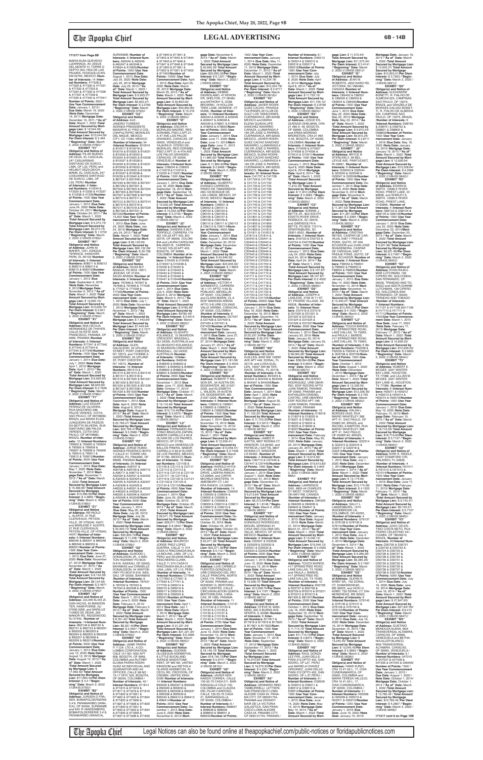**171217 from Page 8B**

MARIA ELBA QUEVEDO LIZARRAGA, AV JESUS DEL MONTE 51 TORRE D DEPTO 303, HDA DE LAS PALMAS, HUIXQUILUCAN, EM 52764, MEXICO /Number of Interests: 14 /Interest Numbers: 477328 & 477329 & 477330 & 477331 & 477332 & 477333 & 477334 & 477335 & 477336 & 477337 & 477338 & 477339 & 477340 & 477341 /Number of Points: 3500 /Use Year Commencement Date: January 1, 2012 /Due Date: March 10, 2020 /Note Date: December 19, 2011/ Mortgage Date: December 19, 2011 /"As of" Date: March 1, 2022 /Total Amount Secured by Mortgage Lien: $ 12,044.59/ Total Amount Secured by Mortgage Lien: $12,044.59/ Per Diem Interest: $ 3.464 /"Beginning" Date: March 2, 2022 /(126435.5782)//

**EXHIBIT "V1"**
**Obligor(s) and Notice of Address:** PILAR BUENO-DE-DEZA, EL CASCAJAL 247 CASUARINAS SANTIAGO DE SURCO, LIMA, OF L33, PERU and HILDA ST DEZA DESCHAMPS, EL CASCAJAL 247 CASUARINAS SANTIAGO DE SURCO, LIMA, OF L33, PERU /**Number of Interests:** 6 /**Interest Numbers:** 413334 & 413335 & 413336 & 413337 & 413338 & 413339/**Number of Points:** 1500 /**Use Year Commencement Date:** January 1, 2012 / **Due Date:** June 24, 2020 /**Note Date:** October 24, 2011/ **Mortgage Date:** October 24, 2011/**"As of" Date:** March 1, 2022 /**Total Amount Secured by Mortgage Lien:** $ 5,274.73/ **Total Amount Secured by Mortgage Lien:** $5,274.73/ **Per Diem Interest:** $ 1.5702 /**"Beginning" Date:** March 2, 2022 /(126435.5783)//

**EXHIBIT "W1"**
**Obligor(s) and Notice of Address:** JOHN M. MAHER, 7221 JONQUIL TERRACE, HANOVER PARK, EL 60103 /**Number of Interests:** 6 /**Interest Numbers:** 808211 & 808212 & 808213 & 808214 & 808215 & 808216/**Number of Points:** 1500 /**Use Year Commencement Date:** January 1, 2013 /**Due Date:** September 6, 2019 /**Note Date:** November 6, 2012/ **Mortgage Date:** November 6, 2012 /**"As of" Date:** March 1, 2022 /**Total Amount Secured by Mortgage Lien:** $ 10,695.70/ **Total Amount Secured by Mortgage Lien:** $10,695.70/ **Per Diem Interest:** $ 2.841 /**"Beginning" Date:** March 2, 2022 /(126435.5796)//

**EXHIBIT "X1"**
**Obligor(s) and Notice of Address:** ANA CECILIA HERNANDEZ DE THAYER, CALLE 50 ESTE SAN FRANCISCO, PANAMA, OF 9999, PANAMA /**Number of Interests:** 8 /**Interest Numbers:** 977341 & 977342 & 977343 & 977344 & 977345 & 977346/**Number of Points:** 1500 /**Use Year Commencement Date:** January 1, 2014 /**Due Date:** July 1, 2020 /**Note Date:** April 1, 2013/ **Mortgage Date:** April 1, 2013 /**"As of" Date:** March 1, 2022 /**Total Amount Secured by Mortgage Lien:** $ 8,929.90/ **Total Amount Secured by Mortgage Lien:** $8,929.90/ **Per Diem Interest:** $ 2.7626 /**"Beginning" Date:** March 2, 2022 /(126435.5799)//

**EXHIBIT "Y1"**
**Obligor(s) and Notice of Address:** LUIZ EDGAR FERRAZ DE OLIVEIRA, RUA SAGITARIO 286 PALOS VERDES, COTIA, SAO PAULO, OF 06709680, BRAZIL and MARIA ELIZA JUNQUEIRA DE PASSOS DE FERRAZ OLIVEIRA, RUA SANTIARIO 286 PALOS VERDES, COTIA SAO PAULO, OF 06709680, BRAZIL /**Number of Interests:** 12 /**Interest Numbers:** 795603 & 795604 & 795605 & 795606 & 795607 & 795608 & 795609 & 795610 & 795611 & 795612 & 795613/**Number of Points:** 3000 /**Use Year Commencement Date:** January 1, 2013 /**Due Date:** May 7, 2020 /**Note Date:** November 7, 2012/ **Mortgage Date:** November 7, 2012 /**"As of" Date:** March 1, 2022 /**Total Amount Secured by Mortgage Lien:** $ 15,489.60/ **Total Amount Secured by Mortgage Lien:** $15,489.60/**Per Diem Interest:** $ 4.4699 /**"Beginning" Date:** March 2, 2022 /(126435.5800)//

**EXHIBIT "Z1"**
**Obligor(s) and Notice of Address:** REYNOLD L. ALERTE, 57 RUE CLERVEAUX, PETION-VILLE, OF HT6340, HAITI and MARLENE F. ALERTE, 57 RUE CLERVEAUX, PETION-VILLE, OF HT6340, HAITI /**Number of Interests:** 6 /**Interest Numbers:** 866346 & 866347 & 866348 & 866349 & 866350 & 866351/**Number of Points:** 1500 /**Use Year Commencement Date:** January 1, 2013 /**Due Date:** June 27, 2020 /**Note Date:** November 27, 2012/ **Mortgage Date:** November 27, 2012 /**"As of" Date:** March 1, 2022 /**Total Amount Secured by Mortgage Lien:** $ 8,134.56/ **Total Amount Secured by Mortgage Lien:** $8,134.56/ **Per Diem Interest:** $ 2.4971 /**"Beginning" Date:** March 2, 2022 /(126435.5790)//

**EXHIBIT "A2"**
**Obligor(s) and Notice of Address:** JULIAN ELIAS ZIDAN-VACAS, 40 MANDON TER, HAWTHORNE, NJ 07506, and MARITZA YUNES DE ZIDAN, 205 MANOR RD, RIDGEWOOD, NJ 07450, /**Number of Interests:** 14/**Interest Numbers:** B62149 & B62150 & B62151 & B62152 & B62201 & B62202 & B62203 & B62204 & B62205 & B62206 & B62207 & B62208 & B62209 & B62210/**Number of Points:** 3500 /**Use Year Commencement Date:** January 1, 2014 /**Due Date:** July 12, 2020 /**Note Date:** August 12, 2013/ **Mortgage Date:** August 12, 2013 /**"As of" Date:** March 1, 2022 /**Total Amount Secured by Mortgage Lien:** $ 17,963.42/ **Total Amount Secured by Mortgage Lien:** $17,963.42/**Per Diem Interest:** $ 4.4 /**"Beginning" Date:** March 2, 2022 /(126435.5792)//

**EXHIBIT "B2"**
**Obligor(s) and Notice of Address:** JURGEN G FRASER, BOMAPOLDERSERIE 3 # 8, PARAMARIBO (WANICA), OF 00000, SURINAME and KAY R VANDENBERG, BOMAPOLDERSERIE 3 # 8, PARAMARIBO (WANICA), SURINAME /**Number of Interests:** 6 /**Interest Numbers:** A60245 & A60246 & A60247 & A60248 & A70824 & A70825/**Number of Points:** 1500 /**Use Year Commencement Date:** August 1, 2013 /**Due Date:** July 25, 2020 /**Note Date:** July 25, 2013/ **Mortgage Date:** July 25, 2013 /**"As of" Date:** March 1, 2022 /**Total Amount Secured by Mortgage Lien:** $ 9,923.27/ **Total Amount Secured by Mortgage Lien:** $9,923.27/ **Per Diem Interest:** $ 3.0769 /**"Beginning" Date:** March 2, 2022 /(126435.5793)//

**EXHIBIT "C2"**
**Obligor(s) and Notice of Address:** ALEJANDRO TURRENT, AVENIDA PRESIDENTE MASARYK 61 PISO 2 COL CHAPULTEPEC MORALES DEL MIGUE, MEXICO CITY, CD 11560, MEXICO /**Number of Interests:** 54 /**Interest Numbers:** B10016 & B10017 & B10018 & B10019 & B10020 & B10021 & B10022 & B10023 & B10024 & B10025 & B10026 & B10027 & B10028 & B10029 & B10030 & B10031 & B10032 & B10033 & B10034 & B10035 & B10036 & B10037 & B10038 & B10039 & B10040 & B10041 & B07247 & B07248 & B07249 & B07250 & B07251 & B07252 & B07301 & B07302 & B07303 & B07304 & B07305 & B07306 & B07307 & B07308 & B07309 & B07310 & B07311 & B07312 & B07313 & B07314 & B07315 & B07316 & B07317 & B07318 & B07329 & B07330 & B07331 & B07332/**Number of Points:** 13,500 /**Use Year Commencement Date:** August 1, 2013 /**Due Date:** June 24, 2020 /**Note Date:** July 24, 2013/ **Mortgage Date:** July 24, 2013 /**"As of" Date:** March 1, 2022 /**Total Amount Secured by Mortgage Lien:** $ 69,132.09/ **Total Amount Secured by Mortgage Lien:** $69,132.09/ **Per Diem Interest:** $ 20.758 /**"Beginning" Date:** March 2, 2022 /(126435.5794)//

**EXHIBIT "D2"**
**Obligor(s) and Notice of Address:** RUAA M F. BANAJA, PO BOX 15611, JEDDAH, OF 21454, SAUDI ARABIA /**Number of Interests:** 6 /**Interest Numbers:** 767846 & 767847 & 767848 & 767849 & 777026 & 777027 & 777028 & 777029/**Number of Points:** 2000 /**Use Year Commencement Date:** January 1, 2013 /**Due Date:** July 1, 2020 /**Note Date:** November 1, 2012/ **Mortgage Date:** November 1, 2012 /**"As of" Date:** March 1, 2022 /**Total Amount Secured by Mortgage Lien:** $ 7,443.64/ **Total Amount Secured by Mortgage Lien:** $7,443.64/ **Per Diem Interest:** $ 2.1577 /**"Beginning" Date:** March 2, 2022 /(126435.5795)//

**EXHIBIT "E2"**
**Obligor(s) and Notice of Address:** GLEN DALGLEISH, 34 UPLAND STREET, PORT CHESTER, NY 10573, and YVONNE A GASPERINO, 34 UPLAND ST, PORT CHESTER, NY 10573, /**Number of Interests:** 18 /**Interest Numbers:** B51513 & B51514 & B51515 & B51516 & B51517 & B51518 & B51519 & B51520 & B51521 & B51522 & B51523 & B51524 & B51525 & B51526 & B51527 & B51528 & B51529 & B51530/**Number of Points:** 4500 /**Use Year Commencement Date:** September 1, 2013 /**Due Date:** April 6, 2020 /**Note Date:** August 6, 2013/ **Mortgage Date:** August 6, 2013 /**"As of" Date:** March 1, 2022 /**Total Amount Secured by Mortgage Lien:** $ 22,769.47/ **Total Amount Secured by Mortgage Lien:** $22,769.47/**Per Diem Interest:** $ 5.5566 /**"Beginning" Date:** March 2, 2022 /(126435.5796)//

**EXHIBIT "F2"**
**Obligor(s) and Notice of Address:** JORGE RUBIO, AVENIDA REDENCENTRO DOS Y CALLE 51 TORRE UNIVERSAL P3, PANAMA, OF 99999, PANAMA /**Number of Interests:** 26 /**Interest Numbers:** A06707 & A06708 & A06709 & A06710 & A06711 & A06712 & A32420 & A32421 & A32422 & A32423 & A32424 & A32425 & A32426 & A32427 & A46320 & A46321 & A46322 & A46323 & A46324 & A46325 & A50046 & A50047 & A50048 & A50049/**Number of Points:** 6500 /**Use Year Commencement Date:** January 1, 2014 /**Due Date:** May 26, 2020 /**Note Date:** July 26, 2013/ **Mortgage Date:** July 26, 2013 /**"As of" Date:** March 1, 2022 /**Total Amount Secured by Mortgage Lien:** $ 35,900.70/ **Total Amount Secured by Mortgage Lien:** $35,900.70/**Per Diem Interest:** $ 11.238 /**"Beginning" Date:** March 2, 2022 /(126435.5798)//

**EXHIBIT "G2"**
**Obligor(s) and Notice of Address:** ELWOOD L DONALDSON JR., 5 WINTON HIGHWAY PO BOX N-918, NASSAU, OF 00000, BAHAMAS and CHENELLE DONALDSON, 54 WINTON HWY PO BOX N-918, NASSAU, OF 00000, BAHAMAS /**Number of Interests:** 6 /**Interest Numbers:** 787031 & 787032 & 787033 & 787034 & B23398 & B23399 /**Number of Points:** 1500 /**Use Year Commencement Date:** March 1, 2013 /**Due Date:** June 5, 2020 /**Note Date:** February 5, 2013/ **Mortgage Date:** February 5, 2013 /**"As of" Date:** March 1, 2022 /**Total Amount Secured by Mortgage Lien:** $ 8,351.40/ **Total Amount Secured by Mortgage Lien:** $8,351.40/**Per Diem Interest:** $ 2.5507 /**"Beginning" Date:** March 2, 2022 /(126435.5799)//

**EXHIBIT "H2"**
**Obligor(s) and Notice of Address:** JAIME PARRA P. Y CIA. LTD. A., A COLOMBIA CORPORATION, CALLE 101 NO 1650 APT 608, BOGOTA, OF 9999, COLOMBIA and RUTHBY ELIANA PARRA RODRIGUEZ AS INDIVIDUAL AND GUARANTOR AND AS OFFICER, CALLE 98 NO 15-17 OFIC 502, BOGOTA, OF 0000, COLOMBIA /**Number of Interests:** 42 /**Interest Numbers:** 971814 & 971815 & 971816 & 971817 & 971818 & 971819 & 971820 & 971821 & 971822 & 971823 & 971824 & 971825 & 971826 & 971827 & 971828 & 971829 & 971830 & 971831 & 971832 & 971833 & 971834 & 971835 & 971836 & 971837 & 971838 & 971839 & 971840 & 971841 & 971842 & 971843 & 971844 & 971845 & 971846 & 971847 & 971848 & 971849 & 971850 & 971851 & 971852 & 971901 & 971902 & 971903/**Number of Points:** 10500 /**Use Year Commencement Date:** January 1, 2013 /**Due Date:** April 25, 2020 /**Note Date:** March 25, 2013/ **Mortgage Date:** March 25, 2013 /**"As of" Date:** March 1, 2022 /**Total Amount Secured by Mortgage Lien:** $ 50,853.00/ **Total Amount Secured by Mortgage Lien:** $50,853.00/ **Per Diem Interest:** $ 15.216 /**"Beginning" Date:** March 2, 2022 /(126435.5800)//

**EXHIBIT "I2"**
**Obligor(s) and Notice of Address:** OSCAR H. MORALES-MADRID, RES. DORABEL PISO 2 APT 21-A-4T AVE LOS PALOS GRANDES, CARACAS, OF 00000, VENEZUELA and YAJAIRA R. OTERO DE MORALES, RES DORABEL PISO 2 APT 21-A-4TA AVE LOS PALOS GRANDES, CARACAS, OF 00000, VENEZUELA /**Number of Interests:** 8 /**Interest Numbers:** C09334 & C09335 & C10218 & C10219 & C10220 & C10221/**Number of Points:** 1500 /**Use Year Commencement Date:** January 1, 2014 /**Due Date:** July 18, 2020 /**Note Date:** September 18, 2013/ **Mortgage Date:** September 18, 2013 /**"As of" Date:** March 1, 2022 /**Total Amount Secured by Mortgage Lien:** $ 10,532.02/ **Total Amount Secured by Mortgage Lien:** $10,532.02/**Per Diem Interest:** $ 3.4735 /**"Beginning" Date:** March 2, 2022 /(126435.5801)//

**EXHIBIT "J2"**
**Obligor(s) and Notice of Address:** SANDRA S BUSTENELLO CARRERA 17A NO 105-22 APT 403, BOGOTA, OF 99999, COLOMBIA and LAURA CAROLINA BALANCO B., CARRERA 17A NO 105-22 APT 403, BOGOTA, OF 99999, COLOMBIA /**Number of Interests:** 14/**Interest Numbers:** D16435 & D16436 & D16437 & D16438 & D16439 & D16440 & D16441 & D16442 & D16443 & D16444 & D16445 & D16446 & D16447 & D16448/**Number of Points:** 3500 /**Use Year Commencement Date:** April 1, 2014 /**Due Date:** July 5, 2020 /**Note Date:** March 5, 2014/ **Mortgage Date:** March 5, 2014 /**"As of" Date:** March 1, 2022 /**Total Amount Secured by Mortgage Lien:** $ 9785.49/ **Total Amount Secured by Mortgage Lien:** $9785.49/ **Per Diem Interest:** $ 2.9513 /**"Beginning" Date:** March 2, 2022 /(126435.5802)//

**EXHIBIT "K2"**
**Obligor(s) and Notice of Address:** OLANIPO KOLAWOLE, 15 SKANDON CRESCENT, BRAMSALL, GU 04305, AUSTRALIA and OLUBUSAYO KOLAWOLE, 15 SKANDON CRESCENT, BRAMSALL, QU 04305, AUSTRALIA /**Number of Interests:** 10/**Interest Numbers:** B46548 & B46549 & B46550 & B46551 & B46552 & B46601 & B46602 & B46603 & B46604 & B46605/**Number of Points:** 2500 /**Use Year Commencement Date:** October 1, 2013 /**Due Date:** June 17, 2020 /**Note Date:** October 17, 2013/ **Mortgage Date:** October 17, 2013 /**"As of" Date:** March 1, 2022 /**Total Amount Secured by Mortgage Lien:** $ 12,434.70/ **Total Amount Secured by Mortgage Lien:** $12,110.43/**Per Diem Interest:** $ 3.5675 /**"Beginning" Date:** March 2, 2022 /(126435.5803)//

**EXHIBIT "L2"**
**Obligor(s) and Notice of Address:** FERNANDO ANTONIO MONTES-CAPIEN, NABOR CARRILLO # 62-8 OLIVAR DE LOS PADRES, MEXICO, OF 01780, MEXICO and VANESSA CEBALLOS PINEDA, NABOR CARRILLO # 62-8 OLIVAR DE LOS PADRES, MEXICO, OF 01780, MEXICO /**Number of Interests:** 18 /**Interest Numbers:** C31108 & C31109 & C31110 & C31111 & C31112 & C31113 & C31114 & C31115 & C31116 & C31117 & C31118 & C31119 & C31120 & C31121 & C31122 & C31123 & C31124 & C31125/**Number of Points:** 4500 /**Use Year Commencement Date:** January 1, 2014 /**Due Date:** June 25, 2020 /**Note Date:** October 25, 2013/ **Mortgage Date:** October 25, 2013 /**"As of" Date:** March 1, 2022 /**Total Amount Secured by Mortgage Lien:** $ 26,571.76/ **Total Amount Secured by Mortgage Lien:** $26,571.76/**Per Diem Interest:** $ 8.0842 /**"Beginning" Date:** March 2, 2022 /(126435.5804)//

**EXHIBIT "M2"**
**Obligor(s) and Notice of Address:** MAURICIO JORGE PAEZ LOPEZ GUERRA, CALLE 11 374 CASA 6 RINCONADA BAJA LA MOLINA, LIMA, OF L12, PERU and SUSANA EMILIA ORTIZ DE PAEZ LOPEZ, CALLE 11 374 CASA 6 RINCONADA BAJA LA MOLINA, LIMA, OF L12, PERU /**Number of Interests:** 14 /**Interest Numbers:** C77849 & C77850 & C77851 & C77852 & C77901 & C77902 & D65014 & D65015 & D65016 & D65017 & D65018 & D65019 & D65020 & D65021/**Number of Points:** 3500 /**Use Year Commencement Date:** April 1, 2014 /**Due Date:** July 7, 2020 /**Note Date:** March 7, 2014/ **Mortgage Date:** March 7, 2014 /**"As of" Date:** March 1, 2022 /**Total Amount Secured by Mortgage Lien:** $ 21,221.34/ **Total Amount Secured by Mortgage Lien:** $21,221.34/ **Per Diem Interest:** $ 6.3695 /**"Beginning" Date:** March 2, 2022 /(126435.5805)//

**EXHIBIT "N2"**
**Obligor(s) and Notice of Address:** GODWIN OLUSEGUN ADEWOLE, 8 LITTLE BUCKLAND AVENUE MAIDSTONE, KENT, OF ME160, UNITED KINGDOM and IRETIOLA OLARIS ADEWOLE, 43 CECIL RD, CROYDON, OF CR03BN, UNITED KINGDOM /**Number of Interests:** 12 /**Interest Numbers:** B93501 & B93502 & B93628 & B93529 & B95534 & B95535 & B95536 & B95537 & B95538 & B95539 & B95540 & B96412 & B96413 /**Number of Points:** 3000 /**Use Year Commencement Date:** December 1, 2013 /**Due Date:** June 6, 2020 /**Note Date:** November 6, 2013/ **Mortgage Date:** November 6, 2013 /**"As of" Date:** March 1, 2022 /**Total Amount Secured by Mortgage Lien:** $ 20,050.03/ **Total Amount Secured by Mortgage Lien:** $20,050.03/**Per Diem Interest:** $ 6.1327 /**"Beginning" Date:** March 2, 2022 /(126435.5806)//

**EXHIBIT "O2"**
**Obligor(s) and Notice of Address:** LINDA C DIGIROLAMO, 47 KERON DR, SHELTON, CT 06484, and ANTHONY S. DOMBROWSKI, 16 HOLLOW TREE LANE, MONROE, CT 06468, /**Number of Interests:** 10 /**Interest Numbers:** A09045 & A09046 & A09047 & A09048 & A09049 & A78697 & A78698 & A78699 & A78650/**Number of Points:** 2500 /**Use Year Commencement Date:** January 1, 2014 /**Due Date:** June 11, 2020 /**Note Date:** June 11, 2013/**Mortgage Date:** June 11, 2013 /**"As of" Date:** March 1, 2022 /**Total Amount Secured by Mortgage Lien:** $ 11,860.92/**Per Diem Interest:** $ 2.6486 /**"Beginning" Date:** March 2, 2022 /(126435.5808)//

**EXHIBIT "P2"**
**Obligor(s) and Notice of Address:** GILBERTO DURAZO CARREON, PASEO DE TAMARINDOS 260-103 BOSQUE DE LAS LOMAS, MEXICO, OF 05120, MEXICO /**Number of Interests:** 16 /**Interest Numbers:** C96051 & C96052 & C96101 & C96102 & C96103 & C96104 & C96105 & C96106 & C96107 & C96108 & C96109 & C96110 & C96111 & C96112 & C96113 & C96114/**Number of Points:** 4000 /**Use Year Commencement Date:** January 1, 2014 /**Due Date:** August 1, 2020 /**Note Date:** December 30, 2013/ **Mortgage Date:** December 30, 2013 /**"As of" Date:** March 1, 2022 /**Total Amount Secured by Mortgage Lien:** $ 24,946.02/ **Total Amount Secured by Mortgage Lien:** $24,946.02/ **Per Diem Interest:** $ 7.3853 /**"Beginning" Date:** March 2, 2022 /(126435.5809)//

**EXHIBIT "Q2"**
**Obligor(s) and Notice of Address:** VICTOR H SARMIENTO, CARRERA 18 1-171 APTO 1106 EL POBLADO, MEDELLIN, OF 00001, COLOMBIA and MARIA ISABEL OLA EDIF MANSION ARENA APTO 248 URB COLINAS VALLE ARRIBA, CARACAS, OF 00000, COLOMBIA /**Number of Interests:** 8 /**Interest Numbers:** D27427 & D27428 & D27429 & D27430 & D27431 & D27432/**Number of Points:** 1500 /**Use Year Commencement Date:** January 1, 2015 /**Due Date:** June 27, 2020 /**Note Date:** January 27, 2014/ **Mortgage Date:** January 27, 2014 /**"As of" Date:** March 1, 2022 /**Total Amount Secured by Mortgage Lien:** $ 11,581.06/ **Total Amount Secured by Mortgage Lien:** $11,581.06/ **Per Diem Interest:** $ 3.4634 /**"Beginning" Date:** March 2, 2022 /(126435.5811)//

**EXHIBIT "R2"**
**Obligor(s) and Notice of Address:** ROBERT P. WILSON, 14 AUSTIN DR, EDGEWATER, MD 21037-2205, and ELIZABETH L. WILSON, 14 AUSTIN DR, EDGEWATER, MD 21037-2205, /**Number of Interests:** 4 /**Interest Numbers:** C68922 & C68923 & C68924 & C68925/**Number of Points:** 1500 /**Use Year Commencement Date:** January 1, 2014 /**Due Date:** November 15, 2019 /**Note Date:** November 15, 2013/ **Mortgage Date:** November 15, 2013 /**"As of" Date:** March 1, 2022 /**Total Amount Secured by Mortgage Lien:** $ 13,559.41/ **Total Amount Secured by Mortgage Lien:** $13,559.41/ **Per Diem Interest:** $ 3.7406 /**"Beginning" Date:** March 2, 2021 /(126435.5812)//

**EXHIBIT "S2"**
**Obligor(s) and Notice of Address:** HAROLD OTERO CHAIBE, 26 FALABELLA DRIVE, LADERA RANCH, CA 92694, and CARYN MICHELE MASTERS, 14 ANADEM DRIVE, LADERA RANCH, CA 92694, /**Number of Interests:** 8 /**Interest Numbers:** C06002 & C06003 & C06004 & C06005 & C06006 & C06007 & C06008 & C06009 & C06010 & C06011 & C06012 & C06013 /**Number of Points:** 2500 /**Use Year Commencement Date:** January 1, 2014 /**Due Date:** October 23, 2019 /**Note Date:** October 23, 2013/ **Mortgage Date:** October 23, 2013 /**"As of" Date:** March 1, 2022 /**Total Amount Secured by Mortgage Lien:** $22,271.56/**Per Diem Interest:** $ 5.112 /**"Beginning" Date:** March 2, 2022 /(126435.5814)//

**EXHIBIT "T2"**
**Obligor(s) and Notice of Address:** LUIS CARMELO FUENTES GONZALEZ, URB CONDADO DEL REY CALLE PRINCIPAL NORTE LOTE 170, PANAMA, OF 99999, PANAMA and NOHEMY S. BERTORELLIDE FUENTES, CALLE CIRCUNVALACION QUINTA BERTORELLI, CARACAS, IR 1080, PANAMA /**Number of Interests:** 11 /**Interest Numbers:** C101131 & C101132 & C101133 & C101134 & C101135 & C101136 & C101137 & C101138 & C101139 & C101140 & C101141/**Number of Points:** 2750 /**Use Year Commencement Date:** January 1, 2014 /**Due Date:** June 13, 2020 /**Note Date:** November 13, 2013/ **Mortgage Date:** November 13, 2013 /**"As of" Date:** March 1, 2022 /**Total Amount Secured by Mortgage Lien:** $ 18,146.72/ **Total Amount Secured by Mortgage Lien:** $18,146.72/**Per Diem Interest:** $ 5.3741 /**"Beginning" Date:** March 2, 2022 /(126435.5815)//

**EXHIBIT "U2"**
**Obligor(s) and Notice of Address:** JAVIER HERNANDO CORREA, CALLE 135-95-75 CASA 211, BARRANQUILLA COLO 100, COLOMBIA and GLADYS DEL PILAR CARDOSO, CALLE 135-95-75 CASA 211, BARRANQUILLA, OF 00000, COLOMBIA /**Number of Interests:** 6 /**Interest Numbers:** B98637 & B98638 & B98639 & B98640 & B98641 & B98642/**Number of Points:** 1500 /**Use Year Commencement Date:** January 1, 2014 /**Due Date:** May 11, 2020 /**Note Date:** December 11, 2013/ **Mortgage Date:** December 11, 2013 /**"As of" Date:** March 1, 2022 /**Total Amount Secured by Mortgage Lien:** $ 10,234.78/ **Total Amount Secured by Mortgage Lien:** $10,234.78/ **Per Diem Interest:** $ 3.0717 /**"Beginning" Date:** March 2, 2022 /(126435.5816)//

**EXHIBIT "V2"**
**Obligor(s) and Notice of Address:** JAVIER ROCHIGUEZ CACHO, PRIVADA TULIPANES 29 CLUB DE GOLF LOS TABACHINES, CUERNAVACA, MR 62498, MEXICO and MARIA ELENA QUADALUPE SANCHEZ NAVARRO CARAZA, LLAMARADA # 195 DR JOSE G PARRES, CUERNAVACA, MR 62550, MEXICO, JAVIER ROCHIGUEZ CACHO SANCHEZ NAVARRO, LLAMARADA # 195 DR JOSE G PARRES, CUERNAVACA, MR 62550, MEXICO and ELENA ROCHIGUEZ CACHO SANCHEZ NAVARRO, LLAMARADA # 195 DR JOSE G PARRES, CUERNAVACA, MR 62550, MEXICO, ELENA ROCHIGUEZ CACHO SANCHEZ NAVARRO, LLAMARADA # 195 DR JOSE G PARRES, CUERNAVACA, MR 62550, MEXICO /**Number of Interests:** 46 /**Interest Numbers:** C41727 & C41728 & C41729 & C41730 & C41731 & C41732 & C41733 & C41734 & C41735 & C41736 & C41737 & C41738 & C41739 & C41740 & C41741 & C41742 & C41743 & C41744 & C41745 & C41746 & C41747 & C41748 & C41749 & C41750 & C41751 & C41752 & C41801 & C41802 & C41803 & C41804 & C41805 & C41806 & C41807 & C41808 & C41809 & C41810 & C41811 & C41812 & C41813 & C41814 & C33442 & C33443 & C33444 & C33445 & C33446 & C33447 & C33448 & C33449 & C33450 & C37046 & C37047 & C37048 & C37049 & C37050 & C47103 & C47104 & C47105 & C47106 & C47107 & C47108 & C47109 & C47110 & C47111 & C47112 & C47113 & C47114 & C47115 & C47116 & C47117 & C47118 & C47119 & C47120 & C47121 & C47122 & C47123 & C47124 & C47125 & C47126/**Number of Points:** 20000 /**Use Year Commencement Date:** January 1, 2014 /**Due Date:** June 19, 2013 /**Note Date:** December 19, 2013/ **Mortgage Date:** December 19, 2013 /**"As of" Date:** March 1, 2022 /**Total Amount Secured by Mortgage Lien:** $ 125,237.34/ **Total Amount Secured by Mortgage Lien:** $125,237.34/**Per Diem Interest:** $ 38.979 /**"Beginning" Date:** March 2, 2022 /(126435.5817)//

**EXHIBIT "W2"**
**Obligor(s) and Notice of Address:** MICHAEL GUILLEN, 8450 NW 102ND AVE APT 448, DORAL, FL 33178, and LUISA GUILLEN, 10037 NW 88 TERRACE, DORAL, FL 33178, /**Number of Interests:** 6 /**Interest Numbers:** B44344 & B44345 & B44346 & B44347 & B44348 & B44349/**Number of Points:** 1500 /**Use Year Commencement Date:** January 1, 2014 /**Due Date:** April 1, 2020 /**Note Date:** August 30, 2013/ **Mortgage Date:** August 30, 2013 /**"As of" Date:** March 1, 2022 /**Total Amount Secured by Mortgage Lien:** $ 11,155.20/ **Total Amount Secured by Mortgage Lien:** $11,155.20/**Per Diem Interest:** $ 3.3011 /**"Beginning" Date:** March 2, 2022 /(126435.5818)//

**EXHIBIT "X2"**
**Obligor(s) and Notice of Address:** JAMES R GATTIS, 9097 ROSINA CT, WINDSOR, CA 95492, and PATRICIA J GATTIS, 9807 ROSINA CT, WINDSOR, CA 95492, /**Number of Interests:** 6 /**Interest Numbers:** C97444 & C97445 & C97446 & C97447 & C97448/**Number of Points:** 1500 /**Use Year Commencement Date:** January 1, 2014 /**Due Date:** August 1, 2020 /**Note Date:** December 31, 2013/ **Mortgage Date:** December 31, 2013 /**"As of" Date:** March 1, 2022 /**Total Amount Secured by Mortgage Lien:** $ 6,213.64/**Per Diem Interest:** $ 1.6148 /**"Beginning" Date:** March 2, 2022 /(126435.5819)//

**EXHIBIT "Y2"**
**Obligor(s) and Notice of Address:** CONSUELO GONZALEZ-HIDALGO, MIGUEL SERRANO 61 CASA UNO COLONIA DEL VALLE, MEXICO, DF 03100, MEXICO /**Number of Interests:** 8 /**Interest Numbers:** D23527 & D23528 & D23529 & D23530 & D23531 & D23532 & D23533 & D23534/**Number of Points:** 2000 /**Use Year Commencement Date:** January 1, 2015 /**Due Date:** June 12, 2020 /**Note Date:** February 12, 2014/ **Mortgage Date:** February 12, 2014 /**"As of" Date:** March 1, 2022 /**Total Amount Secured by Mortgage Lien:** $ 13,930.42/ **Total Amount Secured by Mortgage Lien:** $13,930.42/ **Per Diem Interest:** $ 4.1197 /**"Beginning" Date:** March 2, 2022 /(126435.5821)//

**EXHIBIT "Z2"**
**Obligor(s) and Notice of Address:** STEVE W. MAINIGI, 2800 DIMMOCK DR, SPARTA, IL 62286 /**Number of Interests:** 4 /**Interest Numbers:** B17817 & B17818 & B17819 & B17820 & B17821 & B17822/**Number of Points:** 1500 /**Use Year Commencement Date:** January 1, 2014 /**Due Date:** August 17, 2020 /**Note Date:** September 17, 2013/ **Mortgage Date:** September 17, 2013 /**"As of" Date:** March 1, 2022 /**Total Amount Secured by Mortgage Lien:** $ 16,970.92/**Per Diem Interest:** $ 4.233 /**"Beginning" Date:** March 2, 2022 /(126435.5822)//

**EXHIBIT "A3"**
**Obligor(s) and Notice of Address:** GERMAN LOPEZ, GUSTAVO PINO 1028 Y CALLE PAGE SAN FRANCISCO LOMA ALEGRE CASA 24, PANAMA CITY, OF 083001754, PANAMA and JANOFY NAIR DE LA VICTORIA GALARZA, SAN FRANCISCO LOMA ALEGRE CASA 24, PANAMA CITY, OF 0830-01754, PANAMA /**Number of Interests:** 8 / **Interest Numbers:** D95513 & D95514 & D95515 & D95516 & D95517 & D95518/**Number of Points:** 1500 /**Use Year Commencement Date:** July 1, 2014 /**Due Date:** July 8, 2020 /**Note Date:** April 8, 2014/ **Mortgage Date:** April 8, 2014 /**"As of" Date:** March 1, 2022 /**Total Amount Secured by Mortgage Lien:** $ 11,735.12/ **Total Amount Secured by Mortgage Lien:** $11,735.12/ **Per Diem Interest:** $ 3.4789 /**"Beginning" Date:** March 2, 2022 /(126435.5824)//

**EXHIBIT "B3"**
**Obligor(s) and Notice of Address:** JOSUE ESQUENAZI-GHELMAN, CRA 21 #85 A- 49, BOGOTA, OF 99999, COLOMBIA and ERIKA MORENO BRONSTEIN, CRA 21 #85 A-49, BOGOTA, OF 00000, COLOMBIA /**Number of Interests:** 6 /**Interest Numbers:** D74506 & D74507 & D74508 & D74509 & D74510 & D74511/**Number of Points:** 1500 /**Use Year Commencement Date:** January 1, 2015 /**Due Date:** April 8, 2020 /**Note Date:** April 8, 2014/ **Mortgage Date:** April 8, 2014 /**"As of" Date:** March 1, 2022 /**Total Amount Secured by Mortgage Lien:** $ 11,810.34/**Total Amount Secured by Mortgage Lien:** $ 11,810.34/**Per Diem Interest:** $ 3.4653 /**"Beginning" Date:** March 2, 2022 /(126435.5825)//

**EXHIBIT "C3"**
**Obligor(s) and Notice of Address:** SONNIE J. BETTS JR., 903 SOUTH EDISTO RIVER DRIVE, ROEBUCK, SC 29376, and GWENDOLYN A. BETTS, PO BOX 170174, SPARTANBURG, SC 29301-0022, /**Number of Interests:** 4 /**Interest Numbers:** E42722 & E42723 & E42724 & E42725/**Number of Points:** 1000 /**Use Year Commencement Date:** January 1, 2015 /**Due Date:** July 24, 2020 /**Note Date:** April 24, 2014/ **Mortgage Date:** April 24, 2014 /**"As of" Date:** March 1, 2022 /**Total Amount Secured by Mortgage Lien:** $ 6,107.87/ **Total Amount Secured by Mortgage Lien:** $6,107.87/ **Per Diem Interest:** $ 2.4022 /**"Beginning" Date:** March 2, 2022 /(126435.5826)//

**EXHIBIT "D3"**
**Obligor(s) and Notice of Address:** CLIFFORD A LAWLESS, 2709 W 71 ST ST, PRAIRIE VILLAGE, KS 66208, /**Number of Interests:** 10 /**Interest Numbers:** D31518 & D31519 & D31520 & D31521 & D31522 & D31523 & D31524 & D31525 & D31526 & D31527/**Number of Points:** 2500 /**Use Year Commencement Date:** February 1, 2014 /**Due Date:** January 20, 2016 /**Note Date:** January 20, 2014/ **Mortgage Date:** January 20, 2014 /**"As of" Date:** March 1, 2022 /**Total Amount Secured by Mortgage Lien:** $ 38,094.06/**Per Diem Interest:** $ 6.5604 /**"Beginning" Date:** March 2, 2022 /(126435.5827)//

**EXHIBIT "E3"**
**Obligor(s) and Notice of Address:** BELISARIO RODRIGUEZ, URB OBARRIO, EDIF ROCHIS APTO JUAN RAMON, PANAMA, OF 00000, PANAMA and KATHALEEN GRISSEL CASTRO, URB OBARRIO EDIF ROCHIS APT 10B JUAN RAMON, PANAMA, OF 00000, PANAMA /**Number of Interests:** 10 /**Interest Numbers:** D18218 & D18219 & D18220 & D18221 & D18222 & D18223 & D18224 & D18225 & D18226 & D18227/**Number of Points:** 2500 /**Use Year Commencement Date:** February 1, 2014 /**Due Date:** May 20, 2020 /**Note Date:** January 20, 2014/ **Mortgage Date:** January 20, 2014 /**"As of" Date:** March 1, 2022 /**Total Amount Secured by Mortgage Lien:** $ 15,613.82/ **Per Diem Interest:** $ 4.849 /**"Beginning" Date:** March 2, 2022 /(126435.5828 MM)//

**EXHIBIT "F3"**
**Obligor(s) and Notice of Address:** LAWRENCE SAX, 4805-44 CHARLES ST WEST, TORONTO, ON M4Y1R8, CANADA /**Number of Interests:** 6 /**Interest Numbers:** D84225 & D84226 & D84639 & D84640 & D84641 & D84642/**Number of Points:** 1500 /**Use Year Commencement Date:** January 1, 2019 /**Due Date:** March 31, 2014/ **Mortgage Date:** March 31, 2014 /**"As of" Date:** March 1, 2022 /**Total Amount Secured by Mortgage Lien:** $ 15,046.12/ **Total Amount Secured by Mortgage Lien:** $15,046.12/ **Per Diem Interest:** $ 4.1962 /**"Beginning" Date:** March 2, 2022 /(126435.5829)//

**EXHIBIT "G3"**
**Obligor(s) and Notice of Address:** TOUCH BAREIS, 417 SPRINGTREE ROAD, LAKE DALLAS, TX 75065, and PAULA J. BAREIS, 417 SPRINGTREE ROAD, LAKE DALLAS, TX 75065, /**Number of Interests:** 6 /**Interest Numbers:** B32726 & B32727 & B32728 & B32729 & B70212 & B70213 & B81306 & B81307/**Number of Points:** 2500 /**Use Year Commencement Date:** January 1, 2014 /**Due Date:** July 16, 2020 /**Note Date:** September 16, 2013/ **Mortgage Date:** September 16, 2013 /**"As of" Date:** March 1, 2022 /**Total Amount Secured by Mortgage Lien:** $ 11,714.72/ **Total Amount Secured by Mortgage Lien:** $11,714.72/**Per Diem Interest:** $ 2.8374 /**"Beginning" Date:** March 2, 2022 /(126435.5830)//

**EXHIBIT "H3"**
**Obligor(s) and Notice of Address:** RAUL GONZALEZ PENA, JUAN DELLEPIANI 212 DPTO 402, SAN ISIDRO, OF L27, PERU and MARIELA CHAVEZ ORDONEZ, JUAN DELLEPIANI 212 DPTO 402, SAN ISIDRO, OF L-27, PERU /**Number of Interests:** 6 /**Interest Numbers:** D39509 & D39510 & D39511 & D39512 & D39513 & D39514/**Number of Points:** 1500 /**Use Year Commencement Date:** June 14, 2020 /**Note Date:** May 14, 2014/ **Mortgage Date:** May 14, 2014 /**"As of" Date:** March 1, 2022 /**Total Amount Secured by Mortgage Lien:** $ 11,573.54/ **Total Amount Secured by Mortgage Lien:** $11,573.54/ **Per Diem Interest:** $ 3.4141 /**"Beginning" Date:** March 2, 2022 /(126435.5831)//

**EXHIBIT "I3"**
**Obligor(s) and Notice of Address:** JEAN W. ROBERTS, 4052 HARO RD, VICTORIA, BC V8N 4B4, CANADA /**Number of Interests:** 10 /**Interest Numbers:** C89452 & C89501 & C89502 & C89503 & C89504 & C89505/**Number of Points:** 1500 /**Use Year Commencement Date:** June 1, 2014 /**Due Date:** May 22, 2020 /**Note Date:** May 22, 2014/ **Mortgage Date:** May 22, 2014 /**"As of" Date:** March 1, 2022 /**Total Amount Secured by Mortgage Lien:** $ 9,872.24/ **Total Amount Secured by Mortgage Lien:** $9,872.24/ **Per Diem Interest:** $ 2.8711 /**"Beginning" Date:** March 2, 2022 /(126435.5832)//

**EXHIBIT "J3"**
**Obligor(s) and Notice of Address:** BRYCE B STERLING II, 89 BELLEVUE AVE, PAWTUCKET, RI 02861, /**Number of Interests:** 6 /**Interest Numbers:** G22045 & G22044 & G22045 & G22046 & G22047 & G22048/**Number of Points:** 1500 /**Use Year Commencement Date:** January 1, 2016 /**Due Date:** June 6, 2020 /**Note Date:** November 6, 2014/ **Mortgage Date:** November 6, 2014 /**"As of" Date:** March 1, 2022 /**Total Amount Secured by Mortgage Lien:** $ 11,357.53/ **Total Amount Secured by Mortgage Lien:** $11,357.53/**Per Diem Interest:** $ 3.3384 /**"Beginning" Date:** March 2, 2022 /(126435.5833)//

**EXHIBIT "K3"**
**Obligor(s) and Notice of Address:** CRISTINA REYES, CASPAR DE CARVAJAL 5487 Y PASAJE PONS, QUITO, OF 00000, ECUADOR and JUAN JOSE RIVADENEIRA, CASPAR DE CARVAJAL 5487 Y PASAJE PONS, QUITO, OF 000, ECUADOR /**Number of Interests:** 6 /**Interest Numbers:** F89552 & F89601 & F89602 & F89603 & F89604 & F89605/**Number of Points:** 1500 /**Use Year Commencement Date:** January 1, 2015 /**Due Date:** May 14, 2020 /**Note Date:** November 14, 2014/ **Mortgage Date:** November 14, 2014 /**"As of" Date:** March 1, 2022 /**Total Amount Secured by Mortgage Lien:** $ 13,400.27/ **Total Amount Secured by Mortgage Lien:** $13,400.27/**Per Diem Interest:** $ 4.1525 /**"Beginning" Date:** March 2, 2022 /(126435.5834)//

**EXHIBIT "L3"**
**Obligor(s) and Notice of Address:** TOUCH BAREIS, 417 SPRINGTREE ROAD, LAKE DALLAS, TX 75065, and PAULA J. BAREIS, 417 SPRINGTREE ROAD, LAKE DALLAS, TX 75065, /**Number of Interests:** 6 /**Interest Numbers:** F92238 & F92240 & F92241 & G05738 & G05739/**Number of Points:** 1500 /**Use Year Commencement Date:** October 1, 2015 /**Due Date:** December 1, 2014 /**Note Date:** December 1, 2014/ **Mortgage Date:** December 1, 2014 /**"As of" Date:** March 1, 2022 /**Total Amount Secured by Mortgage Lien:** $ 12,336.35/ **Total Amount Secured by Mortgage Lien:** $12,336.35/ **Per Diem Interest:** $ 3.705 /**"Beginning" Date:** March 2, 2022 /(126435.5835)//

**EXHIBIT "M3"**
**Obligor(s) and Notice of Address:** HALAN L. BORGES DIAS, RUA MARIO WHATELEY 368 APT 41, SAO PAULO, OF 05083140, BRAZIL and RACHEL A MARTON, RUA MARIO WHATELEY 368 APT 41, SAO PAULO, OF 05083140, BRAZIL /**Number of Interests:** 6 /**Interest Numbers:** G32314 & G32315 & G32316 & G32317 & G32318 & G32319/**Number of Points:** 1500 /**Use Year Commencement Date:** January 1, 2016 /**Due Date:** July 1, 2020 /**Note Date:** December 1, 2014/ **Mortgage Date:** December 1, 2014 /**"As of" Date:** March 1, 2022 /**Total Amount Secured by Mortgage Lien:** $ 13,174.09/ **Total Amount Secured by Mortgage Lien:** $13,174.09/ **Per Diem Interest:** $ 4.1532 /**"Beginning" Date:** March 2, 2022 /(126435.5836)//

**EXHIBIT "N3"**
**Obligor(s) and Notice of Address:** SALLY L LANDENBERG, 1 WOODBROOK LN, COLUMBUS, OH 43223, /**Number of Interests:** 4 /**Interest Numbers:** G76137 & G76138 & G76139 & G76140/**Number of Points:** 1000 /**Use Year Commencement Date:** January 1, 2015 /**Due Date:** July 4, 2020 /**Note Date:** December 4, 2014/ **Mortgage Date:** December 4, 2014 /**"As of" Date:** March 1, 2022 /**Total Amount Secured by Mortgage Lien:** $ 9,283.26/ **Total Amount Secured by Mortgage Lien:** $9,283.26/ **Per Diem Interest:** $ 2.7247 /**"Beginning" Date:** March 2, 2022 /(126435.5837)//

**EXHIBIT "O3"**
**Obligor(s) and Notice of Address:** GLENN R KIRBY SR., 752 DONAL CT, DIAMONDHEAD, MS 39525, and VICKI O KIRBY, 752 DONAL CT, DIAMONDHEAD, MS 39525, /**Number of Interests:** 6 /**Interest Numbers:** G76145 & G76146 & G76147 & G76148 & G76149 & G76150/**Number of Points:** 1500 /**Use Year Commencement Date:** January 1, 2015 /**Due Date:** July 16, 2020 /**Note Date:** December 16, 2014/ **Mortgage Date:** December 16, 2014 /**"As of" Date:** March 1, 2022 /**Total Amount Secured by Mortgage Lien:** $ 13,245.45/**Total Amount Secured by Mortgage Lien:** $ 13,245.45/**Per Diem Interest:** $ 3.9693 /**"Beginning" Date:** March 2, 2022 /(126435.5838)//

**EXHIBIT "P3"**
**Obligor(s) and Notice of Address:** HANS KUNZI, CRA 10 #1-50 L 17, CHIA CUNDINAMARCA, OF 00000, COLOMBIA and MARIA TERESA VALLEJO, CRA 10 #1-50 L 17, CHIA CUNDINAMARCA, OF 00000, COLOMBIA /**Number of Interests:** 8 /**Interest Numbers:** H20208 & H20209 & H20210 & H20211 & H20212/**Number of Points:** 1250 /**Use Year Commencement Date:** January 1, 2016 /**Due Date:** January 19, 2015/ **Mortgage Date:** January 19, 2015 /**"As of" Date:** March 1, 2022 /**Total Amount Secured by Mortgage Lien:** $ 12,053.31/**Per Diem Interest:** $ 3.7821 /**"Beginning" Date:** March 2, 2022 /(126435.5841)//

**EXHIBIT "Q3"**
**Obligor(s) and Notice of Address:** ALEXANDRE BONETTI, R FILHO DE ALMEIDA 225, CAMPINAS SAO PAULO, OF 13075, BRAZIL and GRAZIELA DE MORAES GALVAO BONETTI, R. FULHO DE ALMEIDA 225, CAMPINAS SAO PAULO, OF 13075, BRAZIL /**Number of Interests:** 6 /**Interest Numbers:** D98750 & D98751 & D98752 & D98801 & D98802 & D98803/**Number of Points:** 1500 /**Use Year Commencement Date:** January 1, 2015 /**Due Date:** May 19, 2020 /**Note Date:** January 19, 2015/ **Mortgage Date:** January 19, 2015 /**"As of" Date:** March 1, 2022 /**Total Amount Secured by Mortgage Lien:** $ 13,528.64/ **Total Amount Secured by Mortgage Lien:** $13,528.64/ **Per Diem Interest:** $ 3.9974 /**"Beginning" Date:** March 2, 2022 /(126435.5842)//

**EXHIBIT "R3"**
**Obligor(s) and Notice of Address:** EDWIN M. SMITH, 13556 E RIVER ROAD, PRIEST LAKE, ID 83856, and SHIRLEY A SMITH, 13556 E RIVER ROAD, PRIEST LAKE, ID 83856, /**Number of Interests:** 4 /**Interest Numbers:** G89133 & G89134 & G89135 & G89136/**Number of Points:** 1000 /**Use Year Commencement Date:** January 1, 2015 /**Due Date:** July 23, 2020 /**Note Date:** December 23, 2014/**Mortgage Date:** December 23, 2014 /**"As of" Date:** March 1, 2022 /**Total Amount Secured by Mortgage Lien:** $9,221.96/**Per Diem Interest:** $ 2.7245 /**"Beginning" Date:** March 2, 2022 /(126435.5843)//

**EXHIBIT "S3"**
**Obligor(s) and Notice of Address:** RYAN RAJKUMAR LUTCHMAN, 39 CIPERO ROAD, CONDA, SAN FERNANDO, OF 00000, TRINIDAD AND TOBAGO and GEETA DIANNE LUTCHMAN, 139 CIPERO RD, CONCONDA, SAN FERNANDO, OF 00000, TRINIDAD AND TOBAGO /**Number of Interests:** 6 /**Interest Numbers:** H17107 & H17108 & H17109 & H17110 & H17111 & H17112/**Number of Points:** 1500 /**Use Year Commencement Date:** March 1, 2015 /**Due Date:** June 17, 2020 /**Note Date:** February 17, 2015/ **Mortgage Date:** February 17, 2015 /**"As of" Date:** March 1, 2022 /**Total Amount Secured by Mortgage Lien:** $ 12,639.23/ **Total Amount Secured by Mortgage Lien:** $12,639.23/ **Per Diem Interest:** $ 3.9893 /**"Beginning" Date:** March 2, 2022 /(126435.5844)//

**EXHIBIT "T3"**
**Obligor(s) and Notice of Address:** ROBERT E. MCGEE, 2227 WINTER BAY LANE, HOUSTON, TX 77088, and JOAN M MCGEE, 2227 WINTER BAY LANE, HOUSTON, TX 77088, /**Number of Interests:** 8 /**Interest Numbers:** H25011 & H25012 & H25013 & H25014 & H25015 & H25016/**Number of Points:** 1500 /**Use Year Commencement Date:** January 1, 2016 /**Due Date:** February 10, 2019 /**Note Date:** February 10, 2015/ **Mortgage Date:** February 10, 2015 /**"As of" Date:** March 1, 2022 /**Total Amount Secured by Mortgage Lien:** $ 16,763.59/ **Total Amount Secured by Mortgage Lien:** $16,763.59/**Per Diem Interest:** $ 5.7127 /**"Beginning" Date:** March 2, 2022 /(126435.5845)//

**EXHIBIT "U3"**
**Obligor(s) and Notice of Address:** JOHN E NOBLE, 14437 STAMFORD CIR, ORLANDO, FL 32826, /**Number of Interests:** 4 /**Interest Numbers:** H31512 & H31513 & H31514 & H31515/**Number of Points:** 1000 /**Use Year Commencement Date:** January 1, 2016 /**Due Date:** June 11, 2020 /**Note Date:** February 11, 2015/ **Mortgage Date:** February 11, 2015 /**"As of" Date:** March 1, 2022 /**Total Amount Secured by Mortgage Lien:** $ 5,743.31/ **Total Amount Secured by Mortgage Lien:** $5,743.31/ **Per Diem Interest:** $ 5.7127 /**"Beginning" Date:** March 2, 2022 /(126435.5846)//

**EXHIBIT "V3"**
**Obligor(s) and Notice of Address:** JOAO CELESTINO COSTA NETO, RUA PEDRO FORTE 441, CUIABA, OF 78005010, BRAZIL /**Number of Interests:** 20 /**Interest Numbers:** D30724 & D30725 & D30726 & D30727 & D30728 & D30729 & D30730 & D30731 & D30732 & D30733 & D30734 & D30735 & D30736 & D30737 & D30738 & D30739 & D30740 & D30741 & D30742 & D30743/**Number of Points:** 5000 /**Use Year Commencement Date:** January 1, 2015 /**Due Date:** May 16, 2020 /**Note Date:** June 16, 2014/ **Mortgage Date:** June 16, 2014 /**"As of" Date:** March 1, 2022 /**Total Amount Secured by Mortgage Lien:** $27,957.85/ **Per Diem Interest:** $ 8.415 /**"Beginning" Date:** March 2, 2022 /(126435.5847)//

**EXHIBIT "W3"**
**Obligor(s) and Notice of Address:** GUSTAVO MENDOZA-OLANO, INA TRANVERSAL ALTAMIRA, CARACAS, OF 99999, VENEZUELA and BERTHANIA ALLEN BLANCO, INA TRANVERSAL ALTAMIRA, CARACAS, OF 99999, VENEZUELA / **Number of Interests:** 8 /**Interest Numbers:** 047516 & 047517 & 047518 & 047539 & 047540 & 056406/**Number of Points:** 1500 / **Use Year Commencement Date:** January 1, 2015 /**Due Date:** August 1, 2020 /**Note Date:** October 1, 2014/ **Mortgage Date:** October 1, 2014 /**"As of" Date:** March 1, 2022 /**Total Amount Secured by Mortgage Lien:** $12,760.44/**Per Diem Interest:** $ 4.2807 /**"Beginning" Date:** March 2, 2022 /(126435.5846)//

**171217 cont'd on Page 10B**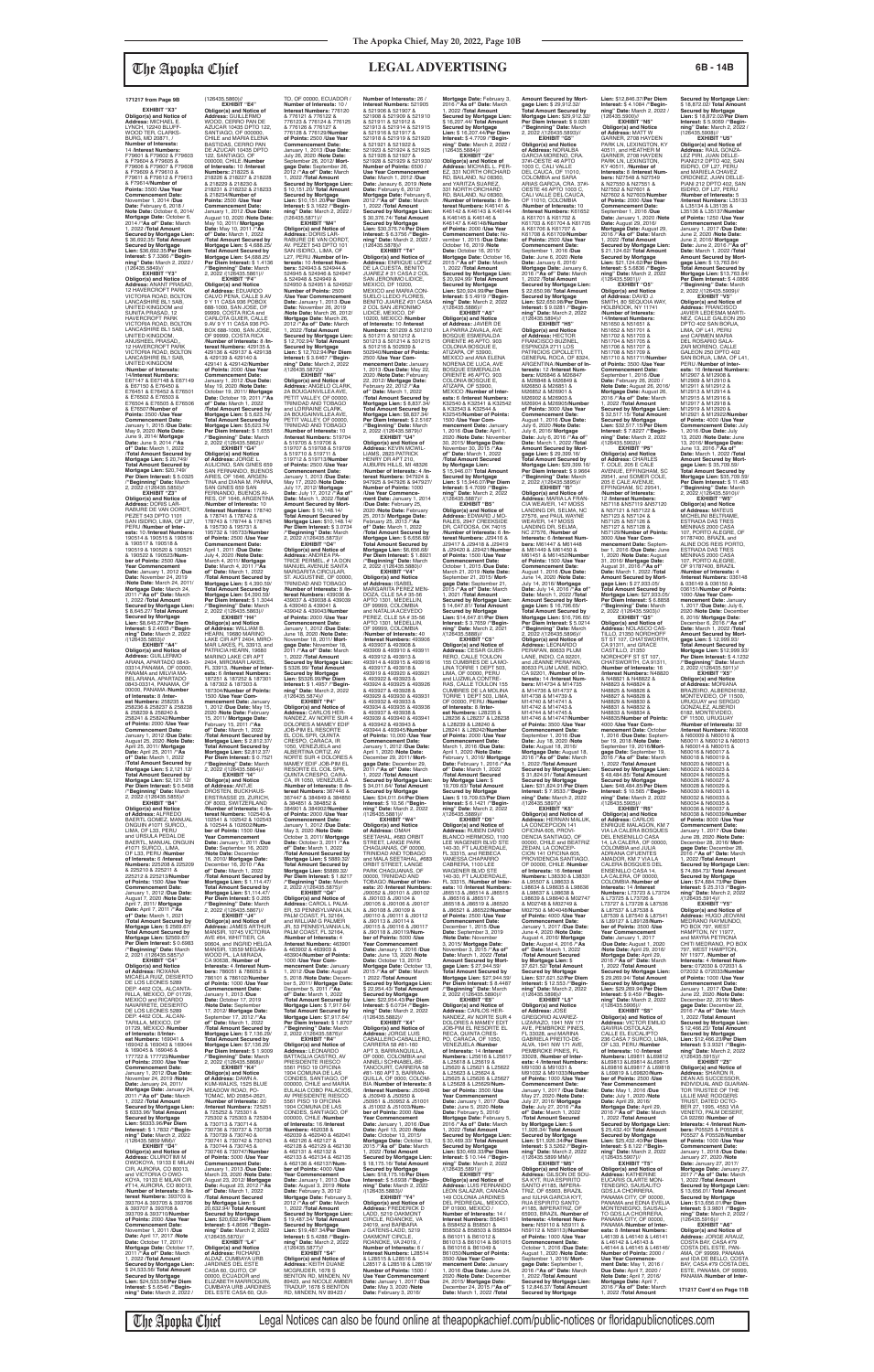**171217 from Page 9B**

**EXHIBIT "X3"**
**Obligor(s) and Notice of Address:** MICHAEL E. LYNCH, 12240 BLUFFWOOD TER, CLARKSBURG, MD 20871, / **Number of Interests:** 14 /**Interest Numbers:** F79601 & F79602 & F79603 & F79604 & F79605 & F79606 & F79607 & F79608 & F79609 & F79610 & F79611 & F79612 & F79613 & F79614/**Number of Points:** 3500 /**Use Year Commencement Date:** November 1, 2014 /**Due Date:** February 6, 2018 /**Note Date:** October 6, 2014/ **As of Date:** October 6, 2014 /**"As of" Date:** March 1, 2022 /**Total Amount Secured by Mortgage Lien:** $ 36,692.35/ **Total Amount Secured by Mortgage Lien:** $36,692.35/**Per Diem Interest:** $ 7.3365 /**"Beginning" Date:** March 2, 2022 /(126435.5849)//
**EXHIBIT "Y3"**
**Obligor(s) and Notice of Address:** ANANT PRASAD, 12 HAVERCROFT PARK VICTORIA ROAD, BOLTON LANCASHIRE BL1 5AB, UNITED KINGDOM and SUNITA PRASAD, 12 HAVERCROFT PARK VICTORIA ROAD, BOLTON LANCASHIRE BL1 5AB, UNITED KINGDOM, ANUSHREE PRASAD, 12 HAVERCROFT PARK VICTORIA ROAD, BOLTON LANCASHIRE BL1 5AB, UNITED KINGDOM /**Number of Interests:** 14/**Interest Numbers:** E67147 & E67148 & E67149 & E67150 & E76450 & E76451 & E76452 & E76501 & E76502 & E76503 & E76504 & E76505 & E76506 & E76507/**Number of Points:** 3500 /**Use Year Commencement Date:** January 1, 2015 /**Due Date:** May 9, 2020 /**Note Date:** June 9, 2014/ **Mortgage Date:** June 9, 2014 /**"As of" Date:** March 1, 2022 /**Total Amount Secured by Mortgage Lien:** $ 20,749/ **Total Amount Secured by Mortgage Lien:** $20,749/**Per Diem Interest:** $ 5.0325 /**"Beginning" Date:** March 2, 2022 /(126435.5850)//
**EXHIBIT "Z3"**
**Obligor(s) and Notice of Address:** DORIS LARRABURE DE VAN CORDT, PEZET 543 DPTO 1101 SAN ISIDRO, LIMA, OF L27, PERU /**Number of Interests:** 10 /**Interest Numbers:** 190514 & 190515 & 190516 & 190517 & 190518 & 190519 & 190520 & 190521 & 190522 & 190523/**Number of Points:** 2500 /**Use Year Commencement Date:** January 1, 2012 /**Due Date:** November 24, 2019 /**Note Date:** March 24, 2011/ **Mortgage Date:** March 24, 2011 /**"As of" Date:** March 1, 2022 /**Total Amount Secured by Mortgage Lien:** $ 6,645.27/ **Total Amount Secured by Mortgage Lien:** $6,645.27/**Per Diem Interest:** $ 2.4833 /**"Beginning" Date:** March 2, 2022 /(126435.5851)//
**EXHIBIT "A4"**
**Obligor(s) and Notice of Address:** GUILLERMO ARANA, APARTADO 0843-03314 PANAMA, OF 00000, PANAMA and MELVA MARIEL ARANA, APARTADO 0843-03314, PANAMA, OF 00000, PANAMA /**Number of Interests:** 8 /**Interest Numbers:** 258235 & 258236 & 258237 & 258238 & 258239 & 258240 & 258241 & 258242/**Number of Points:** 2000 /**Use Year Commencement Date:** January 1, 2012 /**Due Date:** August 25, 2020 /**Note Date:** April 25, 2011/ **Mortgage Date:** April 25, 2011 /**"As of" Date:** March 1, 2022 /**Total Amount Secured by Mortgage Lien:** $ 2,121.12/ **Total Amount Secured by Mortgage Lien:** $2,121.12/**Per Diem Interest:** $ 0.5498 /**"Beginning" Date:** March 2, 2022 /(126435.5855)//
**EXHIBIT "B4"**
**Obligor(s) and Notice of Address:** ALFREDO EFREN GOMEZ MANUAL ONGUIN #1071 SURCO, LIMA, OF L33, PERU and URSULA PEDALDE BAERTL, MANUAL ONGUIN #1071 SURCO, LIMA, OF L33, PERU /**Number of Interests:** 8 /**Interest Numbers:** 225208 & 225209 & 225210 & 225211 & 225212 & 225213/**Number of Points:** 1500 /**Use Year Commencement Date:** January 1, 2012 /**Due Date:** August 7, 2020 /**Note Date:** April 7, 2011/ **Mortgage Date:** April 7, 2011 /**"As of" Date:** March 1, 2022 /**Total Amount Secured by Mortgage Lien:** $ 2569.67/ **Total Amount Secured by Mortgage Lien:** $2569.67/**Per Diem Interest:** $ 0.6983 /**"Beginning" Date:** March 2, 2022 /(126435.5857)//
**EXHIBIT "C4"**
**Obligor(s) and Notice of Address:** ROXANA MICAELA RUIZ, DESIERTO DE LOS LEONES 5289 DEP. 4402 COL. ALCANTARILLA, MEXICO, DF 01729, MEXICO and RICARDO NAVARRETE, DESIERTO DE LOS LEONES 5289 DEP. 4402 COL. ALCANTARILLA, MEXICO, DF 01729, MEXICO /**Number of Interests:** 8/**Interest Numbers:** 169041 & 169042 & 169043 & 169044 & 169045 & 169046 & 177722 & 177723/**Number of Points:** 2000 /**Use Year Commencement Date:** January 1, 2012 /**Due Date:** November 24, 2019 /**Note Date:** January 24, 2011/ **Mortgage Date:** January 24, 2011 /**"As of" Date:** March 1, 2022 /**Total Amount Secured by Mortgage Lien:** $ 6333.36/ **Total Amount Secured by Mortgage Lien:** $6333.36/**Per Diem Interest:** $ 1.7632 /**"Beginning" Date:** March 2, 2022 /(126435.5859 MM)//
**EXHIBIT "D4"**
**Obligor(s) and Notice of Address:** OLUROTIMI M OWOKONI, 19132 E MILAN CIR, AURORA, CO 80013, and VICTORIA O OWOKONI, 19132 E MILAN CIR #714, AURORA, CO 80013, /**Number of Interests:** 8 /**Interest Numbers:** 393703 & 393704 & 393705 & 393706 & 393707 & 393708 & 393709 & 393710/**Number of Points:** 2000 /**Use Year Commencement Date:** November 1, 2011 /**Due Date:** April 17, 2017 /**Note Date:** October 17, 2011/ **Mortgage Date:** October 17, 2011 /**"As of" Date:** March 1, 2022 /**Total Amount Secured by Mortgage Lien:** $ 24,533.56/ **Total Amount Secured by Mortgage Lien:** $24,533.56/**Per Diem Interest:** $ 5.6546 /**"Beginning" Date:** March 2, 2022 /(126435.5860)//
**EXHIBIT "E4"**
**Obligor(s) and Notice of Address:** GUILLERMO WOOD, CERRO PAN DE AZUCAR 10435 DPTO 122, SANTIAGO, OF 000000, CHILE and MARIA ELENA BASTIDAS, CERRO PAN DE AZUCAR 10435 DPTO 122, SANTIAGO, OF 000000, CHILE /**Number of Interests:** 10 /**Interest Numbers:** 218225 & 218226 & 218227 & 218228 & 218229 & 218230 & 218231 & 218232 & 218233 & 218234/**Number of Points:** 2500 /**Use Year Commencement Date:** January 1, 2012 /**Due Date:** August 10, 2020 /**Note Date:** May 10, 2011/ **Mortgage Date:** May 10, 2011 /**"As of" Date:** March 1, 2022 /**Total Amount Secured by Mortgage Lien:** $ 4,688.25/ **Total Amount Secured by Mortgage Lien:** $4,688.25/**Per Diem Interest:** $ 1.4138 /**"Beginning" Date:** March 2, 2022 /(126435.5861)//
**EXHIBIT "F4"**
**Obligor(s) and Notice of Address:** EDUARDO CALVO PENA, CALLE 9 AV 9 Y 11 CASA 936 POBOX 688-1000, SAN JOSE, OF 99999, COSTA RICA and CARLOTA GUIER, CALLE 9 AV 9 Y 11 CASA 936 POBOX 688-1000, SAN JOSE, OF 99999, COSTA RICA /**Number of Interests:** 8 /**Interest Numbers:** 429135 & 429136 & 429137 & 429138 & 429139 & 429140/**Number of Points:** 2000 /**Use Year Commencement Date:** January 1, 2012 /**Due Date:** May 19, 2020 /**Note Date:** October 19, 2011/ **Mortgage Date:** October 19, 2011 /**"As of" Date:** March 1, 2022 /**Total Amount Secured by Mortgage Lien:** $ 5,623.74/ **Total Amount Secured by Mortgage Lien:** $5,623.74/**Per Diem Interest:** $ 1.6551 /**"Beginning" Date:** March 2, 2022 /(126435.5862)//
**EXHIBIT "G4"**
**Obligor(s) and Notice of Address:** JORGE L AGUERO, SAN GINES 659 SAN FERNANDO, BUENOS AIRES, OF 1646, ARGENTINA and DIANA M. PARRA, SAN GINES 659 SAN FERNANDO, BUENOS AIRES, OF 1646, ARGENTINA /**Number of Interests:** 10 /**Interest Numbers:** 178740 & 178741 & 178742 & 178743 & 178744 & 178745 & 195730 & 195731 & 195732 & 195733/**Number of Points:** 2500 /**Use Year Commencement Date:** April 1, 2011 /**Due Date:** July 4, 2020 /**Note Date:** March 4, 2011/ **Mortgage Date:** March 4, 2011 /**"As of" Date:** March 1, 2022 /**Total Amount Secured by Mortgage Lien:** $ 4,390.59/ **Total Amount Secured by Mortgage Lien:** $4,390.59/**Per Diem Interest:** $ 1.3044 /**"Beginning" Date:** March 2, 2022 /(126435.5863)//
**EXHIBIT "H4"**
**Obligor(s) and Notice of Address:** WILLIAM B. HEARN, 19680 MARINO LAKE CIR APT 2404, MIRAMAR LAKES, FL 33913, and PATRICIA HEARN, 19680 MARINO LAKE CIR APT 2404, MIROMAR LAKES, FL 33913, /**Number of Interests:** 6 /**Interest Numbers:** 187251 & 187252 & 187301 & 187302 & 187303 & 187304/**Number of Points:** 1500 /**Use Year Commencement Date:** January 1, 2012 /**Due Date:** May 15, 2020 /**Note Date:** February 15, 2011/ **Mortgage Date:** February 15, 2011 /**"As of" Date:** March 1, 2022 /**Total Amount Secured by Mortgage Lien:** $ 2,812.37/ **Total Amount Secured by Mortgage Lien:** $2,812.37/**Per Diem Interest:** $ 0.7521 /**"Beginning" Date:** March 2, 2022 /(126435.5864)//
**EXHIBIT "I4"**
**Obligor(s) and Notice of Address:** ANTJE DROSTEN, BUCKHAUSERSTRASSE 23, ZURICH, OF 8003, SWITZERLAND /**Number of Interests:** 6 /**Interest Numbers:** 102543 & 102544 & 102545 & 102546 & 102547 & 102548/**Number of Points:** 1500 /**Use Year Commencement Date:** January 1, 2011 /**Due Date:** September 16, 2020 /**Note Date:** December 16, 2010/ **Mortgage Date:** December 16, 2010 /**"As of" Date:** March 1, 2022 /**Total Amount Secured by Mortgage Lien:** $ 1,114.47/ **Total Amount Secured by Mortgage Lien:** $1,114.47/**Per Diem Interest:** $ 0.265 /**"Beginning" Date:** March 2, 2022 /(126435.5867)//
**EXHIBIT "J4"**
**Obligor(s) and Notice of Address:** JAMES ARTHUR MANSIR, 19745 VICTORIA AVE #64, WHITTIER, CA 90604, and INGRID HELGA MANSIR, 15939 MEADOWGOOD PL, LA MIRADA, CA 90638, /**Number of Interests:** 4 /**Interest Numbers:** 786051 & 786052 & 786101 & 786102/**Number of Points:** 1000 /**Use Year Commencement Date:** January 1, 2013 /**Due Date:** October 17, 2019 /**Note Date:** September 17, 2012/ **Mortgage Date:** September 17, 2012 /**"As of" Date:** March 1, 2022 /**Total Amount Secured by Mortgage Lien:** $ 7,136.29/ **Total Amount Secured by Mortgage Lien:** $7,136.29/**Per Diem Interest:** $ 1.9409 /**"Beginning" Date:** March 2, 2022 /(126435.5869)//
**EXHIBIT "K4"**
**Obligor(s) and Notice of Address:** DAWN A KUM-WALKS, 1525 BLUE MEADOW ROAD, POTOMAC, MD 20854-2621, /**Number of Interests:** 20 /**Interest Numbers:** 725252 & 725253 & 725301 & 725302 & 725303 & 725304 & 730713 & 730714 & 730736 & 730737 & 730738 & 730739 & 730740 & 730741 & 730742 & 730743 & 730744 & 730745 & 730746 & 730747/**Number of Points:** 5000 /**Use Year Commencement Date:** January 1, 2013 /**Due Date:** March 20, 2020 /**Note Date:** August 20, 2012/ **Mortgage Date:** August 20, 2012 /**"As of" Date:** March 1, 2022 /**Total Amount Secured by Mortgage Lien:** $ 20,532.94/ **Total Amount Secured by Mortgage Lien:** $20,532.94/**Per Diem Interest:** $ 4.8606 /**"Beginning" Date:** March 2, 2022 /(126435.5870)//
**EXHIBIT "L4"**
**Obligor(s) and Notice of Address:** RICHARD ALDAZ, CUMBAYA URB JARDINES DEL ESTE CASA 80, QUITO, OF 00000, ECUADOR and ELIZABETH MARROQUIN, CUMBAYA URB JARDINES DEL ESTE CASA 80, QUITO, OF 00000, ECUADOR / **Number of Interests:** 10 / **Interest Numbers:** 776120 & 776121 & 776122 & 776123 & 776124 & 776125 & 776126 & 776127 & 776128 & 776129/**Number of Points:** 2500 /**Use Year Commencement Date:** January 1, 2013 /**Due Date:** July 26, 2020 /**Note Date:** September 26, 2012/ **Mortgage Date:** September 26, 2012 /**"As of" Date:** March 1, 2022 /**Total Amount Secured by Mortgage Lien:** $ 10,151.29/ **Total Amount Secured by Mortgage Lien:** $10,151.29/**Per Diem Interest:** $ 3.1622 /**"Beginning" Date:** March 2, 2022 /(126435.5871)//
**EXHIBIT "M4"**
**Obligor(s) and Notice of Address:** DORIS LARRABURE DE VAN CORDT, AV. PEZET 543 DPTO 101 SAN ISIDRO, LIMA, OF L27, PERU /**Number of Interests:** 10 /**Interest Numbers:** 524943 & 524944 & 524945 & 524946 & 524947 & 524948 & 524949 & 524950 & 524951 & 524952/**Number of Points:** 2500 /**Use Year Commencement Date:** January 1, 2013 /**Due Date:** November 26, 2019 /**Note Date:** March 26, 2012/ **Mortgage Date:** March 26, 2012 /**"As of" Date:** March 1, 2022 /**Total Amount Secured by Mortgage Lien:** $ 12,700.64/ **Total Amount Secured by Mortgage Lien:** $12,700.64/**Per Diem Interest:** $ 3.5269 /**"Beginning" Date:** March 2, 2022 /(126435.5872)//
**EXHIBIT "N4"**
**Obligor(s) and Notice of Address:** ANGELO CLARK, 2A BOUGAINVILLEA AVE, PETIT VALLEY, OF 00000, TRINIDAD AND TOBAGO and LORRAINE CLARK, 2A BOUGAINVILLEA AVE, PETIT VALLEY, OF 00000, TRINIDAD AND TOBAGO /**Number of Interests:** 10 /**Interest Numbers:** 519704 & 519705 & 519706 & 519707 & 519708 & 519709 & 519710 & 519711 & 519712 & 519713/**Number of Points:** 2500 /**Use Year Commencement Date:** January 1, 2013 /**Due Date:** May 17, 2020 /**Note Date:** July 17, 2012/ **Mortgage Date:** July 17, 2012 /**"As of" Date:** March 1, 2022 /**Total Amount Secured by Mortgage Lien:** $ 10,148.14/ **Total Amount Secured by Mortgage Lien:** $10,148.14/**Per Diem Interest:** $ 3.0734 /**"Beginning" Date:** March 2, 2022 /(126435.5873)//
**EXHIBIT "O4"**
**Obligor(s) and Notice of Address:** ANDREA PATRICE PERMELL, 4 LA DON MANUEL AVENUE SANTA MARGARITA CIRCULAR, ST. AUGUSTINE, OF 00000, TRINIDAD AND TOBAGO, /**Number of Interests:** 4 /**Interest Numbers:** 439036 & 439037 & 439038 & 439039 & 439040 & 439041 & 439042 & 439043/**Number of Points:** 2000 /**Use Year Commencement Date:** January 1, 2012 /**Due Date:** June 18, 2020 /**Note Date:** November 18, 2011/ **Mortgage Date:** November 18, 2011 /**"As of" Date:** March 1, 2022 /**Total Amount Secured by Mortgage Lien:** $ 5326.99/ **Total Amount Secured by Mortgage Lien:** $5326.99/**Per Diem Interest:** $ 1.4957 /**"Beginning" Date:** March 2, 2022 /(126435.5874)//
**EXHIBIT "P4"**
**Obligor(s) and Notice of Address:** CARLOS HERNANDEZ, AV NORTE SUR 4 DOLORES A MAMEY EDIF 426 PB EL RESORTE EL COIL SPR, QUINTA CRESPO, CARACAS, OF 1050, VENEZUELA and ALBERTINA ORTIZ, AV NORTE SUR 4 DOLORES A MAMEY EDIF 426 PB4 EL RESORTE EL COIL SPR, QUINTA CRESPO, CARACAS, OF 1050, VENEZUELA /**Number of Interests:** 8 /**Interest Numbers:** 367446 & 367447 & 384849 & 384850 & 384851 & 384852 & 384901 & 384902/**Number of Points:** 2000 /**Use Year Commencement Date:** January 1, 2012 /**Due Date:** May 3, 2020 /**Note Date:** October 3, 2011/ **Mortgage Date:** October 3, 2011 /**"As of" Date:** March 1, 2022 /**Total Amount Secured by Mortgage Lien:** $ 5889.32/ **Total Amount Secured by Mortgage Lien:** $5889.32/**Per Diem Interest:** $ 1.8217 /**"Beginning" Date:** March 2, 2022 /(126435.5875)//
**EXHIBIT "Q4"**
**Obligor(s) and Notice of Address:** CAROL L. PALMER, 53 PENNSYLVANIA LN, PALM COAST, FL 32164, and WILLIAM G PALMER, 53 PENNSYLVANIA LN, PALM COAST, FL 32164, /**Number of Interests:** 4 /**Interest Numbers:** 463902 & 463903 & 463904 & 463905/**Number of Points:** 1000 /**Use Year Commencement Date:** January 1, 2013 /**Due Date:** June 5, 2018 /**Note Date:** December 5, 2011/ **Mortgage Date:** December 5, 2011 /**"As of" Date:** March 1, 2022 /**Total Amount Secured by Mortgage Lien:** $ 7,917.64/ **Total Amount Secured by Mortgage Lien:** $7,917.64/**Per Diem Interest:** $ 1.8707 /**"Beginning" Date:** March 2, 2022 /(126435.5876)//
**EXHIBIT "R4"**
**Obligor(s) and Notice of Address:** LEONARDO RAFFOUL CASTRO, AV PRESIDENTE RIESCO 5561 PISO 19 OFICINA 1904 COMUNA DE LAS CONDES, SANTIAGO, OF 000000, CHILE and MARIA EULALIA COBO PALACIOS, AV PRESIDENTE RIESCO 5561 PISO 19 OFICINA 1904 COMUNA DE LAS CONDES, SANTIAGO, OF 000000, CHILE /**Number of Interests:** 16 /**Interest Numbers:** 462038 & 462039 & 462040 & 462041 & 462126 & 462127 & 462128 & 462129 & 462130 & 462131 & 462132 & 462133 & 462134 & 462135 & 462136 & 462137/**Number of Points:** 4000 /**Use Year Commencement Date:** January 1, 2013 /**Due Date:** August 3, 2019 /**Note Date:** February 3, 2012/ **Mortgage Date:** February 3, 2012 /**"As of" Date:** March 1, 2022 /**Total Amount Secured by Mortgage Lien:** $ 19,487.34/ **Total Amount Secured by Mortgage Lien:** $19,487.34/**Per Diem Interest:** $ 5.4389 /**"Beginning" Date:** March 2, 2022 /(126435.5877)//
**EXHIBIT "S4"**
**Obligor(s) and Notice of Address:** KEITH DUANE MCGRUDER, 1878 S BENTON RD, MINDEN, NV 89423, and NICOLE AMBER MCGRUDER, 1878 S BENTON RD, MINDEN, NV 89423 / **Number of Interests:** 26 / **Interest Numbers:** 521905 & 521906 & 521907 & 521908 & 521909 & 521910 & 521911 & 521912 & 521913 & 521914 & 521915 & 521916 & 521917 & 521918 & 521919 & 521920 & 521921 & 521922 & 521923 & 521924 & 521925 & 521926 & 521927 & 521928 & 521929 & 521930/ **Number of Points:** 6500 / **Use Year Commencement Date:** January 1, 2013 /**Due Date:** January 6, 2019 /**Note Date:** February 6, 2012/ **Mortgage Date:** February 6, 2012 /**"As of" Date:** March 1, 2022 /**Total Amount Secured by Mortgage Lien:** $ 30,376.74/ **Total Amount Secured by Mortgage Lien:** $30,376.74/**Per Diem Interest:** $ 6.3756 /**"Beginning" Date:** March 2, 2022 /(126435.5878)//
**EXHIBIT "T4"**
**Obligor(s) and Notice of Address:** ENRIQUE LOPEZ RUIZ, CUESTA BENITO JUAREZ # 31 CASA 2 COL SAN JERONIMO LIDICE, MEXICO, DF 10200, MEXICO and MARIA CONSUELO LEDO FLORES, BENITO JUAREZ #31 CASA 2 COL SAN JERONIMO LIDICE, MEXICO, DF 10200, MEXICO /**Number of Interests:** 10 /**Interest Numbers:** 501209 & 501210 & 501211 & 501212 & 501213 & 501214 & 501215 & 501216 & 502939 & 502940/**Number of Points:** 2500 /**Use Year Commencement Date:** January 1, 2013 /**Due Date:** May 22, 2020 /**Note Date:** February 22, 2012/ **Mortgage Date:** February 22, 2012 /**"As of" Date:** March 1, 2022 /**Total Amount Secured by Mortgage Lien:** $ 6,837.34/ **Total Amount Secured by Mortgage Lien:** $6,837.34/**Per Diem Interest:** $ 2.3167 /**"Beginning" Date:** March 2, 2022 /(126435.5879)//
**EXHIBIT "U4"**
**Obligor(s) and Notice of Address:** RODERICK WILLIAMS, 2623 PATRICK HENRY DR APT 224, AUBURN HILLS, MI 48326 /**Number of Interests:** 4 /**Interest Numbers:** 947924 & 947925 & 947926 & 947927/**Number of Points:** 1000 /**Use Year Commencement Date:** January 1, 2015 /**Due Date:** May 25, 2014 /**Due Date:** February 25, 2013/ **As of Date:** March 1, 2022 /**Total Amount Secured by Mortgage Lien:** $5,068.68/ **Per Diem Interest:** $ 1.8921 /**"Beginning" Date:** March 2, 2022 /(126435.5880)//
**EXHIBIT "V4"**
**Obligor(s) and Notice of Address:** ANA LUCIA MENDOZA, CALLE 5A # 35-36 APTO 1301, MEDELLIN, OF 99999, COLOMBIA and NATALIA ACEVEDO PEREZ, CALLE 5A # 35-56 APTO 1301, MEDELLIN, OF 99999, COLOMBIA /**Number of Interests:** 4 /**Interest Numbers:** 492902 & 493907 & 493908 & 493909 & 493910 & 493911 & 493912 & 493913 & 493914 & 493915 & 493916 & 493917 & 493918 & 493919 & 493920 & 493921 & 493922 & 493923 & 493924 & 493925 & 493926 & 493927 & 493928 & 493929 & 493930 & 493931 & 493932 & 493933 & 493934 & 493935 & 493936 & 493937 & 493938 & 493939 & 493940 & 493941 & 493942 & 493943 & 493944 & 493945/**Number of Points:** 10,000 /**Use Year Commencement Date:** January 1, 2012 /**Due Date:** March 29, 2012 /**Note Date:** December 29, 2011/ **Mortgage Date:** December 29, 2011 /**"As of" Date:** March 1, 2022 /**Total Amount Secured by Mortgage Lien:** $ 34,011.64/ **Total Amount Secured by Mortgage Lien:** $34,011.64/**Per Diem Interest:** $ 10.56 /**"Beginning" Date:** March 2, 2022 /(126435.5881)//
**EXHIBIT "W4"**
**Obligor(s) and Notice of Address:** DIANNE SEETAHAL, #683 ORBIT STREET, LANGE PARK CHAGUANAS, OF 00000, TRINIDAD AND TOBAGO and MALA SEETAHAL, #683 ORBIT STREET, LANGE PARK CHAGUANAS, OF 00000, TRINIDAD AND TOBAGO /**Number of Interests:** 20 /**Interest Numbers:** J80101 & J80102 & J80103 & J80104 & J80105 & J80106 & J80107 & J80108 & J80109 & J80110 & J80111 & J80112 & J80113 & J80114 & J80115 & J80116 & J80117 & J80118 & J80119 & J80120/**Number of Points:** 5000 /**Use Year Commencement Date:** January 1, 2016 /**Due Date:** June 13, 2020 /**Note Date:** October 13, 2015/ **Mortgage Date:** October 13, 2015 /**"As of" Date:** March 1, 2022 /**Total Amount Secured by Mortgage Lien:** $ 22,954.45/ **Total Amount Secured by Mortgage Lien:** $22,954.45/**Per Diem Interest:** $ 6.0724 /**"Beginning" Date:** March 2, 2022 /(126435.5883)//
**EXHIBIT "X4"**
**Obligor(s) and Notice of Address:** JORGE LUIS CABALLERO-CABALLERO, CARRERA 58 #81-160 APT 3, BARRANQUILLA, OF 0000, COLOMBIA and LIVIA GISELLE CHAVES TANCOURT, CARRERA 58 #81-160 APT 3, BARRANQUILLA, OF 0000, COLOMBIA /**Number of Interests:** 8 /**Interest Numbers:** J60948 & J60949 & J60950 & J50951 & J51001 & J51002 & J51003 & J51004/**Number of Points:** 2000 /**Use Year Commencement Date:** January 1, 2016 /**Due Date:** April 13, 2020 /**Note Date:** October 13, 2015/ **Mortgage Date:** October 13, 2015 /**"As of" Date:** March 1, 2022 /**Total Amount Secured by Mortgage Lien:** $ 10,175.16/ **Total Amount Secured by Mortgage Lien:** $10,175.16/**Per Diem Interest:** $ 3.4938 /**"Beginning" Date:** March 2, 2022 /(126435.5884)//
**EXHIBIT "Y4"**
**Obligor(s) and Notice of Address:** FREDERICK D LADD, 3210 CANNONADE CIRCLE, ROANOKE, VA 24019 and BARBARA J GATENS-LADD, 3210 CANNONADE CIRCLE, ROANOKE, VA 24019 /**Number of Interests:** 6 /**Interest Numbers:** L26514 & L26515 & L26516 & L26517 & L26518 & L26519/**Number of Points:** 1500 /**Use Year Commencement Date:** January 1, 2017 /**Due Date:** May 3, 2020 /**Note Date:** February 3, 2016/ **Mortgage Date:** February 3, 2016 /**"As of" Date:** March 1, 2022 /**Total Amount Secured by Mortgage Lien:** $ 16,207.44/ **Total Amount Secured by Mortgage Lien:** $ 16,207.44/**Per Diem Interest:** $ 4.7708 /**"Beginning" Date:** March 2, 2022 /(126435.5885)//
**EXHIBIT "Z4"**
**Obligor(s) and Notice of Address:** MICHAEL L. PEREZ, 331 NORTH ORCHARD RD, BALLAND, NJ 08360, and YARITZA SUAREZ, 331 NORTH ORCHARD RD, BALLAND, NJ 08360, /**Number of Interests:** 8 /**Interest Numbers:** K46141 & K46142 & K46143 & K46144 & K46145 & K46146 & K46147 & K46148/**Number of Points:** 2000 /**Use Year Commencement Date:** November 1, 2015 /**Due Date:** October 16, 2019 /**Note Date:** October 16, 2015/ **Mortgage Date:** October 16, 2015 /**"As of" Date:** March 1, 2022 /**Total Amount Secured by Mortgage Lien:** $20,924.38/ **Total Amount Secured by Mortgage Lien:** $20,924.38/**Per Diem Interest:** $ 5.4919 /**"Beginning" Date:** March 2, 2022 /(126435.5886)//
**EXHIBIT "A5"**
**Obligor(s) and Notice of Address:** JAVIER DE LA PARRA ZAVALA, AVE BOSQUE ESMERALDA ORIENTE #8 APTO. 903 COLONIA BOSQUE E ATIZAPA, OF 52930, MEXICO and VERONICA FONTANONA DE LUCA, AVE BOSQUE ESMERALDA ORIENTE #8 APTO. 903 COLONIA BOSQUE E ATIZAPA, OF 52930, MEXICO /**Number of Interests:** 6 /**Interest Numbers:** K32540 & K32541 & K32542 & K32543 & K32544 & K32545/**Number of Points:** 1500 /**Use Year Commencement Date:** January 1, 2017 /**Due Date:** April 30, 2020 /**Note Date:** November 30, 2015/ **Mortgage Date:** November 30, 2015 /**"As of" Date:** March 1, 2022 /**Total Amount Secured by Mortgage Lien:** $ 15,946.97/ **Total Amount Secured by Mortgage Lien:** $ 15,946.97/**Per Diem Interest:** $ 4.7099 /**"Beginning" Date:** March 2, 2022 /(126435.5887)//
**EXHIBIT "B5"**
**Obligor(s) and Notice of Address:** EDWARD J. MORALES, 2947 CREEKSIDE DR, CATOOSA, OK 74015 /**Number of Interests:** 6 /**Interest Numbers:** J29417 & J29418 & J29419 & J29420 & J29421 & J29422/**Number of Points:** 1500 /**Use Year Commencement Date:** October 1, 2015 /**Due Date:** March 21, 2019 /**Note Date:** September 21, 2015/ **Mortgage Date:** September 21, 2015 /**"As of" Date:** March 1, 2022 /**Total Amount Secured by Mortgage Lien:** $ 14,647.81/ **Total Amount Secured by Mortgage Lien:** $14,647.81/**Per Diem Interest:** $ 3.7053 /**"Beginning" Date:** March 2, 2022 /(126435.5890)//
**EXHIBIT "C5"**
**Obligor(s) and Notice of Address:** CESAR GUERRERO, CALLE TOULOUSE 135 CUMBRES DE LA MOLINA TORRE 1 DEPT 503, LIMA, OF 00000, PERU and ANNA MARIA MACEDO RAS, CALLE TOULON 155 CUMBRES DE LA MOLINA TORRE 1 DEPT 503, LIMA, OF 00000, PERU /**Number of Interests:** 4 /**Interest Numbers:** L28236 & L28237 & L28238 & L28239 & L28240/**Number of Points:** 1000 /**Use Year Commencement Date:** January 1, 2016 /**Due Date:** June 1, 2019 /**Note Date:** February 1, 2016/ **Mortgage Date:** February 1, 2016 /**"As of" Date:** March 1, 2022 /**Total Amount Secured by Mortgage Lien:** $ 19,709.63/ **Total Amount Secured by Mortgage Lien:** $ 19,709.63/**Per Diem Interest:** $ 6.1437 /**"Beginning" Date:** March 2, 2022 /(126435.5891)//
**EXHIBIT "D5"**
**Obligor(s) and Notice of Address:** RUBEN DARIO BLANCO HERMOSO, 1100 LEE WAGENER BLVD STE 140-30, FT LAUDERDALE, FL 33315, and REBECA VANESSA CHAPARRO CABRERA, 1100 LEE WAGENER BLVD STE 140-30, FT LAUDERDALE, FL 33315, /**Number of Interests:** 12 /**Interest Numbers:** J86513 & J86514 & J86515 & J86516 & J86517 & J86518 & J86519 & J86520 & J86521 & J86522/**Number of Points:** 3000 /**Use Year Commencement Date:** January 1, 2016 /**Due Date:** February 10, 2020 /**Note Date:** November 3, 2015/ **Mortgage Date:** November 3, 2015 /**"As of" Date:** March 1, 2022 /**Total Amount Secured by Mortgage Lien:** $ 27,944.59/ **Total Amount Secured by Mortgage Lien:** $27,944.59/**Per Diem Interest:** $ 8.4467 /**"Beginning" Date:** March 2, 2022 /(126435.5892)//
**EXHIBIT "E5"**
**Obligor(s) and Notice of Address:** CARLOS HERNANDEZ, AV NORTE SUR 4 DOLORES A MAMEY EDIF 426 PB4 EL RESORTE EL COIL SPR, QUINTA CRESPO, CARACAS, OF 1050, VENEZUELA /**Number of Interests:** 8/**Interest Numbers:** L26617 & L26618 & L26619 & L26620 & L26621 & L26622 & L26623 & L26624 & L26625 & L26626/**Number of Points:** 2500 /**Use Year Commencement Date:** January 1, 2017 /**Due Date:** June 5, 2020 /**Note Date:** February 5, 2016/ **Mortgage Date:** February 5, 2016 /**"As of" Date:** March 1, 2022 /**Total Amount Secured by Mortgage Lien:** $ 30,463.23/ **Total Amount Secured by Mortgage Lien:** $30,463.23/**Per Diem Interest:** $ 10.144 /**"Beginning" Date:** March 2, 2022 /(126435.5893)//
**EXHIBIT "F5"**
**Obligor(s) and Notice of Address:** LUIS FERNANDO LEON SALAZAR, CANADA 149 COLONIA JARDINES DEL PEDREGAL, MEXICO, DF 01900, MEXICO / **Number of Interests:** 14 / **Interest Numbers:** B58451 & B58452 & B58501 & B58502 & B58503 & B58504 & B61011 & B61012 & B61013 & B61014 & B61015 & B61016 & B61017 & B61018/**Number of Points:** 3500 /**Use Year Commencement Date:** January 1, 2016 /**Due Date:** June 24, 2020 /**Note Date:** December 24, 2015/ **Mortgage Date:** December 24, 2015 /**"As of" Date:** March 1, 2022 /**Total Amount Secured by Mortgage Lien:** $ 29,312.32/ **Total Amount Secured by Mortgage Lien:** $29,312.32/**Per Diem Interest:** $ 9.0381 /**"Beginning" Date:** March 2, 2022 /(126435.5893)//
**EXHIBIT "G5"**
**Obligor(s) and Notice of Address:** NORALBA GARCIA MORENO, CRA. 37#-OESTE 48 APTO 1005 C, CALI VALLE DEL CAUCA, OF 11010, COLOMBIA and SARA ARIAS GARCIA, CRA. 37#-OESTE 46 APTO 1003 C, CALI VALLE DEL CAUCA, OF 11010, COLOMBIA /**Number of Interests:** 10 /**Interest Numbers:** K61652 & K61701 & K61702 & K61703 & K61704 & K61705 & K61706 & K61707 & K61708 & K61709/**Number of Points:** 2500 /**Use Year Commencement Date:** September 1, 2016 /**Due Date:** June 6, 2020 /**Note Date:** January 6, 2016/ **Mortgage Date:** January 6, 2016 /**"As of" Date:** March 1, 2022 /**Total Amount Secured by Mortgage Lien:** $ 22,650.98/ **Total Amount Secured by Mortgage Lien:** $22,650.98/**Per Diem Interest:** $ 6.0281 /**"Beginning" Date:** March 2, 2022 /(126435.5894)//
**EXHIBIT "H5"**
**Obligor(s) and Notice of Address:** HECTOR FRANCISCO BUZNEL ESPINOZA 2711 LOS PEDRUGOS CIPOLLETTI, GENERAL ROCA, OF 8324, ARGENTINA /**Number of Interests:** 12 /**Interest Numbers:** M26846 & M26847 & M26848 & M26849 & M26850 & M26851 & M26852 & M26901 & M26902 & M26903 & M26904 & M26905/**Number of Points:** 3000 /**Use Year Commencement Date:** January 1, 2017 /**Due Date:** July 6, 2020 /**Note Date:** July 6, 2016/ **Mortgage Date:** July 6, 2016 /**"As of" Date:** March 1, 2022 /**Total Amount Secured by Mortgage Lien:** $ 29,399.16/ **Total Amount Secured by Mortgage Lien:** $29,399.16/**Per Diem Interest:** $ 9.9604 /**"Beginning" Date:** March 2, 2022 /(126435.5895)//
**EXHIBIT "I5"**
**Obligor(s) and Notice of Address:** MARIA LA FRANCIA WEAVER, 147 MOSS LANDING DR, SELMA, NC 27576, and PAUL WAYNE WEAVER, 147 MOSS LANDING DR, SELMA, NC 27576, /**Number of Interests:** 6 /**Interest Numbers:** M61447 & M61448 & M61449 & M61450 & M61451 & M61452/**Number of Points:** 1500 /**Use Year Commencement Date:** August 1, 2016 /**Due Date:** June 14, 2020 /**Note Date:** July 14, 2016/ **Mortgage Date:** July 14, 2016 /**"As of" Date:** March 1, 2022 /**Total Amount Secured by Mortgage Lien:** $ 16,796.63/ **Total Amount Secured by Mortgage Lien:** $16,796.63/**Per Diem Interest:** $ 5.0214 /**"Beginning" Date:** March 2, 2022 /(126435.5896)//
**EXHIBIT "J5"**
**Obligor(s) and Notice of Address:** LEONARDO PERAFAN, 80633 PLUM LANE, INDIO, CA 92201, and JENNIE PERAFAN, 80633 PLUM LANE, INDIO, CA 92201, /**Number of Interests:** 14 /**Interest Numbers:** M14734 & M14735 & M14736 & M14737 & M14738 & M14739 & M14740 & M14741 & M14742 & M14743 & M14744 & M14745 & M14746 & M14747/**Number of Points:** 3500 /**Use Year Commencement Date:** September 1, 2016 /**Due Date:** July 18, 2020 /**Note Date:** August 18, 2016/ **Mortgage Date:** August 18, 2016 /**"As of" Date:** March 1, 2022 /**Total Amount Secured by Mortgage Lien:** $31,824.91/ **Total Amount Secured by Mortgage Lien:** $31,824.91/**Per Diem Interest:** $ 7.9533 /**"Beginning" Date:** March 2, 2022 /(126435.5897)//
**EXHIBIT "K5"**
**Obligor(s) and Notice of Address:** HERNAN MALUK, LA CONCEPCION 141 OFICINA 605, PROVIDENCIA SANTIAGO, OF 00000, CHILE and BEATRIZ ZEDAN, LA CONCEPCION 141 OFICINA 605, PROVIDENCIA SANTIAGO, OF 00000, CHILE /**Number of Interests:** 12 /**Interest Numbers:** L98330 & L98331 & L98332 & L98333 & L98634 & L98635 & L98636 & L98637 & L98638 & L98639 & L98640 & M02747 & M02748 & M02749 & M02750 & M04048/**Number of Points:** 4000 /**Use Year Commencement Date:** January 1, 2017 /**Due Date:** July 4, 2020 /**Note Date:** August 4, 2016/ **Mortgage Date:** August 4, 2016 /**"As of" Date:** March 1, 2022 /**Total Amount Secured by Mortgage Lien:** $ 37,621.52/ **Total Amount Secured by Mortgage Lien:** $37,621.52/**Per Diem Interest:** $ 12.553 /**"Beginning" Date:** March 2, 2022 /(126435.5898)//
**EXHIBIT "L5"**
**Obligor(s) and Notice of Address:** JOSE GREGORIO ALVAREZ LIZARAZO, 1941 NW 171 AVE, PEMBROKE PINES, FL 33028, and MARINA GABRIELA PRIETO-DE-ALVA, 1941 NW 171 AVE, PEMBROKE PINES, FL 33028, /**Number of Interests:** 4 /**Interest Numbers:** M91030 & M91031 & M91032 & M91033/**Number of Points:** 1000 /**Use Year Commencement Date:** January 1, 2017 /**Due Date:** May 27, 2020 /**Note Date:** July 27, 2016/ **Mortgage Date:** July 27, 2016 /**"As of" Date:** March 1, 2022 /**Total Amount Secured by Mortgage Lien:** $ 11,926.34/ **Total Amount Secured by Mortgage Lien:** $11,926.34/**Per Diem Interest:** $ 3.5262 /**"Beginning" Date:** March 2, 2022 /(126435.5899 MM)//
**EXHIBIT "M5"**
**Obligor(s) and Notice of Address:** GILSON DE SOUSA KYT, RUA ESPIRITO SANTO #1185, IMPERATRIZ, OF 65903, BRAZIL and IULHA GARCIA KYT, RUA ESPIRITO SANTO #1185, IMPERATRIZ, OF 65903, BRAZIL /**Number of Interests:** 4 /**Interest Numbers:** N59110 & N59111 & N59112 & N59113/**Number of Points:** 1000 /**Use Year Commencement Date:** January 1, 2017 /**Due Date:** March 15, 2020 /**Note Date:** March 15, 2016/ **Mortgage Date:** March 15, 2016 /**"As of" Date:** March 1, 2022 /**Total Amount Secured by Mortgage Lien:** $12,846.37/ **Total Amount Secured by Mortgage Lien:** $12,846.37/**Per Diem Interest:** $ 4.1084 /**"Beginning" Date:** March 2, 2022 /(126435.5900)//
**EXHIBIT "N5"**
**Obligor(s) and Notice of Address:** MATT W GARNER, 2708 HAYDEN PARK LN, LEXINGTON, KY 40511, and HEATHER M GARNER, 2708 HAYDEN PARK LN, LEXINGTON, KY 40511, /**Number of Interests:** 8 /**Interest Numbers:** N27548 & N27549 & N27550 & N27551 & N27552 & N27601 & N27602 & N27603/**Number of Points:** 2000 /**Use Year Commencement Date:** September 1, 2016 /**Due Date:** June 29, 2020 /**Note Date:** August 29, 2016/ **Mortgage Date:** August 29, 2016 /**"As of" Date:** March 1, 2022 /**Total Amount Secured by Mortgage Lien:** $21,124.63/ **Total Amount Secured by Mortgage Lien:** $21,124.63/**Per Diem Interest:** $ 5.6836 /**"Beginning" Date:** March 2, 2022 /(126435.5901)//
**EXHIBIT "O5"**
**Obligor(s) and Notice of Address:** DAVID J. SMITH, 80 SEQUOIA WAY, HOLBROOK, NY 11741 /**Number of Interests:** 14/**Interest Numbers:** N51650 & N51651 & N51652 & N51701 & N51702 & N51703 & N51704 & N51705 & N51706 & N51707 & N51708 & N51709 & N51710 & N51711/**Number of Points:** 3500 /**Use Year Commencement Date:** September 1, 2016 /**Due Date:** February 26, 2020 /**Note Date:** August 26, 2016/ **Mortgage Date:** August 26, 2016 /**"As of" Date:** March 1, 2022 /**Total Amount Secured by Mortgage Lien:** $ 32,517.15/ **Total Amount Secured by Mortgage Lien:** $32,517.15/**Per Diem Interest:** $ 7.8227 /**"Beginning" Date:** March 2, 2022 /(126435.5902)//
**EXHIBIT "P5"**
**Obligor(s) and Notice of Address:** CHARLES T. COLE, 205 E CALE AVENUE, EFFINGHAM, SC 29541, and SOMER COLE, 205 E CALE AVENUE, EFFINGHAM, SC 29541, /**Number of Interests:** 12 /**Interest Numbers:** N57118 &N57119 &N57120 & N57121 & N57122 & N57123 & N57124 & N57125 & N57126 & N57127 & N57128 & N57129/**Number of Points:** 3000 /**Use Year Commencement Date:** September 1, 2016 /**Due Date:** June 1, 2020 /**Note Date:** August 31, 2016/ **Mortgage Date:** August 31, 2016 /**"As of" Date:** March 1, 2022 /**Total Amount Secured by Mortgage Lien:** $ 27,933.05/ **Total Amount Secured by Mortgage Lien:** $27,933.05/**Per Diem Interest:** $ 6.8858 /**"Beginning" Date:** March 2, 2022 /(126435.5903)//
**EXHIBIT "Q5"**
**Obligor(s) and Notice of Address:** NOLASCO CASTILLO, 21350 NORDHOFF ST ST 107, CHATSWORTH, CA 91311, and GRACE CASTILLO, 21350 NORDHOFF ST ST 107, CHATSWORTH, CA 91311, /**Number of Interests:** 16 /**Interest Numbers:** N48820 & N48821 & N48822 & N48823 & N48824 & N48825 & N48826 & N48827 & N48828 & N48829 & N48830 & N48831 & N48832 & N48833 & N48834 & N48835/**Number of Points:** 4000 /**Use Year Commencement Date:** October 1, 2016 /**Due Date:** September 19, 2018 /**Note Date:** September 19, 2016/**Mortgage Date:** September 19, 2016 /**"As of" Date:** March 1, 2022 /**Total Amount Secured by Mortgage Lien:** $ 48,484.85/ **Total Amount Secured by Mortgage Lien:** $48,484.85/**Per Diem Interest:** $ 10.565 /**"Beginning" Date:** March 2, 2022 /(126435.5905)//
**EXHIBIT "R5"**
**Obligor(s) and Notice of Address:** CARLOS ENRIQUE MALAGON, KM 7 VIA LA CALERA BOSQUES DEL ENSENILLO CASA 14, LA CALERA, OF 0000, COLOMBIA and JULIA ADRIANA CIFUENTES AMADOR, KM 7 VIA LA CALERA BOSQUES DEL ENSENILLO CASA 14, LA CALERA, OF 00000, COLOMBIA /**Number of Interests:** 14 /**Interest Numbers:** L73723 & L73724 & L73725 & L73726 & L73727 & L73728 & L87536 & L87537 & L87538 & L87539 & L87540 & L87541 & L89127 & L89128/**Number of Points:** 3500 /**Use Year Commencement Date:** January 1, 2017 /**Due Date:** April 29, 2020 /**Note Date:** April 29, 2016/ **Mortgage Date:** April 29, 2016 /**"As of" Date:** March 1, 2022 /**Total Amount Secured by Mortgage Lien:** $ 29,269.94/ **Total Amount Secured by Mortgage Lien:** $29,269.94/**Per Diem Interest:** $ 9.459 /**"Beginning" Date:** March 2, 2022 /(126435.5906)//
**EXHIBIT "S5"**
**Obligor(s) and Notice of Address:** VICTOR EMILIO GAVIRIA OSTOLAZA, CALLE EL EUCALIPTO 236 CASA 7 SURCO, LIMA, OF L33, PERU /**Number of Interests:** 8 /**Interest Numbers:** L69811 & L69812 & L69813 & L69814 & L69815 & L69816 & L69817 & L69818 & L69819 & L69820/**Number of Points:** 2500 /**Use Year Commencement Date:** May 1, 2016 /**Due Date:** July 1, 2020 /**Note Date:** April 29, 2016/ **Mortgage Date:** April 29, 2016 /**"As of" Date:** March 1, 2022 /**Total Amount Secured by Mortgage Lien:** $ 25,432.40/ **Total Amount Secured by Mortgage Lien:** $25,432.40/**Per Diem Interest:** $ 8.6045 /**"Beginning" Date:** March 2, 2022 /(126435.5907)//
**EXHIBIT "T5"**
**Obligor(s) and Notice of Address:** KATHERINE EUCARIS OLARTE MONTENEGRO, SAUSALITO GDS LA CHORRERA, PANAMA CITY, OF 00000, PANAMA and EDNA EVELIA MONTENEGRO, SAUSALITO GDS LA CHORRERA, PANAMA CITY, OF 00000, PANAMA /**Number of Interests:** 6 /**Interest Numbers:** L46139 & L46140 & L46141 & L46142 & L46143 & L46144 & L46145 & L46146/**Number of Points:** 2000 /**Use Year Commencement Date:** January 1, 2017 /**Due Date:** May 1, 2020 / **Note Date:** April 7, 2016/ **Mortgage Date:** April 7, 2016 /**"As of" Date:** March 1, 2022 /**Total Amount Secured by Mortgage Lien:** $ 18,872.02/ **Total Amount Secured by Mortgage Lien:** $ 18,872.02/**Per Diem Interest:** $ 6.3939 /**"Beginning" Date:** March 2, 2022 /(126435.5908)//
**EXHIBIT "U5"**
**Obligor(s) and Notice of Address:** RAUL GONZALEZ PIRI, JUAN DELLEPIANE 212 DPTO 402, SAN ISIDRO, OF L27, PERU and MARIELA CHAVEZ ORDONEZ, JUAN DELLEPIANE 212 DPTO 402, SAN ISIDRO, OF L27, PERU /**Number of Interests:** 5 /**Interest Numbers:** L35133 & L35134 & L35135 & L35136 & L35137/**Number of Points:** 1250 /**Use Year Commencement Date:** June 2, 2016 /**Due Date:** June 2, 2020 /**Note Date:** June 2, 2016/ **Mortgage Date:** June 2, 2016 /**"As of" Date:** March 1, 2022 /**Total Amount Secured by Mortgage Lien:** $ 13,763.84/ **Total Amount Secured by Mortgage Lien:** $13,763.84/**Per Diem Interest:** $ 4.0886 /**"Beginning" Date:** March 2, 2022 /(126435.5909)//
**EXHIBIT "V5"**
**Obligor(s) and Notice of Address:** JAVIER FRANCISCO JAVIER LEDESMA MARTINEZ, CALLE GALEON 290 DPTO 402 SAN BORJA, LIMA, OF L41, PERU and CARMEN MARIA DEL ROSARIO SALAZAR MORENO, CALLE GALEON 290 DPTO 402 SAN BORJA, LIMA, OF L41, PERU/**Number of Interests:** 16 /**Interest Numbers:** M12907 & M12908 & M12909 & M12910 & M12911 & M12912 & M12913 & M12914 & M12915 & M12916 & M12917 & M12918 & M12919 & M12920 & M12921 & M12922/**Number of Points:** 4000 /**Use Year Commencement Date:** July 1, 2016 /**Due Date:** July 13, 2020 /**Note Date:** June 13, 2016/ **Mortgage Date:** June 13, 2016 /**"As of" Date:** March 1, 2022 /**Total Amount Secured by Mortgage Lien:** $ 35,759.59/ **Total Amount Secured by Mortgage Lien:** $35,759.59/**Per Diem Interest:** $ 11.483 /**"Beginning" Date:** March 2, 2022 /(126435.5910)//
**EXHIBIT "W5"**
**Obligor(s) and Notice of Address:** MATEUS MICHELINI BELTRAME, ESTRADA DAS TRES MENINAS 2000 CASA 107, PORTO ALEGRE, OF 91787000, BRAZIL and ALINE DOS REIS PORTO, ESTRADA DAS TRES MENINAS 2000 CASA 107, PORTO ALEGRE, OF 91787000, BRAZIL /**Number of Interests:** 4 /**Interest Numbers:** O36148 & O36149 & O36150 & O36151/**Number of Points:** 1000 /**Use Year Commencement Date:** January 1, 2017 /**Due Date:** July 6, 2020 /**Note Date:** December 6, 2016/ **Mortgage Date:** December 6, 2016 /**"As of" Date:** March 1, 2022 /**Total Amount Secured by Mortgage Lien:** $12,959.93/ **Total Amount Secured by Mortgage Lien:** $12,959.93/**Per Diem Interest:** $ 4.1232 /**"Beginning" Date:** March 2, 2022 /(126435.5911)//
**EXHIBIT "X5"**
**Obligor(s) and Notice of Address:** MORIANA BRAUER, BLANDENGUES 2402, MONTEVIDEO, OF 11500, URUGUAY and SERGIO GONZALEZ, ALBERDI 6182, MONTEVIDEO, OF 11500, URUGUAY /**Number of Interests:** 32 /**Interest Numbers:** N60008 & N60009 & N60010 & N60011 & N60012 & N60013 & N60014 & N60015 & N60016 & N60017 & N60018 & N60019 & N60020 & N60021 & N60022 & N60023 & N60024 & N60025 & N60026 & N60027 & N60028 & N60029 & N60030 & N60031 & N60032 & N60033 & N60034 & N60035 & N60036 & N60037 & N60038 & N60039/**Number of Points:** 8000 /**Use Year Commencement Date:** January 1, 2017 /**Due Date:** June 28, 2020 /**Note Date:** December 28, 2016/ **Mortgage Date:** December 28, 2016 /**"As of" Date:** March 1, 2022 /**Total Amount Secured by Mortgage Lien:** $ 74,409.94/ **Total Amount Secured by Mortgage Lien:** $74,409.94/**Per Diem Interest:** $ 25.313 /**"Beginning" Date:** March 2, 2022 /(126435.5914)//
**EXHIBIT "Y5"**
**Obligor(s) and Notice of Address:** HUGO JEOVANI MEDRANO DURANDO, PO BOX 797, WEST HAMPTON, NY 11977, and MARIA PETRONA CHITI MEDRANO, PO BOX 797, WEST HAMPTON, NY 11977, /**Number of Interests:** 4 /**Interest Numbers:** O72630 & O72631 & O72632 & O72633/**Number of Points:** 1000 /**Use Year Commencement Date:** January 1, 2017 /**Due Date:** June 22, 2020 /**Note Date:** December 22, 2016/ **Mortgage Date:** December 22, 2016 /**"As of" Date:** March 1, 2022 /**Total Amount Secured by Mortgage Lien:** $ 12,466.23/ **Total Amount Secured by Mortgage Lien:** $12,466.23/**Per Diem Interest:** $ 3.9321 /**"Beginning" Date:** March 2, 2022 /(126435.5915)//
**EXHIBIT "Z5"**
**Obligor(s) and Notice of Address:** SHARON R. DEANS AS SUCCESSOR, INDIVIDUAL AND GUARANTOR TRUSTEE OF THE LILLIE MAE RODGERS TRUST AGREEMENT DATED OCTOBER 27, 1995, 4563 VIA VENETO, PALM DESERT, CA 92260 /**Number of Interests:** 4 /**Interest Numbers:** P05525 & P05526 & P05527 & P05528/**Number of Points:** 1000 /**Use Year Commencement Date:** January 1, 2017 /**Due Date:** January 27, 2020 /**Note Date:** January 27, 2017/ **Mortgage Date:** January 27, 2017 /**"As of" Date:** March 1, 2022 /**Total Amount Secured by Mortgage Lien:** $ 13,656.01/ **Total Amount Secured by Mortgage Lien:** $13,656.01/**Per Diem Interest:** $ 3.9816 /**"Beginning" Date:** March 2, 2022 /(126435.5916)//
**EXHIBIT "A6"**
**Obligor(s) and Notice of Address:** JORGE AVALIZ, CALLE 12 CASA 46 COSTA DEL ESTE, PANAMA, OF 99999, PANAMA and ADA DE BELLO, COSTA BAY, CASA #76 COSTA DEL ESTE, PANAMA, OF 99999, PANAMA /**Number of Interests:**

**171217 Cont'd on Page 11B**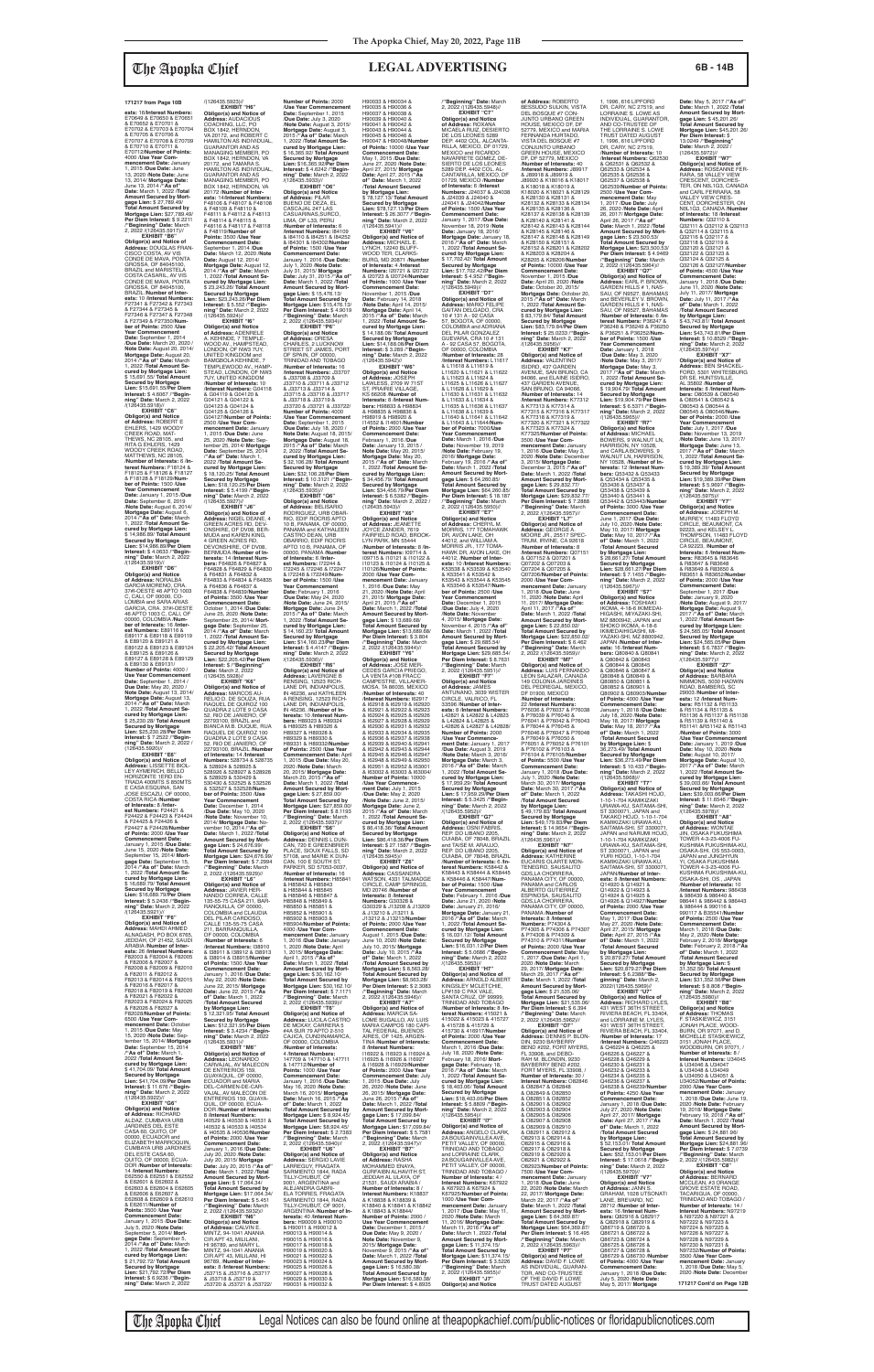171217 from Page 10B

ests: 16/Interest Numbers: E70649 & E70650 & E70651 & E70652 & E70701 & E70702 & E70703 & E70704 & E70705 & E70706 & E70707 & E70708 & E70709 & E70710 & E70711 & E70712 /Number of Points: 4000 /Use Year Commencement Date: January 1, 2015 /Due Date: June 13, 2020 /Note Date: June 13, 2014/ Mortgage Date: June 13, 2014 /"As of" Date: March 1, 2022 /Total Amount Secured by Mortgage Lien: $ 27,789.49/ Total Amount Secured by Mortgage Lien: $27,789.49/ Per Diem Interest: $ 9.2211 /"Beginning" Date: March 2, 2022 /(126435.5917)//

**EXHIBIT "B6"**
**Obligor(s) and Notice of Address:** DOUGLAS FRANCISCO COSTA, AV VIS CONDE DE MAVA, PONTA GROSSA, OF 84045100, BRAZIL and MARISTELA COSTA CASARIL, AV VIS CONDE DE MAVA, PONTA GROSSA, OF 84045100, BRAZIL /**Number of Interests:** 10 /**Interest Numbers:** F27344 & F27342 & F27343 & F27344 & F27345 & F27346 & F27347 & F27348 & F27349 & F27350/**Number of Points:** 2500 /**Use Year Commencement Date:** September 1, 2014 /**Due Date:** March 20, 2020 / **Note Date:** August 20, 2014/ **Mortgage Date:** August 20, 2014 /**"As of" Date:** March 1, 2022 /**Total Amount Secured by Mortgage Lien:** $ 15,691.55/ **Total Amount Secured by Mortgage Lien:** $15,691.55/**Per Diem Interest:** $ 4.6067 /**"Beginning" Date:** March 2, 2022 /(126435.5918)//

**EXHIBIT "C6"**
**Obligor(s) and Notice of Address:** ROBERT E EHLERS, 1429 WOODY CREEK ROAD, MATTHEWS, NC 28105, and RITA G EHLERS, 1429 WOODY CREEK ROAD, MATTHEWS, NC 28105, /**Number of Interests:** 6 /**Interest Numbers:** F18124 & F18125 & F18126 & F18127 & F18128 & F18129/**Number of Points:** 1500 /**Use Year Commencement Date:** January 1, 2015 /**Due Date:** September 6, 2019 /**Note Date:** August 6, 2014/ **Mortgage Date:** August 6, 2014 /**"As of" Date:** March 1, 2022 /**Total Amount Secured by Mortgage Lien:** $ 14,986.89/ **Total Amount Secured by Mortgage Lien:** $14,986.89/**Per Diem Interest:** $ 4.6633 /**"Beginning" Date:** March 2, 2022 /(126435.5919)//

**EXHIBIT "D6"**
**Obligor(s) and Notice of Address:** NORALBA GARCIA MORENO, CRA. 37#-OESTE 46 APTO 1003 C, CALI, OF 00000, COLOMBIA and SARA ARIAS GARCIA, CRA. 37#-OESTE 46-APTO 1003 C, CALI, OF 00000, COLOMBIA /**Number of Interests:** 16 /**Interest Numbers:** E89116 & E89117 & E89118 & E89119 & E89120 & E89121 & E89122 & E89123 & E89124 & E89125 & E89126 & E89127 & E89128 & E89129 & E89130 & E89131/ **Number of Points:** 4000 / **Use Year Commencement Date:** September 1, 2014 / **Due Date:** May 20, 2020 / **Note Date:** August 13, 2014/ **Mortgage Date:** August 13, 2014 /**"As of" Date:** March 1, 2022 /**Total Amount Secured by Mortgage Lien:** $ 25,230.28/ **Total Amount Secured by Mortgage Lien:** $25,230.28/**Per Diem Interest:** $ 7.2522 /**"Beginning" Date:** March 2, 2022 /(126435.5920)//

**EXHIBIT "E6"**
**Obligor(s) and Notice of Address:** LISSETTE BOLLEY KWIERICH, BELLO HORIZONTE 1ERO EN-TRADA 400MTS S 650MTS E CASA ESQUINA, SAN JOSE-ESCAZU, OF 00000, COSTA RICA /**Number of Interests:** 8 /**Interest Numbers:** F24421 & F24422 & F24423 & F24424 & F24425 & F24426 & F24427 & F24428/**Number of Points:** 2000 /**Use Year Commencement Date:** January 1, 2015 /**Due Date:** June 15, 2020 /**Note Date:** September 15, 2014/ **Mortgage Date:** September 15, 2014 /**"As of" Date:** March 1, 2022 /**Total Amount Secured by Mortgage Lien:** $ 16,089.79/ **Total Amount Secured by Mortgage Lien:** $16,089.79/**Per Diem Interest:** $ 5.2436 /**"Beginning" Date:** March 2, 2022 /(126435.5921)//

**EXHIBIT "F6"**
**Obligor(s) and Notice of Address:** MAHDI AHMED ALSAHLI, PO BOX 8765, JEDDAH, OF 21492, SAUDI ARABIA /**Number of Interests:** 26 /**Interest Numbers:** F82003 & F82004 & F82005 & F82006 & F82007 & F82008 & F82009 & F82010 & F82011 & F82012 & F82013 & F82014 & F82015 & F82016 & F82017 & F82018 & F82019 & F82020 & F82021 & F82022 & F82023 & F82024 & F82025 & F82026 & F82027 & F82028/**Number of Points:** 6500 /**Use Year Commencement Date:** October 1, 2015 /**Due Date:** May 15, 2020 /**Note Date:** September 15, 2014/ **Mortgage Date:** September 15, 2014 /**"As of" Date:** March 1, 2022 /**Total Amount Secured by Mortgage Lien:** $ 41,704.09/ **Total Amount Secured by Mortgage Lien:** $41,704.09/**Per Diem Interest:** $ 11.676 /**"Beginning" Date:** March 2, 2022 /(126435.5922)//

**EXHIBIT "G6"**
**Obligor(s) and Notice of Address:** RICHARD ALDAZ, CUMBAYA URB JARDINES DEL ESTE CASA 60, QUITO, OF 00000, ECUADOR and ELIZABETH MARROQUIN, CUMBAYA URB JARDINES DEL ESTE CASA 60, QUITO, OF 00000, ECUADOR /**Number of Interests:** 14 /**Interest Numbers:** E62500 & E62501 & E62502 & E62601 & E62602 & E62603 & E62604 & E62605 & E62606 & E62607 & E62608 & E62609 & E62610 & E62611/**Number of Points:** 3500 /**Use Year Commencement Date:** January 1, 2015 /**Due Date:** July 5, 2020 /**Note Date:** September 5, 2014/ **Mortgage Date:** September 5, 2014 /**"As of" Date:** March 1, 2022 /**Total Amount Secured by Mortgage Lien:** $ 21,792.72/ **Total Amount Secured by Mortgage Lien:** $21,792.72/**Per Diem Interest:** $ 6.9236 /**"Beginning" Date:** March 2, 2022 /(126435.5923)//

**EXHIBIT "H6"**
**Obligor(s) and Notice of Address:** AUDACIOUS COACHING, LLC, PO BOX 1842, HERNDON, VA 20172, and ROBERT C HAMILTON AS INDIVIDUAL GUARANTOR AND AS MANAGING MEMBER, PO BOX 1842, HERNDON, VA 20172, and TAMARA S HAMILTON AS INDIVIDUAL GUARANTOR AND AS MANAGING MEMBER, PO BOX 1842, HERNDON, VA 20172 /**Number of Interests:** 14/**Interest Numbers:** F48106 & F48107 & F48108 & F48109 & F48110 & F48111 & F48112 & F48113 & F48114 & F48115 & F48116 & F48117 & F48118 & F48119/**Number of Points:** 3500 /**Use Year Commencement Date:** September 1, 2014 /**Due Date:** March 12, 2020 /**Note Date:** August 12, 2014/ **Mortgage Date:** August 12, 2014 /**"As of" Date:** March 1, 2022 /**Total Amount Secured by Mortgage Lien:** $ 23,243.26/ **Total Amount Secured by Mortgage Lien:** $23,243.26/**Per Diem Interest:** $ 5.552 /**"Beginning" Date:** March 2, 2022 /(126435.5924)//

**EXHIBIT "I6"**
**Obligor(s) and Notice of Address:** ADENIYI KEHINDE, 7 TEMPLEWOOD AV., HAMPSTEAD, LONDON, OF NW3 7UY, UNITED KINGDOM and BAMIDELE KEHINDE, 7 TEMPLEWOOD AV., HAMPSTEAD, LONDON, OF NW3 7UY, UNITED KINGDOM /**Number of Interests:** 10 /**Interest Numbers:** G04119 & G04120 & G04121 & G04122 & G04123 & G04124 & G04125 & G04126 & G04127 & G04128/**Number of Points:** 2500 /**Use Year Commencement Date:** January 1, 2015 /**Due Date:** June 25, 2020 /**Note Date:** September 25, 2014/ **Mortgage Date:** September 25, 2014 /**"As of" Date:** March 1, 2022 /**Total Amount Secured by Mortgage Lien:** $ 18,120.25/ **Total Amount Secured by Mortgage Lien:** $18,120.25/**Per Diem Interest:** $ 5.4199 /**"Beginning" Date:** March 2, 2022 /(126435.5927)//

**EXHIBIT "J6"**
**Obligor(s) and Notice of Address:** NIGEL DOANE, 4 GREEN ACRES RD, DEVONSHIRE, OF DV08, BERMUDA and KAREN KING, 4 GREEN ACRES RD, DEVONSHIRE, OF DV08, BERMUDA /**Number of Interests:** 8 /**Interest Numbers:** F64826 & F64827 & F64828 & F64829 & F64830 & F64831 & F64832 & F64833 & F64834 & F64835 & F64836 & F64837 & F64838 & F64839/**Number of Points:** 3500 /**Use Year Commencement Date:** October 1, 2014 /**Due Date:** June 25, 2020 /**Note Date:** September 25, 2014/ **Mortgage Date:** September 25, 2014 /**"As of" Date:** March 1, 2022 /**Total Amount Secured by Mortgage Lien:** $ 22,205.40/ **Total Amount Secured by Mortgage Lien:** $22,205.40/**Per Diem Interest:** $ **"Beginning" Date:** March 2, 2022 /(126435.5928)//

**EXHIBIT "K6"**
**Obligor(s) and Notice of Address:** MARCOS ALI NELIO H. DE SOUZA, RUA RAQUEL DE QUIROZ 100 QUADRA 2 LOTE 9 CASA 52, RIO DE JANEIRO, OF 22793100, BRAZIL and BIANCA M.B. DUQUE, RUA RAQUEL DE QUIROZ 100 QUADRA 2 LOTE 9 CASA 52, RIO DE JANEIRO, OF 22793100, BRAZIL /**Number of Interests:** 14 /**Interest Numbers:** 528734 & 528735 & 528924 & 528925 & 528926 & 528927 & 528928 & 528929 & 530429 & 530430 & 532525 & 532526 & 532527 & 532528/**Number of Points:** 3500 /**Use Year Commencement Date:** December 1, 2014 /**Due Date:** May 10, 2020 /**Note Date:** November 10, 2014/ **Mortgage Date:** November 10, 2014 /**"As of" Date:** March 1, 2022 /**Total Amount Secured by Mortgage Lien:** $ 24,675.39/ **Total Amount Secured by Mortgage Lien:** $24,675.39/ **Per Diem Interest:** $ 7.2994 /**"Beginning" Date:** March 2, 2022 /(126435.5929)//

**EXHIBIT "L6"**
**Obligor(s) and Notice of Address:** JAVIER HERNANDO CORREA, CALLE 135-55-75 CASA 211, BARRANQUILLA, OF 00000, COLOMBIA and CLAUDIA DEL PILAR CARDOSO, CALLE 135-55-75 CASA 211, BARRANQUILLA, OF 00000, COLOMBIA /**Number of Interests:** 6 /**Interest Numbers:** I38910 & I38911 & I38912 & I38913 & I38914 & I38915/**Number of Points:** 1500 /**Use Year Commencement Date:** January 1, 2016 /**Due Date:** May 22, 2020 /**Note Date:** June 22, 2015/ **Mortgage Date:** June 22, 2015 /**"As of" Date:** March 1, 2022 /**Total Amount Secured by Mortgage Lien:** $ 12,321.95/ **Total Amount Secured by Mortgage Lien:** $12,321.95/**Per Diem Interest:** $ 3.4224 /**"Beginning" Date:** March 2, 2022 /(126435.5931)//

**EXHIBIT "M6"**
**Obligor(s) and Notice of Address:** LEONARDO CARVAJAL, AV MALECON DE ENTRERIOS 159, GUAYAQUIL, OF 00000, ECUADOR and MARIA DEL-CARMEN DE-CARVAJAL, AV MALECON DE ENTRERIOS 159, GUAYAQUIL, OF 00000, ECUADOR /**Number of Interests:** 8 /**Interest Numbers:** I40529 & I40530 & I40531 & I40532 & I40533 & I40534 & I40535 & I40536/**Number of Points:** 2000 /**Use Year Commencement Date:** January 1, 2016 /**Due Date:** July 20, 2020 /**Note Date:** July 20, 2015/ **Mortgage Date:** July 20, 2015 /**"As of" Date:** March 1, 2022 /**Total Amount Secured by Mortgage Lien:** $ 17,064.34/ **Total Amount Secured by Mortgage Lien:** $17,064.34/ **Per Diem Interest:** $ 5.451 /**"Beginning" Date:** March 2, 2022 /(126435.5932)//

**EXHIBIT "N6"**
**Obligor(s) and Notice of Address:** CALVIN E. MINTZ, 94-1041 ANANIA CIR APT 43, MILILANI, HI 96789, and MARY L. MINTZ, 94-1041 ANANIA CIR APT 43, MILILANI, HI 96789 /**Number of Interests:** 4 /**Interest Numbers:** J53715 & J53716 & J53717 & J53718 & J53719 & J53720 & J53721 & J53722 /**Number of Points:** 2000 /**Use Year Commencement Date:** September 1, 2015 /**Due Date:** July 3, 2020 /**Note Date:** August 3, 2015/ **Mortgage Date:** August 3, 2015 /**"As of" Date:** March 1, 2022 /**Total Amount Secured by Mortgage Lien:** $ 16,355.50/ **Total Amount Secured by Mortgage Lien:** $16,355.50/ **Per Diem Interest:** $ 4.6242 /**"Beginning" Date:** March 2, 2022 /(126435.5933)//

**EXHIBIT "O6"**
**Obligor(s) and Notice of Address:** PILAR BUENO DE DEZA, EL CASCAJAL 247 LAS CASUARINAS SURCO, LIMA, OF L33, PERU /**Number of Interests:** 6 /**Interest Numbers:** I84109 & I84110 & I84201 & I84202 & I84301 & I84302/**Number of Points:** 1500 /**Use Year Commencement Date:** January 1, 2016 /**Due Date:** July 1, 2020 /**Note Date:** July 31, 2015/ **Mortgage Date:** July 31, 2015 /**"As of" Date:** March 1, 2022 /**Total Amount Secured by Mortgage Lien:** $ 14,176.13/ **Total Amount Secured by Mortgage Lien:** $14,176.13/ **Per Diem Interest:** $ 4.9019 /**"Beginning" Date:** March 2, 2022 /(126435.5934)//

**EXHIBIT "P6"**
**Obligor(s) and Notice of Address:** ORESA CHARLES, 21 UCKNOW STREET ST JAMES, PORT OF SPAIN, OF 00000, TRINIDAD AND TOBAGO /**Number of Interests:** 16 /**Interest Numbers:** J33707 & J33708 & J33709 & J33710 & J33711 & J33712 & J33713 & J33714 & J33715 & J33716 & J33717 & J33718 & J33719 & J33720 & J33721 & J33722/**Number of Points:** 4000 /**Use Year Commencement Date:** January 1, 2016 /**Due Date:** July 18, 2020 / **Note Date:** August 18, 2015/ **Mortgage Date:** August 18, 2015 /**"As of" Date:** March 1, 2022 /**Total Amount Secured by Mortgage Lien:** $ 32,106.26/ **Total Amount Secured by Mortgage Lien:** $32,106.26/ **Per Diem Interest:** $ 10.2121 /**"Beginning" Date:** March 2, 2022 /(126435.5935)//

**EXHIBIT "Q6"**
**Obligor(s) and Notice of Address:** BELISARIO RODRIGUEZ, URB OBARRIO, EDF ROCRIS APTO 10 B, PANAMA, OF 00000, PANAMA and KATHLEEN CASTRO DE ANL, URB OBARRIO, EDF ROCRIS APTO 10 B, PANAMA, OF 00000, PANAMA /**Number of Interests:** 6 /**Interest Numbers:** I72244 & I72245 & I72246 & I72247 & I72248 & I72249/**Number of Points:** 1500 /**Use Year Commencement Date:** July 24, 2020 /**Note Date:** June 24, 2015/ **Mortgage Date:** June 24, 2015 /**"As of" Date:** March 1, 2022 /**Total Amount Secured by Mortgage Lien:** $ 14,160.23/ **Total Amount Secured by Mortgage Lien:** $14,160.23/**Per Diem Interest:** $ 4.4147 /**"Beginning" Date:** March 2, 2022 /(126435.5936)//

**EXHIBIT "R6"**
**Obligor(s) and Notice of Address:** LAVERGNE B. RENSING, 12533 RICHLANE DR, INDIANAPOLIS, IN 46236, and KATHLEEN A RENSING, 12533 RICHLANE DR, INDIANAPOLIS, IN 46236, /**Number of Interests:** 10 /**Interest Numbers:** H69323 & H69324 & H69325 & H69326 & H69327 & H69328 & H69329 & H69330 & H69331 & H69332/**Number of Points:** 2500 /**Use Year Commencement Date:** January 1, 2016 /**Due Date:** May 20, 2020 /**Note Date:** March 20, 2015/ **Mortgage Date:** March 20, 2015 /**"As of" Date:** March 1, 2022 /**Total Amount Secured by Mortgage Lien:** $ 27,859.00/ **Total Amount Secured by Mortgage Lien:** $27,859.00/ **Per Diem Interest:** $ 8.1193 /**"Beginning" Date:** March 2, 2022 /(126435.5937)//

**EXHIBIT "S6"**
**Obligor(s) and Notice of Address:** DENNIS L DUNCAN, 6617 CARRIER PLACE, SIOUX FALLS, SD 57108, and MARIE K DUNCAN, 100 E SOUTH ST, PARKER, SD 57053-0007 /**Number of Interests:** 16 /**Interest Numbers:** H85841 & H85842 & H85843 & H85844 & H85845 & H85846 & H85848 & H85849 & H85850 & H85851 & H85852 & H85901 & H85902 & H85903 & H85904 & H85905/**Number of Points:** 4000 /**Use Year Commencement Date:** January 1, 2016 /**Due Date:** June 1, 2015 /**Note Date:** April 1, 2015/ **Mortgage Date:** April 1, 2015 /**"As of" Date:** March 1, 2022 /**Total Amount Secured by Mortgage Lien:** $ 30,162.12/ **Total Amount Secured by Mortgage Lien:** $30,162.12/ **Per Diem Interest:** $ 7.1171 /**"Beginning" Date:** March 2, 2022 /(126435.5939)//

**EXHIBIT "T6"**
**Obligor(s) and Notice of Address:** LUCILA CASTRO DE MCKAY, CARRERA 8 #44-59 79 APTO 3-510 CAJICA, CUNDINAMARCA, OF 00000, COLOMBIA /**Number of Interests:** 4 /**Interest Numbers:** I47709 & I47710 & I47711 & I47712/**Number of Points:** 1000 /**Use Year Commencement Date:** January 1, 2016 /**Due Date:** May 16, 2020 /**Note Date:** March 16, 2015/ **Mortgage Date:** March 16, 2015 /**"As of" Date:** March 1, 2022 /**Total Amount Secured by Mortgage Lien:** $ 8,924.45/ **Total Amount Secured by Mortgage Lien:** $8,924.45/ **Per Diem Interest:** $ 2.7363 /**"Beginning" Date:** March 2, 2022 /(126435.5940)//

**EXHIBIT "U6"**
**Obligor(s) and Notice of Address:** SERGIO LAVIE LARREGUY, FRAGATA SARMIENTO 1844, RADA TILLY-CHUBUT, OF 9001, ARGENTINA and ALEJANDRA GABRIELA TORRES, FRAGATA SARMIENTO 1844, RADA TILLY-CHUBUT, OF 9001, ARGENTINA /**Number of Interests:** 40 /**Interest Numbers:** H90009 & H90010 & H90011 & H90012 & H90013 & H90014 & H90015 & H90016 & H90017 & H90018 & H90019 & H90020 & H90021 & H90022 & H90023 & H90024 & H90025 & H90026 & H90027 & H90028 & H90029 & H90030 & H90031 & H90032 & H90033 & H90034 & H90035 & H90036 & H90037 & H90038 & H90039 & H90040 & H90041 & H90042 & H90043 & H90044 & H90045 & H90046 & H90047 & H90048/**Number of Points:** 10000 /**Use Year Commencement Date:** May 1, 2015 /**Due Date:** April 27, 2020 /**Note Date:** April 27, 2015/ **Mortgage Date:** April 27, 2015 /**"As of" Date:** March 1, 2022 /**Total Amount Secured by Mortgage Lien:** $ 78,127.12/ **Total Amount Secured by Mortgage Lien:** $78,127.12/**Per Diem Interest:** $ 26.3217 /**"Beginning" Date:** March 2, 2022 /(126435.5941)//

**EXHIBIT "V6"**
**Obligor(s) and Notice of Address:** MICHAEL E LYNCH, 12240 BLUFFWOOD TER, CLARKSBURG, MD 20871 /**Number of Interests:** 4 /**Interest Numbers:** I20721 & I20722 & I20723 & I20724/**Number of Points:** 1000 /**Use Year Commencement Date:** January 1, 2016 /**Due Date:** February 14, 2018 /**Note Date:** April 14, 2015/ **Mortgage Date:** April 14, 2015 /**"As of" Date:** March 1, 2022 /**Total Amount Secured by Mortgage Lien:** $ 14,089.24/ **Total Amount Secured by Mortgage Lien:** $14,089.24/**Per Diem Interest:** $ 3.280 /**"Beginning" Date:** March 2, 2022 /(126435.5942)//

**EXHIBIT "W6"**
**Obligor(s) and Notice of Address:** JOSEPH PAVLESKA, 12438 W 71ST ST, PRAIRIE VILLAGE, KS 66208 /**Number of Interests:** 8 /**Interest Numbers:** H98834 & H98835 & H98836 & H98837 & H98838 & H98839 & H98840 & H98841/**Number of Points:** 2000 /**Use Year Commencement Date:** February 1, 2016 /**Due Date:** January 15, 2016 /**Note Date:** May 20, 2015/ **Mortgage Date:** May 20, 2015 /**"As of" Date:** March 1, 2022 /**Total Amount Secured by Mortgage Lien:** $ 34,456.79/ **Total Amount Secured by Mortgage Lien:** $34,456.79/**Per Diem Interest:** $ 6.5382 /**"Beginning" Date:** March 2, 2022 /(126435.5943)//

**EXHIBIT "X6"**
**Obligor(s) and Notice of Address:** JOYCE ZANDER, 7618 FAIRFIELD ROAD, BROOKLYN PARK, MN 55444 /**Number of Interests:** 8 /**Interest Numbers:** I09714 & I09715 & I10121 & I10122 & I10123 & I10124 & I10125 & I10126/**Number of Points:** 2000 /**Use Year Commencement Date:** January 1, 2016 /**Due Date:** May 21, 2020 /**Note Date:** April 21, 2015/ **Mortgage Date:** April 21, 2015 /**"As of" Date:** March 1, 2022 /**Total Amount Secured by Mortgage Lien:** $ 13,689.08/ **Total Amount Secured by Mortgage Lien:** $13,689.08/ **Per Diem Interest:** $ 3.804 /**"Beginning" Date:** March 2, 2022 /(126435.5944)//

**EXHIBIT "Y6"**
**Obligor(s) and Notice of Address:** JOSE MERCEDES GARCIA PAREDES, LA VENTA # 64 FRACC. CAMPESTRE, VILLAHERMOSA, TA 86030, MEXICO /**Number of Interests:** 40 /**Interest Numbers:** I62917 & I62918 & I62919 & I62920 & I62921 & I62922 & I62923 & I62924 & I62925 & I62926 & I62927 & I62928 & I62929 & I62930 & I62931 & I62932 & I62933 & I62934 & I62935 & I62936 & I62937 & I62938 & I62939 & I62940 & I62941 & I62942 & I62943 & I62944 & I62945 & I62946 & I62947 & I62948 & I62949 & I62950 & I63001 & I63002 & I63003 & I63004/**Number of Points:** 10000 /**Use Year Commencement Date:** June 1, 2015 /**Due Date:** June 2, 2020 /**Note Date:** June 2, 2015/ **Mortgage Date:** June 2, 2015 /**"As of" Date:** March 1, 2022 /**Total Amount Secured by Mortgage Lien:** $ 66,118.06/ **Total Amount Secured by Mortgage Lien:** $66,118.06/**Per Diem Interest:** $ 23.1958 /**"Beginning" Date:** March 2, 2022 /(126435.5945)//

**EXHIBIT "Z6"**
**Obligor(s) and Notice of Address:** CASSANDRA WATSON, 4321 TALMADGE CIRCLE, CAMP SPRINGS, MD 20748 /**Number of Interests:** 8 /**Interest Numbers:** G30328 & G30329 & J13208 & J13209 & J13210 & J13211 & J13212 & J13213/**Number of Points:** 2000 /**Use Year Commencement Date:** August 1, 2015 /**Due Date:** June 10, 2020 /**Note Date:** July 10, 2015/ **Mortgage Date:** July 10, 2015 /**"As of" Date:** March 1, 2022 /**Total Amount Secured by Mortgage Lien:** $ 8,503.28/ **Total Amount Secured by Mortgage Lien:** $8,503.28/ **Per Diem Interest:** $ 2.6983 /**"Beginning" Date:** March 2, 2022 /(126435.5946)//

**EXHIBIT "A7"**
**Obligor(s) and Notice of Address:** MARCIA SALOME SUGALLO, AV. LUIS MARIA CAMPOS 180 CAPITAL FEDERAL, BUENOS AIRES, OF 1426, ARGENTINA /**Number of Interests:** 8 /**Interest Numbers:** I16922 & I16923 & I16924 & I16925 & I16926 & I16927 & I16928 & I16929/**Number of Points:** 2000 /**Use Year Commencement Date:** July 1, 2015 /**Due Date:** June 26, 2015/ **Mortgage Date:** June 26, 2015 /**"As of" Date:** March 1, 2022 /**Total Amount Secured by Mortgage Lien:** $ 17,093.84/ **Total Amount Secured by Mortgage Lien:** $17,093.84/ **Per Diem Interest:** $ 5.7581 /**"Beginning" Date:** March 2, 2022 /(126435.5947)//

**EXHIBIT "B7"**
**Obligor(s) and Notice of Address:** HOSSA MOHAMMED ENAYA, SUPERMAN ALNAKITH ST, JEDDAH AL JALAYA, OF 21531, SAUDI ARABIA /**Number of Interests:** 8 /**Interest Numbers:** K18837 & K18838 & K18839 & K18840 & K18841 & K18842 & K18843 & K18844/ **Number of Points:** 2000 / **Use Year Commencement Date:** January 1, 2016 /**Due Date:** May 9, 2020 /**Note Date:** November 9, 2015/ **Mortgage Date:** November 9, 2015 /**"As of" Date:** March 1, 2022 /**Total Amount Secured by Mortgage Lien:** $ 15,580.38/ **Total Amount Secured by Mortgage Lien:** $15,580.38/ **Per Diem Interest:** $ 4.8935 /**"Beginning" Date:** March 2, 2022 /(126435.5948)//

**EXHIBIT "C7"**
**Obligor(s) and Notice of Address:** ROXANA MICAELA RUIZ, DESIERTO DE LOS LEONES 5289 DEP 4402 COL. ALCANTARILLA, MEXICO, DF 01729, MEXICO and RICARDO NAVARRETE GOMEZ, DESIERTO DE LOS LEONES 5289 DEP. 4402 COL. ALCANTARILLA, MEXICO, DF 01729, MEXICO /**Number of Interests:** 4 /**Interest Numbers:** J24038 & J24039 & J24040 & J24041 & J24042/**Number of Points:** 1000 /**Use Year Commencement Date:** January 1, 2017 /**Due Date:** November 16, 2019 /**Note Date:** January 16, 2016/ **Mortgage Date:** January 16, 2016 /**"As of" Date:** March 1, 2022 /**Total Amount Secured by Mortgage Lien:** $ 17,702.42/ **Total Amount Secured by Mortgage Lien:** $17,702.42/**Per Diem Interest:** $ 4.052 /**"Beginning" Date:** March 2, 2022 /(126435.5949)//

**EXHIBIT "D7"**
**Obligor(s) and Notice of Address:** MARIO FELIPE GAITAN DELGADO, CRA 19 131 A - 92 CASA 57, BOGOTA, OF 00000, COLOMBIA and ADRIANA MARIA VEGA GONZALEZ GUEVARA, CRA 19 # 131 A - 92 CASA 57, BOGOTA, OF 00000, COLOMBIA /**Number of Interests:** 28 /**Interest Numbers:** L11617 & L11618 & L11619 & L11620 & L11621 & L11622 & L11623 & L11624 & L11625 & L11626 & L11629 & L11630 & L11631 & L11632 & L11633 & L11634 & L11635 & L11636 & L11637 & L11638 & L11639 & L11640 & L11641 & L11642 & L11643 & L11644 & L11645 & L11646/**Number of Points:** 7000/**Use Year Commencement Date:** March 1, 2016 /**Due Date:** November 19, 2019 /**Note Date:** February 19, 2016/ **Mortgage Date:** February 19, 2016 /**"As of" Date:** March 1, 2022 /**Total Amount Secured by Mortgage Lien:** $ 64,260.80/ **Total Amount Secured by Mortgage Lien:** $64,260.80/ **Per Diem Interest:** $ 16.187 /**"Beginning" Date:** March 2, 2022 /(126435.5950)//

**EXHIBIT "E7"**
**Obligor(s) and Notice of Address:** CHERYL M. MORRIS, 17 TOMAHAWK DR, AVON LAKE, OH 44012, and WILLIAM A. MORRIS JR., 17 TOMAHAWK DR, AVON LAKE, OH 44012 /**Number of Interests:** 10 /**Interest Numbers:** K53538 & K53539 & K53540 & K53541 & K53542 & K53543 & K53544 & K53545 & K53546 & K53547/**Number of Points:** 2500 /**Use Year Commencement Date:** December 1, 2015 /**Due Date:** July 4, 2020 /**Note Date:** November 4, 2015/ **Mortgage Date:** November 4, 2015 /**"As of" Date:** March 1, 2022 /**Total Amount Secured by Mortgage Lien:** $ 29,685.54/ **Total Amount Secured by Mortgage Lien:** $29,685.54/ **Per Diem Interest:** $ 8.7631 /**"Beginning" Date:** March 2, 2022 /(126435.5951)//

**EXHIBIT "F7"**
**Obligor(s) and Notice of Address:** JAMES ANTUNANO, 3639 WEST CIRCLE, WAUSAU, FL 34600-3630 /**Number of Interests:** 8 /**Interest Numbers:** L42820 & L42821 & L42822 & L42823 & L42824 & L42825 & L42826 & L42827/**Number of Points:** 2000 /**Use Year Commencement Date:** January 1, 2017 /**Due Date:** April 3, 2020 /**Note Date:** March 3, 2016/ **Mortgage Date:** March 3, 2016 /**"As of" Date:** March 1, 2022 /**Total Amount Secured by Mortgage Lien:** $ 17,959.29/ **Total Amount Secured by Mortgage Lien:** $17,959.29/ **Per Diem Interest:** $ 5.3425 /**"Beginning" Date:** March 2, 2022 /(126435.5952)//

**EXHIBIT "G7"**
**Obligor(s) and Notice of Address:** OSNI FABRIS, REP. DO LIBANO 2205, CURIBA, OF 78045, BRAZIL and ANDREA FABRIS, REP. DO LIBANO 2205, CURIBA, OF 78045, BRAZIL /**Number of Interests:** 6 /**Interest Numbers:** K66443 & K66444 & K66445 & K66446 & K66447/**Number of Points:** 1500 /**Use Year Commencement Date:** February 1, 2016 /**Due Date:** June 21, 2020 /**Note Date:** January 21, 2016/ **Mortgage Date:** January 21, 2016 /**"As of" Date:** March 1, 2022 /**Total Amount Secured by Mortgage Lien:** $ 16,501.33/ **Total Amount Secured by Mortgage Lien:** $16,501.33/**Per Diem Interest:** $ 5.0886 /**"Beginning" Date:** March 2, 2022 /(126435.5953)//

**EXHIBIT "H7"**
**Obligor(s) and Notice of Address:** ARNOLD ALBERT PHILLIPS, 17 STATE LPH159 C PAX VALE, SANTA CRUZ, OF 00000, TRINIDAD AND TOBAGO /**Number of Interests:** 8 /**Interest Numbers:** 415722 & 415723 & 415724 & 415725 & 415726 & 415727 & 415728 & 415729/**Number of Points:** 2000 /**Use Year Commencement Date:** March 1, 2016 /**Due Date:** July 18, 2020 /**Note Date:** February 18, 2016/ **Mortgage Date:** February 18, 2016 /**"As of" Date:** March 1, 2022 /**Total Amount Secured by Mortgage Lien:** $ 16,403.30/ **Total Amount Secured by Mortgage Lien:** $16,403.30/**Per Diem Interest:** $ 5.8809 /**"Beginning" Date:** March 2, 2022 /(126435.5954)//

**EXHIBIT "I7"**
**Obligor(s) and Notice of Address:** ANGELO CLARK, 24 BOUGAINVILLEA AVE PETIT VALLEY, OF 00000, TRINIDAD AND TOBAGO and LORRAINE CLARK, 24 BOUGAINVILLEA AVE PETIT VALLEY, OF 00000, TRINIDAD AND TOBAGO / **Number of Interests:** 4 /**Interest Numbers:** K67922 & K67923 & K67924 & K67925/**Number of Points:** 1000 /**Use Year Commencement Date:** January 1, 2017 /**Due Date:** April 11, 2020 /**Note Date:** March 11, 2016/ **Mortgage Date:** March 11, 2016 /**"As of" Date:** March 1, 2022 /**Total Amount Secured by Mortgage Lien:** $ 11,374.15/ **Total Amount Secured by Mortgage Lien:** $11,374.15/**Per Diem Interest:** $ 3.2203 /**"Beginning" Date:** March 2, 2022 /(126435.5955)//

**EXHIBIT "J7"**
**Obligor(s) and Notice of Address:** ROBERTO BESSUDO SULKIN, VISTA DEL BOSQUE #7 CONJUNTO URBANO GREEN HOUSE, MEXICO, DF, DF 52779, MEXICO and MARIA FERNANDA HURTADO, VISTA DEL BOSQUE #7 CONJUNTO URBANO GREEN HOUSE, MEXICO, DF 52779, MEXICO /**Number of Interests:** 40 /**Interest Numbers:** J89917 & J89918 & J89919 & J89920 & K18016 & K18017 & K18018 & K18019 & K18020 & K18021 & K28129 & K28130 & K28131 & K28132 & K28133 & K28134 & K28135 & K28136 & K28137 & K28138 & K28139 & K28140 & K28141 & K28142 & K28143 & K28144 & K28145 & K28146 & K28147 & K28148 & K28149 & K28150 & K28151 & K28152 & K28201 & K28202 & K28203 & K28204 & K28205 & K28206/**Number of Points:** 10000 /**Use Year Commencement Date:** November 1, 2015 /**Due Date:** April 20, 2020 /**Note Date:** October 20, 2015/ **Mortgage Date:** October 20, 2015 /**"As of" Date:** March 1, 2022 /**Total Amount Secured by Mortgage Lien:** $ 83,176.84/ **Total Amount Secured by Mortgage Lien:** $83,176.84/ **Per Diem Interest:** $ 25.0228 /**"Beginning" Date:** March 2, 2022 /(126435.5956)//

**EXHIBIT "K7"**
**Obligor(s) and Notice of Address:** VALENTINO ISIDRO, 437 GARDEN AVENUE, SAN BRUNO, CA 94066, and ELAINE ISIDRO, 437 GARDEN AVENUE, SAN BRUNO, CA 94066, /**Number of Interests:** 14 /**Interest Numbers:** K77312 & K77313 & K77314 & K77315 & K77316 & K77317 & K77318 & K77319 & K77320 & K77321 & K77322 & K77323 & K77324 & K77325/**Number of Points:** 3500 /**Use Year Commencement Date:** January 1, 2016 /**Due Date:** May 3, 2020 /**Note Date:** December 3, 2015/ **Mortgage Date:** December 3, 2015 /**"As of" Date:** March 1, 2022 /**Total Amount Secured by Mortgage Lien:** $ 29,832.77/ **Total Amount Secured by Mortgage Lien:** $29,832.77/ **Per Diem Interest:** $ 7.2888 /**"Beginning" Date:** March 2, 2022 /(126435.5957)//

**EXHIBIT "L7"**
**Obligor(s) and Notice of Address:** GEORGE A. MOORE JR., 25517 SPECTRUM, IRVINE, CA 92618 /**Number of Interests:** 8 /**Interest Numbers:** Q07151 & Q07152 & Q07201 & Q07202 & Q07203 & Q07204 & Q07205 & Q07206/**Number of Points:** 2000 /**Use Year Commencement Date:** January 1, 2018 /**Due Date:** June 11, 2020 /**Note Date:** April 11, 2017/ **Mortgage Date:** April 11, 2017 /**"As of" Date:** March 1, 2022 /**Total Amount Secured by Mortgage Lien:** $ 22,850.02/ **Total Amount Secured by Mortgage Lien:** $22,850.02/ **Per Diem Interest:** $ 6.462 /**"Beginning" Date:** March 2, 2022 /(126435.5959)//

**EXHIBIT "M7"**
**Obligor(s) and Notice of Address:** LUIS FERNANDO LEON SALAZAR, CARRERA 149 COLONIA JARDINES DEL PEDREGAL, MEXICO, DF 01900, MEXICO /**Number of Interests:** 22 /**Interest Numbers:** P76036 & P76037 & P76038 & P76039 & P76040 & P76041 & P76042 & P76043 & P76044 & P76045 & P76046 & P76047 & P76048 & P76049 & P76050 & P76051 & P76052 & P76101 & P76102 & P76103 & P76104 & P76105/**Number of Points:** 5500 /**Use Year Commencement Date:** January 1, 2018 /**Due Date:** July 1, 2021 /**Note Date:** March 30, 2017/ **Mortgage Date:** March 30, 2017 /**"As of" Date:** March 1, 2022 /**Total Amount Secured by Mortgage Lien:** $ 49,176.83/ **Total Amount Secured by Mortgage Lien:** $49,176.83/**Per Diem Interest:** $ 14.9654 /**"Beginning" Date:** March 2, 2022 /(126435.5961)//

**EXHIBIT "N7"**
**Obligor(s) and Notice of Address:** KATHERINE EUCARIS OLARTE MONTENEGRO, SAUSALITO GDS, LA CHORRERA, PANAMA CITY, OF 00000, PANAMA and CARLOS ALBERTO GUTIERREZ ESPINOSA, SAUSALITO GDS, LA CHORRERA, PANAMA CITY, OF 00000, PANAMA /**Number of Interests:** 8 /**Interest Numbers:** P74304 & P74305 & P74306 & P74307 & P74308 & P74309 & P74310 & P74311/**Number of Points:** 2000 /**Use Year Commencement Date:** June 1, 2017 /**Due Date:** May 29, 2020 /**Note Date:** March 29, 2017/ **Mortgage Date:** March 29, 2017 /**"As of" Date:** March 1, 2022 /**Total Amount Secured by Mortgage Lien:** $ 21,535.06/ **Total Amount Secured by Mortgage Lien:** $21,535.06/ **Per Diem Interest:** $ 6.394 /**"Beginning" Date:** March 2, 2022 /(126435.5962)//

**EXHIBIT "O7"**
**Obligor(s) and Notice of Address:** DENNIS P. BLONDIN, 9230 BAYBERRY BEND #202, FORT MYERS, FL 33908, and DEBORAH M. BLONDIN, 9230 BAYBERRY BEND #202, FORT MYERS, FL 33908, / **Number of Interests:** 30 / **Interest Numbers:** Q82848 & Q82849 & Q82850 & Q82851 & Q82852 & Q82901 & Q82902 & Q82903 & Q82904 & Q82905 & Q82906 & Q82907 & Q82908 & Q82909 & Q82910 & Q82911 & Q82912 & Q82913 & Q82914 & Q82915 & Q82916 & Q82917 & Q82918 & Q82919 & Q82920 & Q82921 & Q82922 & Q82923/**Number of Points:** 7500 /**Use Year Commencement Date:** January 1, 2018 /**Due Date:** June 22, 2020 /**Note Date:** March 22, 2017/ **Mortgage Date:** March 22, 2017 /**"As of" Date:** March 1, 2022 /**Total Amount Secured by Mortgage Lien:** $ 64,369.87/ **Total Amount Secured by Mortgage Lien:** $64,369.87/ **Per Diem Interest:** $ 16.495 /**"Beginning" Date:** March 2, 2022 /(126435.5963)//

**EXHIBIT "P7"**
**Obligor(s) and Notice of Address:** DAVID F. LOWE AS INDIVIDUAL, GUARANTOR, AND CO-TRUSTEE OF THE DAVID F. LOWE TRUST DATED AUGUST 1, 1996, 616 LIPFORD DR, CARY, NC 27519, and LORRAINE S. LOWE AS INDIVIDUAL, GUARANTOR, AND CO-TRUSTEE OF THE LORRAINE S. LOWE TRUST DATED AUGUST 1, 1996, 616 LIPFORD DR, CARY, NC 27519, /**Number of Interests:** 10 /**Interest Numbers:** Q62530 & Q62531 & Q62532 & Q62533 & Q62534 & Q62535 & Q62536 & Q62537 & Q62538 & Q62539/**Number of Points:** 2500 /**Use Year Commencement Date:** May 1, 2017 /**Due Date:** May 26, 2020 /**Note Date:** April 26, 2017/ **Mortgage Date:** April 26, 2017 /**"As of" Date:** March 1, 2022 /**Total Amount Secured by Mortgage Lien:** $ 23,500.53/ **Total Amount Secured by Mortgage Lien:** $23,500.53/ **Per Diem Interest:** $ 6.9466 /**"Beginning" Date:** March 2, 2022 /(126435.5964)//

**EXHIBIT "Q7"**
**Obligor(s) and Notice of Address:** EARL F. BROWN, GARDEN HILLS # 1, NASSAU, OF N9527, BAHAMAS and BEVERLEY V. BROWN, GARDEN HILLS # 1, NASSAU, OF N9527, BAHAMAS /**Number of Interests:** 6 /**Interest Numbers:** P36247 & P36248 & P36249 & P36250 & P36251 & P36252/**Number of Points:** 1500 /**Use Year Commencement Date:** January 1, 2018 /**Due Date:** May 3, 2020 /**Note Date:** May 3, 2017/ **Mortgage Date:** May 3, 2017 /**"As of" Date:** March 1, 2022 /**Total Amount Secured by Mortgage Lien:** $ 19,904.79/ **Total Amount Secured by Mortgage Lien:** $19,904.79/**Per Diem Interest:** $ 6.3371 /**"Beginning" Date:** March 2, 2022 /(126435.5965)//

**EXHIBIT "R7"**
**Obligor(s) and Notice of Address:** CHARLES BOWERS, 9 WALNUT LN, HARRISON, NY 10528, and CARLA BOWERS, 9 WALNUT LN, HARRISON, NY 10528, /**Number of Interests:** 12 /**Interest Numbers:** Q53432 & Q53433 & Q53434 & Q53435 & Q53436 & Q53437 & Q53438 & Q53439 & Q53440 & Q53441 & Q53442 & Q53443/**Number of Points:** 3000 /**Use Year Commencement Date:** January 1, 2018 /**Due Date:** July 10, 2020 /**Note Date:** May 10, 2017/ **Mortgage Date:** May 10, 2017 /**"As of" Date:** March 1, 2022 /**Total Amount Secured by Mortgage Lien:** $ 26,861.27/ **Total Amount Secured by Mortgage Lien:** $26,861.27/**Per Diem Interest:** $ 7.1455 /**"Beginning" Date:** March 2, 2022 /(126435.5967)//

**EXHIBIT "S7"**
**Obligor(s) and Notice of Address:** TOSHIAKI IKOMA, 4-18-8 KIMEDAIHIGASHI, MIYAZAKI-SHI, MZ 8800942, JAPAN and MICHIKO IKOMA, 4-18-8 IKIMEDAIHIGASHI, MIYAZAKI-SHI, MZ 8800942, JAPAN /**Number of Interests:** 16 /**Interest Numbers:** Q80840 & Q80841 & Q80842 & Q80843 & Q80844 & Q80845 & Q80846 & Q80847 & Q80848 & Q80849 & Q80850 & Q80851 & Q80852 & Q80901 & Q80902 & Q80903/**Number of Points:** 4000 /**Use Year Commencement Date:** January 1, 2018 /**Due Date:** July 18, 2020 /**Note Date:** May 18, 2017/ **Mortgage Date:** May 18, 2017 /**"As of" Date:** March 1, 2022 /**Total Amount Secured by Mortgage Lien:** $ 36,273.49/ **Total Amount Secured by Mortgage Lien:** $36,273.49/**Per Diem Interest:** $ 10.433 /**"Beginning" Date:** March 2, 2022 /(126435.5968)//

**EXHIBIT "T7"**
**Obligor(s) and Notice of Address:** TAKASHI HOJO, 1-10-1-704 KAMIKIZAKI URAWA-KU, SAITAMA-SHI, ST 3300071, JAPAN and TAKAKO HOJO, 1-10-1-704 KAMIKIZAKI URAWA-KU, SAITAMA-SHI, ST 3300071, JAPAN and NARUMI HOJO, 1-10-1-704 KAMIKIZAKI URAWA-KU, SAITAMA-SHI, ST 3300071, JAPAN and YURI HOJO, 1-10-1-704 KAMIKIZAKI URAWA-KU, SAITAMA-SHI, ST 3300071, JAPAN/**Number of Interests:** 8 /**Interest Numbers:** Q14920 & Q14921 & Q14922 & Q14923 & Q14924 & Q14925 & Q14926 & Q14927/**Number of Points:** 2000 /**Use Year Commencement Date:** May 1, 2017 /**Due Date:** May 27, 2020 /**Note Date:** April 27, 2017/ **Mortgage Date:** April 27, 2017 /**"As of" Date:** March 1, 2022 /**Total Amount Secured by Mortgage Lien:** $ 20,879.27/ **Total Amount Secured by Mortgage Lien:** $20,879.27/**Per Diem Interest:** $ 5.2388 /**"Beginning" Date:** March 2, 2022 /(126435.5969)//

**EXHIBIT "U7"**
**Obligor(s) and Notice of Address:** RICHARD LYLES, 431 WEST 36TH STREET, RIVIERA BEACH, FL 33404, and LORRAINE M. LYLES, 431 WEST 36TH STREET, RIVIERA BEACH, FL 33404, /**Number of Interests:** 16 /**Interest Numbers:** Q46224 & Q46225 & Q46226 & Q46227 & Q46228 & Q46229 & Q46230 & Q46231 & Q46232 & Q46233 & Q46234 & Q46235 & Q46236 & Q46237 & Q46238 & Q46239/**Number of Points:** 4250 /**Use Year Commencement Date:** January 1, 2018 /**Due Date:** July 27, 2020 /**Note Date:** April 27, 2017/ **Mortgage Date:** April 27, 2017 /**"As of" Date:** March 1, 2022 /**Total Amount Secured by Mortgage Lien:** $ 52,153.01/ **Total Amount Secured by Mortgage Lien:** $52,153.01/**Per Diem Interest:** $ 17.0618 /**"Beginning" Date:** March 2, 2022 /(126435.5970)//

**EXHIBIT "V7"**
**Obligor(s) and Notice of Address:** JANN S. GRAHAM, 1028 UTSONATI LANE, BREVARD, NC 28712 /**Number of Interests:** 16 /**Interest Numbers:** Q82916 & Q82917 & Q82918 & Q82919 & Q86720 & Q86721 & Q86722 & Q86723 & Q86724 & Q86725 & Q86726 & Q86727 & Q86728 & Q86729 & Q86730 & Q86731/**Number of Points:** 4000 /**Use Year Commencement Date:** January 1, 2018 /**Due Date:** July 5, 2020 /**Note Date:** May 5, 2017/ **Mortgage Date:** May 5, 2017 /**"As of" Date:** March 1, 2022 /**Total Amount Secured by Mortgage Lien:** $ 45,201.26/ **Total Amount Secured by Mortgage Lien:** $45,201.26/ **Per Diem Interest:** $ 13.0249 /**"Beginning" Date:** March 2, 2022 /(126435.5972)//

**EXHIBIT "W7"**
**Obligor(s) and Notice of Address:** ROSEANNE FERRARA, 58 VALLEY VIEW CRESCENT, DORCHESTER, ON N0L1G3, CANADA and CARL FERRARA, 58 VALLEY VIEW CRESCENT, DORCHESTER, ON N0L1G3, CANADA /**Number of Interests:** 18 /**Interest Numbers:** Q32110 & Q32111 & Q32112 & Q32113 & Q32114 & Q32115 & Q32116 & Q32117 & Q32118 & Q32119 & Q32120 & Q32121 & Q32122 & Q32123 & Q32124 & Q32125 & Q32126 & Q32127/**Number of Points:** 4500 /**Use Year Commencement Date:** January 1, 2018 /**Due Date:** June 11, 2020 /**Note Date:** July 11, 2017/ **Mortgage Date:** July 11, 2017 /**"As of" Date:** March 1, 2022 /**Total Amount Secured by Mortgage Lien:** $ 43,743.81/ **Total Amount Secured by Mortgage Lien:** $43,743.81/**Per Diem Interest:** $ 12.9086 /**"Beginning" Date:** March 2, 2022 /(126435.5974)//

**EXHIBIT "X7"**
**Obligor(s) and Notice of Address:** BEN SHACKELFORD, 5301 WHITESBURG DR SE, HUNTSVILLE, AL 35802 /**Number of Interests:** 8 /**Interest Numbers:** Q80538 & Q80540 & Q80541 & Q80542 & Q80543 & Q80544 & Q80545 & Q80546/**Number of Points:** 2000 /**Use Year Commencement Date:** July 1, 2017 /**Due Date:** November 13, 2019 /**Note Date:** June 13, 2017/ **Mortgage Date:** June 13, 2017 /**"As of" Date:** March 1, 2022 /**Total Amount Secured by Mortgage Lien:** $ 19,389.39/ **Total Amount Secured by Mortgage Lien:** $19,389.39/**Per Diem Interest:** $ 5.3697 /**"Beginning" Date:** March 2, 2022 /(126435.5975)//

**EXHIBIT "Y7"**
**Obligor(s) and Notice of Address:** CURTIS L. MURREY, 11483 FLOYD CIRCLE, BEAUMONT, CA 92223, and KELSEY L. THOMPSON, 11483 FLOYD CIRCLE, BEAUMONT, CA 92223, /**Number of Interests:** 8 /**Interest Numbers:** R83645 & R83646 & R83647 & R83648 & R83649 & R83650 & R83651 & R83652/**Number of Points:** 2000 /**Use Year Commencement Date:** September 1, 2017 /**Due Date:** January 9, 2020 /**Note Date:** August 9, 2017/ **Mortgage Date:** August 9, 2017 /**"As of" Date:** March 1, 2022 /**Total Amount Secured by Mortgage Lien:** $ 24,565.05/ **Total Amount Secured by Mortgage Lien:** $24,565.05/**Per Diem Interest:** $ 6.7831 /**"Beginning" Date:** March 2, 2022 /(126435.5977)//

**EXHIBIT "Z7"**
**Obligor(s) and Notice of Address:** BARBARA NIMMONS, 5030 HADWIN ROAD, SUMMERTON, SC 29001 /**Number of Interests:** 12 /**Interest Numbers:** R51128 & R51129 & R51130 & R51131 & R51133 & R51134 & R51135 & R51136 & R51137 & R51138 & R51139 & R51140 & R51141 & R51142 & R51143 /**Number of Points:** 3000 /**Use Year Commencement Date:** January 1, 2019 /**Due Date:** May 10, 2020 /**Note Date:** August 10, 2017/ **Mortgage Date:** August 10, 2017 /**"As of" Date:** March 1, 2022 /**Total Amount Secured by Mortgage Lien:** $ 39,005.60/ **Total Amount Secured by Mortgage Lien:** $39,005.60/**Per Diem Interest:** $ 11.8546 /**"Beginning" Date:** March 2, 2022 /(126435.5979)//

**EXHIBIT "A8"**
**Obligor(s) and Notice of Address:** KONTAE JIN, OSAKA FUKUSHIMA TOWER 8-4-23-4009 FUKUSHIMA FUKUSHIMA-KU, OSAKA-SHI, OS 553-0003, JAPAN and JUNICHIYUN YI, OSAKA FUKUSHIMA TOWER 8-4-23-4009 FUKUSHIMA FUKUSHIMA-KU, OSAKA-SHI, OS, JAPAN /**Number of Interests:** 10 /**Interest Numbers:** 986438 & 986439 & 986440 & 986441 & 986442 & 986443 & 986444 & 990116 & 990117 & 835541/**Number of Points:** 2500 /**Use Year Commencement Date:** March 1, 2016 /**Due Date:** August 1, 2019 /**Note Date:** February 2, 2016/ **Mortgage Date:** February 2, 2016 /**"As of" Date:** March 1, 2022 /**Total Amount Secured by Mortgage Lien:** $ 31,352.56/ **Total Amount Secured by Mortgage Lien:** $31,352.56/**Per Diem Interest:** $ 8.808 /**"Beginning" Date:** March 2, 2022 /(126435.5980)//

**EXHIBIT "B8"**
**Obligor(s) and Notice of Address:** THOMAS F. STASIEWICZ, 3151 JONAH PLACE, WOODBURN, OR 97071, and MICHELLE STASIEWICZ, 3151 JONAH PLACE, WOODBURN, OR 97071, /**Number of Interests:** 8 /**Interest Numbers:** U34045 & U34046 & U34047 & U34048 & U34049 & U34050 & U34051 & U34052/**Number of Points:** 2000 /**Use Year Commencement Date:** January 1, 2019 /**Due Date:** June 19, 2020 /**Note Date:** February 19, 2018/ **Mortgage Date:** February 19, 2018 /**"As of" Date:** March 1, 2022 /**Total Amount Secured by Mortgage Lien:** $ 24,581.98/ **Total Amount Secured by Mortgage Lien:** $24,581.98/ **Per Diem Interest:** $ 7.0739 /**"Beginning" Date:** March 2, 2022 /(126435.5981)//

**EXHIBIT "C8"**
**Obligor(s) and Notice of Address:** BERNARD MCCLEAN, #3 ORANGE GROVE ESTATE ROAD, TACARIGUA, OF 00000, TRINIDAD AND TOBAGO / **Number of Interests:** 14 / **Interest Numbers:** N97219 & N97220 & N97221 & N97222 & N97223 & N97224 & N97225 & N97226 & N97227 & N97228 & N97229 & N97230 & N97231 & N97232/**Number of Points:** 3500 /**Use Year Commencement Date:** January 1, 2020 /**Note Date:** December

171217 Cont'd on Page 12B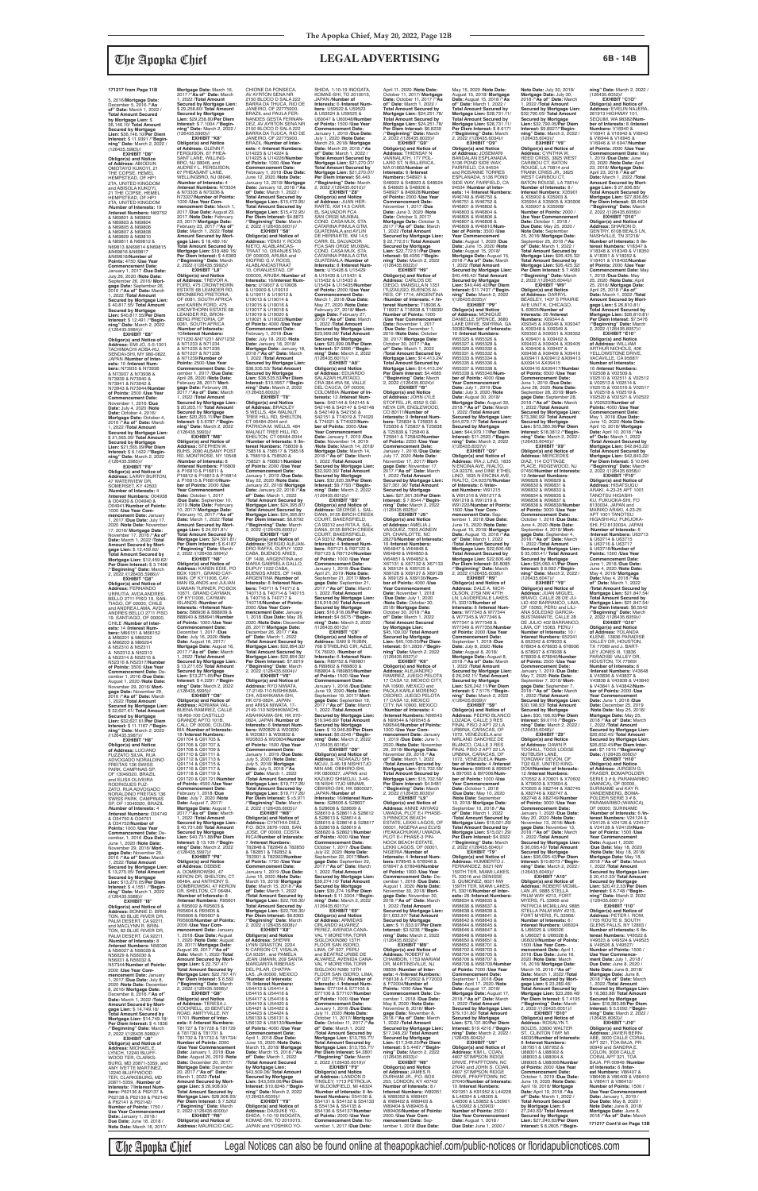# LEGAL ADVERTISING

171217 from Page 11B

5, 2016/**Mortgage Date:** December 5, 2016 /**"As of" Date:** March 1, 2022 / **Total Amount Secured by Mortgage Lien:** $ 36,146.10/ **Total Amount Secured by Mortgage Lien:** $ 11.9391 /**"Beginning" Date:** March 2, 2022 / (126435.5883)//

**EXHIBIT "D8"**
**Obligor(s) and Notice of Address:** ABIODUN OMOTAYO KUKOYI, 21 THE COPSE, HEMEL HEMPSTEAD, OF HP1 2TA, UNITED KINGDOM and NKESOLA KUKOYI, 21 THE COPSE, HEMEL HEMPSTEAD, OF HP1 2TA, UNITED KINGDOM /**Number of Interests:** 19 /**Interest Numbers:** N89752 & N89801 & N89802 & N89803 & N89804 & N89805 & N89806 & N89807 & N89808 & N89809 & N89810 & N89811 & N89812 & N89813 & N69814 & N89815 & N89816 & N89817 & N89818/**Number of Points:** 4750 /**Use Year Commencement Date:** January 1, 2017 /**Due Date:** July 26, 2020 /**Note Date:** September 26, 2016/ **Mortgage Date:** September 26, 2016 /**"As of" Date:** March 1, 2022 /**Total Amount Secured by Mortgage Lien:** $ 40,817.55/ **Total Amount Secured by Mortgage Lien:** $40,817.55/**Per Diem Interest:** $ 12.491 /**"Beginning" Date:** March 2, 2022 /(126435.5884)//

**EXHIBIT "E8"**
**Obligor(s) and Notice of Address:** TOMIJO, 5-5-1301 TACHIMACHI ADBA-KU, SENDAI-SHI, MY 980-0822, JAPAN /**Number of Interests:** 10 /**Interest Numbers:** N73935 & N73936 & N73937 & N73938 & N73939 & N73940 & N73941 & N73942 & N73943 & N73944/**Number of Points:** 2500 /**Use Year Commencement Date:** November 1, 2016 /**Due Date:** July 4, 2020 /**Note Date:** October 4, 2016/ **Mortgage Date:** October 4, 2016 /**"As of" Date:** March 1, 2022 /**Total Amount Secured by Mortgage Lien:** $ 21,565.09/ **Total Amount Secured by Mortgage Lien:** $21,565.09/**Per Diem Interest:** $ 6.1422 /**"Beginning" Date:** March 2, 2022 /(126435.5885)//

**EXHIBIT "F8"**
**Obligor(s) and Notice of Address:** LARRY BURTON, 47 WATERVIEW DR, SOMERSET, KY 42503 /**Number of Interests:** 4 /**Interest Numbers:** O04938 & O04939 & O04940 & O04941 /**Number of Points:** 1000 /**Use Year Commencement Date:** January 1, 2017 /**Due Date:** July 17, 2020 /**Note Date:** November 17, 2016/ **Mortgage Date:** November 17, 2016 /**"As of" Date:** March 1, 2022 /**Total Amount Secured by Mortgage Lien:** $ 12,459.62/ **Total Amount Secured by Mortgage Lien:** $12,459.62/ **Per Diem Interest:** $ 3.7496 /**"Beginning" Date:** March 2, 2022 /(126435.5890)//

**EXHIBIT "G8"**
**Obligor(s) and Notice of Address:** FERNANDO URRUTIA, AVDA ANDRES BELLO 2711 PISO 19, SANTIAGO, OF 00000, CHILE and MARCELA MAI, AVDA ANDRES BELLO 2711 PISO 19, SANTIAGO, OF 00000, CHILE /**Number of Interests:** 16 /**Interest Numbers:** M66151 & M66152 & M66201 & M66202 & M66203 & M66204 & N52310 & N52311 & N52312 & N52313 & N52314 & N52315 & N52316 & N52317 /**Number of Points:** 3500 /**Use Year Commencement Date:** December 1, 2016 /**Due Date:** August 1, 2020 /**Note Date:** November 29, 2016/ **Mortgage Date:** November 29, 2016 /**"As of" Date:** March 1, 2022 /**Total Amount Secured by Mortgage Lien:** $ 32,627.61/ **Total Amount Secured by Mortgage Lien:** $32,627.61/**Per Diem Interest:** $ 11.1187 /**"Beginning" Date:** March 2, 2022 /(126435.5891)//

**EXHIBIT "H8"**
**Obligor(s) and Notice of Address:** LUCIANO FUZZARI SILVA, RUA ADVOGADO NORALDINO FREITAS 106 SWISS PARK, CAMPINAS SP, OF 13049320, BRAZIL and ELISA OLIVEIRA RODRIGUES FUZ-ZARI, RUA ADVOGADO NORALDINO FREITAS 106 SWISS PARK, CAMPINAS SP, OF 13049320, BRAZIL /**Number of Interests:** 4 /**Interest Numbers:** O34749 & O34750 & O34751 & O34752/**Number of Points:** 1000 /**Use Year Commencement Date:** December, 1, 2016 /**Due Date:** June 1, 2020 /**Note Date:** November 29, 2016/ **Mortgage Date:** November 29, 2016 /**"As of" Date:** March 1, 2022 /**Total Amount Secured by Mortgage Lien:** $ 13,270.05/ **Total Amount Secured by Mortgage Lien:** $13,270.05/**Per Diem Interest:** $ 4.1551 /**"Beginning" Date:** March 2, 2022 /(126435.5988)//

**EXHIBIT "I8"**
**Obligor(s) and Notice of Address:** BONNIE D. BRINTON, 89 BLUE RIVER DR, PALM DESERT, CA 92211, and MACLYNN R. BRINTON, 89 BLUE RIVER DR, PALM DESERT, CA 92211, /**Number of Interests:** 8 /**Interest Numbers:** N56026 & N56027 & N56028 & N56029 & N56030 & N56031 & N56032 & N57344/**Number of Points:** 2000 /**Use Year Commencement Date:** January 1, 2017 /**Due Date:** July 8, 2020 /**Note Date:** December 8, 2016/ **Mortgage Date:** December 8, 2016 /**"As of" Date:** March 1, 2022 /**Total Amount Secured by Mortgage Lien:** $ 14,749.18/ **Total Amount Secured by Mortgage Lien:** $14,749.18/ **Per Diem Interest:** $ 4.1836 /**"Beginning" Date:** March 2, 2022 /(126435.5989)//

**EXHIBIT "J8"**
**Obligor(s) and Notice of Address:** MICHAEL E. LYNCH, 12240 BLUFF-WOOD TER, CLARKS-BURG, MD 20871-5359, and AMY YETTE MARTINEZ, 12240 BLUFFWOOD TER, CLARKSBURG, MD 20871-5359, /**Number of Interests:** 7 /**Interest Numbers:** P62136 & P62137 & P62138 & P62139 & P62140 & P62141 & P62142 /**Number of Points:** 1750 / **Use Year Commencement Date:** January 1, 2018 / **Due Date:** June 16, 2018 / **Note Date:** March 16, 2017/ **Mortgage Date:** March 16, 2017 /**"As of" Date:** March 1, 2022 /**Total Amount Secured by Mortgage Lien:** $ 29,258.80/ **Total Amount Secured by Mortgage Lien:** $29,258.80/**Per Diem Interest:** $ 7.1004 /**"Beginning" Date:** March 2, 2022 /(126435.5990)//

**EXHIBIT "K8"**
**Obligor(s) and Notice of Address:** GLENN F. FERGUSON, 67 PHEASANT LANE, WILLINGBRO, NJ 08046, and AUDREY L. FERGUSON, 67 PHEASANT LANE, WILLINGBRO, NJ 08046, /**Number of Interests:** 4 /**Interest Numbers:** N73334 & N73335 & N73336 & N73337/**Number of Points:** 1000 /**Use Year Commencement Date:** March 1, 2017 /**Due Date:** August 23, 2017 /**Note Date:** February 23, 2017/ **Mortgage Date:** February 23, 2017 /**"As of" Date:** March 1, 2022 /**Total Amount Secured by Mortgage Lien:** $ 18,489.16/ **Total Amount Secured by Mortgage Lien:** $18,489.16/ **Per Diem Interest:** $ 4.6395 /**"Beginning" Date:** March 2, 2022 /(126435.5992)//

**EXHIBIT "L8"**
**Obligor(s) and Notice of Address:** TREVOR A. FORD, 475 CROWTHORN ESTATE 68 LEANDER RD, BRONBERRIG PRETORIA, OF 0081, SOUTH AFRICA and KAREN FORD, 475 CROWTHORN ESTATE 68 LEANDER RD, BRONBERRIG PRETORIA, OF 0081, SOUTH AFRICA /**Number of Interests:** 10/**Interest Numbers:** N71230 &N71231 &N71232 & N71233 & N71234 & N71235 & N71236 & N71237 & N71238 & N71239/**Number of Points:** 2500 /**Use Year Commencement Date:** December 1, 2017 /**Due Date:** April 28, 2020 /**Note Date:** February 28, 2017/ **Mortgage Date:** February 28, 2017 /**"As of" Date:** March 1, 2022 /**Total Amount Secured by Mortgage Lien:** $ 20,203.11/ **Total Amount Secured by Mortgage Lien:** $20,203.11/**Per Diem Interest:** $ 5.6787 /**"Beginning" Date:** March 2, 2022 /(126435.5993)//

**EXHIBIT "M8"**
**Obligor(s) and Notice of Address:** STEPHEN W. BURS, 2090 ALBANY POST RD, MONTROSE, NY 10548 /**Number of Interests:** 8 /**Interest Numbers:** P16809 & P16810 & P16811 & P16812 & P16813 & P16814 & P16815 & P16816/**Number of Points:** 2000 /**Use Year Commencement Date:** October 1, 2017 /**Due Date:** September 10, 2019 /**Note Date:** February 10, 2017/ **Mortgage Date:** February 10, 2017 /**"As of" Date:** March 1, 2022 /**Total Amount Secured by Mortgage Lien:** $ 24,091.81/ **Total Amount Secured by Mortgage Lien:** $24,091.81/ **Per Diem Interest:** $ 6.4187 /**"Beginning" Date:** March 2, 2022 /(126435.5994)//

**EXHIBIT "N8"**
**Obligor(s) and Notice of Address:** KAREN EDIE, PO BOX 10971, GRAND CAYMAN, OF KY11005, CAYMAN ISLANDS and JULIAN DAMIAN TURNER, PO BOX 10671, GRAND CAYMAN, OF KY11006, CAYMAN ISLANDS /**Number of Interests:** 4/**Interest Numbers:** B88938 & B88939 & B88940 & B88941/**Number of Points:** 1000 /**Use Year Commencement Date:** December 1, 2017 /**Due Date:** July 16, 2020 /**Note Date:** August 16, 2017/ **Mortgage Date:** August 16, 2017 /**"As of" Date:** March 1, 2022 /**Total Amount Secured by Mortgage Lien:** $ 13,271.65/ **Total Amount Secured by Mortgage Lien:** $13,271.65/**Per Diem Interest:** $ 4.2291 /**"Beginning" Date:** March 2, 2022 /(126435.5995)//

**EXHIBIT "O8"**
**Obligor(s) and Notice of Address:** ADRIANA VALBUENA RAMIREZ, CALLE 18 #69-100 CASTILLO GRANDE APTO 101B, CALI, OF 00000, COLOMBIA /**Number of Interests:** 18 /**Interest Numbers:** Q91704 & Q91705 & Q91706 & Q91707 & Q91708 & Q91709 & Q91710 & Q91711 & Q91712 & Q91713 & Q91714 & Q91715 & Q91716 & Q91717 & Q91718 & Q91719 & Q91720 & Q91721/**Number of Points:** 4500 /**Use Year Commencement Date:** January 1, 2018 /**Due Date:** July 7, 2020 /**Note Date:** August 7, 2017/ **Mortgage Date:** August 7, 2017 /**"As of" Date:** March 1, 2022 /**Total Amount Secured by Mortgage Lien:** $ 40,731.86/ **Total Amount Secured by Mortgage Lien:** $40,731.86/**Per Diem Interest:** $ 13.109 /**"Beginning" Date:** March 2, 2022 /(126435.5997)//

**EXHIBIT "P8"**
**Obligor(s) and Notice of Address:** DEBBIE A. DOMBROWSKI, 47 KERION DR, SHELTON, CT 06484, and ANTHONY S. DOMBROWSKI, 47 KERION DR, SHELTON, CT 06484, /**Number of Interests:** 8 /**Interest Numbers:** R95601 & R95602 & R95603 & R95604 & R95605 & R95606 & R95607 & R95608/**Number of Points:** 2000 /**Use Year Commencement Date:** January 1, 2018 /**Due Date:** August 29, 2020 /**Note Date:** August 29, 2017/ **Mortgage Date:** August 29, 2017 /**"As of" Date:** March 1, 2022 /**Total Amount Secured by Mortgage Lien:** $ 22,797.47/ **Total Amount Secured by Mortgage Lien:** $22,797.47/ **Per Diem Interest:** $ 6.562 /**"Beginning" Date:** March 2, 2022 /(126435.5998)//

**EXHIBIT "Q8"**
**Obligor(s) and Notice of Address:** TERESA J. COCKRELL, 23 BENTLEY ROAD, AMITYVILLE, NY 11701 /**Number of Interests:** 8 /**Interest Numbers:** T81727 & T81728 & T81729 & T81730 & T81731 & T81732 & T81733 & T81734/**Number of Points:** 2000 /**Use Year Commencement Date:** January 1, 2018 /**Due Date:** August 20, 2019 /**Note Date:** December 20, 2017/ **Mortgage Date:** December 20, 2017 /**"As of" Date:** March 1, 2022 /**Total Amount Secured by Mortgage Lien:** $ 28,908.93/ **Total Amount Secured by Mortgage Lien:** $28,908.93/ **Per Diem Interest:** $ 7.5262 /**"Beginning" Date:** March 2, 2022 /(126435.6000)//

**EXHIBIT "R8"**
**Obligor(s) and Notice of Address:** MAURICIO CACHIONE DA FONSECA, AV AYRTON SENA NR 2150 BLOCO D SALA 222 BARRA DA TIJUCA, RIO DE JANEIRO, OF 22775900, BRAZIL and PAULA FERNANDES GESTA FERNANDEZ, AV AYRTON SENA NR 2150 BLOCO D SALA 222 BARRA DA TIJUCA, RIO DE JANEIRO, OF 22775900, BRAZIL /**Number of Interests:** 4 /**Interest Numbers:** U14223 & U14224 & U14225 & U14226/**Number of Points:** 1000 /**Use Year Commencement Date:** February 1, 2018 /**Due Date:** October 12, 2019 /**Note Date:** January 12, 2018/ **Mortgage Date:** January 12, 2018 /**"As of" Date:** March 1, 2022 /**Total Amount Secured by Mortgage Lien:** $ 15,472.95/ **Total Amount Secured by Mortgage Lien:** $15,472.95/ **Per Diem Interest:** $4.6673 /**"Beginning" Date:** March 2, 2022 /(126435.6001)//

**EXHIBIT "S8"**
**Obligor(s) and Notice of Address:** YENSI Y. ROOIS NIETO, ALABLANCAS-TRAAT 10, ORANJESTAD, OF 00000, ARUBA and SIGFRID G.V. ROOIS, ALABLANCASTRAAT 10, ORANJESTAD, OF 000000, ARUBA /**Number of Interests:** 16/**Interest Numbers:** U19008 & U19009 & U19010 & U19011 & U19012 & U19013 & U19014 & U19015 & U19016 & U19017 & U19018 & U19019 & U19020 & U19021 & U19022 & U19023/**Number of Points:** 4000 /**Use Year Commencement Date:** February 1, 2018 /**Due Date:** July 18, 2020 /**Note Date:** January 18, 2018/ **Mortgage Date:** January 18, 2018 /**"As of" Date:** March 1, 2022 /**Total Amount Secured by Mortgage Lien:** $38,535.53/ **Total Amount Secured by Mortgage Lien:** $38,535.53/**Per Diem Interest:** $13.0957 /**"Beginning" Date:** March 2, 2022 /(126435.6002)//

**EXHIBIT "T8"**
**Obligor(s) and Notice of Address:** BRADLEY S WELLS, 484 WALNUT TREE HILL RD, SHELTON, CT 06484-2044, and PATRICIA M. WELLS, 484 WALNUT TREE HILL RD, SHELTON, CT 06484-2044 /**Number of Interests:** 8 /**Interest Numbers:** 758818 & 758819 & 758820 & 758821 & 766831 & 766832 & 766833 & 766834 /**Number of Points:** 2000 /**Use Year Commencement Date:** January 1, 2019 /**Due Date:** May 22, 2020 /**Note Date:** January 22, 2019/ **Mortgage Date:** January 22, 2019 /**"As of" Date:** March 1, 2022 /**Total Amount Secured by Mortgage Lien:** $24,395.87/ **Total Amount Secured by Mortgage Lien:** $24,395.87/**Per Diem Interest:** $6.8792 /**"Beginning" Date:** March 2, 2022 /(126435.6003)//

**EXHIBIT "U8"**
**Obligor(s) and Notice of Address:** MARIA GUILLERMINA ORO RAFFA, DUPUY 1022 CABA, BUENOS AIRES, OF 1408, ARGENTINA and MARIA GABRIELA GALLO, DUPUY 1022 CABA, BUENOS AIRES, OF 1408, ARGENTINA /**Number of Interests:** 8 /**Interest Numbers:** T40711 & T40712 & T40713 & T40714 & T40715 & T40716 & T40717 & T40718/**Number of Points:** 2000 /**Use Year Commencement Date:** January 1, 2018 /**Due Date:** May 26, 2020 /**Note Date:** December 26, 2017/ **Mortgage Date:** December 26, 2017 /**"As of" Date:** March 1, 2022 /**Total Amount Secured by Mortgage Lien:** $22,894.32/ **Total Amount Secured by Mortgage Lien:** $22,894.32/ **Per Diem Interest:** $7.6018 /**"Beginning" Date:** March 2, 2022 /(126435.6004)//

**EXHIBIT "V8"**
**Obligor(s) and Notice of Address:** RYO IWAMA, 17-2149-110 NISHIKAWA-CHI, ASAHIKAWA-SHI, HK 070-0824, JAPAN and ARISA IWAMA, 17-2149-110 NISHIKAWACHI, ASAHIKAWA-SHI, HK 070-0824, JAPAN /**Number of Interests:** 4 /**Interest Numbers:** W20830 & W20830 & W20831 & W20832 & W20833 & W20834/**Number of Points:** 1500 /**Use Year Commencement Date:** January 1, 2019 /**Due Date:** July 5, 2020 /**Note Date:** July 5, 2018/ **Mortgage Date:** July 5, 2018 /**"As of" Date:** March 1, 2022 /**Total Amount Secured by Mortgage Lien:** $ 19,717.26/ **Total Amount Secured by Mortgage Lien:** $19,717.26/ **Per Diem Interest:** $ 5.971 /**"Beginning" Date:** March 2, 2022 /(126435.6005)//

**EXHIBIT "W8"**
**Obligor(s) and Notice of Address:** MAX RODRIGUEZ-DIEZ, P.O. BOX 876-1000, SAN JOSE, OF 00000, COSTA RICA/**Number of Interests:** 7 /**Interest Numbers:** T82848 & T82849 & T82850 & T82851 & T82852 & T82901 & T82902/**Number of Points:** 1750 /**Use Year Commencement Date:** January 1, 2018 /**Due Date:** June 15, 2020 /**Note Date:** March 15, 2018/ **Mortgage Date:** March 15, 2018 /**"As of" Date:** March 1, 2022 /**Total Amount Secured by Mortgage Lien:** $22,706.30/ **Total Amount Secured by Mortgage Lien:** $22,706.30/ **Per Diem Interest:** $6.8363 /**"Beginning" Date:** March 2, 2022 /(126435.6008)//

**EXHIBIT "X8"**
**Obligor(s) and Notice of Address:** SHERRI LYNN WEATHERLY, 216 N CARSON CT, VISALIA, CA 93291, and PAMELA JEAN UMANN, 209 SANTA MARIANITA RIBERAS DEL PILAR, CHAPALA, JA 00000, MEXICO /**Number of Interests:** 16 /**Interest Numbers:** U54413 & U54414 & U54415 & U54416 & U54417 & U54418 & U54419 & U54420 & U54421 & U54422 & U54423 & U54424 & U56130 & U56131 & U56132 & U56133 /**Number of Points:** 4000 /**Use Year Commencement Date:** April 1, 2018 /**Due Date:** June 15, 2020 /**Note Date:** March 15, 2018/ **Mortgage Date:** March 15, 2018 /**"As of" Date:** March 1, 2022 /**Total Amount Secured by Mortgage Lien:** $43,509.06/**Per Diem Interest:** $10.8246 /**"Beginning" Date:** March 2, 2022 /(126435.6009)//

**EXHIBIT "Y8"**
**Obligor(s) and Notice of Address:** TOMOMI SHIDA, 1-10-19 INOGATA, KOMAE-SHI, TO 2010015, JAPAN and YOSHIKO YOSHIDA, 1-10-19 INOGATA, KOMAE-SHI, TO 2010015, JAPAN /**Number of Interests:** 6 /**Interest Numbers:** U59522 & U59523 & U59524 & U59525 & U60047 & U60048/**Number of Points:** 1500 /**Use Year Commencement Date:** January 1, 2020 /**Due Date:** July 1, 2020 /**Note Date:** March 29, 2018/ **Mortgage Date:** March 29, 2018 /**"As of" Date:** March 1, 2022 /**Total Amount Secured by Mortgage Lien:** $21,270.07/ **Total Amount Secured by Mortgage Lien:** $21,270.07/ **Per Diem Interest:** $ 5.8889 /**"Beginning" Date:** March 2, 2022 /(126435.6010)//

**EXHIBIT "Z8"**
**Obligor(s) and Notice of Address:** JUAN HERNANTEZ, KM 14.5 CARR. EL SALVADOR FCA SAN CIRGE MUXBAL CONDO CASA LAS RSD, STA CATARINA PINULA GTM, GUATEMALA and AYLIN DE HERNANTEZ, KM 14.5 CARR. EL SALVADOR FCA SAN CIRGE MUXBAL CONDO CASA ALK. STA CATARINA PINULA GTM, GUATEMALA /**Number of Interests:** 8 /**Interest Numbers:** U15428 & U15429 & U15430 & U15431 & U15432 & U15433 & U15434 & U15435/**Number of Points:** 2000 /**Use Year Commencement Date:** June 1, 2018 /**Due Date:** May 27, 2020 /**Note Date:** February 27, 2018/ **Mortgage Date:** February 27, 2018 /**"As of" Date:** March 1, 2022 /**Total Amount Secured by Mortgage Lien:** $23,557.40/**Per Diem Interest:** $7.5896 /**"Beginning" Date:** March 2, 2022 /(126435.6011)//

**EXHIBIT "A9"**
**Obligor(s) and Notice of Address:** EDUARDO GARCIA ARANGO, CRA 38A #7A-58, VILLA DEL CAUCA, OF 00000, COLOMBIA /**Number of Interests:** 12 /**Interest Numbers:** S42144 & S42145 & S42146 & S42147 & S42148 & S42149 & S42150 & S42151 & T40119 & T40120 & T40121 & T40122/**Number of Points:** 3000 /**Use Year Commencement Date:** January 1, 2019 /**Due Date:** November 14, 2019 /**Note Date:** March 14, 2018/ **Mortgage Date:** March 14, 2018 /**"As of" Date:** March 1, 2022 /**Total Amount Secured by Mortgage Lien:** $32,920.29/**Per Diem Interest:** $9.7531 /**"Beginning" Date:** March 2, 2022 /(126435.6012)//

**EXHIBIT "B9"**
**Obligor(s) and Notice of Address:** GEORGE L. SALDANA, 6316 BIRCH CREEK COURT, BAKERSFIELD, CA 93312 and RITA A. SALDANA, 6316 BIRCH CREEK COURT, BAKERSFIELD, CA 93312 /**Number of Interests:** 4 /**Interest Numbers:** R97121 & R97122 & R97123 & R97124/**Number of Points:** 1000 /**Use Year Commencement Date:** January 1, 2018 /**Due Date:** April 21, 2019 /**Note Date:** September 21, 2017/ **Mortgage Date:** September 21, 2017 /**"As of" Date:** March 1, 2022 /**Total Amount Secured by Mortgage Lien:** $16,918.60/**Per Diem Interest:** $4.3079 /**"Beginning" Date:** March 2, 2022 /(126435.6013)//

**EXHIBIT "C9"**
**Obligor(s) and Notice of Address:** SAM D. RUBIN, 768 STIRRLING CIR, AZLE, TX 76020, /**Number of Interests:** 6 /**Interest Numbers:** R88792 & R88801 & R88802 & R88803 & R88804 & R88805/**Number of Points:** 1500 /**Use Year Commencement Date:** January 1, 2018 /**Due Date:** June 19, 2020 /**Note Date:** September 19, 2017/ **Mortgage Date:** September 19, 2017 /**"As of" Date:** March 1, 2022 /**Total Amount Secured by Mortgage Lien:** $19,946.39/**Per Diem Interest:** $5.0248 /**"Beginning" Date:** March 2, 2022 /(126435.6014)//

**EXHIBIT "D9"**
**Obligor(s) and Notice of Address:** TADAKAZU SHIMOJO, 3-45-16 NISHIYUKI-NA MAE, ORIHORO-SHI, HK 0800027, JAPAN and KAZUKO SHIMOJU, 3-48-16 NISHIYUKINAMAE, OBIHIRO-SHI, HK 0800027, JAPAN /**Number of Interests:** 10 /**Interest Numbers:** S28606 & S28607 & S28608 & S28609 & S28610 & S28611 & S28612 & S28613 & S28614 & S28615 & S28616 & S28617 & S28618 & S28619 & S28620 & S28621/**Number of Points:** 4000 /**Use Year Commencement Date:** October 1, 2017 /**Due Date:** July 20, 2020 /**Note Date:** September 20, 2017/ **Mortgage Date:** September 20, 2017 /**"As of" Date:** March 1, 2022 /**Total Amount Secured by Mortgage Lien:** $39,274.16/ **Total Amount Secured by Mortgage Lien:** $39,274.16/**Per Diem Interest:** $11.3204 /**"Beginning" Date:** March 2, 2022 /(126435.6017)//

**EXHIBIT "E9"**
**Obligor(s) and Notice of Address:** ANDREAS ORLANDO ALVAREZ PEREZ, AVENIDA CANAVAL Y MOREYRA TORRE 5 (DOLOMUSB) TORRE 33-ASCOS SAN ISIDRO LIMA, OF 027, PERU and BEATRIZ JAVIER DE ALVAREZ, AVENIDA CANAVAL Y MOREYRA TORRE SIGLOXXI N580 13TH FLOOR SAN ISIDRO, LIMA, OF 027, PERU /**Number of Interests:** 4 /**Interest Numbers:** S77105 & S77106 & S77107 & S77108 /**Number of Points:** 1000 /**Use Year Commencement Date:** January 1, 2018 /**Due Date:** July 11, 2020 /**Note Date:** October 11, 2017/ **Mortgage Date:** October 11, 2017 /**"As of" Date:** March 1, 2022 /**Total Amount Secured by Mortgage Lien:** $13,755.77/ **Total Amount Secured by Mortgage Lien:** $13,755.77/ **Per Diem Interest:** $4.3801 /**"Beginning" Date:** March 2, 2022 /(126435.6019)//

**EXHIBIT "F9"**
**Obligor(s) and Notice of Address:** LANCON D. TINSLEY, 1713 PETTIGLIA, WILSONVILLE, MI 48326 /**Number of Interests:** 8 /**Interest Numbers:** S54131 & S54132 & S54133 & S54134 & S54135 & S54136 & S54137 & S54138 /**Number of Points:** 2000 /**Use Year Commencement Date:** November 1, 2017 /**Due Date:** April 11, 2020 /**Note Date:** October 11, 2017/ **Mortgage Date:** October 11, 2017 /**"As of" Date:** March 1, 2022 /**Total Amount Secured by Mortgage Lien:** $24,251.78/ **Total Amount Secured by Mortgage Lien:** $24,251.78/ **Total Amount Secured by Mortgage Lien:** $24,251.78/ **Per Diem Interest:** $6.8239 /**"Beginning" Date:** March 2, 2022 /(126435.6020)//

**EXHIBIT "G9"**
**Obligor(s) and Notice of Address:** THEMBANI W. VANNALAW, 177 POLLARD ST, N BILLERICA, MA 01862/**Number of Interests:** 8 /**Interest Numbers:** S48922 & S48923 & S48924 & S48925 & S48926 & S48927 & S48928 & S48929/**Number of Points:** 2000 /**Use Year Commencement Date:** January 1, 2018 /**Due Date:** March 3, 2017/ **"As of" Date:** March 1, 2022 /**Total Amount Secured by Mortgage Lien:** $ 22,772.51/ **Total Amount Secured by Mortgage Lien:** $22,772.51/**Per Diem Interest:** $6.6853 /**"Beginning" Date:** March 2, 2022 /(126435.6021)//

**EXHIBIT "H9"**
**Obligor(s) and Notice of Address:** CARLOS DE DIEGO, MANUELA 1351 ITUZAINGO, BUENOS AIRES, OF 1714, ARGENTINA /**Number of Interests:** 4 /**Interest Numbers:** T18036 & T18037 & T18038 & T18039 /**Number of Points:** 1000 /**Use Year Commencement Date:** December 1, 2017 /**Due Date:** March 20, 2020 /**Note Date:** November 20, 2017/ **Mortgage Date:** November 20, 2017 /**"As of" Date:** March 1, 2022 /**Total Amount Secured by Mortgage Lien:** $14,493.24/ **Total Amount Secured by Mortgage Lien:** $14,493.24/**Per Diem Interest:** $4.4585 /**"Beginning" Date:** March 2, 2022 /(126435.6023)//

**EXHIBIT "I9"**
**Obligor(s) and Notice of Address:** JOHN LYLE STOFFEL JR, 6352 S GENEVA CIR, ENGLEWOOD, CO 80111 /**Number of Interests:** 8 /**Interest Numbers:** T25836 & T25837 & T25838 & T25839 & T25840 & T25841 & T25842/**Number of Points:** 2000 /**Use Year Commencement Date:** January 1, 2019 /**Due Date:** February 17, 2020 /**Note Date:** November 17, 2017/ **Mortgage Date:** November 17, 2017 /**"As of" Date:** March 1, 2022 /**Total Amount Secured by Mortgage Lien:** $27,361.36/ **Total Amount Secured by Mortgage Lien:** $27,361.36/**Per Diem Interest:** $ 7.4686 /**"Beginning" Date:** March 2, 2022 /(126435.6024)//

**EXHIBIT "J9"**
**Obligor(s) and Notice of Address:** AMELIA J. VASQUEZ, 1924 ANDREW DR, CHARLOTTE, NC 28216/**Number of Interests:** 4 /**Interest Numbers:** W64847 & W64848 & W64849 & W64850 & W64851 & W64852 & X67131 & X67132 & X67133 & X69124 & X69125 & X69126 & X69127 & X69128 & X69129 & X69130 & /**Number of Points:** 4000 /**Use Year Commencement Date:** November 1, 2018 /**Due Date:** July 1, 2020 /**Note Date:** October 30, 2018/ **Mortgage Date:** October 30, 2018 /**"As of" Date:** March 1, 2022 /**Total Amount Secured by Mortgage Lien:** $45,106.03/ **Total Amount Secured by Mortgage Lien:** $45,106.03/**Per Diem Interest:** $11.2839 /**"Beginning" Date:** March 2, 2022 /(126435.6027)//

**EXHIBIT "K9"**
**Obligor(s) and Notice of Address:** ALEJANDRO RAMIREZ, JUEGO PELOTA 17 CASA 12, MEXICO CITY, NA 10900, MEXICO and PAOLA KARLA MORENO OSORIO, JUEGO PELOTA 17 CASA 12, MEXICO CITY, NA 10900, MEXICO /**Number of Interests:** 6 /**Interest Numbers:** N99543 & N99544 & N99545 & N99546/**Number of Points:** 1000 /**Use Year Commencement Date:** January 1, 2019 /**Due Date:** June 1, 2020 /**Note Date:** September 29, 2018/ **Mortgage Date:** September 29, 2018 /**"As of" Date:** March 1, 2022 /**Total Amount Secured by Mortgage Lien:** $15,702.59/ **Total Amount Secured by Mortgage Lien:** $15,702.59/ **Per Diem Interest:** $4.9481 /**"Beginning" Date:** March 2, 2022 /(126435.6030)//

**EXHIBIT "L9"**
**Obligor(s) and Notice of Address:** OLUWASEUN NIGERIA and FLORENCE EDOHOGHONINE IFEAKACHUKWU UMADIA, PLOT E-PHASE 3 PINNOCK BEACH ESTATE, LEKKI LAGOS, OF 00001, NIGERIA /**Number of Interests:** 4 /**Interest Numbers:** X76945 & X76946 & X76947 & X76948/**Number of Points:** 1000 /**Use Year Commencement Date:** January 1, 2019 /**Due Date:** June 1, 2020 /**Note Date:** November 30, 2018/ **Mortgage Date:** November 30, 2018 /**"As of" Date:** March 1, 2022 /**Total Amount Secured by Mortgage Lien:** $ 17,348.23/ **Total Amount Secured by Mortgage Lien:** $17,348.23/**Per Diem Interest:** $5.0066 /**"Beginning" Date:** March 2, 2022 /(126435.6032)//

**EXHIBIT "M9"**
**Obligor(s) and Notice of Address:** JAMES R. EDWARDS, 1401 BOX 253, LONDON, KY 40743 /**Number of Interests:** 6 /**Interest Numbers:** W89022 & W89021 & W89024 & W89403 & W89404 & W89405/**Number of Points:** 1500 /**Use Year Commencement Date:** January 1, 2019 /**Due Date:** May 15, 2020 /**Note Date:** August 15, 2018/ **Mortgage Date:** August 15, 2018 /**"As of" Date:** March 1, 2022 /**Total Amount Secured by Mortgage Lien:** $28,731.11/ **Total Amount Secured by Mortgage Lien:** $28,731.11/**Per Diem Interest:** $ 8.6171 /**"Beginning" Date:** March 2, 2022 /(126435.6034)//

**EXHIBIT "O9"**
**Obligor(s) and Notice of Address:** JOSEMARI BANDALAN ESPINOSA, 5136 POND SIDE WAY, FAIRFIELD, CA 94534 and ROSANNE TORRES ESPINOSA, 5136 POND SIDE WAY, FAIRFIELD, CA 94534 /**Number of Interests:** 14 /**Interest Numbers:** W46749 & W46750 & W46751 & W46752 & W46801 & W46802 & W46803 & W46804 & W46805 & W46806 & W46807 & W46808 & W46809 & W46810/**Number of Points:** 3500 /**Use Year Commencement Date:** August 1, 2020 /**Due Date:** June 15, 2020 /**Note Date:** August 15, 2018/ **Mortgage Date:** August 15, 2018 /**"As of" Date:** March 1, 2022 /**Total Amount Secured by Mortgage Lien:** $40,446.42/**Per Diem Interest:** $11.7437 /**"Beginning" Date:** March 2, 2022 /(126435.6035)//

**EXHIBIT "P9"**
**Obligor(s) and Notice of Address:** MONIQUE DANIELLE SPENCE, 3680 LAKE DRIVE, SMYRNA, GA 30082/**Number of Interests:** 11/**Interest Numbers:** W65325 & W65326 & W65327 & W65328 & W65329 & W65330 & W65331 & W65332 & W65333 & W65334 & W65335 & W65336 & W65337 & W65338 & W65339 & W65340/**Number of Points:** 4000 /**Use Year Commencement Date:** July 1, 2019 /**Due Date:** July 3, 2020 /**Note Date:** August 30, 2018/ **Mortgage Date:** August 30, 2018 /**"As of" Date:** March 1, 2022 /**Total Amount Secured by Mortgage Lien:** $44,979.17/ **Total Amount Secured by Mortgage Lien:** $44,979.17/**Per Diem Interest:** $11.2593 /**"Beginning" Date:** March 2, 2022 /(126435.6037)//

**EXHIBIT "Q9"**
**Obligor(s) and Notice of Address:** IRA J. LINO, 1835 N ENCINA AVE, RIALTO, CA 92376, and DINE ETHEL LINO, 1835 N ENCINA AVE, RIALTO, CA 92376/**Number of Interests:** 6 /**Interest Numbers:** W91215 & W91216 & W91217 & W91218 & W91219 & W91220/**Number of Points:** 1500 /**Use Year Commencement Date:** September 1, 2018 /**Due Date:** June 15, 2020 /**Note Date:** August 15, 2018/ **Mortgage Date:** August 15, 2018 /**"As of" Date:** March 1, 2022 /**Total Amount Secured by Mortgage Lien:** $22,608.48/ **Total Amount Secured by Mortgage Lien:** $22,608.48/ **Per Diem Interest:** $6.8085 /**"Beginning" Date:** March 2, 2022 /(126435.6038)//

**EXHIBIT "R9"**
**Obligor(s) and Notice of Address:** DALE A. NICHOLSON, 2759 NW 47TH LN, LAUDERDALE LAKES, FL 33313/**Number of Interests:** 8 /**Interest Numbers:** W77343 & W77344 & W77345 & W77346 & W77347 & W77348 & W77349 & W77350/**Number of Points:** 2000 /**Use Year Commencement Date:** September 1, 2018 /**Due Date:** July 8, 2020 /**Note Date:** August 8, 2018/ **Mortgage Date:** August 8, 2018 /**"As of" Date:** March 1, 2022 /**Total Amount Secured by Mortgage Lien:** $26,242.11/ **Total Amount Secured by Mortgage Lien:** $26,242.11/**Per Diem Interest:** $ 7.5175 /**"Beginning" Date:** March 2, 2022 /(126435.6039)//

**EXHIBIT "S9"**
**Obligor(s) and Notice of Address:** PEDRO BLANCO LOZADA, CALLE 3 RES FINAL PISO 2 APT 22 LA URBINA, CARACAS, OF 1072, VENEZUELA and NIRLAND SANCHEZ DE BLANCO, CALLE 3 RES FINAL PISO 2 APT 22 LA URBINA, CARACAS, OF 1072, VENEZUELA /**Number of Interests:** 4 /**Interest Numbers:** B96946 & B96947 & B97005 & B97006/**Number of Points:** 1000 /**Use Year Commencement Date:** October 1, 2018 /**Due Date:** May 10, 2020 /**Note Date:** September 10, 2018/ **Mortgage Date:** September 10, 2018 /**"As of" Date:** March 1, 2022 /**Total Amount Secured by Mortgage Lien:** $15,021.29/ **Per Diem Interest:** $4.9322 /**"Beginning" Date:** March 2, 2022 /(126435.6040)//

**EXHIBIT "T9"**
**Obligor(s) and Notice of Address:** ROBERTO J. FERNANDEZ, 8221 NW 159TH TER, MIAMI LAKES, FL 33016 and DENISSE S. QUINONEZ, 8021 NW 159TH TER, MIAMI LAKES, FL 33016/**Number of Interests:** 8 /**Interest Numbers:** W68634 & W68635 & W68636 & W68637 & W68638 & W68639 & W68640 & W68641/**Number of Points:** 2000 /**Use Year Commencement Date:** January 1, 2019 /**Due Date:** August 1, 2020 /**Note Date:** November 30, 2018/ **Mortgage Date:** November 30, 2018 /**"As of" Date:** March 1, 2022 /**Total Amount Secured by Mortgage Lien:** $31,633.67/ **Total Amount Secured by Mortgage Lien:** $31,633.67/**Per Diem Interest:** $8.8483 /**"Beginning" Date:** March 2, 2022 /(126435.6041)//

**EXHIBIT "U9"**
**Obligor(s) and Notice of Address:** ROBERT M. CHAMBOH, 1753 NAHAM DR, MARTINSVILLE, NJ 08836 /**Number of Interests:** 8 /**Interest Numbers:** F68138 & F72002 & F72003 & F72004/**Number of Points:** 1000 /**Use Year Commencement Date:** December 1, 2018 /**Due Date:** May 8, 2020 /**Note Date:** November 8, 2018/ **Mortgage Date:** November 8, 2018 /**"As of" Date:** March 1, 2022 /**Total Amount Secured by Mortgage Lien:** $17,348.23/ **Total Amount Secured by Mortgage Lien:** $17,348.23/**Per Diem Interest:** $ 5.4467 /**"Beginning" Date:** March 2, 2022 /(126435.6043)//

**EXHIBIT "V9"**
**Obligor(s) and Notice of Address:** KIM L. COAN, 4607 STIMPSON RIDGE DRIVE, PFAFFTOWN, NC 27040 and JOHN S. COAN, 4607 STIMPSON RIDGE DRIVE, PFAFFTOWN, NC 27040/**Number of Interests:** 10 /**Interest Numbers:** K91951 & K91952 & L48204 & L48305 & L48306 & L50802 & L50901 & L50902 & L50903/ **Number of Points:** 2500 / **Use Year Commencement Date:** September 1, 2018 /**Due Date:** August 1, 2020 /**Note Date:** August 1, 2018/ **Mortgage Date:** August 1, 2018 /**"As of" Date:** March 1, 2022 /**Total Amount Secured by Mortgage Lien:** $79,131.80/ **Total Amount Secured by Mortgage Lien:** $79,131.80/**Per Diem Interest:** $19.4216 /**"Beginning" Date:** March 2, 2022 /(126435.6045)//

**EXHIBIT "W9"**
**Obligor(s) and Notice of Address:** DALE A. NICHOLSON, ... **Note Date:** July 30, 2018/ **Mortgage Date:** July 30, 2018 /**"As of" Date:** March 1, 2022 /**Total Amount Secured by Mortgage Lien:** $32,790.05/ **Total Amount Secured by Mortgage Lien:** $32,790.05/**Per Diem Interest:** $9.2927 /**"Beginning" Date:** March 2, 2022 /(126435.6045)//

**EXHIBIT "X9"**
**Obligor(s) and Notice of Address:** CYNTHIA W. REED CRISS, 3825 WEST CARIBOU CT, BATON ROUGE, LA 70814 and FRANK CRISS JR., 3825 WEST CARIBOU CT, BATON ROUGE, LA 70814/ **Number of Interests:** 8 /**Interest Numbers:** X35901 & X35902 & X35903 & X35904 & X35905 & X35906 & X35907 & X35908/ **Number of Points:** 2000 / **Use Year Commencement Date:** October 1, 2018 / **Due Date:** May 25, 2020 / **Note Date:** September 25, 2018/ **Mortgage Date:** September 25, 2018 /**"As of" Date:** March 1, 2022 / **Total Amount Secured by Mortgage Lien:** $26,425.32/ **Total Amount Secured by Mortgage Lien:** $26,425.32/ **Per Diem Interest:** $ 7.4669 /**"Beginning" Date:** March 2, 2022 /(126435.6044)//

**EXHIBIT "W9"**
**Obligor(s) and Notice of Address:** DARRYL BEASLEY, 1437 S PRAIRIE AVE UNIT K, CHICAGO, IL 60605/**Number of Interests:** 26 /**Interest Numbers:** X09344 & X09345 & X09346 & X09347 & X09348 & X09349 & X09350 & X09351 & X09352 & X09401 & X09402 & X09403 & X09404 & X09405 & X09406 & X09407 & X09408 & X09409 & X09410 & X09411 & X09412 & X09413 & X09414 & X09415 & X09416 & X09417/**Number of Points:** 6500 /**Use Year Commencement Date:** January 1, 2019 /**Due Date:** June 28, 2020 /**Note Date:** September 28, 2018/ **Mortgage Date:** September 28, 2018 /**"As of" Date:** March 1, 2022 /**Total Amount Secured by Mortgage Lien:** $73,380.99/ **Total Amount Secured by Mortgage Lien:** $73,380.99/**Per Diem Interest:** $18.3812 /**"Beginning" Date:** March 2, 2022 /(126435.6046)//

**EXHIBIT "X9"**
**Obligor(s) and Notice of Address:** MERCEDES DIAZ, 114 COTTAGE PLACE, RIDGEWOOD, NJ 07450/**Number of Interests:** 12 /**Interest Numbers:** W96828 & W96829 & W96830 & W96831 & W96832 & W96833 & W96834 & W96835 & W96836 & W96837 & W96838 & W96839/**Number of Points:** 3000 /**Use Year Commencement Date:** October 1, 2018 /**Due Date:** June 4, 2020 /**Note Date:** September 4, 2018/ **Mortgage Date:** September 4, 2018 /**"As of" Date:** March 1, 2022 /**Total Amount Secured by Mortgage Lien:** $35,060.41/ **Total Amount Secured by Mortgage Lien:** $35,060.41/**Per Diem Interest:** $ 8.692 /**"Beginning" Date:** March 2, 2022 /(126435.6047)//

**EXHIBIT "Y9"**
**Obligor(s) and Notice of Address:** JUAN MIGUEL BRAVO, CALLE 28 DE JULIO 402 BARRANCO, LIMA, OF 15063, PERU and LILIANA SOLEDAD GARCIA BUSTAMANTE, CALLE 28 DE JULIO 402 BARRANCO, LIMA, OF 15063, PERU / **Number of Interests:** 10 /**Interest Numbers:** 652341 & 652342 & 678933 & 678934 & 678935 & 678936 & 678937 & 678938 & 678939 & 678940/**Number of Points:** 2500 /**Use Year Commencement Date:** January 1, 2019 /**Due Date:** May 7, 2020 /**Note Date:** September 7, 2018/ **Mortgage Date:** September 7, 2018 /**"As of" Date:** March 1, 2022 /**Total Amount Secured by Mortgage Lien:** $30,198.93/ **Total Amount Secured by Mortgage Lien:** $30,198.93/**Per Diem Interest:** $9.0116 /**"Beginning" Date:** March 2, 2022 /(126435.6048)//

**EXHIBIT "Z9"**
**Obligor(s) and Notice of Address:** DAWN P. TOGHILL, TOGS LODGE NUTBUSH LANE, TORQUAY DEVON, OF TQ2 6LE, UNITED KINGDOM/**Number of Interests:** 12 /**Interest Numbers:** X70552 & X70601 & X70602 & X70603 & X70604 & X70605 & X82744 & X82745 & X82746 & X82747 & X82748 & X82749/**Number of Points:** 3000 /**Use Year Commencement Date:** January 1, 2020 /**Due Date:** November 13, 2019 /**Note Date:** November 13, 2018/ **Mortgage Date:** November 13, 2018 /**"As of" Date:** March 1, 2022 /**Total Amount Secured by Mortgage Lien:** $ 36,095.43/ **Total Amount Secured by Mortgage Lien:** $36,095.43/**Per Diem Interest:** $10.6073 /**"Beginning" Date:** March 2, 2022 /(126435.6049)//

**EXHIBIT "A10"**
**Obligor(s) and Notice of Address:** ROBERT MOEHLAN JR, 5885 STELLA PALM WAY #213, FORT MYERS, FL 33966 and PATRICIA MCMILLAN, 5885 STELLA PALM WAY #213, FORT MYERS, FL 33966/ **Number of Interests:** 6 /**Interest Numbers:** U66024 & U66025 & U66026 & U66027 & U66028 & U66029/**Number of Points:** 1500 /**Use Year Commencement Date:** April 1, 2018 /**Due Date:** June 16, 2020 /**Note Date:** March 16, 2018/ **Mortgage Date:** March 16, 2018 /**"As of" Date:** March 1, 2022 /**Total Amount Secured by Mortgage Lien:** $23,289.48/ **Total Amount Secured by Mortgage Lien:** $23,289.48/ **Per Diem Interest:** $ 7.4195 /**"Beginning" Date:** March 2, 2022 /(126435.6051)//

**EXHIBIT "B10"**
**Obligor(s) and Notice of Address:** ROSALYN T. BOLDS, 33830 WALTER ST, CLINTON TWP, MI 48035/**Number of Interests:** 8 /**Interest Numbers:** U87951 & U87952 & U88001 & U88002 & U88003 & U88004 & U88005 & U88006/**Number of Points:** 2000 /**Use Year Commencement Date:** January 1, 2019 /**Due Date:** June 19, 2020 /**Note Date:** April 19, 2018/ **Mortgage Date:** April 19, 2018 /**"As of" Date:** March 1, 2022 /**Total Amount Secured by Mortgage Lien:** $27,240.63/ **Total Amount Secured by Mortgage Lien:** $27,240.63/**Per Diem Interest:** $ 8.2605 /**"Beginning" Date:** March 2, 2022 /(126435.6052)//

**EXHIBIT "C10"**
**Obligor(s) and Notice of Address:** EVELIN NAJERA, 261913 HIGHWAY 101, SEQUIM, WA 98382/**Number of Interests:** 6 /**Interest Numbers:** V16940 & V16941 & V16942 & V16943 & V16944 & V16945 & V16946 & V16947/**Number of Points:** 2000 /**Use Year Commencement Date:** May 1, 2019 /**Due Date:** June 23, 2020 /**Note Date:** April 23, 2018/ **Mortgage Date:** April 23, 2018 /**"As of" Date:** March 1, 2022 /**Total Amount Secured by Mortgage Lien:** $27,858.85/ **Total Amount Secured by Mortgage Lien:** $8.6534 /**"Beginning" Date:** March 2, 2022 /(126435.6056)//

**EXHIBIT "D10"**
**Obligor(s) and Notice of Address:** SHARON D. GENTRY, 609 BEALS LN, NASHVILLE, TN 37218/ **Number of Interests:** 8 /**Interest Numbers:** V18347 & V18348 & V18349 & V18350 & V18351 & V18352 & V18401 & V18402/**Number of Points:** 2000 /**Use Year Commencement Date:** May 1, 2018 /**Due Date:** May 25, 2020 /**Note Date:** April 25, 2018/ **Mortgage Date:** April 25, 2018 /**"As of" Date:** March 1, 2022 /**Total Amount Secured by Mortgage Lien:** $ 26,810.81/ **Total Amount Secured by Mortgage Lien:** $26,810.81/ **Per Diem Interest:** $7.5164 /**"Beginning" Date:** March 2, 2022 /(126435.6057)//

**EXHIBIT "E10"**
**Obligor(s) and Notice of Address:** LIDIA ARTHUR NICHOLS, 406 YELLOWSTONE DRIVE, VACAVILLE, CA 95687/**Number of Interests:** 16 /**Interest Numbers:** V02508 & V02509 & V02510 & V02511 & V02512 & V02513 & V02514 & V02515 & V02516 & V02517 & V02518 & V02519 & V02520 & V02521 & V02522 & V02523/**Number of Points:** 4000 /**Use Year Commencement Date:** May 1, 2019 /**Due Date:** June 10, 2020 /**Note Date:** April 10, 2018/ **Mortgage Date:** April 10, 2018 /**"As of" Date:** March 1, 2022 /**Total Amount Secured by Mortgage Lien:** $42,643.25/ **Total Amount Secured by Mortgage Lien:** $42,643.25/ **Per Diem Interest:** $ 10.646 /**"Beginning" Date:** March 2, 2022 /(126435.6058)//

**EXHIBIT "F10"**
**Obligor(s) and Notice of Address:** HIDEYASU ARAKI, 4-23-25 APT 1001 TANOTSU HIGASHI-KU, FUKUOKA-SHI, FO 8130034, JAPAN and MARIKO ARAKI, 4-23-25 APT 100 TANOTSU HIGASHI-KU, FUKUOKA-SHI, FO 8130034, JAPAN /**Number of Interests:** 6 /**Interest Numbers:** U63713 & U63714 & U63715 & U63716 & U63717 & U63718/**Number of Points:** 1500 /**Use Year Commencement Date:** June 1, 2018 /**Due Date:** June 4, 2020 /**Note Date:** May 4, 2018/ **Mortgage Date:** May 4, 2018 /**"As of" Date:** March 1, 2022 /**Total Amount Secured by Mortgage Lien:** $21,847.54/ **Total Amount Secured by Mortgage Lien:** $21,847.54/ **Per Diem Interest:** $6.9342 /**"Beginning" Date:** March 2, 2022 /(126435.6059)//

**EXHIBIT "G10"**
**Obligor(s) and Notice of Address:** YOLANDA KLENE, 13836 PARADISE VALLEY DR, HOUSTON, TX 77069 and J. BARTLEY JONES III, 13836 PARADISE VALLEY DR, HOUSTON, TX 77069 /**Number of Interests:** 12 /**Interest Numbers:** V43648 & V43649 & V43650 & V43651 & V43652 & V43701 & V43702 & V43703 & V43704 & V43705 & V43706 & V43707/**Number of Points:** 3000 /**Use Year Commencement Date:** June 1, 2019 /**Due Date:** December 25, 2019 /**Note Date:** May 25, 2018/ **Mortgage Date:** May 25, 2018 /**"As of" Date:** March 1, 2022 /**Total Amount Secured by Mortgage Lien:** $26,632.45/ **Total Amount Secured by Mortgage Lien:** $26,632.45/**Per Diem Interest:** $7.1315 /**"Beginning" Date:** March 2, 2022 /(126435.6060)//

**EXHIBIT "H10"**
**Obligor(s) and Notice of Address:** JURGEN G. FRASER, BONAVENTUREN SERIE 3 # 8, PARAMARIBO (WANICA), OF 00000, SURINAME and ERNA VANDENBERG, BONAVENTUREN SERIE 3 # 8, PARAMARIBO (WANICA), OF 00000, SURINAME /**Number of Interests:** 8 /**Interest Numbers:** V24124 & V24125 & V24126 & V24127 & V24128 & V24129/**Number of Points:** 1500 /**Use Year Commencement Date:** August 1, 2020 /**Due Date:** May 18, 2020 /**Note Date:** May 18, 2018/ **Mortgage Date:** May 18, 2018 /**"As of" Date:** March 1, 2022 /**Total Amount Secured by Mortgage Lien:** $20,412.23/ **Total Amount Secured by Mortgage Lien:** $20,412.23/**Per Diem Interest:** $ 6.7168 /**"Beginning" Date:** March 2, 2022 /(126435.6061)//

**EXHIBIT "I10"**
**Obligor(s) and Notice of Address:** PETER I. ROW, 1705 ROUTE 9, SOUTH GLENS FALLS, NY 12803 / **Number of Interests:** 6 /**Interest Numbers:** V49522 & V49523 & V49524 & V49525 & V49526 & V49527/**Number of Points:** 1500 / **Use Year Commencement Date:** July 1, 2018 / **Due Date:** June 8, 2020 / **Note Date:** June 8, 2018/ **Mortgage Date:** June 8, 2018 /**"As of" Date:** March 1, 2022 / **Total Amount Secured by Mortgage Lien:** $18,383.89/ **Total Amount Secured by Mortgage Lien:** $18,383.89/ **Per Diem Interest:** $ 5.0097 /**"Beginning" Date:** March 2, 2022 /(126435.6062)//

**EXHIBIT "J10"**
**Obligor(s) and Notice of Address:** JAVIER BERNABE, 3060 CALLE CORAL APT 321, TOA BAJA, PR 00949 and SANDRA E. COLON, 3060 CALLE CORAL APT 321, TOA BAJA, PR 00949 /**Number of Interests:** 6 /**Interest Numbers:** V86406 & V86407 & V86408 & V86409 & V86410 & V86411 & V86412/ **Number of Points:** 1500 / **Use Year Commencement Date:** January 1, 2019 / **Due Date:** May 8, 2020 / **Note Date:** June 8, 2018/ **Mortgage Date:** June 8, 2018 /**"As of" Date:** March 1, 2022 /

171217 Cont'd on Page 13B

Legal Notices can also be found online at theapopkachief.com/public-notices or floridapublicnotices.com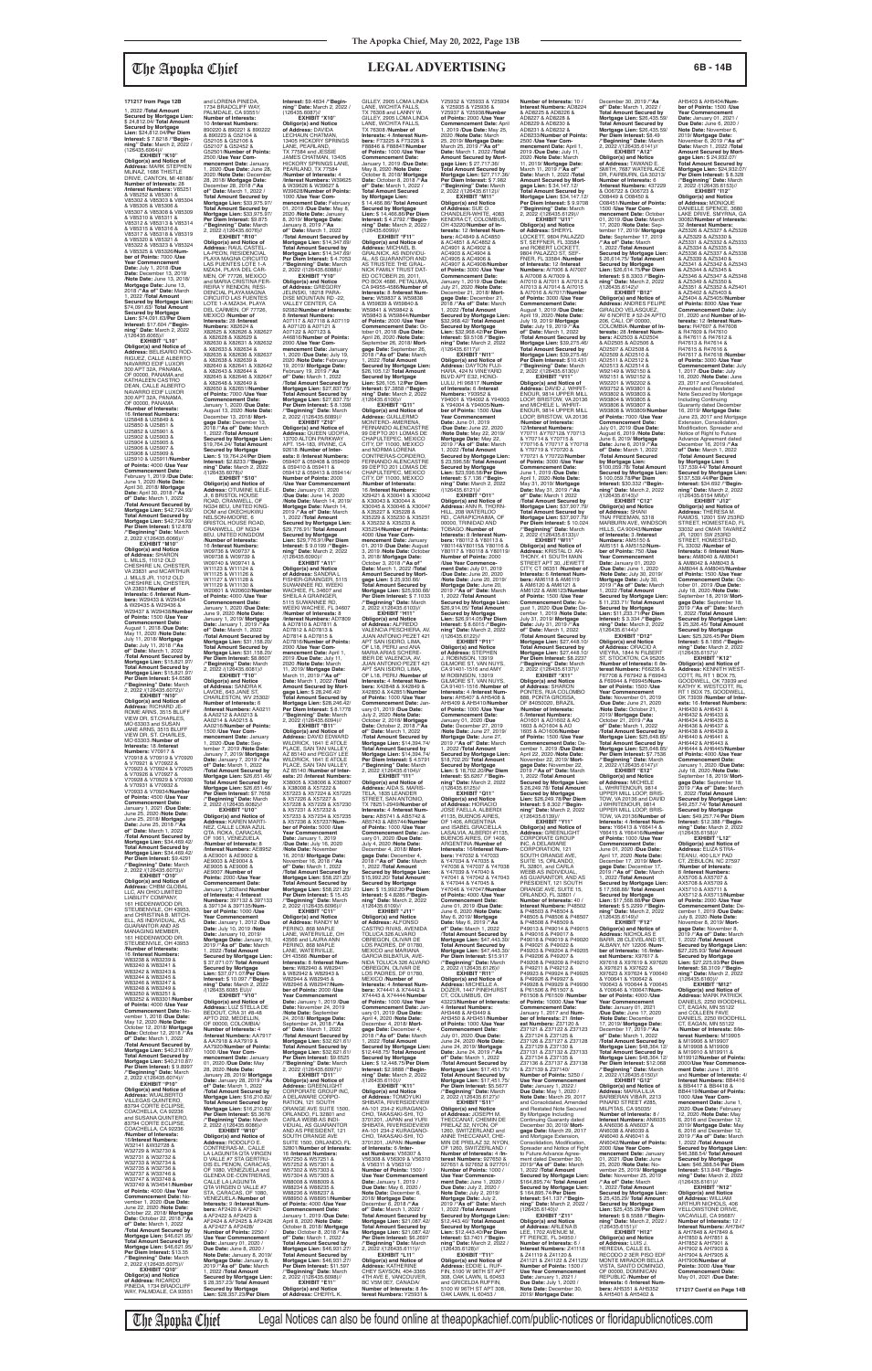171217 from Page 12B

1, 2022 /Total Amount Secured by Mortgage Lien: $ 24,812.04/ Per Diem Interest: $ 7.8218 /"Beginning" Date: March 2, 2022 /(126435.6064)//

**EXHIBIT "K10"**
**Obligor(s) and Notice of Address:** MARK STEPHEN MLINAZ, 1686 THISTLE DRIVE, CANTON, MI 48188/ **Number of Interests:** 28 /**Interest Numbers:** VB5251 & VB5252 & VB5301 & VB5302 & VB5303 & VB5304 & VB5305 & VB5306 & VB5307 & VB5308 & VB5309 & VB5310 & VB5311 & VB5312 & VB5313 & VB5314 & VB5315 & VB5316 & VB5317 & VB5318 & VB5319 & VB5320 & VB5321 & VB5322 & VB5323 & VB5324 & VB5325 & VB5326/**Number of Points:** 7000 /**Use Year Commencement Date:** July 1, 2018 /**Due Date:** December 19, 2019 /**Note Date:** June 19, 2018/ **Mortgage Date:** June 19, 2018 /**"As of" Date:** March 1, 2022 /**Total Amount Secured by Mortgage Lien:** $74,591.63/ **Total Amount Secured by Mortgage Lien:** $74,591.63/**Per Diem Interest:** $17.604 /**"Beginning" Date:** March 2, 2022 /(126435.6065)//

**EXHIBIT "L10"**
**Obligor(s) and Notice of Address:** DELSANTO RODRIGUEZ, CALLE ALBERTO NAVARRO EDIF LUXOR 300 APT 30A, PANAMA, OF 00000, PANAMA and KATHALEEN CASTRO DEAN, CALLE ALBERTO NAVARRO EDIF LUXOR 300 APT 32A, PANAMA, OF 00000, PANAMA /**Number of Interests:** 16 /**Interest Numbers:** U25848 & U25849 & U25850 & U25851 & U25852 & U25901 & U25902 & U25903 & U25904 & U25905 & U25906 & U25907 & U25908 & U25909 & U25910 & U25911/**Number of Points:** 4000 /**Use Year Commencement Date:** February 1, 2019 /**Due Date:** June 1, 2020 /**Note Date:** April 30, 2018/ **Mortgage Date:** April 30, 2018 /**"As of" Date:** March 1, 2022 /**Total Amount Secured by Mortgage Lien:** $42,724.93/ **Total Amount Secured by Mortgage Lien:** $42,724.93/ **Per Diem Interest:** $12.878 /**"Beginning" Date:** March 2, 2022 /(126435.6066)//

**EXHIBIT "M10"**
**Obligor(s) and Notice of Address:** SHARON L MILLS, 11012 OLD CHESHIRE LN, CHESTER, VA 23831 and MCARTHUR L MILLS JR, 11012 OLD CHESHIRE LN, CHESTER, VA 23831 /**Number of Interests:** 6 /**Interest Numbers:** W29433 & W29434 & W29435 & W29436 & W29437 & W29438/**Number of Points:** 1500 /**Use Year Commencement Date:** August 1, 2018 /**Due Date:** May 11, 2020 /**Note Date:** July 11, 2018/ **Mortgage Date:** July 11, 2018 /**"As of" Date:** March 1, 2022 /**Total Amount Secured by Mortgage Lien:** $15,821.97/ **Total Amount Secured by Mortgage Lien:** $15,821.97/ **Per Diem Interest:** $4.6586 /**"Beginning" Date:** March 2, 2022 /(126435.6072)//

**EXHIBIT "N10"**
**Obligor(s) and Notice of Address:** RICHARD JEROME ARNS, 3515 BLUFF VIEW DR, ST CHARLES, MO 63303 and SHARI JABENISKI, 3515 BLUFF VIEW DR, ST. CHARLES, MO 63303 /**Number of Interests:** 16 /**Interest Numbers:** V70917 & V70918 & V70919 & V70920 & V70921 & V70922 & V70923 & V70924 & V70925 & V70926 & V70927 & V70928 & V70929 & V70930 & V70931 & V70932 & V70933 & V70934/**Number of Points:** 4500 /**Use Year Commencement Date:** January 1, 2021 /**Due Date:** June 25, 2020 /**Note Date:** June 25, 2018/ **Mortgage Date:** June 25, 2018 /**"As of" Date:** March 1, 2022 /**Total Amount Secured by Mortgage Lien:** $34,469.42/ **Total Amount Secured by Mortgage Lien:** $34,469.42/ **Per Diem Interest:** $9.4291 /**"Beginning" Date:** March 2, 2022 /(126435.6073)//

**EXHIBIT "O10"**
**Obligor(s) and Notice of Address:** CHBM GLOBAL LLC, AN OHIO LIMITED LIABILITY COMPANY, 161 HIDDENWOOD DR, STEUBENVILLE, OH 43953, and CHRISTINA B. MITCHELL, AS INDIVIDUAL, AS GUARANTOR AND AS MANAGING MEMBER, 161 HIDDENWOOD DR, STEUBENVILLE, OH 43953 /**Number of Interests:** 16 /**Interest Numbers:** W83238 & W83239 & W83240 & W83241 & W83242 & W83243 & W83244 & W83245 & W83246 & W83247 & W83248 & W83249 & W83250 & W83251 & W83252 & W83301/**Number of Points:** 4000 /**Use Year Commencement Date:** November 1, 2018 /**Due Date:** May 12, 2020 /**Note Date:** October 12, 2018/ **Mortgage Date:** October 12, 2018 /**"As of" Date:** March 1, 2022 /**Total Amount Secured by Mortgage Lien:** $40,210.87/ **Total Amount Secured by Mortgage Lien:** $40,210.87/ **Per Diem Interest:** $ 9.8997 /**"Beginning" Date:** March 2, 2022 /(126435.6074)//

**EXHIBIT "P10"**
**Obligor(s) and Notice of Address:** VIJALBERTO MARTIN GUTIERREZ, 83794 CORTE ECLIPSE, COACHELLA, CA 92236 and SUSANA QUINTERO, 83794 CORTE ECLIPSE, COACHELLA, CA 92236 /**Number of Interests:** 16 /**Interest Numbers:** W32741 & W32732 & W32729 & W32730 & W32731 & W32732 & W32733 & W32734 & W32735 & W32736 & W32745 & W32746 & W32747 & W32748 & W32749 & W32451/**Number of Points:** 4000 /**Use Year Commencement Date:** November 1, 2020 /**Due Date:** June 22, 2020 /**Note Date:** October 22, 2018/ **Mortgage Date:** October 22, 2018 /**"As of" Date:** March 1, 2022 /**Total Amount Secured by Mortgage Lien:** $46,621.95/ **Total Amount Secured by Mortgage Lien:** $46,621.95/ **Per Diem Interest:** $13.35 /**"Beginning" Date:** March 2, 2022 /(126435.6075)//

**EXHIBIT "Q10"**
**Obligor(s) and Notice of Address:** RICARDO PINEDA, 1734 BRADCLIFF WAY, PALMDALE, CA 93551 and LORENA PINEDA, 1734 BRADCLIFF WAY, PALMDALE, CA 93551/ **Number of Interests:** 10 /**Interest Numbers:** B90220 & B90221 & B90222 & B90223 & G52104 & G52105 & G52106 & G52107 & G52452 & G52501/**Number of Points:** 2500 /**Use Year Commencement Date:** January 1, 2020 /**Due Date:** June 28, 2020 /**Note Date:** December 28, 2018/ **Mortgage Date:** December 28, 2018 /**"As of" Date:** March 1, 2022 /**Total Amount Secured by Mortgage Lien:** $33,975.97/ **Total Amount Secured by Mortgage Lien:** $33,975.97/ **Per Diem Interest:** $9.875 /**"Beginning" Date:** March 2, 2022 /(126435.6076)//

**EXHIBIT "R10"**
**Obligor(s) and Notice of Address:** RAUL CASTELLA-PEDRON, RESIDENCIAL PLAYA MAGNA CIRCUITO LAS PUENTES LOTE 1-A MZA34, PLAYA DEL CARMEN, OF 77726, MEXICO and MARIA CRISTINA FERREIRA Y RENDON, RESIDENCIAL PLAYA MAGNA CIRCUITO LAS PUENTES LOTE 1-A MZA34, PLAYA DEL CARMEN, OF 77726, MEXICO /**Number of Interests:** 28 /**Interest Numbers:** X82624 & X82625 & X82626 & X82627 & X82628 & X82629 & X82630 & X82631 & X82632 & X82633 & X82634 & X82635 & X82636 & X82637 & X82638 & X82639 & X82640 & X82641 & X82642 & X82643 & X82644 & X82645 & X82646 & X82647 & X82648 & X82649 & X82650 & X82651/**Number of Points:** 7000 /**Use Year Commencement Date:** January 1, 2020 /**Due Date:** August 13, 2020 /**Note Date:** December 13, 2018/ **Mortgage Date:** December 13, 2018 /**"As of" Date:** March 1, 2022 /**Total Amount Secured by Mortgage Lien:** $ 19,764.24/**Per Diem Interest:** $2.8233 /**"Beginning" Date:** March 2, 2022 /(126435.6079)//

**EXHIBIT "S10"**
**Obligor(s) and Notice of Address:** OTUMINE ILELEJI, 6 BRISTOL HOUSE ROAD, CRANWELL, OF NG34 8EU, UNITED KINGDOM and OKECHUKWU NELSON-MOORE, 6 BRISTOL HOUSE ROAD, CRANWELL, OF NG34 8EU, UNITED KINGDOM /**Number of Interests:** 16 /**Interest Numbers:** W09736 & W09737 & W09738 & W09739 & W09740 & W09741 & W11123 & W11124 & W11125 & W11126 & W11127 & W11128 & W11129 & W11130 & W20601 & W20602/**Number of Points:** 4000 /**Use Year Commencement Date:** January 1, 2020 /**Due Date:** June 9, 2020 /**Note Date:** January 1, 2019/ **Mortgage Date:** January 1, 2019 /**"As of" Date:** March 1, 2022 /**Total Amount Secured by Mortgage Lien:** $31,158.20/ **Total Amount Secured by Mortgage Lien:** $31,158.20/ **Per Diem Interest:** $8.8607 /**"Beginning" Date:** March 2, 2022 /(126435.6081)//

**EXHIBIT "T10"**
**Obligor(s) and Notice of Address:** SANDRA K LAVOIE, 643 JANE ST, CHARLESTON, WV 25302 /**Number of Interests:** 6 /**Interest Numbers:** AA0211 & AA0212 & AA0213 & AA0214 & AA0215 & AA0216/**Number of Points:** 1500 /**Use Year Commencement Date:** January 1, 2020 /**Due Date:** September 7, 2019 /**Note Date:** January 7, 2019/ **Mortgage Date:** January 7, 2019 /**"As of" Date:** March 1, 2022 /**Total Amount Secured by Mortgage Lien:** $26,651.46/ **Total Amount Secured by Mortgage Lien:** $26,651.46/ **Per Diem Interest:** $7.1064 /**"Beginning" Date:** March 2, 2022 /(126435.6082)//

**EXHIBIT "U10"**
**Obligor(s) and Notice of Address:** KAREN MARTINEZ, CALLE LOMA AZUL QTA. ROKA, CARACAS, OF 1061, VENEZUELA /**Number of Interests:** 4 /**Interest Numbers:** AE8952 & AE9001 & AE9002 & AE9003 & AE9004 & AE9005 & AE9006 & AE9007 /**Number of Points:** 2000 /**Use Year Commencement Date:** January 1,2020/and **Number of Interests:** 8 /**Interest Numbers:** 397132 & 397133 & 397134 & 397135/**Number of Points:** 1000 /**Use Year Commencement Date:** January 1, 2012 /**Due Date:** July 10, 2019 /**Note Date:** January 10, 2019/ **Mortgage Date:** January 10, 2019 /**"As of" Date:** March 1, 2022 /**Total Amount Secured by Mortgage Lien:** $ 37,071.07/ **Total Amount Secured by Mortgage Lien:** $37,071.07/**Per Diem Interest:** $ 10.007 /**"Beginning" Date:** March 2, 2022 /(126435.6085 EU)//

**EXHIBIT "V10"**
**Obligor(s) and Notice of Address:** LUZ STELLA DE BEDOUT, CRA 37 #8-48 APTO 202, MEDELLIN, OF 00000, COLOMBIA /**Number of Interests:** 4 /**Interest Numbers:** AA7917 & AA7918 & AA7919 & AA7920/**Number of Points:** 1000 /**Use Year Commencement Date:** January 01, 2020 /**Due Date:** May 28, 2020 /**Note Date:** January 28, 2019/ **Mortgage Date:** January 28, 2019 /**"As of" Date:** March 1, 2022 /**Total Amount Secured by Mortgage Lien:** $16,210.82/ **Total Amount Secured by Mortgage Lien:** $16,210.82/ **Per Diem Interest:** $5.3678 /**"Beginning" Date:** March 2, 2022 /(126435.6086)//

**EXHIBIT "W10"**
**Obligor(s) and Notice of Address:** RODOLFO E CONTRERAS-M., CALLE LA LAGUNITA QTA VIRGEN D VALLE #7 STA GERTRUDIS EL PENON, CARACAS, OF 1080, VENEZUELA and GLENDA DE-CONTRERAS, CALLE LA LAGUNITA QTA VIRGEN D VALLE #7 STA, CARACAS, OF 1080, VENEZUELA /**Number of Interests:** 8 /**Interest Numbers:** AF2420 & AF2421 & AF2422 & AF2423 & AF2424 & AF2425 & AF2426 & AF2427 & AF2428/ **Number of Points:** 2250 / **Use Year Commencement Date:** January 01, 2020 / **Due Date:** June 8, 2020 / **Note Date:** January 8, 2019/ **Mortgage Date:** January 8, 2019 /**"As of" Date:** March 1, 2022 /**Total Amount Secured by Mortgage Lien:** $ 28,357.23/ **Total Amount Secured by Mortgage Lien:** $28,357.23/**Per Diem Interest:** $9.4834 /**"Beginning" Date:** March 2, 2022 /(126435.6087)//

**EXHIBIT "X10"**
**Obligor(s) and Notice of Address:** DAVIDA LEOCADIA CHATMAN, 13405 HICKORY SPRINGS LANE, PEARLAND, TX 77584 and JESSIE JAMES CHATMAN, 13405 HICKORY SPRINGS LANE, PEARLAND, TX 77584 /**Number of Interests:** 4 /**Interest Numbers:** W30625 & W30626 & W30627 & W30628/**Number of Points:** 1000 /**Use Year Commencement Date:** February 01, 2019 /**Due Date:** May 8, 2020 /**Note Date:** January 8, 2019/ **Mortgage Date:** January 8, 2019 /**"As of" Date:** March 1, 2022 /**Total Amount Secured by Mortgage Lien:** $ 14,347.69/ **Total Amount Secured by Mortgage Lien:** $14,347.69/ **Per Diem Interest:** $ 4.7053 /**"Beginning" Date:** March 2, 2022 /(126435.6088)//

**EXHIBIT "Y10"**
**Obligor(s) and Notice of Address:** GREGORY JELINEK, 16278 PARADISE MOUNTAIN RD., VALLEY CENTER, CA 92082/**Number of Interests:** 8 /**Interest Numbers:** A07117 & A07118 & A07119 & A07120 & A07121 & A07122 & A07123 & A46616/**Number of Points:** 2000 /**Use Year Commencement Date:** January 1, 2020 /**Due Date:** July 15, 2020 /**Note Date:** February 15, 2019/ **Mortgage Date:** February 15, 2019 /**"As of" Date:** March 1, 2022 /**Total Amount Secured by Mortgage Lien:** $27,637.75/ **Total Amount Secured by Mortgage Lien:** $27,637.75/ **Per Diem Interest:** $ 8.1308 /**"Beginning" Date:** March 2, 2022 /(126435.6089)//

**EXHIBIT "Z10"**
**Obligor(s) and Notice of Address:** QUEEN UDOFIA, 13700 ALTON PARKWAY APT 154-193, IRVINE, CA 92618 /**Number of Interests:** 6 /**Interest Numbers:** 059407 & 059408 & 059409 & 059410 & 059411 & 059412/**Number of Points:** 1500 /**Use Year Commencement Date:** January 01, 2020 /**Due Date:** June 14, 2020 /**Note Date:** March 14, 2019/ **Mortgage Date:** March 14, 2019 /**"As of" Date:** March 1, 2022 /**Total Amount Secured by Mortgage Lien:** $29,776.91/ **Total Amount Secured by Mortgage Lien:** $29,776.91/**Per Diem Interest:** $ 9.0139 /**"Beginning" Date:** March 2, 2022 /(126435.6090)//

**EXHIBIT "A11"**
**Obligor(s) and Notice of Address:** SHEILA ANN FISHER-GRANGER, 5115 SUWANNEE RD, WEEKI WACHEE, FL 34607 and SHEILA A GRANGER, 5115 SUWANNEE RD, WEEKI WACHEE, FL 34607 /**Number of Interests:** 8 /**Interest Numbers:** A07809 & A07810 & A07811 & A07812 & A07813 & A07814 & A07815 & A07816/**Number of Points:** 2000 /**Use Year Commencement Date:** January 1, 2020 /**Due Date:** July 11, 2020 /**Note Date:** March 11, 2019/ **Mortgage Date:** March 11, 2019 /**"As of" Date:** March 1, 2022 /**Total Amount Secured by Mortgage Lien:** $ 28,246.42/ **Total Amount Secured by Mortgage Lien:** $28,246.42/ **Per Diem Interest:** $ 8.1778 /**"Beginning" Date:** March 2, 2022 /(126435.6094)//

**EXHIBIT "B11"**
**Obligor(s) and Notice of Address:** DAVID EDWARD WILDRICK, 1641 E ATLE PLACE, SAN TAN VALLEY, AZ 85140 and SHIRLEY LEE WILDRICK, 1641 E ATLE PLACE, SAN TAN VALLEY, AZ 85140 /**Number of Interests:** 24 /**Interest Numbers:** X36905 & X36906 & X36907 & X37208 & X37223 & X37224 & X37225 & X37226 & X37227 & X37228 & X37229 & X37230 & X37231 & X37232 & X37233 & X37234 & X37235 & X37236 & X37237/**Number of Points:** 6000 /**Use Year Commencement Date:** January 1, 2019 /**Due Date:** May 16, 2020 /**Note Date:** November 16, 2018/ **Mortgage Date:** November 16, 2018 /**"As of" Date:** March 1, 2022 /**Total Amount Secured by Mortgage Lien:** $58,221.23/ **Total Amount Secured by Mortgage Lien:** $58,221.23/ **Per Diem Interest:** $ 15.4491 /**"Beginning" Date:** March 2, 2022 /(126435.6095)//

**EXHIBIT "C11"**
**Obligor(s) and Notice of Address:** RANDY M PERKEY, 888 MAPLE LANE, WATERVILLE, OH 43566 and LAURA ANN PERKEY, 888 MAPLE LANE, WATERVILLE, OH 43566 /**Number of Interests:** 4 /**Interest Numbers:** W82840 & W82841 & W82842 & W82843 & W82844 & W82845 & W82846 & W82847 /**Number of Points:** 2000 /**Use Year Commencement Date:** January 1, 2019 /**Due Date:** November 26, 2019 /**Note Date:** September 26, 2018/ **Mortgage Date:** September 26, 2018 /**"As of" Date:** March 1, 2022 /**Total Amount Secured by Mortgage Lien:** $32,621.61/ **Total Amount Secured by Mortgage Lien:** $32,621.61/ **Per Diem Interest:** $9.6525 /**"Beginning" Date:** March 2, 2022 /(126435.6097)//

**EXHIBIT "D11"**
**Obligor(s) and Notice of Address:** GREENLIGHT CORPORATE GROUP INC, A DELAWARE CORPORATION, 121 SOUTH ORANGE AVE SUITE 1500, ORLANDO, FL 32801 and STEVEN A WEBB AS INDIVIDUALLY, AS GUARANTOR AND AS PRESIDENT, 121 SOUTH ORANGE AVE SUITE 1500, ORLANDO, FL 32801/**Number of Interests:** 16 /**Interest Numbers:** W57302 & W57301 & W57303 & W57304 & W57302 & W57303 & W57304 & W57305 & W88008 & W88009 & W88234 & W88235 & W88236 & W88237 & W88238 & W88801/**Number of Points:** 4000 /**Use Year Commencement Date:** January 1, 2020 /**Due Date:** April 8, 2020 /**Note Date:** October 8, 2018/ **Mortgage Date:** October 8, 2018 /**"As of" Date:** March 1, 2022 /**Total Amount Secured by Mortgage Lien:** $46,921.27/ **Total Amount Secured by Mortgage Lien:** $46,921.27/ **Per Diem Interest:** $13.365 /**"Beginning" Date:** March 2, 2022 /(126435.6099)//

**EXHIBIT "E11"**
**Obligor(s) and Notice of Address:** CHERYL K. GILLEY, 2905 LOMA LINDA LANE, WICHITA FALLS, TX 76308 and LANNY W GILLEY, 2905 LOMA LINDA LANE, WICHITA FALLS, TX 76308 /**Number of Interests:** 4 /**Interest Numbers:** F73225 & F73226 & F68846 & F68847/**Number of Points:** 1000 /**Use Year Commencement Date:** January 1, 2019 /**Due Date:** May 8, 2020 /**Note Date:** October 8, 2018/ **Mortgage Date:** October 8, 2018 /**"As of" Date:** March 1, 2022 /**Total Amount Secured by Mortgage Lien:** $ 14,465.80/ **Total Amount Secured by Mortgage Lien:** $ 14,465.80/**Per Diem Interest:** $ 4.2782 /**"Beginning" Date:** March 2, 2022 /(126435.6100)//

**EXHIBIT "F11"**
**Obligor(s) and Notice of Address:** MICHAEL B. ALCOCK, AS INDIVIDUAL, AS GUARANTOR AND AS TRUSTEE THE GRALNICK FAMILY TRUST DATED OCTOBER 20, 2011, PO BOX 4442, PETALUMA, CA 94955-4566/**Number of Interests:** 8 /**Interest Numbers:** W59837 & W59838 & W59839 & W59840 & W59841 & W59842 & W59843 & W59844/**Number of Points:** 2000 /**Use Year Commencement Date:** October 1, 2019 /**Due Date:** April 26, 2020 /**Note Date:** September 26, 2018/ **Mortgage Date:** September 26, 2018 /**"As of" Date:** March 1, 2022 /**Total Amount Secured by Mortgage Lien:** $27,131.53/ **Total Amount Secured by Mortgage Lien:** $27,131.53/**Per Diem Interest:** $7.3858 /**"Beginning" Date:** March 2, 2022 /(126435.6103)//

**EXHIBIT "G11"**
**Obligor(s) and Notice of Address:** GUILLERMO CORDERO SEGURA, FERNANDO ALENCASTRE 99 DEPTO 301 LOMAS DE CHAPULTEPEC, MEXICO CITY, OF 11000, MEXICO and NORMA LORENA CONTRERAS-CORDERO, FERNANDO ALENCASTRE 99 DEPTO 301 LOMAS DE CHAPULTEPEC, MEXICO CITY, OF 11000, MEXICO /**Number of Interests:** 16 /**Interest Numbers:** X30041 & X30041 & X30042 & X30043 & X30044 & X30045 & X30046 & X30047 & X35228 & X35229 & X35230 & X35231 & X35232 & X35233 & X35234/**Number of Points:** 4000 /**Use Year Commencement Date:** January 01, 2019 /**Due Date:** August 3, 2019 /**Note Date:** October 3, 2018/ **Mortgage Date:** October 3, 2018 /**"As of" Date:** March 1, 2022 /**Total Amount Secured by Mortgage Lien:** $ 25,930.66/ **Total Amount Secured by Mortgage Lien:** $25,930.66/ **Per Diem Interest:** $ 7.1033 /**"Beginning" Date:** March 2, 2022 /(126435.6105)//

**EXHIBIT "H11"**
**Obligor(s) and Notice of Address:** ALFREDO VALENCIA PESCHIERA, AV. JUAN ANTONIO PEZET 421 APT SAN ISIDRO, LIMA, OF L 18, PERU and ANA MARIA KNAPPHEIS IBERIDE VALENCIA, AV. JUAN ANTONIO PEZET 421 APT SAN ISIDRO, LIMA, OF L 18, PERU /**Number of Interests:** 4 /**Interest Numbers:** X42640 & X42641 & X42642 & X42643/**Number of Points:** 1000 /**Use Year Commencement Date:** January 01, 2019 /**Due Date:** October 2, 2019 /**Note Date:** October 2, 2018/ **Mortgage Date:** October 2, 2018 /**"As of" Date:** March 1, 2022 /**Total Amount Secured by Mortgage Lien:** $14,204.74/ **Total Amount Secured by Mortgage Lien:** $14,204.74/ **Per Diem Interest:** $ 4.5791 /**"Beginning" Date:** March 2, 2022 /(126435.6106)//

**EXHIBIT "I11"**
**Obligor(s) and Notice of Address:** ADA S. MARISCAL, 7221 DELAWARE STREET, SAN ANTONIO, TX 78201 /**Number of Interests:** 4 /**Interest Numbers:** AB5741 & AB5742 & AB5743 & AB5744/**Number of Points:** 1000 /**Use Year Commencement Date:** January 01, 2020 /**Due Date:** July 4, 2020 /**Note Date:** December 4, 2018/ **Mortgage Date:** December 4, 2018 /**"As of" Date:** March 1, 2022 /**Total Amount Secured by Mortgage Lien:** $15,062.20/ **Total Amount Secured by Mortgage Lien:** $15,062.20/ **Per Diem Interest:** $ 4.8868 /**"Beginning" Date:** March 2, 2022 /(126435.6110)//

**EXHIBIT "J11"**
**Obligor(s) and Notice of Address:** ALFONSO CASTRO RUIZ, AVENIDA TOLUCA 524 ALVARO OBREGON, OLIVAR DE LOS PADRES, DF 01780, MEXICO and MARIANA GARCIA BILBATUA, AVENIDA TOLUCA 524 ALVARO OBREGON, OLIVAR DE LOS PADRES, DF 01780, MEXICO /**Number of Interests:** 4 /**Interest Numbers:** X74447 & X74442 & X74443 & X74444/**Number of Points:** 1000 /**Use Year Commencement Date:** January 01, 2019 /**Due Date:** April 4, 2020 /**Note Date:** December 4, 2018/ **Mortgage Date:** December 4, 2018 /**"As of" Date:** March 1, 2022 /**Total Amount Secured by Mortgage Lien:** $12,448.75/ **Total Amount Secured by Mortgage Lien:** $ 12,448.75/**Per Diem Interest:** $3.6887 /**"Beginning" Date:** March 2, 2022 /(126435.6113)//

**EXHIBIT "K11"**
**Obligor(s) and Notice of Address:** TOMOYUKI SHIBATA, RIVERSIDEVIEW 4A-101 234-2 KURAGANO-CHO, TAKASAKI-SHI, TO 3701201, JAPAN and YURI SHIBATA, RIVERSIDEVIEW 4A-101 234-2 KURAGANO-CHO, TAKASAKI-SHI, TO 3701201, JAPAN /**Number of Interests:** 4 /**Interest Numbers:** V56306 & V56308 & V56309 & V56310 & V56311/**Number of Points:** 1500 /**Use Year Commencement Date:** January 1, 2019 /**Due Date:** May 6, 2020 / **Note Date:** December 6, 2018/ **Mortgage Date:** December 6, 2018 /**"As of" Date:** March 1, 2022 /**Total Amount Secured by Mortgage Lien:** $21,087.42/ **Total Amount Secured by Mortgage Lien:** $21,087.42/ **Per Diem Interest:** $6.3993 /**"Beginning" Date:** March 2, 2022 /(126435.6115)//

**EXHIBIT "L11"**
**Obligor(s) and Notice of Address:** JANINE CHEY SAYSON, 404-3385 4TH AVE E, VANCOUVER, BC V5M 0E7, CANADA /**Number of Interests:** 6 /**Interest Numbers:** Y25931 & Y25932 & Y25933 & Y25934 & Y25935 & Y25936 & Y25937 & Y25938/**Number of Points:** 2000 /**Use Year Commencement Date:** January 1, 2019 /**Due Date:** May 25, 2020 /**Note Date:** March 25, 2019/ **Mortgage Date:** March 25, 2019 /**"As of" Date:** March 1, 2022 /**Total Amount Secured by Mortgage Lien:** $ 27,717.36/ **Total Amount Secured by Mortgage Lien:** $27,717.36/ **Per Diem Interest:** $ 7.082 /**"Beginning" Date:** March 2, 2022 /(126435.6116)//

**EXHIBIT "M11"**
**Obligor(s) and Notice of Address:** SUE O CHANDLER-WHITE, 4083 KENDRA CT, COLUMBUS, OH 43220/**Number of Interests:** 12 /**Interest Numbers:** AC4849 & AC4850 & AC4851 & AC4852 & AC4901 & AC4902 & AC4903 & AC4904 & AC4905 & AC4906 & AC4907 & AC4908/**Number of Points:** 3000 /**Use Year Commencement Date:** January 1, 2019 /**Due Date:** July 21, 2020 /**Note Date:** December 21, 2018/ **Mortgage Date:** December 21, 2018 /**"As of" Date:** March 1, 2022 /**Total Amount Secured by Mortgage Lien:** $32,908.42/ **Total Amount Secured by Mortgage Lien:** $32,908.42/ **Per Diem Interest:** $9.5108 /**"Beginning" Date:** March 2, 2022 /(126435.6117)//

**EXHIBIT "N11"**
**Obligor(s) and Notice of Address:** DAYTON RUSSELL, 1330 ALA MOANA BLVD APT 532, HONOLULU, HI 96814 /**Number of Interests:** 6 /**Interest Numbers:** Y90032 & Y90031 & Y90032 & Y90033 & Y90034 & Y90035/**Number of Points:** 1500 /**Use Year Commencement Date:** June 1, 2019 /**Due Date:** June 22, 2020 /**Note Date:** May 22, 2019/ **Mortgage Date:** May 22, 2019 /**"As of" Date:** March 1, 2022 /**Total Amount Secured by Mortgage Lien:** $ 23,399.56 /**Total Amount Secured by Mortgage Lien:** $23,399.56/**Per Diem Interest:** $ 7.136 /**"Beginning" Date:** March 2, 2022 /(126435.6121)//

**EXHIBIT "O11"**
**Obligor(s) and Notice of Address:** ANN R. THORNHILL, 208 WATERLOO RD., CARAPICHAIMA, OF 00000, TRINIDAD AND TOBAGO /**Number of Interests:** 8 /**Interest Numbers:** Y80112 & Y80113 & Y80114&Y80115& Y80116 & Y80117 & Y80118 & Y80119/ **Number of Points:** 2000 /**Use Year Commencement Date:** January 1, 2020 /**Due Date:** July 01, 2019 / **Note Date:** June 20, 2019/ **Mortgage Date:** June 20, 2019 /**"As of" Date:** March 1, 2022 /**Total Amount Secured by Mortgage Lien:** $29,014.25/ **Total Amount Secured by Mortgage Lien:** $29,014.25/**Per Diem Interest:** $ 8.6611 /**"Beginning" Date:** March 2, 2022 /(126435.6125)//

**EXHIBIT "P11"**
**Obligor(s) and Notice of Address:** STEPHEN J. ROBINSON, 13919 GILMORE ST, VAN NUYS, CA 91401-1516 and MARIA ROBINSON, 13919 GILMORE ST, VAN NUYS, CA 91401-1516 /**Number of Interests:** 4 /**Interest Numbers:** AH0428 & AH0429 & AH0430 & AH0431/**Number of Points:** 1000 /**Use Year Commencement Date:** January 01, 2020 /**Due Date:** December 27, 2019 /**Note Date:** June 27, 2019/ **Mortgage Date:** June 27, 2019 /**"As of" Date:** March 1, 2022 /**Total Amount Secured by Mortgage Lien:** $16,702.20/ **Total Amount Secured by Mortgage Lien:** $ 16,702.20/**Per Diem Interest:** $5.0097 /**"Beginning" Date:** March 2, 2022 /(126435.6130)//

**EXHIBIT "Q11"**
**Obligor(s) and Notice of Address:** HORACIO JOSE FAELLA, ALBERDI #135, BUENOS AIRES, OF 1406, ARGENTINA and ISABEL CANDELLA LASALVIA, ALBERDI #135, BUENOS AIRES, OF 1406, ARGENTINA /**Number of Interests:** 8 /**Interest Numbers:** Y47032 & Y47033 & Y47034 & Y47035 & Y47036 & Y47037 & Y47038 & Y47039 & Y47040 & Y47041 & Y47042 & Y47043 & Y47044 & Y47045 & Y47046 & Y47047/**Number of Points:** 4000 /**Use Year Commencement Date:** June 01, 2019 /**Due Date:** June 6, 2020 /**Note Date:** May 6, 2019/ **Mortgage Date:** May 6, 2019 /**"As of" Date:** March 1, 2022 /**Total Amount Secured by Mortgage Lien:** $47,443.30/ **Total Amount Secured by Mortgage Lien:** $47,443.30/ **Per Diem Interest:** $11.17 /**"Beginning" Date:** March 2, 2022 /(126435.6136)//

**EXHIBIT "R11"**
**Obligor(s) and Notice of Address:** JAMES W. DOZIER, 1447 PINEHURST CT, COLUMBUS, OH 43223/**Number of Interests:** 4 /**Interest Numbers:** AH9448 & AH9449 & AH9450 & AH9451/**Number of Points:** 1000 /**Use Year Commencement Date:** July 1, 2019 /**Due Date:** June 24, 2020 /**Note Date:** June 24, 2019/ **Mortgage Date:** June 24, 2019 /**"As of" Date:** March 1, 2022 /**Total Amount Secured by Mortgage Lien:** $17,451.75/ **Total Amount Secured by Mortgage Lien:** $17,451.75/ **Per Diem Interest:** $5.2232 /**"Beginning" Date:** March 2, 2022 /(126435.6137)//

**EXHIBIT "S11"**
**Obligor(s) and Notice of Address:** JOSEPH M. THECCANAT, CHEMIN DE LA FERME 5A, 1260 SWITZERLAND and ANNE THECCANAT, CHEMIN DE FRELAZ 32, NYON, OF 1260, SWITZERLAND /**Number of Interests:** 4 /**Interest Numbers:** X07955 & X07956 & X07957 & X07801/ **Number of Points:** 1000 /**Use Year Commencement Date:** June 1, 2019 /**Due Date:** July 2, 2019 /**Note Date:** July 2, 2019/ **Mortgage Date:** July 2, 2019 /**"As of" Date:** March 1, 2022 /**Total Amount Secured by Mortgage Lien:** $12,443.40/ **Total Amount Secured by Mortgage Lien:** $12,443.40/**Per Diem Interest:** $3.7401 /**"Beginning" Date:** March 2, 2022 /(126435.6138)//

**EXHIBIT "T11"**
**Obligor(s) and Notice of Address:** MICHAEL RUFFIN, 5100 W 96TH ST APT 308, OAK LAWN, IL 60453 and GRICELDA RUFFIN, 5100 W 96TH ST APT 308, OAK LAWN, IL 60453 /**Number of Interests:** 10 / **Interest Numbers:** AD8224 & AD6225 & AD6226 & AD6227 & AD6228 & AD6229 & AD6230 & AD6231 & AD6232 & AD6233/**Number of Points:** 2500 /**Use Year Commencement Date:** April 1, 2019 /**Due Date:** July 11, 2020 /**Note Date:** March 11, 2019/ **Mortgage Date:** March 11, 2019 /**"As of" Date:** March 1, 2022 /**Total Amount Secured by Mortgage Lien:** $ 34,147.12/ **Total Amount Secured by Mortgage Lien:** $34,147.12/ **Per Diem Interest:** $ 9.9708 /**"Beginning" Date:** March 2, 2022 /(126435.6129)//

**EXHIBIT "U11"**
**Obligor(s) and Notice of Address:** SHERYL LOCKETT, 6804 PALAZZO ST, SEFFNER, FL 33584 and ROBERT LOCKETT, 6804 PALAZZO ST, SEFFNER, FL 33584 /**Number of Interests:** 12 /**Interest Numbers:** A07006 & A07007 & A07008 & A07009 & A07010 & A07011 & A07012 & A07013 & A07014 & A07015 & A07016 & A07017/**Number of Points:** 3000 /**Use Year Commencement Date:** August 1, 2019 /**Due Date:** July 19, 2020 /**Note Date:** July 19, 2019/ **Mortgage Date:** July 19, 2019 /**"As of" Date:** March 1, 2022 /**Total Amount Secured by Mortgage Lien:** $39,275.46/ **Total Amount Secured by Mortgage Lien:** $39,275.46/ **Per Diem Interest:** $10.431 /**"Beginning" Date:** March 2, 2022 /(126435.6130)//

**EXHIBIT "V11"**
**Obligor(s) and Notice of Address:** DAVID J. WHITENOUR, 9814 UPPER MILL LOOP, BRISTOW, VA 20136 and MICHELE L. WHITENOUR, 9814 UPPER MILL LOOP, BRISTOW, VA 20136 /**Number of Interests:** 12 /**Interest Numbers:** Y70711 &Y70712& Y70713 & Y70714 & Y70715 & Y70716 & Y70717 & Y70718 & Y70719 & Y70720 & Y70721 & Y70722/**Number of Points:** 3000 /**Use Year Commencement Date:** January 1, 2020 /**Due Date:** April 1, 2020 /**Note Date:** May 31, 2019/ **Mortgage Date:** May 31, 2019 /**"As of" Date:** March 1, 2022 /**Total Amount Secured by Mortgage Lien:** $37,607.79/ **Total Amount Secured by Mortgage Lien:** $37,607.79/ **Per Diem Interest:** $ 10.024 /**"Beginning" Date:** March 2, 2022 /(126435.6133)//

**EXHIBIT "W11"**
**Obligor(s) and Notice of Address:** KRISTAL D. ANTHONY, 41 SOUTH MAIN STREET APT 30, JEWETT CITY, CT 06351 /**Number of Interests:** 6 /**Interest Numbers:** AM6118 & AM6119 & AM6120 & AM6121 & AM6122 & AM6123/**Number of Points:** 1500 /**Use Year Commencement Date:** August 1, 2019 /**Due Date:** December 1, 2019 /**Note Date:** July 31, 2019/ **Mortgage Date:** July 31, 2019 /**"As of" Date:** March 1, 2022 /**Total Amount Secured by Mortgage Lien:** $27,448.10/ **Total Amount Secured by Mortgage Lien:** $27,448.10/ **Per Diem Interest:** $8.2237 /**"Beginning" Date:** March 2, 2022 /(126435.6137)//

**EXHIBIT "X11"**
**Obligor(s) and Notice of Address:** MARCELO PONTES, RUA COLOMBO 289, PORTO SEGURO, OF 84002000, BRAZIL /**Number of Interests:** 4 /**Interest Numbers:** AO1601 & AO1602 & AO1603 & AO1604 & AO1605 & AO1606/**Number of Points:** 1500 /**Use Year Commencement Date:** January 1, 2019 /**Due Date:** April 22, 2020 /**Note Date:** November 22, 2019/ **Mortgage Date:** November 22, 2019 /**"As of" Date:** March 1, 2022 /**Total Amount Secured by Mortgage Lien:** $26,249.78/ **Total Amount Secured by Mortgage Lien:** $26,249.78/**Per Diem Interest:** $ 8.302 /**"Beginning" Date:** March 2, 2022 /(126435.6139)//

**EXHIBIT "Y11"**
**Obligor(s) and Notice of Address:** GREENLIGHT CORPORATE GROUP INC, A DELAWARE CORPORATION, 121 SOUTH ORANGE AVE. SUITE 15, ORLANDO, FL 32801, and CARLA WEBB AS INDIVIDUAL, AS GUARANTOR AND AS PRESIDENT, 121 SOUTH ORANGE AVE. SUITE 15, ORLANDO, FL 32801 / **Number of Interests:** 40 / **Interest Numbers:** P48502 & P48503 & P48504 & P48505 & P48506 & P48507 & P48508 & P48509 & P49013 & P49014 & P49015 & P49016 & P49017 & P49018 & P49019 & P49020 & P49021 & P49022 & P49023 & P49024 & P49025 & P49026 & P49207 & P49208 & P49209 & P49210 & P49211 & P49212 & P49923 & P49924 & P49925 & P49926 & P49927 & P49928 & P49929 & P49930 & P61506 & P61507 & P61508 & P61509 /**Number of Points:** 10000 /**Use Year Commencement Date:** January 1, 2017 and **Number of Interests:** 21 /**Interest Numbers:** Z37120 & Z37121 & Z37122 & Z37123 & Z37124 & Z37125 & Z37126 & Z37127 & Z37128 & Z37129 & Z37130 & Z37131 & Z37132 & Z37133 & Z37134 & Z37135 & Z37136 & Z37137 & Z37138 & Z37139 & Z37140 /**Number of Points:** 5250 / **Use Year Commencement Date:** January 1, 2020 / **Due Date:** May 1, 2020 / **Note Date:** March 29, 2017 and Consolidated, Amended and Restated Note Secured By Mortgage Including Continuing Guaranty dated December 30, 2019/ **Mortgage Date:** March 29, 2017 and Mortgage Extension, Consolidation, Modification, Spreader and Notice of Right to Future Advance Agreement dated December 30, 2019/**"As of" Date:** March 1, 2022 /**Total Amount Secured by Mortgage Lien:** $164,895.74/ **Total Amount Secured by Mortgage Lien:** $164,895.74/**Per Diem Interest:** $41.137 /**"Beginning" Date:** March 2, 2022 /(126435.6140)//

**EXHIBIT "Z11"**
**Obligor(s) and Notice of Address:** ARLENA B LEE, 1702 AVENUE M, FT PIERCE, FL 34950 / **Number of Interests:** 6 / **Interest Numbers:** Z41118 & Z41119 & Z41120 & Z41121 & Z41122 & Z41123/ **Number of Points:** 1500 / **Use Year Commencement Date:** January 1, 2021 / **Due Date:** July 1, 2020 / **Note Date:** December 30, 2019/ **Mortgage Date:** December 30, 2019 /**"As of" Date:** March 1, 2022 / **Total Amount Secured by Mortgage Lien:** $26,435.59/ **Total Amount Secured by Mortgage Lien:** $26,435.59/ **Per Diem Interest:** $8.49 /**"Beginning" Date:** March 2, 2022 /(126435.6141)//

**EXHIBIT "A12"**
**Obligor(s) and Notice of Address:** TAWAND E. SMITH, 7687 WATERLACE DR, FAIRBURN, GA 30213/ **Number of Interests:** 6 /**Interest Numbers:** 067220 & O06722 & O06723 & O08449 & O08450 & O08451/**Number of Points:** 1500 /**Use Year Commencement Date:** October 01, 2019 /**Due Date:** March 17, 2020 /**Note Date:** September 17, 2019/ **Mortgage Date:** September 17, 2019 /**"As of" Date:** March 1, 2022 /**Total Amount Secured by Mortgage Lien:** $ 26,614.75/ **Total Amount Secured by Mortgage Lien:** $26,614.75/**Per Diem Interest:** $ 8.3005 /**"Beginning" Date:** March 2, 2022 /(126435.6142)//

**EXHIBIT "B12"**
**Obligor(s) and Notice of Address:** ANDRES FELIPE GIRALDO VELASQUEZ, AV 6 NORTE # 52-24 APTO 206, CALI, OF 00000, COLOMBIA /**Number of Interests:** 28 /**Interest Numbers:** AD2503 & AD2504 & AD2505 & AD2506 & AD2507 & AD2508 & AD2509 & AD2510 & AD2511 & AD2512 & AD2513 & AD2514 & W92149 & W92150 & W92151 & W92152 & W92201 & W92202 & W93752 & W93801 & W93802 & W93803 & W93804 & W93805 & W93806 & W93807 & W93808 & W93809/**Number of Points:** 7000 /**Use Year Commencement Date:** July 01, 2019 /**Due Date:** August 6, 2019 /**Note Date:** June 6, 2019/ **Mortgage Date:** June 6, 2019 /**"As of" Date:** March 1, 2022 /**Total Amount Secured by Mortgage Lien:** $100,059.78/**Per Diem Interest:** $30.332 /**"Beginning" Date:** March 2, 2022 /(126435.6143)//

**EXHIBIT "C12"**
**Obligor(s) and Notice of Address:** SHANI TNAI FREEMAN, 5318 MARBURN AVE, WINDSOR HILLS, CA 90043/**Number of Interests:** 4 /**Interest Numbers:** AM5150 & AM5151 & AM5152/**Number of Points:** 750 /**Use Year Commencement Date:** January 1, 2020 /**Due Date:** June 1, 2020 /**Note Date:** July 30, 2019/ **Mortgage Date:** July 30, 2019 /**"As of" Date:** March 1, 2022 /**Total Amount Secured by Mortgage Lien:** $ 11,233.71/ **Total Amount Secured by Mortgage Lien:** $11,233.71/**Per Diem Interest:** $ 3.334 /**"Beginning" Date:** March 2, 2022 /(126435.6144)//

**EXHIBIT "D12"**
**Obligor(s) and Notice of Address:** GRACIELA VIEYRA, 1844 N FILBERT ST, STOCKTON, CA 95205 /**Number of Interests:** 8 /**Interest Numbers:** F66236 & F67708 & F67942 & F69943 & F69944 & F69945/**Number of Points:** 1500 /**Use Year Commencement Date:** November 01, 2019 /**Due Date:** June 21, 2020 /**Note Date:** October 21, 2019/ **Mortgage Date:** October 21, 2019 /**"As of" Date:** March 1, 2022 /**Total Amount Secured by Mortgage Lien:** $25,646.85/ **Total Amount Secured by Mortgage Lien:** $25,646.85/ **Per Diem Interest:** $7.7336 /**"Beginning" Date:** March 2, 2022 /(126435.6147)//

**EXHIBIT "E12"**
**Obligor(s) and Notice of Address:** MICHELE L. WHITENOUR, 9814 UPPER MILL LOOP, BRISTOW, VA 20136 and DAVID J WHITENOUR, 9814 UPPER MILL LOOP, BRISTOW, VA 20136/**Number of Interests:** 4 /**Interest Numbers:** Y66413 & Y66414 & Y66415 & Y66416/**Number of Points:** 1000 /**Use Year Commencement Date:** June 01, 2020 /**Due Date:** April 17, 2020 /**Note Date:** December 17, 2019/ **Mortgage Date:** December 17, 2019 /**"As of" Date:** March 1, 2022 /**Total Amount Secured by Mortgage Lien:** $17,568.88/ **Total Amount Secured by Mortgage Lien:** $17,568.88/**Per Diem Interest:** $ 5.2299 /**"Beginning" Date:** March 2, 2022 /(126435.6149)//

**EXHIBIT "F12"**
**Obligor(s) and Notice of Address:** NICHOLAS E. BARR, 28 CLEVELAND ST, ALBANY, NY 12206 /**Number of Interests:** 16 /**Interest Numbers:** X97617 & X97618 & X97619 & X97620 & X97621 & X97622 & X97623 & X97624 & Y00640 & Y00641 & Y00642 & Y00643 & Y00644 & Y00645 & Y00646 & Y00647/**Number of Points:** 4000 /**Use Year Commencement Date:** January 01, 2020 /**Due Date:** June 17, 2020 /**Note Date:** December 17, 2019/ **Mortgage Date:** December 17, 2019 /**"As of" Date:** March 1, 2022 /**Total Amount Secured by Mortgage Lien:** $48,384.12/ **Total Amount Secured by Mortgage Lien:** $48,384.12/ **Per Diem Interest:** $12.068 /**"Beginning" Date:** March 2, 2022 /(126435.6150)//

**EXHIBIT "G12"**
**Obligor(s) and Notice of Address:** MARIA LILIA BARBERAN VIBAR, 2213 PINARD STREET #285, MILPITAS, CA 95035/ **Number of Interests:** 8 / **Interest Numbers:** AN6036 & AN6037 & AN6038 & AN6039 & AN6040 & AN6041 & AN6042/**Number of Points:** 2000 /**Use Year Commencement Date:** January 01, 2021 /**Due Date:** June 25, 2020 /**Note Date:** November 25, 2019/ **Mortgage Date:** November 25, 2019 /**"As of" Date:** March 1, 2022 /**Total Amount Secured by Mortgage Lien:** $ 25,435.29/ **Total Amount Secured by Mortgage Lien:** $25,435.29/**Per Diem Interest:** $ 8.5588 /**"Beginning" Date:** March 2, 2022 /(126435.6151)//

**EXHIBIT "H12"**
**Obligor(s) and Notice of Address:** LUIS J. HEREDIA, CALLE EL RECODO 2 SER PISO EDIF MONTE VERDE BELLA VISTA, SANTO DOMINGO, OF 00000, DOMINICAN REPUBLIC /**Number of Interests:** 8 /**Interest Numbers:** AH5351 & AH5352 & AH5401 & AH5402 & AH5403 & AH5404/**Number of Points:** 1500 /**Use Year Commencement Date:** January 01, 2021 / **Due Date:** June 6, 2020 / **Note Date:** November 6, 2019/ **Mortgage Date:** November 6, 2019 /**"As of" Date:** March 1, 2022 /**Total Amount Secured by Mortgage Lien:** $ 24,932.07/ **Total Amount Secured by Mortgage Lien:** $24,932.07/ **Per Diem Interest:** $ 8.328 /**"Beginning" Date:** March 2, 2022 /(126435.6152)//

**EXHIBIT "I12"**
**Obligor(s) and Notice of Address:** MONIQUE DANIELLE SPENCE, 3880 LAKE DRIVE, SMYRNA, GA 30082/**Number of Interests:** 20 /**Interest Numbers:** AZ5326 & AZ5327 & AZ5328 & AZ5329 & AZ5330 & AZ5331 & AZ5332 & AZ5333 & AZ5334 & AZ5335 & AZ5336 & AZ5337 & AZ5338 & AZ5339 & AZ5340 & AZ5341 & AZ5342 & AZ5343 & AZ5344 & AZ5345 & AZ5346 & AZ5347 & AZ5348 & AZ5349 & AZ5350 & AZ5351 & AZ5352 & AZ5401 & AZ5402 & AZ5403 & AZ5404 & AZ5405/**Number of Points:** 5000 /**Use Year Commencement Date:** July 01, 2020 and **Number of Interests:** 12 /**Interest Numbers:** R47607 & R47608 & R47609 & R47610 & R47611 & R47612 & R47613 & R47614 & R47615 & R47616 & R47617 & R47618 /**Number of Points:** 3000 /**Use Year Commencement Date:** July 1, 2017 / **Due Date:** July 15, 2020 / **Note Date:** June 23, 2017 and Consolidated, Amended and Restated Note Secured By Mortgage Including Continuing Guaranty dated December 16, 2019/ **Mortgage Date:** June 23, 2017 and Mortgage Extension, Consolidation, Modification, Spreader and Notice of Right to Future Advance Agreement dated December 16, 2019 /**"As of" Date:** March 1, 2022 /**Total Amount Secured by Mortgage Lien:** $137,539.44/ **Total Amount Secured by Mortgage Lien:** $137,539.44/**Per Diem Interest:** $34.692 /**"Beginning" Date:** March 2, 2022 /(126435.6156)//

**EXHIBIT "J12"**
**Obligor(s) and Notice of Address:** OMAR RAMOS, 12001 SW 253RD STREET, HOMESTEAD, FL 33032 and OMAR ALVAREZ JR, 12001 SW 253RD STREET, HOMESTEAD, FL 33032 /**Number of Interests:** 4 /**Interest Numbers:** AM8640 & AM8641 & AM8642 & AM8643 & AM8644 & AM8645/**Number of Points:** 1500 /**Use Year Commencement Date:** October 01, 2019 /**Due Date:** July 18, 2020 /**Note Date:** September 18, 2019/ **Mortgage Date:** September 18, 2019 /**"As of" Date:** March 1, 2022 /**Total Amount Secured by Mortgage Lien:** $ 25,326.45/ **Total Amount Secured by Mortgage Lien:** $25,326.45/**Per Diem Interest:** $ 8.1856 /**"Beginning" Date:** March 2, 2022 /(126435.6158)//

**EXHIBIT "K12"**
**Obligor(s) and Notice of Address:** KENNETH WESTCOTT, RURAL RT 1 BOX 75, GOODWELL, OK 73939 and KATHY K WESTCOTT, RURAL RT 1 BOX 75, GOODWELL, OK 73939 /**Number of Interests:** 4 /**Interest Numbers:** AH6432 & AH6433 & AH6434 & AH6435 & AH6436 & AH6437 & AH6438 & AH6439 & AH6440 & AH6441 & AH6442 & AH6443 & AH6444 & AH6445/**Number of Points:** 3500 /**Use Year Commencement Date:** January 1, 2020 /**Due Date:** July 18, 2020 /**Note Date:** September 18, 2019/ **Mortgage Date:** September 18, 2019 /**"As of" Date:** March 1, 2022 /**Total Amount Secured by Mortgage Lien:** $ 49,257.74/ **Total Amount Secured by Mortgage Lien:** $49,257.74/**Per Diem Interest:** $12.388 /**"Beginning" Date:** March 2, 2022 /(126435.6159)//

**EXHIBIT "L12"**
**Obligor(s) and Notice of Address:** ELIZA STRATEANU, 403 LILY POND CT, ZEBULON, NC 27597 /**Number of Interests:** 8 /**Interest Numbers:** AX5705 & AX5706 & AX5707 & AX5708 & AX5709 & AX5710 & AX5711 & AX5712 & AX5713 & AX5714 & AX5715 & AX5716/**Number of Points:** 2000 /**Use Year Commencement Date:** January 1, 2020 /**Due Date:** July 8, 2020 /**Note Date:** November 8, 2019/ **Mortgage Date:** November 8, 2019 /**"As of" Date:** March 1, 2022 /**Total Amount Secured by Mortgage Lien:** $27,225.93/ **Total Amount Secured by Mortgage Lien:** $27,225.93/**Per Diem Interest:** $8.1109 /**"Beginning" Date:** March 2, 2022 /(126435.6160)//

**EXHIBIT "M12"**
**Obligor(s) and Notice of Address:** MARK PATRICK DANIELS, 2250 WOODHILL CT, EAGAN, MN 55122 and COLLEEN PAXTON DANIELS, 2250 WOODHILL CT, EAGAN, MN 55122 /**Number of Interests:** 8 /**Interest Numbers:** M19905 & M19906 & M19907 & M19908 & M19909 & M19910 & M19911 & M19912/**Number of Points:** 2000/**Use Year Commencement Date:** June 1, 2016 and **Number of Interests:** 4 /**Interest Numbers:** BB4415 & BB4416 & BB4417 & BB4418/**Number of Points:** 1000 /**Use Year Commencement Date:** January 01, 2020 /**Due Date:** February 12, 2020 /**Note Date:** December 6, 2019/ **Mortgage Date:** December 6, 2019 /**"As of" Date:** March 1, 2022 /**Total Amount Secured by Mortgage Lien:** $46,388.54/ **Total Amount Secured by Mortgage Lien:** $46,388.54/ **Per Diem Interest:** $13.848 /**"Beginning" Date:** March 2, 2022 /(126435.6161)//

**EXHIBIT "N12"**
**Obligor(s) and Notice of Address:** WILLIAM ARTHUR NICHOLS, 406 YELLOWSTONE DRIVE, VACAVILLE, CA 95687/ **Number of Interests:** 12 / **Interest Numbers:** AH7847 & AH7848 & AH7849 & AH7850 & AH7851 & AH7852 & AH7853 & AH7854 & AH7855 & AH7856 & AH7857 & AH7858/**Number of Points:**

171217 Cont'd on Page 14B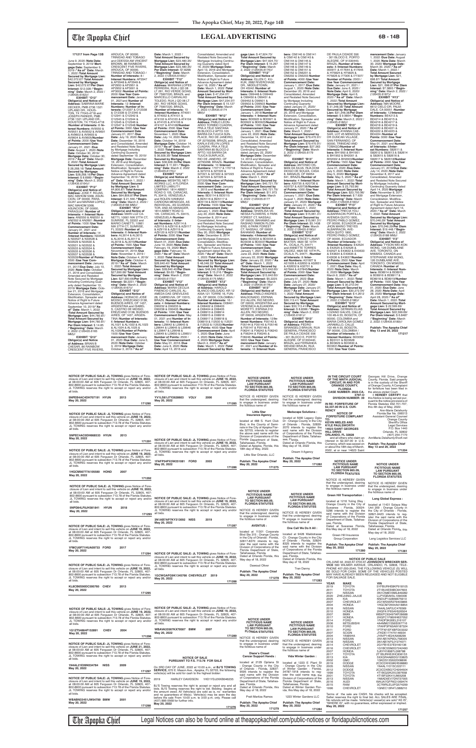# LEGAL ADVERTISING

**171217 from Page 13B**

June 9, 2020 /**Note Date:** September 9, 2019/ **Mortgage Date:** September 9, 2019 /"**As of" Date:** March 1, 2022 /**Total Amount Secured by Mortgage Lien:** $42,072.67/ **Total Amount Secured by Mortgage Lien:** $42,072.67/**Per Diem Interest:** $12.028 /"**Beginning" Date:** March 2, 2022 /(126435.6162)//

**EXHIBIT "O12"**
**Obligor(s) and Notice of Address:** SABRINA MARIE DECKER, PMB 2736 1321 UPLAND DR., HOUSTON, TX 77043-4718 and JOSEPH PARKER, PMB 2736 1321 UPLAND DR., HOUSTON, TX 77043-4718 /**Number of Interests:** 8 /**Interest Numbers:** AV9350 & AV9351 & AV9352 & AV9601 & AV9602 & AV9603 & AV9604 & AV9605/**Number of Points:** 2000 /**Use Year Commencement Date:** January 01, 2021 /**Due Date:** August 1, 2020 /**Note Date:** October 30, 2019/ **Mortgage Date:** October 30, 2019 /"**As of" Date:** March 1, 2022 /**Total Amount Secured by Mortgage Lien:** $ 28,268.16/ **Total Amount Secured by Mortgage Lien:** $28,268.16/**Per Diem Interest:** $ 8.6989 /"**Beginning" Date:** March 2, 2022 /(126435.6164)//

**EXHIBIT "P12"**
**Obligor(s) and Notice of Address:** JOSE F. ROJAS, MAC MAHON 5368, ASUNCION, OF 00000, PARAGUAY and MARIAM LOPEZ, MAC MAHON 5368, ASUNCION, OF 00000, PARAGUAY /**Number of Interests:** 4 /**Interest Numbers:** AN2550 & AN2551 & AN2552 & AN2601 /**Number of Points:** 1000 /**Use Year Commencement Date:** January 01, 2021 / **Number of Interests:** 14 /**Interest Numbers:** N33526 & N33527 & N33528 & N33529 & N33530 & N33531 & N33532 & N33533 & N33534 & N33535 & N33536 & N33537 & N33538 & N33539/**Number of Points:** 3500 /**Use Year Commencement Date:** January 01, 2017/**Due Date:** July 10, 2020 /**Note Date:** October 21, 2016 and Consolidated, Amended and Restated Note Secured by Mortgage Including Continuing Guaranty dated September 10, 2019/ **Mortgage Date:** October 21, 2016 and Mortgage Extension, Consolidation, Modification, Spreader and Notice of Right to Future Advance Agreement dated September 10, 2019/ **"As of" Date:** March 1, 2022 /**Total Amount Secured by Mortgage Lien:** $44,780.81/ **Total Amount Secured by Mortgage Lien:** $44,780.81/**Per Diem Interest:** $ 14.85 /"**Beginning" Date:** March 2, 2022 /(126435.6165 MM)//

**EXHIBIT "Q12"**
**Obligor(s) and Notice of Address:** BRIAN B CAESAR, 86 RAINBOW CRESCENT FIVE RIVERS, AROUCA, OF 00000, TRINIDAD AND TOBAGO and ODESSA AM VINCENT BROWN, 86 RAINBOW CRESCENT FIVE RIVERS, AROUCA, OF 00000, TRINIDAD AND TOBAGO / **Number of Interests:** 8 / **Interest Numbers:** AP2947 & AP2948 & AP2949 & AP2950 & AP2951 & AP2952 & AP3001 & AP3002 /**Number of Points:** 2000 /**Use Year Commencement Date:** January 01, 2021and **Number of Interests:** 12 /**Interest Numbers:** **Number of Interests:** O12337 & O12338 & O12339 & O12340 & O12341 & O12342 & O12343 & O12344 & O12345 & O12346 & O12347 & O12348 /**Number of Points:** 3000 /**Use Year Commencement Date:** January 01, 2017 /**Due Date:** July 19, 2020 /**Note Date:** December 16, 2016 and Consolidated, Amended and Restated Note Secured by Mortgage Including Continuing Guaranty dated September 19, 2019/ **Mortgage Date:** December 16, 2016 and Mortgage Extension, Consolidation, Modification, Spreader and Notice of Right to Future Advance Agreement dated September 19, 2019 /"**As of" Date:** March 1, 2022 /**Total Amount Secured by Mortgage Lien:** $ 64,808.87/ **Total Amount Secured by Mortgage Lien:** $64,808.87/**Per Diem Interest:** $ 21.559 /"**Beginning" Date:** March 2, 2022 /(126435.6166 MM)//

**EXHIBIT "R12"**
**Obligor(s) and Notice of Address:** MARI LUZ CANETTI, 10661 NW 27TH CT, SUNRISE, FL 33322 and MARIO CANETTI, 10661 NW 27TH CT, SUNRISE, FL 33322 /**Number of Interests:** 6 /**Interest Numbers:** AL3014 & AL3015 & AL3016 & AL3017 & AL3018 & AL3019/**Number of Points:** 1500 /**Use Year Commencement Date:** November 01, 2019 /**Due Date:** November 4, 2019 / **Note Date:** October 4, 2019/ **Mortgage Date:** October 4, 2019 /"**As of" Date:** March 1, 2022 /**Total Amount Secured by Mortgage Lien:** $27,690.66/ **Total Amount Secured by Mortgage Lien:** $27,690.66/**Per Diem Interest:** $8.2231 /"**Beginning" Date:** March 2, 2022 /(126435.6167)//

**EXHIBIT "S12"**
**Obligor(s) and Notice of Address:** HORACIO JOSE MOSSIO, EREZCANO 3138, BUENOS AIRES, OF 1437, ARGENTINA and ISABEL S. CASTRO DE MOSSIO, EREZCANO 3138, BUENOS AIRES, OF 1437, ARGENTINA /**Number of Interests:** 6 /**Interest Numbers:** AL1021 & AL1022 & AL1023 & AL1024 & AL1025 & AL1026/**Number of Points:** 1500 /**Use Year Commencement Date:** January 01, 2020 /**Due Date:** June 3, 2020 /**Note Date:** October 3, 2019/ **Mortgage Date:** October 3, 2019 /"**As of" Date:** March 1, 2022 /**Total Amount Secured by Mortgage Lien:** $23,480.35/ **Total Amount Secured by Mortgage Lien:** $23,480.35/ **Per Diem Interest:** $7.8298 /"**Beginning" Date:** March 2, 2022 /(126435.6168)//

**EXHIBIT "T12"**
**Obligor(s) and Notice of Address:** MARIANA LOPES FERREIRA, RUA J QD 08 LT 261, RIO VERDE GOIAS, OF 75907320, BRAZIL and MARCELLO CARVALHO TOLEDO, RUA J QD 08 LT 261, RIO VERDE GOIAS, OF 75907320, BRAZIL /**Number of Interests:** 10 /**Interest Numbers:** AT4051 & AT4052 & AT4101 & AT4102 & AT4103 & AT4104 & AT4105 & AT4106 & AT4107 & AT4108/**Number of Points:** 2500 /**Use Year Commencement Date:** November 1, 2020 /**Due Date:** July 14, 2020 /**Note Date:** October 14, 2019/ **Mortgage Date:** October 14, 2019 /"**As of" Date:** March 1, 2022 /**Total Amount Secured by Mortgage Lien:** $ 36,928.39/ **Total Amount Secured by Mortgage Lien:** $36,928.39/**Per Diem Interest:** $ 11.331 /"**Beginning" Date:** March 2, 2022 /(126435.6170)//

**EXHIBIT "U12"**
**Obligor(s) and Notice of Address:** MESHTEL NETWORKS LLC, A FLORIDA LIMITED LIABILITY COMPANY, 1814 ABBEY ROAD G 105, CARACAS, FL 33415, VENEZUELA and ROLEN IVANNAVI CARDONA MENDOZA, AS INDIVIDUAL, AS GUARANTOR, AND AS MANAGER, 1814 ABBEY ROAD G 105, CARACAS, FL 33415, VENEZUELA /**Number of Interests:** 8 /**Interest Numbers:** AZ9114 & AZ9115 & AZ9116 & AZ9117 & AZ9118 & AZ9119 & AZ9120 & AZ9121/**Number of Points:** 2000 /**Use Year Commencement Date:** March 01, 2020 /**Due Date:** June 19, 2020 /**Note Date:** February 19, 2020/ **Mortgage Date:** February 19, 2020 /"**As of" Date:** March 1, 2022 /**Total Amount Secured by Mortgage Lien:** $28,640.40/ **Total Amount Secured by Mortgage Lien:** $28,640.40/**Per Diem Interest:** $9.63 /"**Beginning" Date:** March 2, 2022 /(126435.6173)//

**EXHIBIT "V12"**
**Obligor(s) and Notice of Address:** MARIA CECILIA FINESCO CARLOS, ALAMEDA DAS GREVILEAS 28, CAREVIVA, OF 13015, BRAZIL /**Number of Interests:** 4 /**Interest Numbers:** L29638 & L29639 & D90238 & D90435/ **Number of Points:** 1000 /**Use Year Commencement Date:** May 01, 2017 and **Number of Interests:** 10 /**Interest Numbers:** L29642 & L29643 & L29644 & L29645 & L29646 & L29647 & L29648 & L29649 & L29650 & L29651/ **Number of Points:** 2500 / **Use Year Commencement Date:** May 01, 2016 /**Due Date:** June 6, 2020 /**Note Date:** April 13, 2016 and Consolidated, Amended and Restated Note Secured by Mortgage Including Continuing Guaranty dated April 16, 2020/ **Mortgage Date:** April 13, 2016 and Mortgage Extension, Consolidation, Modification, Spreader and Notice of Right to Future Advance Agreement dated April 16, 2020 /"**As of" Date:** March 1, 2022 /**Total Amount Secured by Mortgage Lien:** $47,224.07/ **Total Amount Secured by Mortgage Lien:** $47,224.07/ **Per Diem Interest:** $ 15.137 /"**Beginning" Date:** March 2, 2022 /(126435.6174 MM)//

**EXHIBIT "W12"**
**Obligor(s) and Notice of Address:** PABLO LEONARDO TOLEDO CUADRA, PRA A TELE SANTANA 85 BLOCO-2 APTO 103 BARRA DA TIJUCA SUNPLACE, RIO DE JANEIRO, OF 22793298, BRAZIL and KARLA EVELYN LOPES CUADRA, PRA A TELE SANTANA 85 BLOCO-2 APTO 103 BARRA DA TIJUCA SUNPLACE, RIO DE JANEIRO, OF 22793298, BRAZIL /**Number of Interests:** 10 /**Interest Numbers:** 170717 & 170718 & 327219 & 327220 & 327221 & 327222 & 327223 & 327224 & 327225 & 327226/**Number of Points:** 2500 /**Use Year Commencement Date:** January 1, 2015 and **Number of Interests:** 6 /**Interest Numbers:** BD5114 & BD5115 & BD5116 & BD5117 & BD5118 & BD5119/**Number of Points:** 1500 /**Use Year Commencement Date:** January 1, 2020 /**Due Date:** July 20, 2020 /**Note Date:** December 8, 2014 and Consolidated, Amended and Restated Note Secured by Mortgage Including Continuing Guaranty dated May 20, 2020/ **Mortgage Date:** December 8, 2014 and Mortgage Extension, Consolidation, Modification, Spreader and Notice of Right to Future Advance Agreement dated May 20, 2020 /"**As of" Date:** March 1, 2022 /**Total Amount Secured by Mortgage Lien:** $ 48,046.33/ **Total Amount Secured by Mortgage Lien:** $48,046.33/**Per Diem Interest:** $ 15.215 /"**Beginning" Date:** March 2, 2022 /(126435.6175 MM)//

**EXHIBIT "X12"**
**Obligor(s) and Notice of Address:** HAROLD BLANCO DELGADO, KR 12 #26A-121 TORRE 16, FUNZA, OF 00000, COLOMBIA / **Number of Interests:** 16 / **Interest Numbers:** D08401 & D08402 & D08403 & D08404 & D08405 & D08912 & D08914 & D08915 & D08916 & D08917 & D08918 & D08919 & I12530 & I12531 & I12532 & I12533/**Number of Points:** 4000 /**Use Year Commencement Date:** April 1, 2020 /**Due Date:** June 4, 2020 /**Note Date:** March 4, 2020/ **Mortgage Date:** March 4, 2020 /"**As of" Date:** March 1, 2022 /**Total Amount Secured by Mortgage Lien:** $ 47,924.70/ **Total Amount Secured by Mortgage Lien:** $47,924.70/ **Per Diem Interest:** $ 15.297 /"**Beginning" Date:** March 2, 2022 /(126435.6176)//

**EXHIBIT "Y12"**
**Obligor(s) and Notice of Address:** ELLEN C. KUKUK, 2802 RUTHERFORD DR., MIDDLETOWN, OH 45042 /**Number of Interests:** 4 /**Interest Numbers:** D89448 & D89449 & D89450 & D89451 & D99452 & D99501 & D99502 & D99503 /**Number of Points:** 2000 /**Use Year Commencement Date:** January 1, 2018 **Number of Interests:** 4 /**Interest Numbers:** BD0201 & BD0202 & BD0203 & BD0204/**Number of Points:** 1000 /**Use Year Commencement Date:** January 1, 2021 /**Due Date:** June 22, 2020 /**Note Date:** December 14, 2016 and Consolidated, Amended and Restated Note Secured by Mortgage Including Continuing Guaranty dated January 22, 2020/ **Mortgage Date:** December 14, 2016 and Mortgage Extension, Consolidation, Modification, Spreader and Notice of Right to Future Advance Agreement dated January 22, 2020 /"**As of" Date:** March 1, 2022 /**Total Amount Secured by Mortgage Lien:** $40,721.79/ **Total Amount Secured by Mortgage Lien:** $40,721.79/**Per Diem Interest:** $11.973 /"**Beginning" Date:** March 2, 2022 /(126435.6177 MM)//

**EXHIBIT "Z12"**
**Obligor(s) and Notice of Address:** SHARLISA VANESSA FLOWERS, 6 PARK FOREST CT. NASSAU, OF 00000, BAHAMAS and MARIO DEVON FLOWERS, 6 PARK FOREST CT. NASSAU, OF 00000, BAHAMAS /**Number of Interests:** 4 /**Interest Numbers:** BD0204 & BD0205 & BD0206 & BD0207/**Number of Points:** 1000 /**Use Year Commencement Date:** January 1, 2021 /**Due Date:** June 22, 2020 /**Note Date:** January 22, 2020/ **Mortgage Date:** January 22, 2020 /"**As of" Date:** March 1, 2022 /**Total Amount Secured by Mortgage Lien:** $15,642.60/ **Total Amount Secured by Mortgage Lien:** $15,642.60/ **Per Diem Interest:** $5.2225 /"**Beginning" Date:** March 2, 2022 /(126435.6178)//

**EXHIBIT "A13"**
**Obligor(s) and Notice of Address:** PABLO ANDRES MALDONADO, ESPANA 310 ALLEN, RIO NEGRO, OF 00000, ARGENTINA and VERONICA ALEJANDRA MORETTI, ESPANA 310 ALLEN, RIO NEGRO, OF 00000, ARGENTINA / **Number of Interests:** 12/**Interest Numbers:** F06143 & F06144 & F06145 & F06146 & F06147 & F06241 & F06242 & F06243 & F06244 & F06245 & F06246 /**Number of Points:** 3000 /**Use Year Commencement Date:** January 01, 2021 and **Number of Interests:** 16 /**Interest Numbers:** O56140 & O56141 & O56142 & O56143 & O56144 & O56145 & O56146 & O56147 & O56148 & O56149 & O56150 & O56151 & O56152 & O56201 & O56202 & O56203 /**Number of Points:** 4000 /**Use Year Commencement Date:** January 1, 2017 /**Due Date:** August 1, 2020 /**Note Date:** December 20, 2016 and Consolidated, Amended and Restated Note Secured by Mortgage Including Continuing Guaranty dated January 31, 2020/ **Mortgage Date:** December 20, 2016 and Mortgage Extension, Consolidation, Modification, Spreader and Notice of Right to Future Advance Agreement dated January 31, 2020 /"**As of" Date:** March 1, 2022 / **Total Amount Secured by Mortgage Lien:** $79,470.91/ **Total Amount Secured by Mortgage Lien:** $79,470.91/ **Per Diem Interest:** $27.263 /"**Beginning" Date:** March 2, 2022 /(126435.6179 MM)//

**EXHIBIT "B13"**
**Obligor(s) and Notice of Address:** ANTONIO OSMAN DA SILVA, RUA DOM DEOCLIDE SOUZA, CASA 8, MANAUS, OF 69054-641, BRAZIL/**Number of Interests:** 4 /**Interest Numbers:** A20735 & A20736 & A20737 & A20738/**Number of Points:** 1000 /**Use Year Commencement Date:** January 1, 2021 /**Due Date:** July 31, 2020 /**Note Date:** January 31, 2020/ **Mortgage Date:** January 31, 2020 /"**As of" Date:** March 1, 2022 / **Total Amount Secured by Mortgage Lien:** $15,961.31/ **Total Amount Secured by Mortgage Lien:** $15,961.31/ **Per Diem Interest:** $5.1438 /"**Beginning" Date:** March 2, 2022 /(126435.6180)//

**EXHIBIT "C13"**
**Obligor(s) and Notice of Address:** STACEY LAMAR BAXTER, 4820 SE 10TH PL, OCALA, FL 34471 and ANNETTE TORRES VALDEZ, 4820 SE 10TH PL, OCALA, FL 34471 /**Number of Interests:** 8 /**Interest Numbers:** A31927 & A31928 & A32650 & A32651 & A32652 & A32701 & A37844 & A37845/**Number of Points:** 2000 /**Use Year Commencement Date:** January 1, 2021 /**Due Date:** July 27, 2020 /**Note Date:** January 27, 2020/ **Mortgage Date:** January 27, 2020 /"**As of" Date:** March 1, 2022 /**Total Amount Secured by Mortgage Lien:** $30,113.41/ **Total Amount Secured by Mortgage Lien:** $30,113.41/**Per Diem Interest:** $ 8.8386 /"**Beginning" Date:** March 2, 2022 /(126435.6181)//

**EXHIBIT "D13"**
**Obligor(s) and Notice of Address:** PEDRO SIRANGELO BRAUN, RUA GENERAL FRANCISCO DE PAULA CIDADE 556 - 301 BLOCO E, PORTO ALEGRE, OF 91330440, BRAZIL and FERNANDA WEIAND BRAUN, RUA GENERAL FRANCISCO DE PAULA CIDADE 556 - 301 BLOCO E, PORTO ALEGRE, OF 91330440, BRAZIL /**Number of Interests:** 8 /**Interest Numbers:** 900911 & 417644 & 417645 & H75824 & H75825 & H75826 & I77306 & I77307/ **Number of Points:** 2000 / **Use Year Commencement Date:** January 01, 2021 / **Due Date:** June 6, 2020 / **Note Date:** April 6, 2020/ **Mortgage Date:** April 6, 2020 /"**As of" Date:** March 1, 2022 /**Total Amount Secured by Mortgage Lien:** $ 31,348.38/ **Total Amount Secured by Mortgage Lien:** $31,348.38/**Per Diem Interest:** $ 9.9854 /"**Beginning" Date:** March 2, 2022 /(126435.6182)//

**EXHIBIT "E13"**
**Obligor(s) and Notice of Address:** AYANNA CAESAR, LOT #5 MENDOZA DR DUNCAN VILLAGE, SAN FERNANDO, OF 00000, TRINIDAD AND TOBAGO/**Number of Interests:** 6 /**Interest Numbers:** BH1950 & BH1951 & BH1952 & BH2001 & BH2002 & BH2003/**Number of Points:** 1500 /**Use Year Commencement Date:** June 01, 2020 /**Due Date:** July 5, 2020 /**Note Date:** May 5, 2020/ **Mortgage Date:** May 5, 2020 /"**As of" Date:** March 1, 2022 /**Total Amount Secured by Mortgage Lien:** $ 23,793.96/ **Total Amount Secured by Mortgage Lien:** $23,793.96/ **Per Diem Interest:** $ 7.639 /"**Beginning" Date:** March 2, 2022 /(126435.6183)//

**EXHIBIT "F13"**
**Obligor(s) and Notice of Address:** FRECIA YOLI ALBARRACIN PORTILLA, AVENIDA QUITO 1800, PEDRO PABLO GOMEZ, OF 00000, ECUADOR and JHON MARIO TREYES ALBARRACIN, AVENIDA QUITO 1800, PEDRO PABLO GOMEZ, OF 00000, ECUADOR /**Number of Interests:** 10 /**Interest Numbers:** E42524 & E42525 & E42526 & E42527 & E43632 & E43633 & E43634 & E43635 & E43636 & E43637/**Number of Points:** 2500 /**Use Year Commencement Date:** April 1, 2021 /**Due Date:** May 6, 2020 /**Note Date:** March 6, 2020/ **Mortgage Date:** March 6, 2020 /"**As of" Date:** March 1, 2022 /**Total Amount Secured by Mortgage Lien:** $ 30,272.04/ **Total Amount Secured by Mortgage Lien:** $30,272.04/**Per Diem Interest:** $ 9.2612 /"**Beginning" Date:** March 2, 2022 /(126435.6185)//

**EXHIBIT "G13"**
**Obligor(s) and Notice of Address:** GERMAN ELIAS LOZANO GALVIS, CALLE 100 #8-A 55, BOGOTA, OF 00000, COLOMBIA and MARIA CAROLINA GOMEZ JARAMILLO, CALLE 100 #8-A 55, BOGOTA, OF 00000, COLOMBIA / **Number of Interests:** 6 / **Interest Numbers:** BD3052 & BD3101 & BD3628 & BD3629 & BD3630 & BD3631/**Number of Points:** 1500 /**Use Year Commencement Date:** January 1, 2022 /**Due Date:** August 1, 2020 /**Note Date:** March 30, 2020/ **Mortgage Date:** March 30, 2020 /"**As of" Date:** March 1, 2022 / **Total Amount Secured by Mortgage Lien:** $21,698.87/ **Total Amount Secured by Mortgage Lien:** $21,698.87/**Per Diem Interest:** $7.3852 /"**Beginning" Date:** March 2, 2022 /(126435.6187)//

**EXHIBIT "H13"**
**Obligor(s) and Notice of Address:** IAN MOORE, 6612 CIELO DR, PALMDALE, CA 93551 /**Number of Interests:** 12/**Interest Numbers:** BE4213 & BE4214 & BE4215 & BE4216 & BE4217 & BE4218 & BE4219 & BE4220 & BE4221 & BE4222 & BE4223 & BE4224 /**Number of Points:** 3000 /**Use Year Commencement Date:** May 01, 2021 and **Number of Interests:** 8 /**Interest Numbers:** S82611 & S82612 & S82613 & S82614 & S82615 & S82616 & S82617 & S82618/**Number of Points:** 2000 /**Use Year Commencement Date:** January 01, 2019/**Due Date:** July 14, 2020 /**Note Date:** November 8, 2017 and Consolidated, Amended and Restated Note Secured by Mortgage Including Continuing Guaranty dated April 14, 2020/ **Mortgage Date:** November 8, 2017 and Mortgage Extension, Consolidation, Modification, Spreader and Notice of Right to Future Advance Agreement dated April 14, 2020 /"**As of" Date:** March 1, 2022 /**Total Amount Secured by Mortgage Lien:** $70,046.26/ **Total Amount Secured by Mortgage Lien:** $70,046.26/**Per Diem Interest:** $23.918 /"**Beginning" Date:** March 2, 2022 /(126435.6188 MM)//

**EXHIBIT "I13"**
**Obligor(s) and Notice of Address:** TYSON WEI-KON WONG, 126 DUNBLAINE AVE, TORONTO, ON M5M2S3, CANADA and STEPHANIE KIM WONG, 126 DUNBLAINE AVE, TORONTO, ON M5M2S3, CANADA /**Number of Interests:** 6 /**Interest Numbers:** BD8914 & BD8915 & BD8916 & BD8917 & BD8918 & BD8919/**Number of Points:** 1500 /**Use Year Commencement Date:** May 01, 2020 /**Due Date:** June 28, 2020 /**Note Date:** April 28, 2020/ **Mortgage Date:** April 28, 2020 /"**As of" Date:** March 1, 2022 /**Total Amount Secured by Mortgage Lien:** $22,599.69/ **Total Amount Secured by Mortgage Lien:** $22,599.69/ **Per Diem Interest:** $ 6.8487 /"**Beginning" Date:** March 2, 2022 /(126435.6189)//

**Publish: The Apopka Chief**
**May 13 and 20, 2022**
**171217**

---

**NOTICE OF PUBLIC SALE: JL TOWING** gives Notice of Foreclosure of Lien and intent to sell this vehicle on **JUNE 19, 2022**, at 08:00:00 AM at 605 Ferguson Dr Orlando, FL 32805, 407-802-8600 pursuant to subsection 713.78 of the Florida Statutes. JL TOWING reserves the right to accept or reject any and/or all bids.

5NPE34AC4DH707101 HYUN 2013

**May 20, 2022**
**171290**

---

**NOTICE OF PUBLIC SALE: JL TOWING** gives Notice of Foreclosure of Lien and intent to sell this vehicle on **JUNE 19, 2022**, at 08:00:00 AM at 605 Ferguson Dr Orlando, FL 32805, 407-802-8600 pursuant to subsection 713.78 of the Florida Statutes. JL TOWING reserves the right to accept or reject any and/or all bids.

5NPEC4AC0DH668533 HYUN 2013

**May 20, 2022**
**171291**

---

**NOTICE OF PUBLIC SALE: JL TOWING** gives Notice of Foreclosure of Lien and intent to sell this vehicle on **JUNE 19, 2022**, at 08:00:00 AM at 605 Ferguson Dr Orlando, FL 32805, 407-802-8600 pursuant to subsection 713.78 of the Florida Statutes. JL TOWING reserves the right to accept or reject any and/or all bids.

1HGCM56777A105580 HOND 2007

**May 20, 2022**
**171292**

---

**NOTICE OF PUBLIC SALE: JL TOWING** gives Notice of Foreclosure of Lien and intent to sell this vehicle on **JUNE 19, 2022**, at 08:00:00 AM at 605 Ferguson Dr Orlando, FL 32805, 407-802-8600 pursuant to subsection 713.78 of the Florida Statutes. JL TOWING reserves the right to accept or reject any and/or all bids.

5NPD84LF0JH381841 HYUN 2018

**May 20, 2022**
**171293**

---

**NOTICE OF PUBLIC SALE: JL TOWING** gives Notice of Foreclosure of Lien and intent to sell this vehicle on **JUNE 19, 2022**, at 08:00:00 AM at 605 Ferguson Dr Orlando, FL 32805, 407-802-8600 pursuant to subsection 713.78 of the Florida Statutes. JL TOWING reserves the right to accept or reject any and/or all bids.

1FMCU0F71HUA09733 FORD 2017

**May 20, 2022**
**171294**

---

**NOTICE OF PUBLIC SALE: JL TOWING** gives Notice of Foreclosure of Lien and intent to sell this vehicle on **JUNE 19, 2022**, at 08:00:00 AM at 605 Ferguson Dr Orlando, FL 32805, 407-802-8600 pursuant to subsection 713.78 of the Florida Statutes. JL TOWING reserves the right to accept or reject any and/or all bids.

KL8CB6S90DC595760 CHEV 2013

**May 20, 2022**
**171295**

---

**NOTICE OF PUBLIC SALE: JL TOWING** gives Notice of Foreclosure of Lien and intent to sell this vehicle on **JUNE 19, 2022**, at 08:00:00 AM at 605 Ferguson Dr Orlando, FL 32805, 407-802-8600 pursuant to subsection 713.78 of the Florida Statutes. JL TOWING reserves the right to accept or reject any and/or all bids.

1G1ZT54824F152891 CHEV 2004

**May 20, 2022**
**171296**

---

**NOTICE OF PUBLIC SALE: JL TOWING** gives Notice of Foreclosure of Lien and intent to sell this vehicle on **JUNE 21, 2022**, at 08:00:00 AM at 605 Ferguson Dr Orlando, FL 32805, 407-802-8600 pursuant to subsection 713.78 of the Florida Statutes. JL TOWING reserves the right to accept or reject any and/or all bids.

1N4AL21E09N534784 NISS 2009

**May 20, 2022**
**171297**

---

**NOTICE OF PUBLIC SALE: JL TOWING** gives Notice of Foreclosure of Lien and intent to sell this vehicle on **JUNE 19, 2022**, at 08:00:00 AM at 605 Ferguson Dr Orlando, FL 32805, 407-802-8600 pursuant to subsection 713.78 of the Florida Statutes. JL TOWING reserves the right to accept or reject any and/or all bids.

WBABN33451JW54799 BMW 2001

**May 20, 2022**
**171298**

---

**NOTICE OF PUBLIC SALE: JL TOWING** gives Notice of Foreclosure of Lien and intent to sell this vehicle on **JUNE 19, 2022**, at 08:00:00 AM at 605 Ferguson Dr Orlando, FL 32805, 407-802-8600 pursuant to subsection 713.78 of the Florida Statutes. JL TOWING reserves the right to accept or reject any and/or all bids.

YV1LS61J7Y2628603 VOLV 2000

**May 20, 2022**
**171285**

---

**NOTICE OF PUBLIC SALE: JL TOWING** gives Notice of Foreclosure of Lien and intent to sell this vehicle on **JUNE 19, 2022**, at 08:00:00 AM at 605 Ferguson Dr Orlando, FL 32805, 407-802-8600 pursuant to subsection 713.78 of the Florida Statutes. JL TOWING reserves the right to accept or reject any and/or all bids.

1FAFP34PX3W251081 FORD 2003

**May 20, 2022**
**171286**

---

**NOTICE OF PUBLIC SALE: JL TOWING** gives Notice of Foreclosure of Lien and intent to sell this vehicle on **JUNE 19, 2022**, at 08:00:00 AM at 605 Ferguson Dr Orlando, FL 32805, 407-802-8600 pursuant to subsection 713.78 of the Florida Statutes. JL TOWING reserves the right to accept or reject any and/or all bids.

3N1AB7AP7KY313092 NISS 2019

**May 20, 2022**
**171287**

---

**NOTICE OF PUBLIC SALE: JL TOWING** gives Notice of Foreclosure of Lien and intent to sell this vehicle on **JUNE 19, 2022**, at 08:00:00 AM at 605 Ferguson Dr Orlando, FL 32805, 407-802-8600 pursuant to subsection 713.78 of the Florida Statutes. JL TOWING reserves the right to accept or reject any and/or all bids.

1GCWGAFG9K1345766 CHEVROLET 2019

**May 20, 2022**
**171288**

---

**NOTICE OF PUBLIC SALE: JL TOWING** gives Notice of Foreclosure of Lien and intent to sell this vehicle on **JUNE 19, 2022**, at 08:00:00 AM at 605 Ferguson Dr Orlando, FL 32805, 407-802-8600 pursuant to subsection 713.78 of the Florida Statutes. JL TOWING reserves the right to accept or reject any and/or all bids.

WBAVA33597KX79587 BMW 2007

**May 20, 2022**
**171289**

---

**NOTICE OF SALE PURSUANT TO F.S. 713.78 FOR SALE**

On 3RD DAY OF JUNE, 2022 at 10:00 a.m., at **BJ'S TOWING SERVICE,** 010 E. Mason Ave., Apopka, FL32703, the following vehicle(s) will be sold for cash to the highest bidder:

2019 HARLEY DAVIDSON 1HD1YDJ2XKB046235

BJ'S Towing reserves the right to accept or reject any and all bids. BJ'S Towing reserves the right to bid. Bidding begins at the amount owed. All Vehicle(s) are sold as is, no warranties and no guarantees of title(s). Vehicle(s) may be seen the day before the sale from 10:00 a.m. to 3:00 p.m. only. Please call (407) 886-0508 for further info.

**May 20, 2022**
**171276**

---

**NOTICE UNDER FICTITIOUS NAME LAW PURSUANT TO SECTION 865.09, FLORIDA STATUTES**

NOTICE IS HEREBY GIVEN that the undersigned, desiring to engage in business under the fictitious name of

**Little Star Insurance Agency**

located at 498 S. Hunt Club Blvd, in the County of Seminole in the City of Apopka Florida 32703, intends to register the above said name with the Division of Corporations of the Florida Department of State, Tallahassee, Florida.
Dated at Apopka, Florida, this 18th day of May, 2022.

Little Star Orlando, LLC

**Publish: The Apopka Chief**
**May 20, 2022**
**171275**

---

**NOTICE UNDER FICTITIOUS NAME LAW PURSUANT TO SECTION 865.09, FLORIDA STATUTES**

NOTICE IS HEREBY GIVEN that the undersigned, desiring to engage in business under the fictitious name of

**AVENTUS :**

located at 11801 Corporate Blvd Ste 315 : Orange County in the City of Orlando : Florida, 32817-8370 intends to register the said name with the Division of Corporations of the Florida Department of State, Tallahassee, Florida.
Dated at Orlando Florida, this May of 18, 2022

Dawoud Oliver

**Publish: The Apopka Chief**
**May 20, 2022**
**171278**

---

**NOTICE UNDER FICTITIOUS NAME LAW PURSUANT TO SECTION 865.09, FLORIDA STATUTES**

NOTICE IS HEREBY GIVEN that the undersigned, desiring to engage in business under the fictitious name of

**Diane's Closet Cancer Support Hands :**

located at 2129 Optima St : Orange County in the City of Orlando : Florida, 32837-9505 intends to register the said name with the Division of Corporations of the Florida Department of State, Tallahassee, Florida.
Dated at Orlando Florida, this May of 18, 2022

Pratt Maritza Ramos

**Publish: The Apopka Chief**
**May 20, 2022**
**171279**

---

**NOTICE UNDER FICTITIOUS NAME LAW PURSUANT TO SECTION 865.09, FLORIDA STATUTES**

NOTICE IS HEREBY GIVEN that the undersigned, desiring to engage in business under the fictitious name of

**Madscape Solutions :**

located at 5000 Legacy Oaks Dr : Orange County in the City of Orlando : Florida, 32839-2070 intends to register the said name with the Division of Corporations of the Florida Department of State, Tallahassee, Florida.
Dated at Orlando Florida, this May of 18, 2022

Dream It Agency

**Publish: The Apopka Chief**
**May 20, 2022**
**171282**

---

**NOTICE UNDER FICTITIOUS NAME LAW PURSUANT TO SECTION 865.09, FLORIDA STATUTES**

NOTICE IS HEREBY GIVEN that the undersigned, desiring to engage in business under the fictitious name of

**One Call We Do It All :**

located at 9428 Waldshares Cir : Orange County in the City of Orlando : Florida, 32824-8325 intends to register the said name with the Division of Corporations of the Florida Department of State, Tallahassee, Florida.
Dated at Orlando Florida, this May of 18, 2022

Tran Danny

**Publish: The Apopka Chief**
**May 20, 2022**
**171283**

---

**NOTICE UNDER FICTITIOUS NAME LAW PURSUANT TO SECTION 865.09, FLORIDA STATUTES**

NOTICE IS HEREBY GIVEN that the undersigned, desiring to engage in business under the fictitious name of

**Vida Winter Garden :**

located at 1223 E Plant St : Orange County in the City of Winter Garden : Florida, 34787-1918 intends to register the said name with the Division of Corporations of the Florida Department of State, Tallahassee, Florida.
Dated at Winter Garden Florida, this May of 18, 2022

1223 Winter Gardens LLC

**Publish: The Apopka Chief**
**May 20, 2022**
**171284**

---

**IN THE CIRCUIT COURT OF THE NINTH JUDICIAL CIRCUIT, IN AND FOR ORANGE COUNTY, FLORIDA**

**CASE NUMBER: 2022-CA-3797-O**
**DIVISION NUMBER: 39**

**IN RE: FORFEITURE OF $2,337.00 IN U.S. CURRENCY**

**NOTICE OF FORFEITURE COMPLAINT**

**TO:**
**KEVIN MELES AND KYLE PAULSWORTH**
**14623 SAINT GEORGES HILL DRIVE**
**ORLANDO, FL 32828**

and all others who claim an interest in $2,337.00 in U.S. Currency, which was seized on or about the 18th day of March, 2022, at or near 14623 Saint Georges Hill Drive, Orange County, Florida. Said property is in the custody of the Sheriff of Orange County. A Complaint for forfeiture has been filed in the above-styled Court.

I **HEREBY CERTIFY** that this Notice is being served pursuant to the notice provisions of Florida Statutes 932.701-707, this 4th day of May, 2022.

Ann-Marie Delahunty
Florida Bar No. 006513
Assistant General Counsel
Orange County
Sheriff's Office
Legal Services
P.O. Box 1440
Orlando, FL 32802
(407) 254-7170
AnnMarie.Delahunty@ocfl.net

**Publish: The Apopka Chief**
**May 13 and 20, 2022**
**171204**

---

**NOTICE UNDER FICTITIOUS NAME LAW PURSUANT TO SECTION 865.09, FLORIDA STATUTES**

NOTICE IS HEREBY GIVEN that the undersigned, desiring to engage in business under the fictitious name of

**Green Hill Transportation :**

located at 1216 Yuling Way : Orange County in the City of Suwanee : Florida, 30024-5296 intends to register the said name with the Division of Corporations of the Florida Department of State, Tallahassee, Florida.
Dated at Suwanee Florida, this May day of 18, 2022

Green Hill Insurance Group Corporation

**Publish: The Apopka Chief**
**May 20, 2022**
**171280**

---

**NOTICE UNDER FICTITIOUS NAME LAW PURSUANT TO SECTION 865.09, FLORIDA STATUTES**

NOTICE IS HEREBY GIVEN that the undersigned, desiring to engage in business under the fictitious name of

**Lang Global Express :**

located at 11431 Solaya Way Unit 209 : Orange County in the City of Orlando : Florida, 32821-9423 intends to register the said name with the Division of Corporations of the Florida Department of State, Tallahassee, Florida.
Dated at Orlando Florida, this May day of 18, 2022

Lang Logistics Services LLC

**Publish: The Apopka Chief**
**May 20, 2022**
**171281**

---

**NOTICE OF PUBLIC SALE**

ON JUNE 02, 2022 AT 0700 AT **JOHNSON'S WRECKER SERVICE** 580 WILMER AVENUE, ORLANDO, FL 32808. TELEPHONE 407-293-2540, THE FOLLOWING VEHICLE (S) WILL BE SOLD FOR CASH. SOME OF THE VEHICLES POSTED MAY HAVE ALREADY BEEN RELEASED AND NOT ELIGIBLE FOR SALVAGE SALE.

| YEAR | MAKE | VIN |
|---|---|---|
| 2019 | TOYOTA | 5YFBURHE8KP918105 |
| 2011 | TOYOTA | 2T1BU4EE6BC647603 |
| 2013 | NISSAN | 3N1CN7AP3DL827208 |
| 2020 | ZHEJIANG JIAJUE | LLPVGBAK5L1090006 |
| 2005 | KIA | KNDJD733855675510 |
| 2007 | CHEVROLET | 2G1WS55R279403866 |
| 2004 | HONDA | 1HGCM72654A018854 |
| 2011 | NISSAN | 1N4AL3AP3JC476585 |
| 2010 | HONDA | JH2PC4740SK800504 |
| 2004 | BMW | WBXPC93409WM58820 |
| 2017 | HONDA | 2HGFC1F86HH637052 |
| 2012 | FORD | 1FADP3K26EL316107 |
| 2006 | MITSUBISHI | 4A4MM21S86E057716 |
| 2010 | FORD | 1FAHP3FN2AW187324 |
| 2011 | FORD | 1FTFW1EF8BFD03332 |
| 2007 | SCION | JTKDE177470149934 |
| 2006 | YAMAHA | JYARP14E2AA008299 |
| 2011 | NISSAN | 3N1AB61E49L758305 |
| 2019 | NISSAN | 3N1AB7AP3JY274071 |
| 2014 | CHEVROLET | 2G1FB1E37E9160136 |
| 2016 | CHEVROLET | 1G1BC5SM2G7242490 |
| 2017 | HONDA | 5J6YH18987L008788 |
| 2017 | TOYOTA | 2T1BURHE0HC836153 |
| 2013 | KIA | 5XXGR4A60DG153825 |
| 2012 | GMC | 1GKS2E100R8008886 |
| 2010 | DODGE | 2C3CDXBG8KH599880 |
| 2011 | NISSAN | 1N4AL11D75C222111 |
| 2012 | DODGE | 2C3CDXHG7CH266404 |
| 1999 | TOYOTA | 4T1BG22K3XU387658 |
| 2011 | TOYOTA | 4T1BF3EK4BU665385 |
| 2006 | TOYOTA | 1N4AD0EV7JN737005 |
| 2016 | AUDI | WAUA7GFF6G1009474 |
| 2015 | RAM | 3C7WRLEL0FG574299 |
| 1996 | CHEVROLET | 1GNEC16R4TJ388210 |

Terms of the sale are CASH. No checks will be accepted. Seller reserves the right to final bid. ALL SALES ARE FINAL. No refunds will be made. Vehicle(s)/ vessel(s) are sold "AS IS", "WHERE IS", with no guarantees, either expressed or implied.

**May 20, 2022**
**171257**

---

Legal Notices can also be found online at theapopkachief.com/public-notices or floridapublicnotices.com